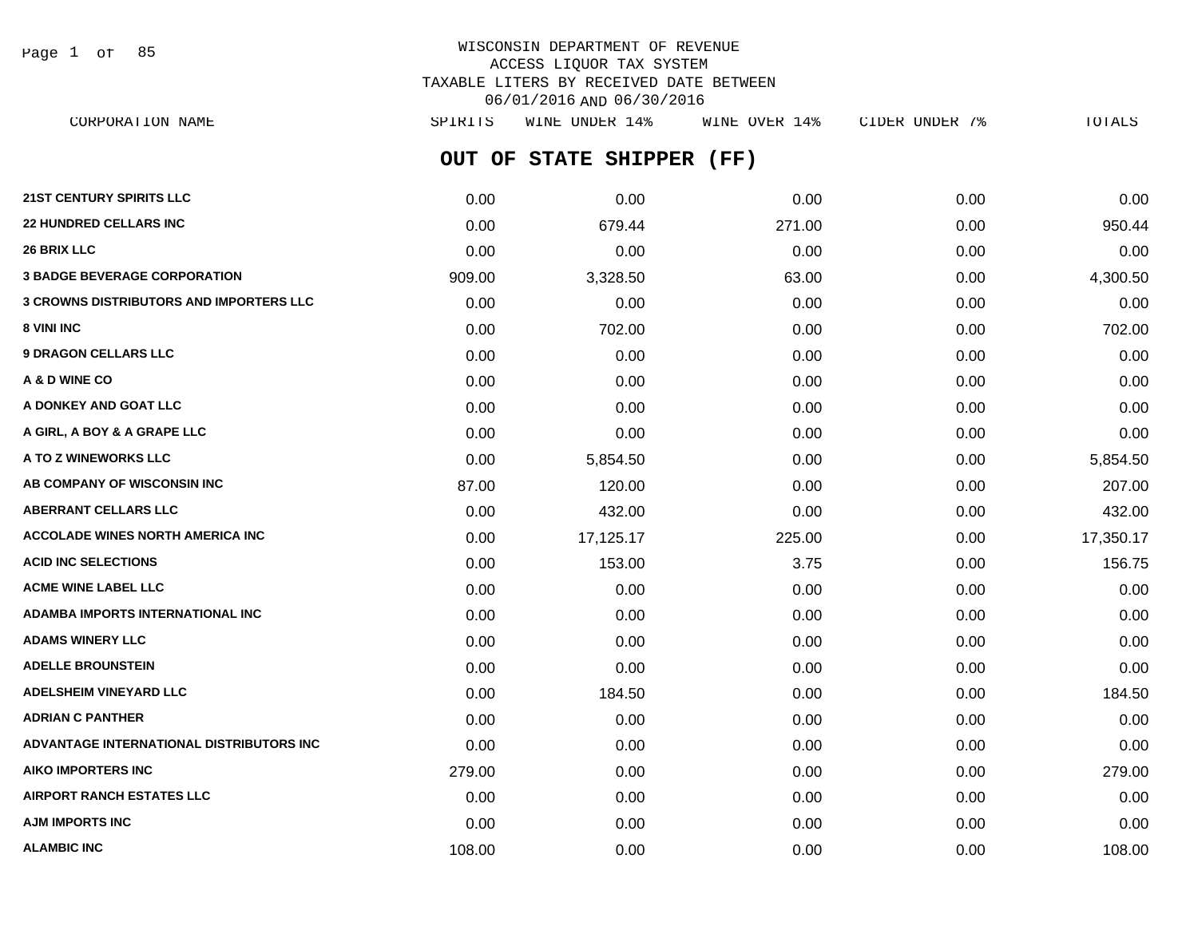WISCONSIN DEPARTMENT OF REVENUE
ACCESS LIQUOR TAX SYSTEM
TAXABLE LITERS BY RECEIVED DATE BETWEEN
06/01/2016 AND 06/30/2016

## OUT OF STATE SHIPPER (FF)

| CORPORATION NAME | SPIRITS | WINE UNDER 14% | WINE OVER 14% | CIDER UNDER 7% | TOTALS |
|---|---|---|---|---|---|
| **21ST CENTURY SPIRITS LLC** | 0.00 | 0.00 | 0.00 | 0.00 | 0.00 |
| **22 HUNDRED CELLARS INC** | 0.00 | 679.44 | 271.00 | 0.00 | 950.44 |
| **26 BRIX LLC** | 0.00 | 0.00 | 0.00 | 0.00 | 0.00 |
| **3 BADGE BEVERAGE CORPORATION** | 909.00 | 3,328.50 | 63.00 | 0.00 | 4,300.50 |
| **3 CROWNS DISTRIBUTORS AND IMPORTERS LLC** | 0.00 | 0.00 | 0.00 | 0.00 | 0.00 |
| **8 VINI INC** | 0.00 | 702.00 | 0.00 | 0.00 | 702.00 |
| **9 DRAGON CELLARS LLC** | 0.00 | 0.00 | 0.00 | 0.00 | 0.00 |
| **A & D WINE CO** | 0.00 | 0.00 | 0.00 | 0.00 | 0.00 |
| **A DONKEY AND GOAT LLC** | 0.00 | 0.00 | 0.00 | 0.00 | 0.00 |
| **A GIRL, A BOY & A GRAPE LLC** | 0.00 | 0.00 | 0.00 | 0.00 | 0.00 |
| **A TO Z WINEWORKS LLC** | 0.00 | 5,854.50 | 0.00 | 0.00 | 5,854.50 |
| **AB COMPANY OF WISCONSIN INC** | 87.00 | 120.00 | 0.00 | 0.00 | 207.00 |
| **ABERRANT CELLARS LLC** | 0.00 | 432.00 | 0.00 | 0.00 | 432.00 |
| **ACCOLADE WINES NORTH AMERICA INC** | 0.00 | 17,125.17 | 225.00 | 0.00 | 17,350.17 |
| **ACID INC SELECTIONS** | 0.00 | 153.00 | 3.75 | 0.00 | 156.75 |
| **ACME WINE LABEL LLC** | 0.00 | 0.00 | 0.00 | 0.00 | 0.00 |
| **ADAMBA IMPORTS INTERNATIONAL INC** | 0.00 | 0.00 | 0.00 | 0.00 | 0.00 |
| **ADAMS WINERY LLC** | 0.00 | 0.00 | 0.00 | 0.00 | 0.00 |
| **ADELLE BROUNSTEIN** | 0.00 | 0.00 | 0.00 | 0.00 | 0.00 |
| **ADELSHEIM VINEYARD LLC** | 0.00 | 184.50 | 0.00 | 0.00 | 184.50 |
| **ADRIAN C PANTHER** | 0.00 | 0.00 | 0.00 | 0.00 | 0.00 |
| **ADVANTAGE INTERNATIONAL DISTRIBUTORS INC** | 0.00 | 0.00 | 0.00 | 0.00 | 0.00 |
| **AIKO IMPORTERS INC** | 279.00 | 0.00 | 0.00 | 0.00 | 279.00 |
| **AIRPORT RANCH ESTATES LLC** | 0.00 | 0.00 | 0.00 | 0.00 | 0.00 |
| **AJM IMPORTS INC** | 0.00 | 0.00 | 0.00 | 0.00 | 0.00 |
| **ALAMBIC INC** | 108.00 | 0.00 | 0.00 | 0.00 | 108.00 |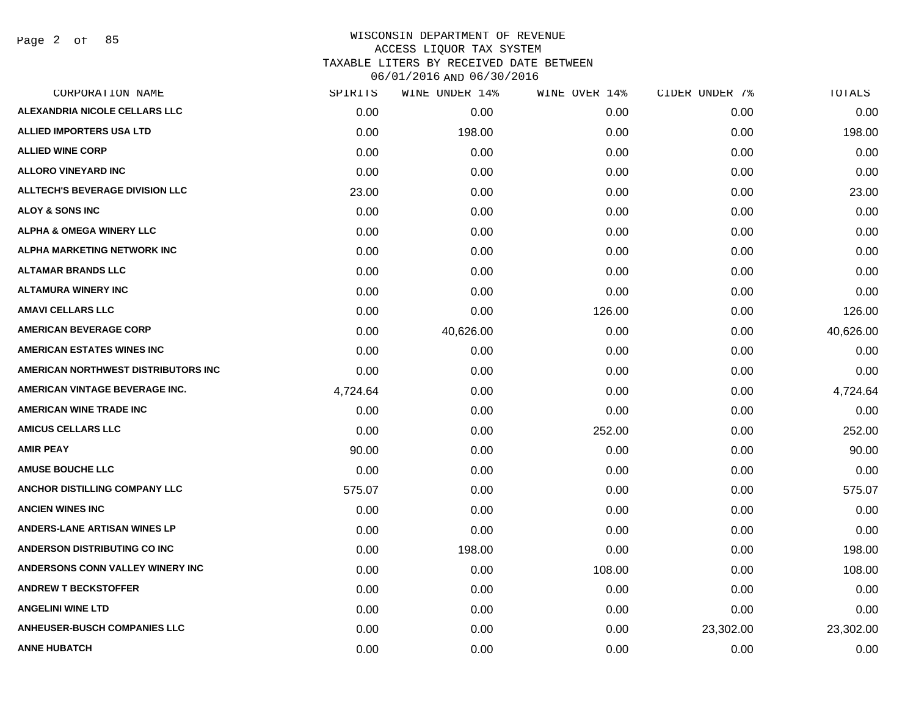# WISCONSIN DEPARTMENT OF REVENUE
## ACCESS LIQUOR TAX SYSTEM
## TAXABLE LITERS BY RECEIVED DATE BETWEEN 06/01/2016 AND 06/30/2016

| CORPORATION NAME | SPIRITS | WINE UNDER 14% | WINE OVER 14% | CIDER UNDER 7% | TOTALS |
|---|---|---|---|---|---|
| ALEXANDRIA NICOLE CELLARS LLC | 0.00 | 0.00 | 0.00 | 0.00 | 0.00 |
| ALLIED IMPORTERS USA LTD | 0.00 | 198.00 | 0.00 | 0.00 | 198.00 |
| ALLIED WINE CORP | 0.00 | 0.00 | 0.00 | 0.00 | 0.00 |
| ALLORO VINEYARD INC | 0.00 | 0.00 | 0.00 | 0.00 | 0.00 |
| ALLTECH'S BEVERAGE DIVISION LLC | 23.00 | 0.00 | 0.00 | 0.00 | 23.00 |
| ALOY & SONS INC | 0.00 | 0.00 | 0.00 | 0.00 | 0.00 |
| ALPHA & OMEGA WINERY LLC | 0.00 | 0.00 | 0.00 | 0.00 | 0.00 |
| ALPHA MARKETING NETWORK INC | 0.00 | 0.00 | 0.00 | 0.00 | 0.00 |
| ALTAMAR BRANDS LLC | 0.00 | 0.00 | 0.00 | 0.00 | 0.00 |
| ALTAMURA WINERY INC | 0.00 | 0.00 | 0.00 | 0.00 | 0.00 |
| AMAVI CELLARS LLC | 0.00 | 0.00 | 126.00 | 0.00 | 126.00 |
| AMERICAN BEVERAGE CORP | 0.00 | 40,626.00 | 0.00 | 0.00 | 40,626.00 |
| AMERICAN ESTATES WINES INC | 0.00 | 0.00 | 0.00 | 0.00 | 0.00 |
| AMERICAN NORTHWEST DISTRIBUTORS INC | 0.00 | 0.00 | 0.00 | 0.00 | 0.00 |
| AMERICAN VINTAGE BEVERAGE INC. | 4,724.64 | 0.00 | 0.00 | 0.00 | 4,724.64 |
| AMERICAN WINE TRADE INC | 0.00 | 0.00 | 0.00 | 0.00 | 0.00 |
| AMICUS CELLARS LLC | 0.00 | 0.00 | 252.00 | 0.00 | 252.00 |
| AMIR PEAY | 90.00 | 0.00 | 0.00 | 0.00 | 90.00 |
| AMUSE BOUCHE LLC | 0.00 | 0.00 | 0.00 | 0.00 | 0.00 |
| ANCHOR DISTILLING COMPANY LLC | 575.07 | 0.00 | 0.00 | 0.00 | 575.07 |
| ANCIEN WINES INC | 0.00 | 0.00 | 0.00 | 0.00 | 0.00 |
| ANDERS-LANE ARTISAN WINES LP | 0.00 | 0.00 | 0.00 | 0.00 | 0.00 |
| ANDERSON DISTRIBUTING CO INC | 0.00 | 198.00 | 0.00 | 0.00 | 198.00 |
| ANDERSONS CONN VALLEY WINERY INC | 0.00 | 0.00 | 108.00 | 0.00 | 108.00 |
| ANDREW T BECKSTOFFER | 0.00 | 0.00 | 0.00 | 0.00 | 0.00 |
| ANGELINI WINE LTD | 0.00 | 0.00 | 0.00 | 0.00 | 0.00 |
| ANHEUSER-BUSCH COMPANIES LLC | 0.00 | 0.00 | 0.00 | 23,302.00 | 23,302.00 |
| ANNE HUBATCH | 0.00 | 0.00 | 0.00 | 0.00 | 0.00 |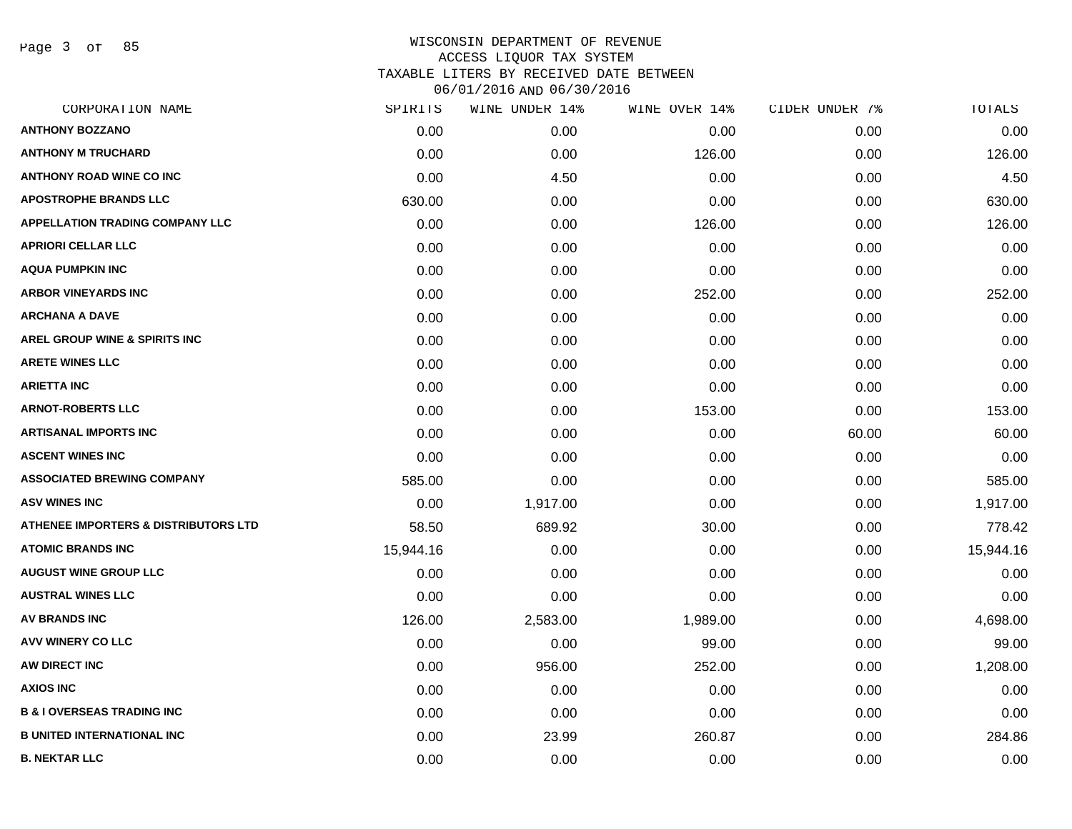# WISCONSIN DEPARTMENT OF REVENUE
## ACCESS LIQUOR TAX SYSTEM
## TAXABLE LITERS BY RECEIVED DATE BETWEEN 06/01/2016 AND 06/30/2016

| CORPORATION NAME | SPIRITS | WINE UNDER 14% | WINE OVER 14% | CIDER UNDER 7% | TOTALS |
|---|---|---|---|---|---|
| ANTHONY BOZZANO | 0.00 | 0.00 | 0.00 | 0.00 | 0.00 |
| ANTHONY M TRUCHARD | 0.00 | 0.00 | 126.00 | 0.00 | 126.00 |
| ANTHONY ROAD WINE CO INC | 0.00 | 4.50 | 0.00 | 0.00 | 4.50 |
| APOSTROPHE BRANDS LLC | 630.00 | 0.00 | 0.00 | 0.00 | 630.00 |
| APPELLATION TRADING COMPANY LLC | 0.00 | 0.00 | 126.00 | 0.00 | 126.00 |
| APRIORI CELLAR LLC | 0.00 | 0.00 | 0.00 | 0.00 | 0.00 |
| AQUA PUMPKIN INC | 0.00 | 0.00 | 0.00 | 0.00 | 0.00 |
| ARBOR VINEYARDS INC | 0.00 | 0.00 | 252.00 | 0.00 | 252.00 |
| ARCHANA A DAVE | 0.00 | 0.00 | 0.00 | 0.00 | 0.00 |
| AREL GROUP WINE & SPIRITS INC | 0.00 | 0.00 | 0.00 | 0.00 | 0.00 |
| ARETE WINES LLC | 0.00 | 0.00 | 0.00 | 0.00 | 0.00 |
| ARIETTA INC | 0.00 | 0.00 | 0.00 | 0.00 | 0.00 |
| ARNOT-ROBERTS LLC | 0.00 | 0.00 | 153.00 | 0.00 | 153.00 |
| ARTISANAL IMPORTS INC | 0.00 | 0.00 | 0.00 | 60.00 | 60.00 |
| ASCENT WINES INC | 0.00 | 0.00 | 0.00 | 0.00 | 0.00 |
| ASSOCIATED BREWING COMPANY | 585.00 | 0.00 | 0.00 | 0.00 | 585.00 |
| ASV WINES INC | 0.00 | 1,917.00 | 0.00 | 0.00 | 1,917.00 |
| ATHENEE IMPORTERS & DISTRIBUTORS LTD | 58.50 | 689.92 | 30.00 | 0.00 | 778.42 |
| ATOMIC BRANDS INC | 15,944.16 | 0.00 | 0.00 | 0.00 | 15,944.16 |
| AUGUST WINE GROUP LLC | 0.00 | 0.00 | 0.00 | 0.00 | 0.00 |
| AUSTRAL WINES LLC | 0.00 | 0.00 | 0.00 | 0.00 | 0.00 |
| AV BRANDS INC | 126.00 | 2,583.00 | 1,989.00 | 0.00 | 4,698.00 |
| AVV WINERY CO LLC | 0.00 | 0.00 | 99.00 | 0.00 | 99.00 |
| AW DIRECT INC | 0.00 | 956.00 | 252.00 | 0.00 | 1,208.00 |
| AXIOS INC | 0.00 | 0.00 | 0.00 | 0.00 | 0.00 |
| B & I OVERSEAS TRADING INC | 0.00 | 0.00 | 0.00 | 0.00 | 0.00 |
| B UNITED INTERNATIONAL INC | 0.00 | 23.99 | 260.87 | 0.00 | 284.86 |
| B. NEKTAR LLC | 0.00 | 0.00 | 0.00 | 0.00 | 0.00 |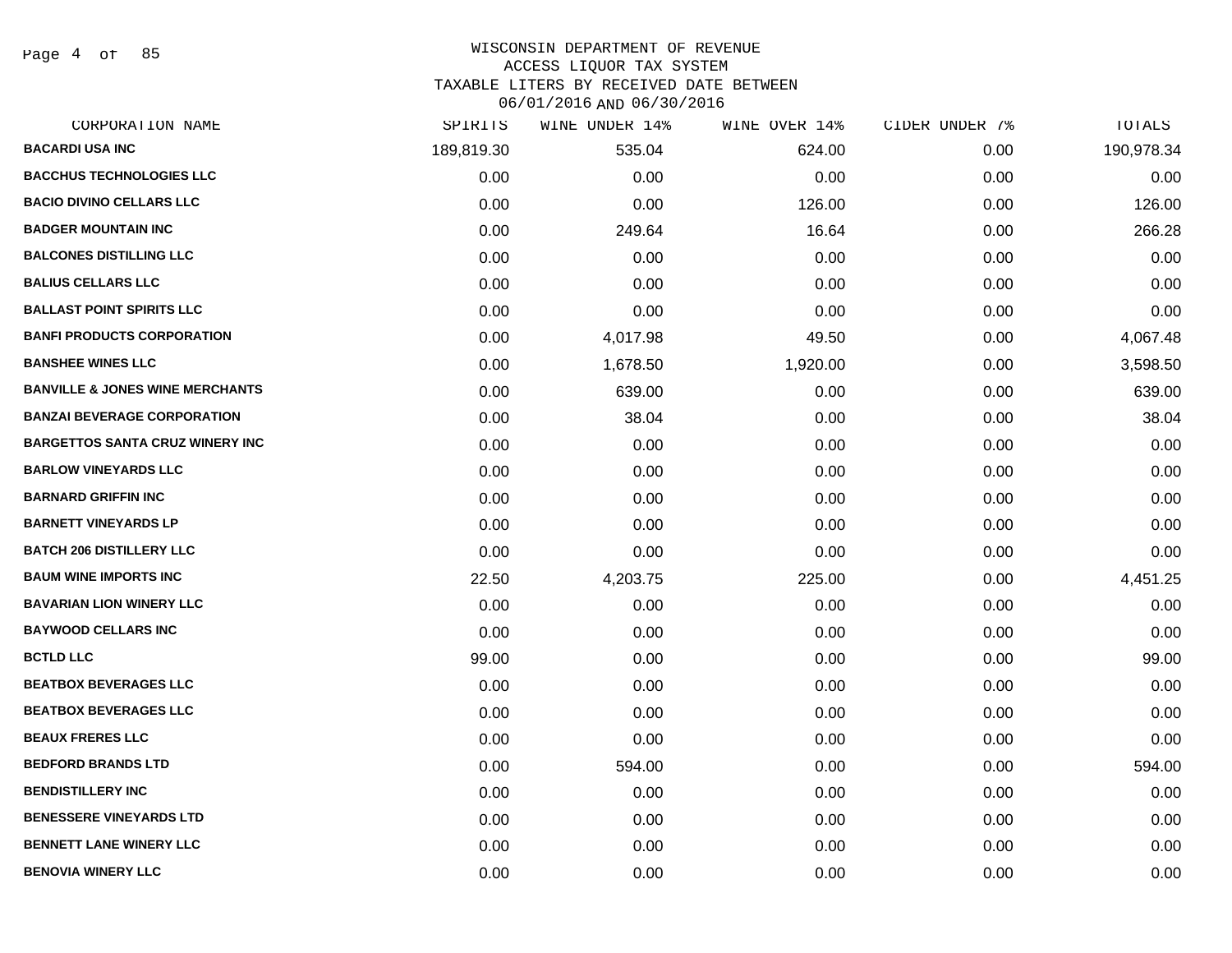WISCONSIN DEPARTMENT OF REVENUE
ACCESS LIQUOR TAX SYSTEM
TAXABLE LITERS BY RECEIVED DATE BETWEEN
06/01/2016 AND 06/30/2016

| CORPORATION NAME | SPIRITS | WINE UNDER 14% | WINE OVER 14% | CIDER UNDER 7% | TOTALS |
|---|---|---|---|---|---|
| BACARDI USA INC | 189,819.30 | 535.04 | 624.00 | 0.00 | 190,978.34 |
| BACCHUS TECHNOLOGIES LLC | 0.00 | 0.00 | 0.00 | 0.00 | 0.00 |
| BACIO DIVINO CELLARS LLC | 0.00 | 0.00 | 126.00 | 0.00 | 126.00 |
| BADGER MOUNTAIN INC | 0.00 | 249.64 | 16.64 | 0.00 | 266.28 |
| BALCONES DISTILLING LLC | 0.00 | 0.00 | 0.00 | 0.00 | 0.00 |
| BALIUS CELLARS LLC | 0.00 | 0.00 | 0.00 | 0.00 | 0.00 |
| BALLAST POINT SPIRITS LLC | 0.00 | 0.00 | 0.00 | 0.00 | 0.00 |
| BANFI PRODUCTS CORPORATION | 0.00 | 4,017.98 | 49.50 | 0.00 | 4,067.48 |
| BANSHEE WINES LLC | 0.00 | 1,678.50 | 1,920.00 | 0.00 | 3,598.50 |
| BANVILLE & JONES WINE MERCHANTS | 0.00 | 639.00 | 0.00 | 0.00 | 639.00 |
| BANZAI BEVERAGE CORPORATION | 0.00 | 38.04 | 0.00 | 0.00 | 38.04 |
| BARGETTOS SANTA CRUZ WINERY INC | 0.00 | 0.00 | 0.00 | 0.00 | 0.00 |
| BARLOW VINEYARDS LLC | 0.00 | 0.00 | 0.00 | 0.00 | 0.00 |
| BARNARD GRIFFIN INC | 0.00 | 0.00 | 0.00 | 0.00 | 0.00 |
| BARNETT VINEYARDS LP | 0.00 | 0.00 | 0.00 | 0.00 | 0.00 |
| BATCH 206 DISTILLERY LLC | 0.00 | 0.00 | 0.00 | 0.00 | 0.00 |
| BAUM WINE IMPORTS INC | 22.50 | 4,203.75 | 225.00 | 0.00 | 4,451.25 |
| BAVARIAN LION WINERY LLC | 0.00 | 0.00 | 0.00 | 0.00 | 0.00 |
| BAYWOOD CELLARS INC | 0.00 | 0.00 | 0.00 | 0.00 | 0.00 |
| BCTLD LLC | 99.00 | 0.00 | 0.00 | 0.00 | 99.00 |
| BEATBOX BEVERAGES LLC | 0.00 | 0.00 | 0.00 | 0.00 | 0.00 |
| BEATBOX BEVERAGES LLC | 0.00 | 0.00 | 0.00 | 0.00 | 0.00 |
| BEAUX FRERES LLC | 0.00 | 0.00 | 0.00 | 0.00 | 0.00 |
| BEDFORD BRANDS LTD | 0.00 | 594.00 | 0.00 | 0.00 | 594.00 |
| BENDISTILLERY INC | 0.00 | 0.00 | 0.00 | 0.00 | 0.00 |
| BENESSERE VINEYARDS LTD | 0.00 | 0.00 | 0.00 | 0.00 | 0.00 |
| BENNETT LANE WINERY LLC | 0.00 | 0.00 | 0.00 | 0.00 | 0.00 |
| BENOVIA WINERY LLC | 0.00 | 0.00 | 0.00 | 0.00 | 0.00 |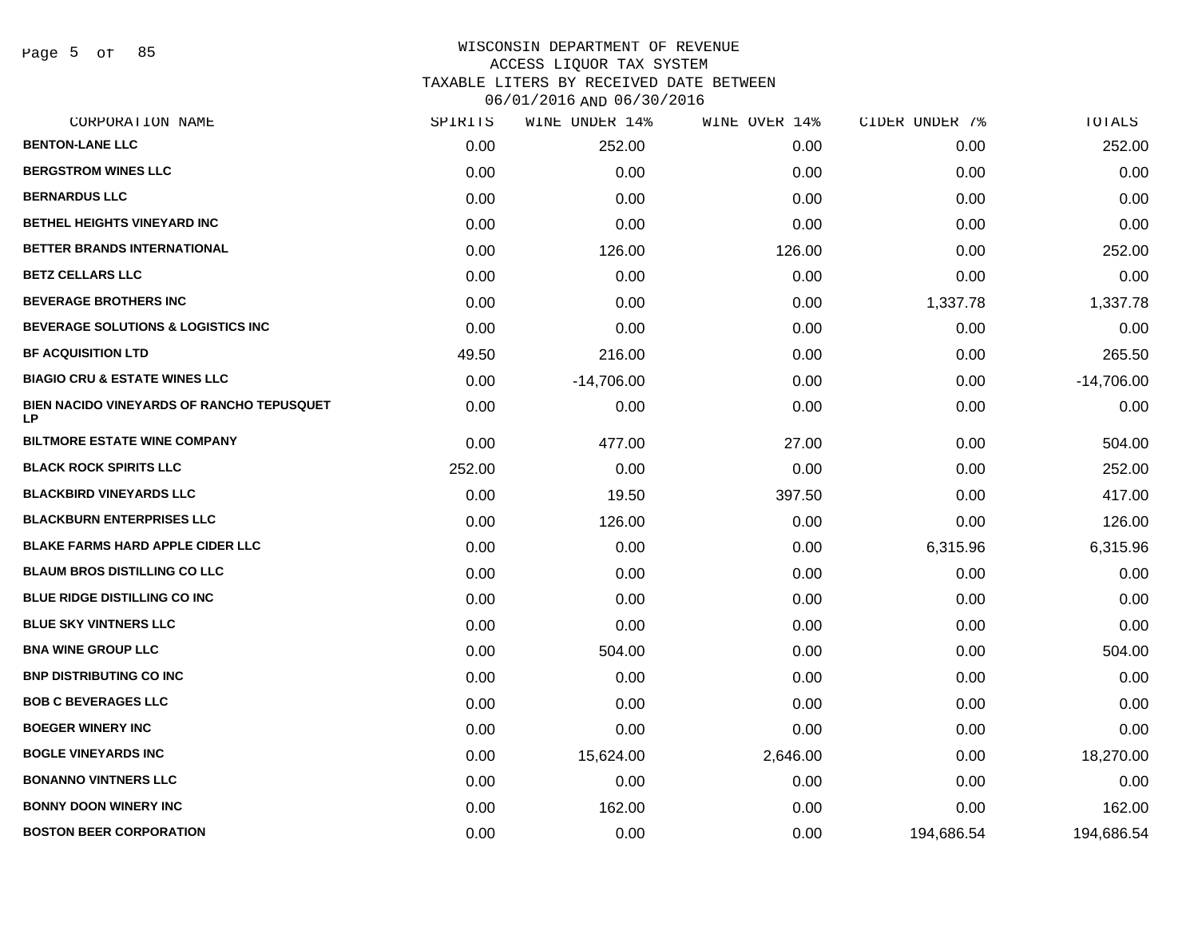# WISCONSIN DEPARTMENT OF REVENUE
## ACCESS LIQUOR TAX SYSTEM
## TAXABLE LITERS BY RECEIVED DATE BETWEEN 06/01/2016 AND 06/30/2016

| CORPORATION NAME | SPIRITS | WINE UNDER 14% | WINE OVER 14% | CIDER UNDER 7% | TOTALS |
|---|---|---|---|---|---|
| BENTON-LANE LLC | 0.00 | 252.00 | 0.00 | 0.00 | 252.00 |
| BERGSTROM WINES LLC | 0.00 | 0.00 | 0.00 | 0.00 | 0.00 |
| BERNARDUS LLC | 0.00 | 0.00 | 0.00 | 0.00 | 0.00 |
| BETHEL HEIGHTS VINEYARD INC | 0.00 | 0.00 | 0.00 | 0.00 | 0.00 |
| BETTER BRANDS INTERNATIONAL | 0.00 | 126.00 | 126.00 | 0.00 | 252.00 |
| BETZ CELLARS LLC | 0.00 | 0.00 | 0.00 | 0.00 | 0.00 |
| BEVERAGE BROTHERS INC | 0.00 | 0.00 | 0.00 | 1,337.78 | 1,337.78 |
| BEVERAGE SOLUTIONS & LOGISTICS INC | 0.00 | 0.00 | 0.00 | 0.00 | 0.00 |
| BF ACQUISITION LTD | 49.50 | 216.00 | 0.00 | 0.00 | 265.50 |
| BIAGIO CRU & ESTATE WINES LLC | 0.00 | -14,706.00 | 0.00 | 0.00 | -14,706.00 |
| BIEN NACIDO VINEYARDS OF RANCHO TEPUSQUET LP | 0.00 | 0.00 | 0.00 | 0.00 | 0.00 |
| BILTMORE ESTATE WINE COMPANY | 0.00 | 477.00 | 27.00 | 0.00 | 504.00 |
| BLACK ROCK SPIRITS LLC | 252.00 | 0.00 | 0.00 | 0.00 | 252.00 |
| BLACKBIRD VINEYARDS LLC | 0.00 | 19.50 | 397.50 | 0.00 | 417.00 |
| BLACKBURN ENTERPRISES LLC | 0.00 | 126.00 | 0.00 | 0.00 | 126.00 |
| BLAKE FARMS HARD APPLE CIDER LLC | 0.00 | 0.00 | 0.00 | 6,315.96 | 6,315.96 |
| BLAUM BROS DISTILLING CO LLC | 0.00 | 0.00 | 0.00 | 0.00 | 0.00 |
| BLUE RIDGE DISTILLING CO INC | 0.00 | 0.00 | 0.00 | 0.00 | 0.00 |
| BLUE SKY VINTNERS LLC | 0.00 | 0.00 | 0.00 | 0.00 | 0.00 |
| BNA WINE GROUP LLC | 0.00 | 504.00 | 0.00 | 0.00 | 504.00 |
| BNP DISTRIBUTING CO INC | 0.00 | 0.00 | 0.00 | 0.00 | 0.00 |
| BOB C BEVERAGES LLC | 0.00 | 0.00 | 0.00 | 0.00 | 0.00 |
| BOEGER WINERY INC | 0.00 | 0.00 | 0.00 | 0.00 | 0.00 |
| BOGLE VINEYARDS INC | 0.00 | 15,624.00 | 2,646.00 | 0.00 | 18,270.00 |
| BONANNO VINTNERS LLC | 0.00 | 0.00 | 0.00 | 0.00 | 0.00 |
| BONNY DOON WINERY INC | 0.00 | 162.00 | 0.00 | 0.00 | 162.00 |
| BOSTON BEER CORPORATION | 0.00 | 0.00 | 0.00 | 194,686.54 | 194,686.54 |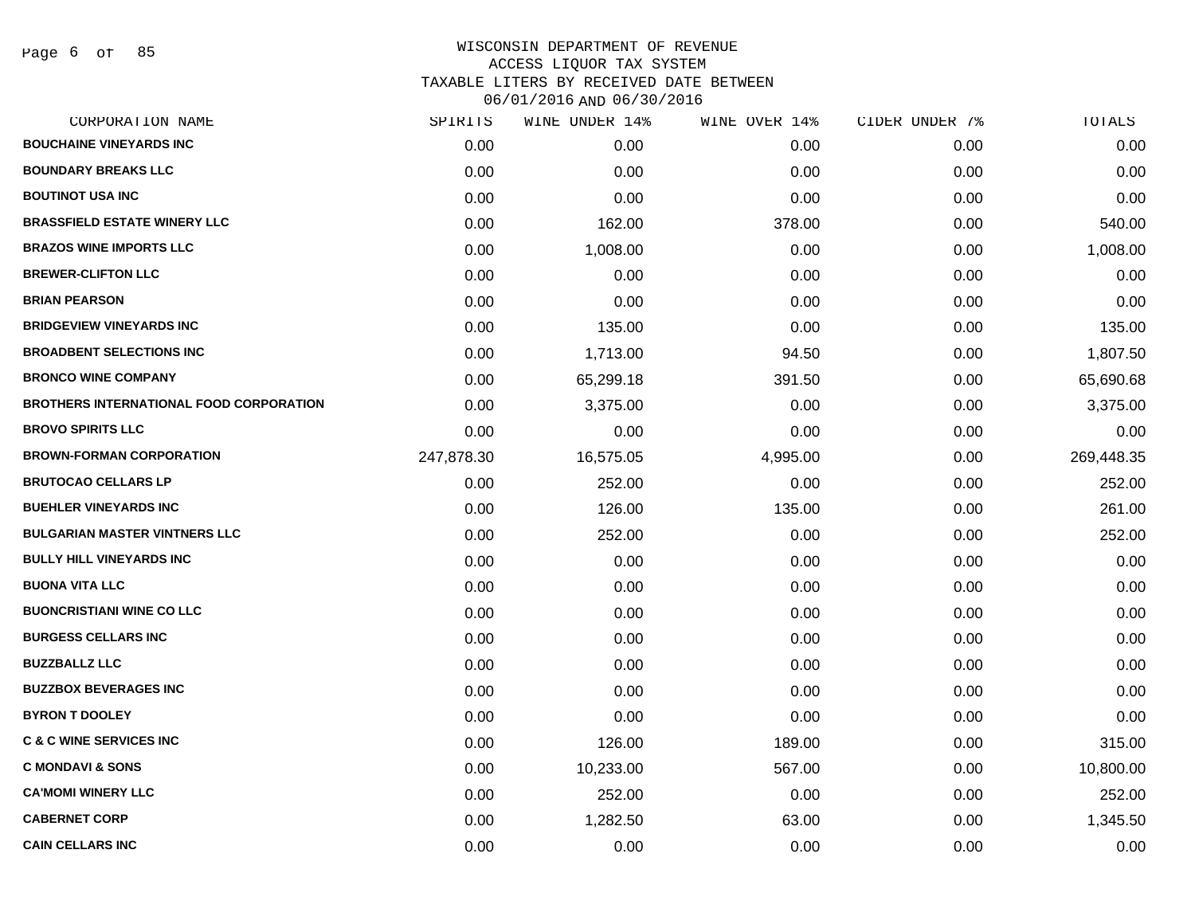WISCONSIN DEPARTMENT OF REVENUE
ACCESS LIQUOR TAX SYSTEM
TAXABLE LITERS BY RECEIVED DATE BETWEEN
06/01/2016 AND 06/30/2016

| CORPORATION NAME | SPIRITS | WINE UNDER 14% | WINE OVER 14% | CIDER UNDER 7% | TOTALS |
|---|---|---|---|---|---|
| BOUCHAINE VINEYARDS INC | 0.00 | 0.00 | 0.00 | 0.00 | 0.00 |
| BOUNDARY BREAKS LLC | 0.00 | 0.00 | 0.00 | 0.00 | 0.00 |
| BOUTINOT USA INC | 0.00 | 0.00 | 0.00 | 0.00 | 0.00 |
| BRASSFIELD ESTATE WINERY LLC | 0.00 | 162.00 | 378.00 | 0.00 | 540.00 |
| BRAZOS WINE IMPORTS LLC | 0.00 | 1,008.00 | 0.00 | 0.00 | 1,008.00 |
| BREWER-CLIFTON LLC | 0.00 | 0.00 | 0.00 | 0.00 | 0.00 |
| BRIAN PEARSON | 0.00 | 0.00 | 0.00 | 0.00 | 0.00 |
| BRIDGEVIEW VINEYARDS INC | 0.00 | 135.00 | 0.00 | 0.00 | 135.00 |
| BROADBENT SELECTIONS INC | 0.00 | 1,713.00 | 94.50 | 0.00 | 1,807.50 |
| BRONCO WINE COMPANY | 0.00 | 65,299.18 | 391.50 | 0.00 | 65,690.68 |
| BROTHERS INTERNATIONAL FOOD CORPORATION | 0.00 | 3,375.00 | 0.00 | 0.00 | 3,375.00 |
| BROVO SPIRITS LLC | 0.00 | 0.00 | 0.00 | 0.00 | 0.00 |
| BROWN-FORMAN CORPORATION | 247,878.30 | 16,575.05 | 4,995.00 | 0.00 | 269,448.35 |
| BRUTOCAO CELLARS LP | 0.00 | 252.00 | 0.00 | 0.00 | 252.00 |
| BUEHLER VINEYARDS INC | 0.00 | 126.00 | 135.00 | 0.00 | 261.00 |
| BULGARIAN MASTER VINTNERS LLC | 0.00 | 252.00 | 0.00 | 0.00 | 252.00 |
| BULLY HILL VINEYARDS INC | 0.00 | 0.00 | 0.00 | 0.00 | 0.00 |
| BUONA VITA LLC | 0.00 | 0.00 | 0.00 | 0.00 | 0.00 |
| BUONCRISTIANI WINE CO LLC | 0.00 | 0.00 | 0.00 | 0.00 | 0.00 |
| BURGESS CELLARS INC | 0.00 | 0.00 | 0.00 | 0.00 | 0.00 |
| BUZZBALLZ LLC | 0.00 | 0.00 | 0.00 | 0.00 | 0.00 |
| BUZZBOX BEVERAGES INC | 0.00 | 0.00 | 0.00 | 0.00 | 0.00 |
| BYRON T DOOLEY | 0.00 | 0.00 | 0.00 | 0.00 | 0.00 |
| C & C WINE SERVICES INC | 0.00 | 126.00 | 189.00 | 0.00 | 315.00 |
| C MONDAVI & SONS | 0.00 | 10,233.00 | 567.00 | 0.00 | 10,800.00 |
| CA'MOMI WINERY LLC | 0.00 | 252.00 | 0.00 | 0.00 | 252.00 |
| CABERNET CORP | 0.00 | 1,282.50 | 63.00 | 0.00 | 1,345.50 |
| CAIN CELLARS INC | 0.00 | 0.00 | 0.00 | 0.00 | 0.00 |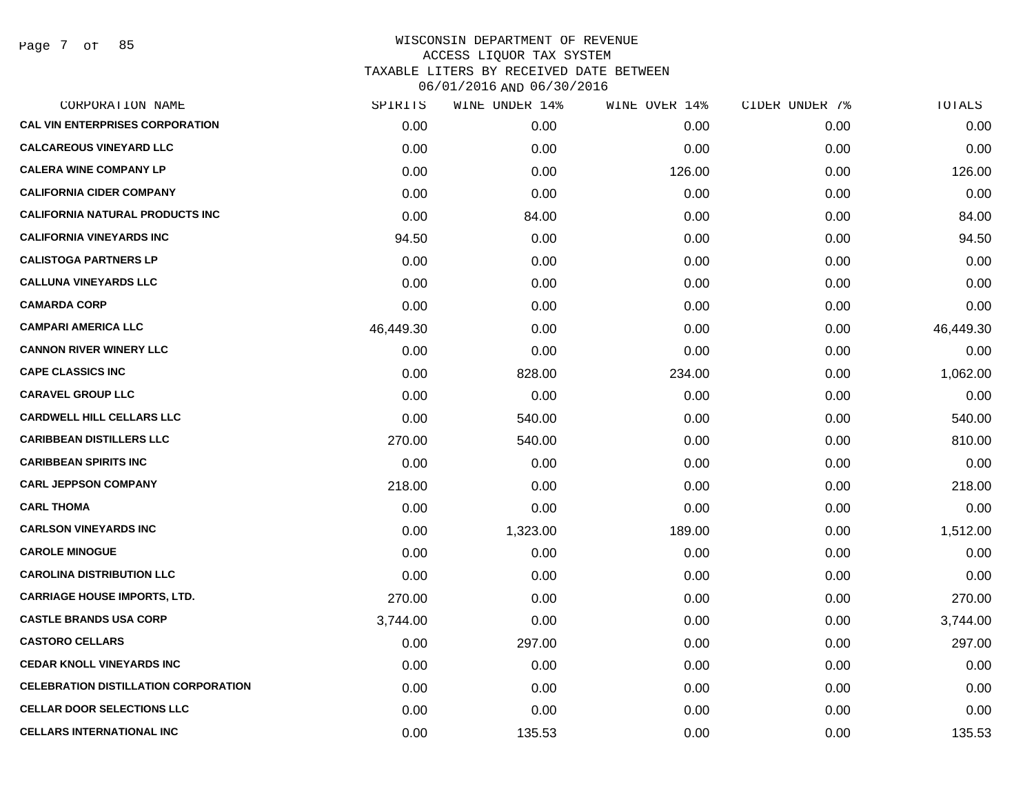# WISCONSIN DEPARTMENT OF REVENUE
## ACCESS LIQUOR TAX SYSTEM
### TAXABLE LITERS BY RECEIVED DATE BETWEEN 06/01/2016 AND 06/30/2016

| CORPORATION NAME | SPIRITS | WINE UNDER 14% | WINE OVER 14% | CIDER UNDER 7% | TOTALS |
|---|---|---|---|---|---|
| CAL VIN ENTERPRISES CORPORATION | 0.00 | 0.00 | 0.00 | 0.00 | 0.00 |
| CALCAREOUS VINEYARD LLC | 0.00 | 0.00 | 0.00 | 0.00 | 0.00 |
| CALERA WINE COMPANY LP | 0.00 | 0.00 | 126.00 | 0.00 | 126.00 |
| CALIFORNIA CIDER COMPANY | 0.00 | 0.00 | 0.00 | 0.00 | 0.00 |
| CALIFORNIA NATURAL PRODUCTS INC | 0.00 | 84.00 | 0.00 | 0.00 | 84.00 |
| CALIFORNIA VINEYARDS INC | 94.50 | 0.00 | 0.00 | 0.00 | 94.50 |
| CALISTOGA PARTNERS LP | 0.00 | 0.00 | 0.00 | 0.00 | 0.00 |
| CALLUNA VINEYARDS LLC | 0.00 | 0.00 | 0.00 | 0.00 | 0.00 |
| CAMARDA CORP | 0.00 | 0.00 | 0.00 | 0.00 | 0.00 |
| CAMPARI AMERICA LLC | 46,449.30 | 0.00 | 0.00 | 0.00 | 46,449.30 |
| CANNON RIVER WINERY LLC | 0.00 | 0.00 | 0.00 | 0.00 | 0.00 |
| CAPE CLASSICS INC | 0.00 | 828.00 | 234.00 | 0.00 | 1,062.00 |
| CARAVEL GROUP LLC | 0.00 | 0.00 | 0.00 | 0.00 | 0.00 |
| CARDWELL HILL CELLARS LLC | 0.00 | 540.00 | 0.00 | 0.00 | 540.00 |
| CARIBBEAN DISTILLERS LLC | 270.00 | 540.00 | 0.00 | 0.00 | 810.00 |
| CARIBBEAN SPIRITS INC | 0.00 | 0.00 | 0.00 | 0.00 | 0.00 |
| CARL JEPPSON COMPANY | 218.00 | 0.00 | 0.00 | 0.00 | 218.00 |
| CARL THOMA | 0.00 | 0.00 | 0.00 | 0.00 | 0.00 |
| CARLSON VINEYARDS INC | 0.00 | 1,323.00 | 189.00 | 0.00 | 1,512.00 |
| CAROLE MINOGUE | 0.00 | 0.00 | 0.00 | 0.00 | 0.00 |
| CAROLINA DISTRIBUTION LLC | 0.00 | 0.00 | 0.00 | 0.00 | 0.00 |
| CARRIAGE HOUSE IMPORTS, LTD. | 270.00 | 0.00 | 0.00 | 0.00 | 270.00 |
| CASTLE BRANDS USA CORP | 3,744.00 | 0.00 | 0.00 | 0.00 | 3,744.00 |
| CASTORO CELLARS | 0.00 | 297.00 | 0.00 | 0.00 | 297.00 |
| CEDAR KNOLL VINEYARDS INC | 0.00 | 0.00 | 0.00 | 0.00 | 0.00 |
| CELEBRATION DISTILLATION CORPORATION | 0.00 | 0.00 | 0.00 | 0.00 | 0.00 |
| CELLAR DOOR SELECTIONS LLC | 0.00 | 0.00 | 0.00 | 0.00 | 0.00 |
| CELLARS INTERNATIONAL INC | 0.00 | 135.53 | 0.00 | 0.00 | 135.53 |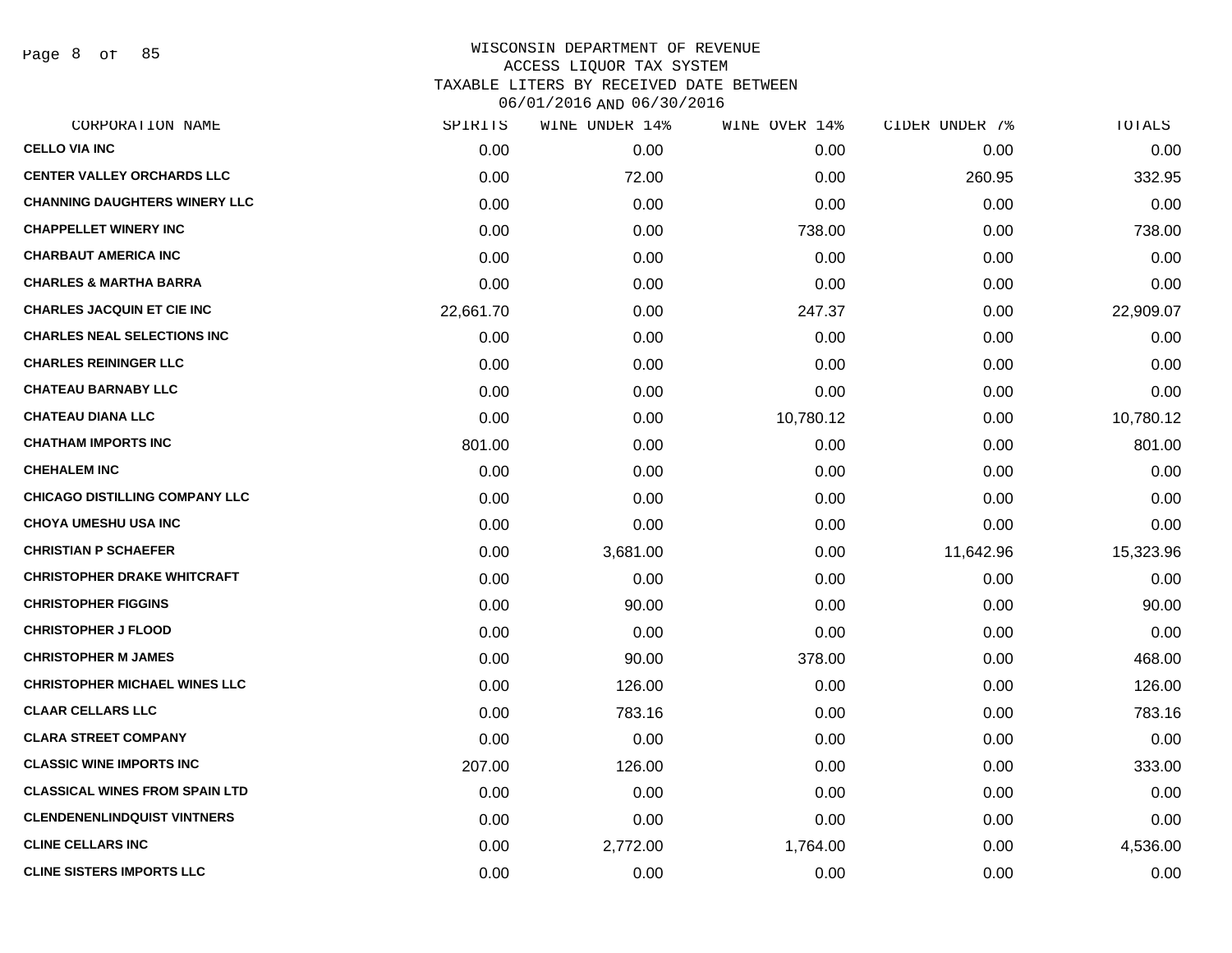WISCONSIN DEPARTMENT OF REVENUE
ACCESS LIQUOR TAX SYSTEM
TAXABLE LITERS BY RECEIVED DATE BETWEEN
06/01/2016 AND 06/30/2016

| CORPORATION NAME | SPIRITS | WINE UNDER 14% | WINE OVER 14% | CIDER UNDER 7% | TOTALS |
|---|---|---|---|---|---|
| CELLO VIA INC | 0.00 | 0.00 | 0.00 | 0.00 | 0.00 |
| CENTER VALLEY ORCHARDS LLC | 0.00 | 72.00 | 0.00 | 260.95 | 332.95 |
| CHANNING DAUGHTERS WINERY LLC | 0.00 | 0.00 | 0.00 | 0.00 | 0.00 |
| CHAPPELLET WINERY INC | 0.00 | 0.00 | 738.00 | 0.00 | 738.00 |
| CHARBAUT AMERICA INC | 0.00 | 0.00 | 0.00 | 0.00 | 0.00 |
| CHARLES & MARTHA BARRA | 0.00 | 0.00 | 0.00 | 0.00 | 0.00 |
| CHARLES JACQUIN ET CIE INC | 22,661.70 | 0.00 | 247.37 | 0.00 | 22,909.07 |
| CHARLES NEAL SELECTIONS INC | 0.00 | 0.00 | 0.00 | 0.00 | 0.00 |
| CHARLES REININGER LLC | 0.00 | 0.00 | 0.00 | 0.00 | 0.00 |
| CHATEAU BARNABY LLC | 0.00 | 0.00 | 0.00 | 0.00 | 0.00 |
| CHATEAU DIANA LLC | 0.00 | 0.00 | 10,780.12 | 0.00 | 10,780.12 |
| CHATHAM IMPORTS INC | 801.00 | 0.00 | 0.00 | 0.00 | 801.00 |
| CHEHALEM INC | 0.00 | 0.00 | 0.00 | 0.00 | 0.00 |
| CHICAGO DISTILLING COMPANY LLC | 0.00 | 0.00 | 0.00 | 0.00 | 0.00 |
| CHOYA UMESHU USA INC | 0.00 | 0.00 | 0.00 | 0.00 | 0.00 |
| CHRISTIAN P SCHAEFER | 0.00 | 3,681.00 | 0.00 | 11,642.96 | 15,323.96 |
| CHRISTOPHER DRAKE WHITCRAFT | 0.00 | 0.00 | 0.00 | 0.00 | 0.00 |
| CHRISTOPHER FIGGINS | 0.00 | 90.00 | 0.00 | 0.00 | 90.00 |
| CHRISTOPHER J FLOOD | 0.00 | 0.00 | 0.00 | 0.00 | 0.00 |
| CHRISTOPHER M JAMES | 0.00 | 90.00 | 378.00 | 0.00 | 468.00 |
| CHRISTOPHER MICHAEL WINES LLC | 0.00 | 126.00 | 0.00 | 0.00 | 126.00 |
| CLAAR CELLARS LLC | 0.00 | 783.16 | 0.00 | 0.00 | 783.16 |
| CLARA STREET COMPANY | 0.00 | 0.00 | 0.00 | 0.00 | 0.00 |
| CLASSIC WINE IMPORTS INC | 207.00 | 126.00 | 0.00 | 0.00 | 333.00 |
| CLASSICAL WINES FROM SPAIN LTD | 0.00 | 0.00 | 0.00 | 0.00 | 0.00 |
| CLENDENENLINDQUIST VINTNERS | 0.00 | 0.00 | 0.00 | 0.00 | 0.00 |
| CLINE CELLARS INC | 0.00 | 2,772.00 | 1,764.00 | 0.00 | 4,536.00 |
| CLINE SISTERS IMPORTS LLC | 0.00 | 0.00 | 0.00 | 0.00 | 0.00 |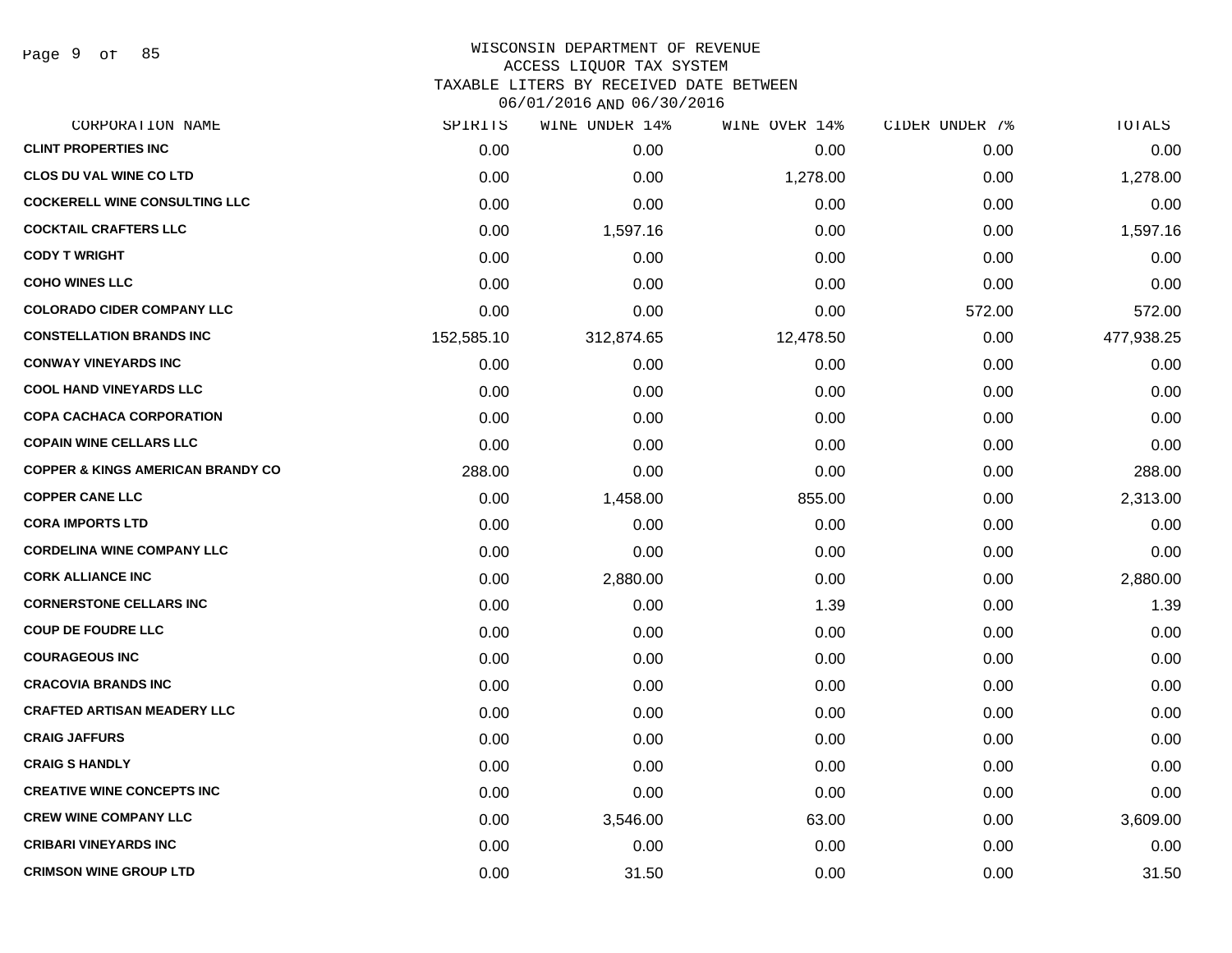WISCONSIN DEPARTMENT OF REVENUE
ACCESS LIQUOR TAX SYSTEM
TAXABLE LITERS BY RECEIVED DATE BETWEEN
06/01/2016 AND 06/30/2016

| CORPORATION NAME | SPIRITS | WINE UNDER 14% | WINE OVER 14% | CIDER UNDER 7% | TOTALS |
|---|---|---|---|---|---|
| CLINT PROPERTIES INC | 0.00 | 0.00 | 0.00 | 0.00 | 0.00 |
| CLOS DU VAL WINE CO LTD | 0.00 | 0.00 | 1,278.00 | 0.00 | 1,278.00 |
| COCKERELL WINE CONSULTING LLC | 0.00 | 0.00 | 0.00 | 0.00 | 0.00 |
| COCKTAIL CRAFTERS LLC | 0.00 | 1,597.16 | 0.00 | 0.00 | 1,597.16 |
| CODY T WRIGHT | 0.00 | 0.00 | 0.00 | 0.00 | 0.00 |
| COHO WINES LLC | 0.00 | 0.00 | 0.00 | 0.00 | 0.00 |
| COLORADO CIDER COMPANY LLC | 0.00 | 0.00 | 0.00 | 572.00 | 572.00 |
| CONSTELLATION BRANDS INC | 152,585.10 | 312,874.65 | 12,478.50 | 0.00 | 477,938.25 |
| CONWAY VINEYARDS INC | 0.00 | 0.00 | 0.00 | 0.00 | 0.00 |
| COOL HAND VINEYARDS LLC | 0.00 | 0.00 | 0.00 | 0.00 | 0.00 |
| COPA CACHACA CORPORATION | 0.00 | 0.00 | 0.00 | 0.00 | 0.00 |
| COPAIN WINE CELLARS LLC | 0.00 | 0.00 | 0.00 | 0.00 | 0.00 |
| COPPER & KINGS AMERICAN BRANDY CO | 288.00 | 0.00 | 0.00 | 0.00 | 288.00 |
| COPPER CANE LLC | 0.00 | 1,458.00 | 855.00 | 0.00 | 2,313.00 |
| CORA IMPORTS LTD | 0.00 | 0.00 | 0.00 | 0.00 | 0.00 |
| CORDELINA WINE COMPANY LLC | 0.00 | 0.00 | 0.00 | 0.00 | 0.00 |
| CORK ALLIANCE INC | 0.00 | 2,880.00 | 0.00 | 0.00 | 2,880.00 |
| CORNERSTONE CELLARS INC | 0.00 | 0.00 | 1.39 | 0.00 | 1.39 |
| COUP DE FOUDRE LLC | 0.00 | 0.00 | 0.00 | 0.00 | 0.00 |
| COURAGEOUS INC | 0.00 | 0.00 | 0.00 | 0.00 | 0.00 |
| CRACOVIA BRANDS INC | 0.00 | 0.00 | 0.00 | 0.00 | 0.00 |
| CRAFTED ARTISAN MEADERY LLC | 0.00 | 0.00 | 0.00 | 0.00 | 0.00 |
| CRAIG JAFFURS | 0.00 | 0.00 | 0.00 | 0.00 | 0.00 |
| CRAIG S HANDLY | 0.00 | 0.00 | 0.00 | 0.00 | 0.00 |
| CREATIVE WINE CONCEPTS INC | 0.00 | 0.00 | 0.00 | 0.00 | 0.00 |
| CREW WINE COMPANY LLC | 0.00 | 3,546.00 | 63.00 | 0.00 | 3,609.00 |
| CRIBARI VINEYARDS INC | 0.00 | 0.00 | 0.00 | 0.00 | 0.00 |
| CRIMSON WINE GROUP LTD | 0.00 | 31.50 | 0.00 | 0.00 | 31.50 |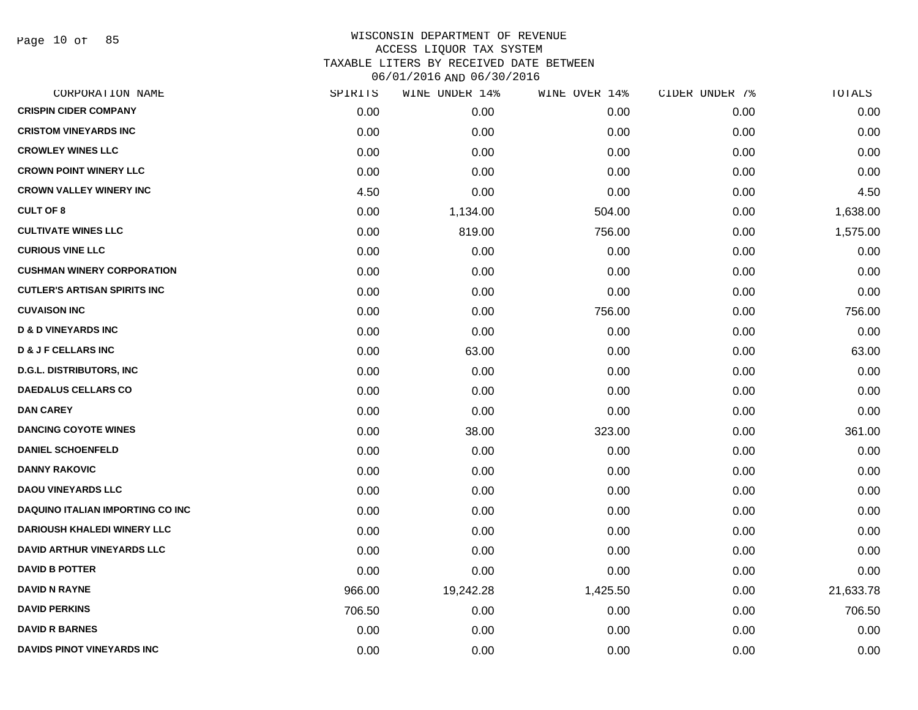WISCONSIN DEPARTMENT OF REVENUE
ACCESS LIQUOR TAX SYSTEM
TAXABLE LITERS BY RECEIVED DATE BETWEEN
06/01/2016 AND 06/30/2016

| CORPORATION NAME | SPIRITS | WINE UNDER 14% | WINE OVER 14% | CIDER UNDER 7% | TOTALS |
|---|---|---|---|---|---|
| CRISPIN CIDER COMPANY | 0.00 | 0.00 | 0.00 | 0.00 | 0.00 |
| CRISTOM VINEYARDS INC | 0.00 | 0.00 | 0.00 | 0.00 | 0.00 |
| CROWLEY WINES LLC | 0.00 | 0.00 | 0.00 | 0.00 | 0.00 |
| CROWN POINT WINERY LLC | 0.00 | 0.00 | 0.00 | 0.00 | 0.00 |
| CROWN VALLEY WINERY INC | 4.50 | 0.00 | 0.00 | 0.00 | 4.50 |
| CULT OF 8 | 0.00 | 1,134.00 | 504.00 | 0.00 | 1,638.00 |
| CULTIVATE WINES LLC | 0.00 | 819.00 | 756.00 | 0.00 | 1,575.00 |
| CURIOUS VINE LLC | 0.00 | 0.00 | 0.00 | 0.00 | 0.00 |
| CUSHMAN WINERY CORPORATION | 0.00 | 0.00 | 0.00 | 0.00 | 0.00 |
| CUTLER'S ARTISAN SPIRITS INC | 0.00 | 0.00 | 0.00 | 0.00 | 0.00 |
| CUVAISON INC | 0.00 | 0.00 | 756.00 | 0.00 | 756.00 |
| D & D VINEYARDS INC | 0.00 | 0.00 | 0.00 | 0.00 | 0.00 |
| D & J F CELLARS INC | 0.00 | 63.00 | 0.00 | 0.00 | 63.00 |
| D.G.L. DISTRIBUTORS, INC | 0.00 | 0.00 | 0.00 | 0.00 | 0.00 |
| DAEDALUS CELLARS CO | 0.00 | 0.00 | 0.00 | 0.00 | 0.00 |
| DAN CAREY | 0.00 | 0.00 | 0.00 | 0.00 | 0.00 |
| DANCING COYOTE WINES | 0.00 | 38.00 | 323.00 | 0.00 | 361.00 |
| DANIEL SCHOENFELD | 0.00 | 0.00 | 0.00 | 0.00 | 0.00 |
| DANNY RAKOVIC | 0.00 | 0.00 | 0.00 | 0.00 | 0.00 |
| DAOU VINEYARDS LLC | 0.00 | 0.00 | 0.00 | 0.00 | 0.00 |
| DAQUINO ITALIAN IMPORTING CO INC | 0.00 | 0.00 | 0.00 | 0.00 | 0.00 |
| DARIOUSH KHALEDI WINERY LLC | 0.00 | 0.00 | 0.00 | 0.00 | 0.00 |
| DAVID ARTHUR VINEYARDS LLC | 0.00 | 0.00 | 0.00 | 0.00 | 0.00 |
| DAVID B POTTER | 0.00 | 0.00 | 0.00 | 0.00 | 0.00 |
| DAVID N RAYNE | 966.00 | 19,242.28 | 1,425.50 | 0.00 | 21,633.78 |
| DAVID PERKINS | 706.50 | 0.00 | 0.00 | 0.00 | 706.50 |
| DAVID R BARNES | 0.00 | 0.00 | 0.00 | 0.00 | 0.00 |
| DAVIDS PINOT VINEYARDS INC | 0.00 | 0.00 | 0.00 | 0.00 | 0.00 |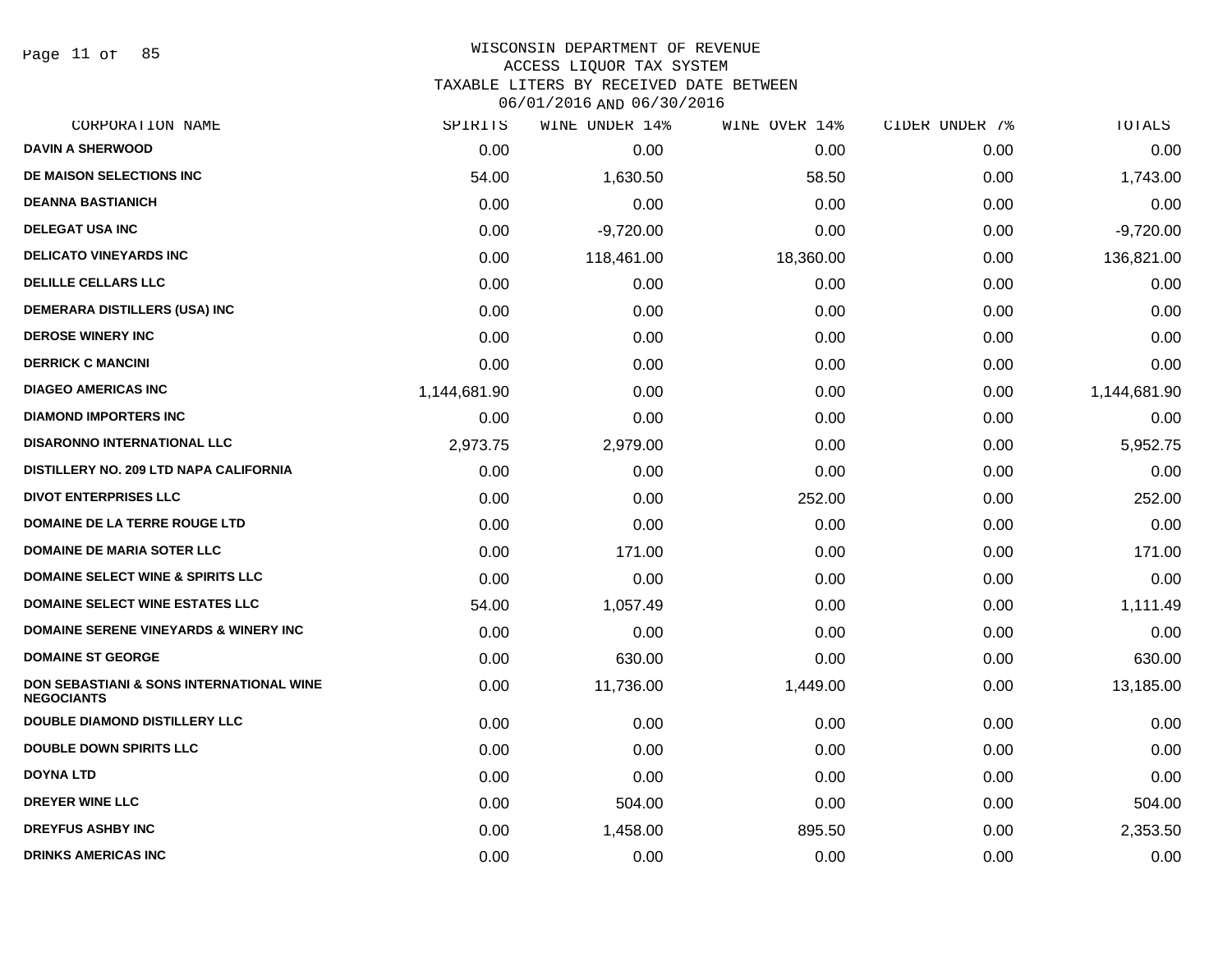# WISCONSIN DEPARTMENT OF REVENUE
## ACCESS LIQUOR TAX SYSTEM
## TAXABLE LITERS BY RECEIVED DATE BETWEEN 06/01/2016 AND 06/30/2016

| CORPORATION NAME | SPIRITS | WINE UNDER 14% | WINE OVER 14% | CIDER UNDER 7% | TOTALS |
|---|---|---|---|---|---|
| DAVIN A SHERWOOD | 0.00 | 0.00 | 0.00 | 0.00 | 0.00 |
| DE MAISON SELECTIONS INC | 54.00 | 1,630.50 | 58.50 | 0.00 | 1,743.00 |
| DEANNA BASTIANICH | 0.00 | 0.00 | 0.00 | 0.00 | 0.00 |
| DELEGAT USA INC | 0.00 | -9,720.00 | 0.00 | 0.00 | -9,720.00 |
| DELICATO VINEYARDS INC | 0.00 | 118,461.00 | 18,360.00 | 0.00 | 136,821.00 |
| DELILLE CELLARS LLC | 0.00 | 0.00 | 0.00 | 0.00 | 0.00 |
| DEMERARA DISTILLERS (USA) INC | 0.00 | 0.00 | 0.00 | 0.00 | 0.00 |
| DEROSE WINERY INC | 0.00 | 0.00 | 0.00 | 0.00 | 0.00 |
| DERRICK C MANCINI | 0.00 | 0.00 | 0.00 | 0.00 | 0.00 |
| DIAGEO AMERICAS INC | 1,144,681.90 | 0.00 | 0.00 | 0.00 | 1,144,681.90 |
| DIAMOND IMPORTERS INC | 0.00 | 0.00 | 0.00 | 0.00 | 0.00 |
| DISARONNO INTERNATIONAL LLC | 2,973.75 | 2,979.00 | 0.00 | 0.00 | 5,952.75 |
| DISTILLERY NO. 209 LTD NAPA CALIFORNIA | 0.00 | 0.00 | 0.00 | 0.00 | 0.00 |
| DIVOT ENTERPRISES LLC | 0.00 | 0.00 | 252.00 | 0.00 | 252.00 |
| DOMAINE DE LA TERRE ROUGE LTD | 0.00 | 0.00 | 0.00 | 0.00 | 0.00 |
| DOMAINE DE MARIA SOTER LLC | 0.00 | 171.00 | 0.00 | 0.00 | 171.00 |
| DOMAINE SELECT WINE & SPIRITS LLC | 0.00 | 0.00 | 0.00 | 0.00 | 0.00 |
| DOMAINE SELECT WINE ESTATES LLC | 54.00 | 1,057.49 | 0.00 | 0.00 | 1,111.49 |
| DOMAINE SERENE VINEYARDS & WINERY INC | 0.00 | 0.00 | 0.00 | 0.00 | 0.00 |
| DOMAINE ST GEORGE | 0.00 | 630.00 | 0.00 | 0.00 | 630.00 |
| DON SEBASTIANI & SONS INTERNATIONAL WINE NEGOCIANTS | 0.00 | 11,736.00 | 1,449.00 | 0.00 | 13,185.00 |
| DOUBLE DIAMOND DISTILLERY LLC | 0.00 | 0.00 | 0.00 | 0.00 | 0.00 |
| DOUBLE DOWN SPIRITS LLC | 0.00 | 0.00 | 0.00 | 0.00 | 0.00 |
| DOYNA LTD | 0.00 | 0.00 | 0.00 | 0.00 | 0.00 |
| DREYER WINE LLC | 0.00 | 504.00 | 0.00 | 0.00 | 504.00 |
| DREYFUS ASHBY INC | 0.00 | 1,458.00 | 895.50 | 0.00 | 2,353.50 |
| DRINKS AMERICAS INC | 0.00 | 0.00 | 0.00 | 0.00 | 0.00 |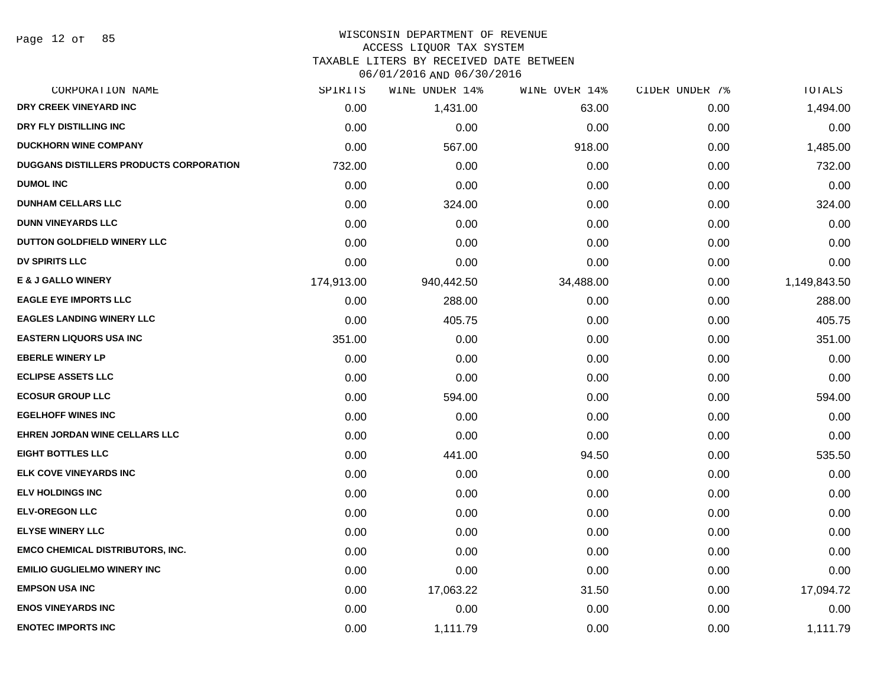WISCONSIN DEPARTMENT OF REVENUE
ACCESS LIQUOR TAX SYSTEM
TAXABLE LITERS BY RECEIVED DATE BETWEEN
06/01/2016 AND 06/30/2016

| CORPORATION NAME | SPIRITS | WINE UNDER 14% | WINE OVER 14% | CIDER UNDER 7% | TOTALS |
|---|---|---|---|---|---|
| DRY CREEK VINEYARD INC | 0.00 | 1,431.00 | 63.00 | 0.00 | 1,494.00 |
| DRY FLY DISTILLING INC | 0.00 | 0.00 | 0.00 | 0.00 | 0.00 |
| DUCKHORN WINE COMPANY | 0.00 | 567.00 | 918.00 | 0.00 | 1,485.00 |
| DUGGANS DISTILLERS PRODUCTS CORPORATION | 732.00 | 0.00 | 0.00 | 0.00 | 732.00 |
| DUMOL INC | 0.00 | 0.00 | 0.00 | 0.00 | 0.00 |
| DUNHAM CELLARS LLC | 0.00 | 324.00 | 0.00 | 0.00 | 324.00 |
| DUNN VINEYARDS LLC | 0.00 | 0.00 | 0.00 | 0.00 | 0.00 |
| DUTTON GOLDFIELD WINERY LLC | 0.00 | 0.00 | 0.00 | 0.00 | 0.00 |
| DV SPIRITS LLC | 0.00 | 0.00 | 0.00 | 0.00 | 0.00 |
| E & J GALLO WINERY | 174,913.00 | 940,442.50 | 34,488.00 | 0.00 | 1,149,843.50 |
| EAGLE EYE IMPORTS LLC | 0.00 | 288.00 | 0.00 | 0.00 | 288.00 |
| EAGLES LANDING WINERY LLC | 0.00 | 405.75 | 0.00 | 0.00 | 405.75 |
| EASTERN LIQUORS USA INC | 351.00 | 0.00 | 0.00 | 0.00 | 351.00 |
| EBERLE WINERY LP | 0.00 | 0.00 | 0.00 | 0.00 | 0.00 |
| ECLIPSE ASSETS LLC | 0.00 | 0.00 | 0.00 | 0.00 | 0.00 |
| ECOSUR GROUP LLC | 0.00 | 594.00 | 0.00 | 0.00 | 594.00 |
| EGELHOFF WINES INC | 0.00 | 0.00 | 0.00 | 0.00 | 0.00 |
| EHREN JORDAN WINE CELLARS LLC | 0.00 | 0.00 | 0.00 | 0.00 | 0.00 |
| EIGHT BOTTLES LLC | 0.00 | 441.00 | 94.50 | 0.00 | 535.50 |
| ELK COVE VINEYARDS INC | 0.00 | 0.00 | 0.00 | 0.00 | 0.00 |
| ELV HOLDINGS INC | 0.00 | 0.00 | 0.00 | 0.00 | 0.00 |
| ELV-OREGON LLC | 0.00 | 0.00 | 0.00 | 0.00 | 0.00 |
| ELYSE WINERY LLC | 0.00 | 0.00 | 0.00 | 0.00 | 0.00 |
| EMCO CHEMICAL DISTRIBUTORS, INC. | 0.00 | 0.00 | 0.00 | 0.00 | 0.00 |
| EMILIO GUGLIELMO WINERY INC | 0.00 | 0.00 | 0.00 | 0.00 | 0.00 |
| EMPSON USA INC | 0.00 | 17,063.22 | 31.50 | 0.00 | 17,094.72 |
| ENOS VINEYARDS INC | 0.00 | 0.00 | 0.00 | 0.00 | 0.00 |
| ENOTEC IMPORTS INC | 0.00 | 1,111.79 | 0.00 | 0.00 | 1,111.79 |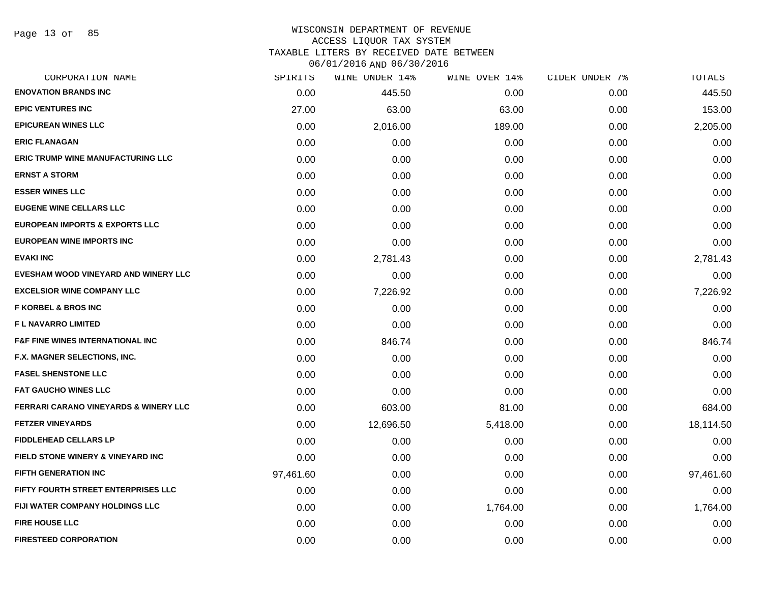WISCONSIN DEPARTMENT OF REVENUE
ACCESS LIQUOR TAX SYSTEM
TAXABLE LITERS BY RECEIVED DATE BETWEEN
06/01/2016 AND 06/30/2016

| CORPORATION NAME | SPIRITS | WINE UNDER 14% | WINE OVER 14% | CIDER UNDER 7% | TOTALS |
|---|---|---|---|---|---|
| ENOVATION BRANDS INC | 0.00 | 445.50 | 0.00 | 0.00 | 445.50 |
| EPIC VENTURES INC | 27.00 | 63.00 | 63.00 | 0.00 | 153.00 |
| EPICUREAN WINES LLC | 0.00 | 2,016.00 | 189.00 | 0.00 | 2,205.00 |
| ERIC FLANAGAN | 0.00 | 0.00 | 0.00 | 0.00 | 0.00 |
| ERIC TRUMP WINE MANUFACTURING LLC | 0.00 | 0.00 | 0.00 | 0.00 | 0.00 |
| ERNST A STORM | 0.00 | 0.00 | 0.00 | 0.00 | 0.00 |
| ESSER WINES LLC | 0.00 | 0.00 | 0.00 | 0.00 | 0.00 |
| EUGENE WINE CELLARS LLC | 0.00 | 0.00 | 0.00 | 0.00 | 0.00 |
| EUROPEAN IMPORTS & EXPORTS LLC | 0.00 | 0.00 | 0.00 | 0.00 | 0.00 |
| EUROPEAN WINE IMPORTS INC | 0.00 | 0.00 | 0.00 | 0.00 | 0.00 |
| EVAKI INC | 0.00 | 2,781.43 | 0.00 | 0.00 | 2,781.43 |
| EVESHAM WOOD VINEYARD AND WINERY LLC | 0.00 | 0.00 | 0.00 | 0.00 | 0.00 |
| EXCELSIOR WINE COMPANY LLC | 0.00 | 7,226.92 | 0.00 | 0.00 | 7,226.92 |
| F KORBEL & BROS INC | 0.00 | 0.00 | 0.00 | 0.00 | 0.00 |
| F L NAVARRO LIMITED | 0.00 | 0.00 | 0.00 | 0.00 | 0.00 |
| F&F FINE WINES INTERNATIONAL INC | 0.00 | 846.74 | 0.00 | 0.00 | 846.74 |
| F.X. MAGNER SELECTIONS, INC. | 0.00 | 0.00 | 0.00 | 0.00 | 0.00 |
| FASEL SHENSTONE LLC | 0.00 | 0.00 | 0.00 | 0.00 | 0.00 |
| FAT GAUCHO WINES LLC | 0.00 | 0.00 | 0.00 | 0.00 | 0.00 |
| FERRARI CARANO VINEYARDS & WINERY LLC | 0.00 | 603.00 | 81.00 | 0.00 | 684.00 |
| FETZER VINEYARDS | 0.00 | 12,696.50 | 5,418.00 | 0.00 | 18,114.50 |
| FIDDLEHEAD CELLARS LP | 0.00 | 0.00 | 0.00 | 0.00 | 0.00 |
| FIELD STONE WINERY & VINEYARD INC | 0.00 | 0.00 | 0.00 | 0.00 | 0.00 |
| FIFTH GENERATION INC | 97,461.60 | 0.00 | 0.00 | 0.00 | 97,461.60 |
| FIFTY FOURTH STREET ENTERPRISES LLC | 0.00 | 0.00 | 0.00 | 0.00 | 0.00 |
| FIJI WATER COMPANY HOLDINGS LLC | 0.00 | 0.00 | 1,764.00 | 0.00 | 1,764.00 |
| FIRE HOUSE LLC | 0.00 | 0.00 | 0.00 | 0.00 | 0.00 |
| FIRESTEED CORPORATION | 0.00 | 0.00 | 0.00 | 0.00 | 0.00 |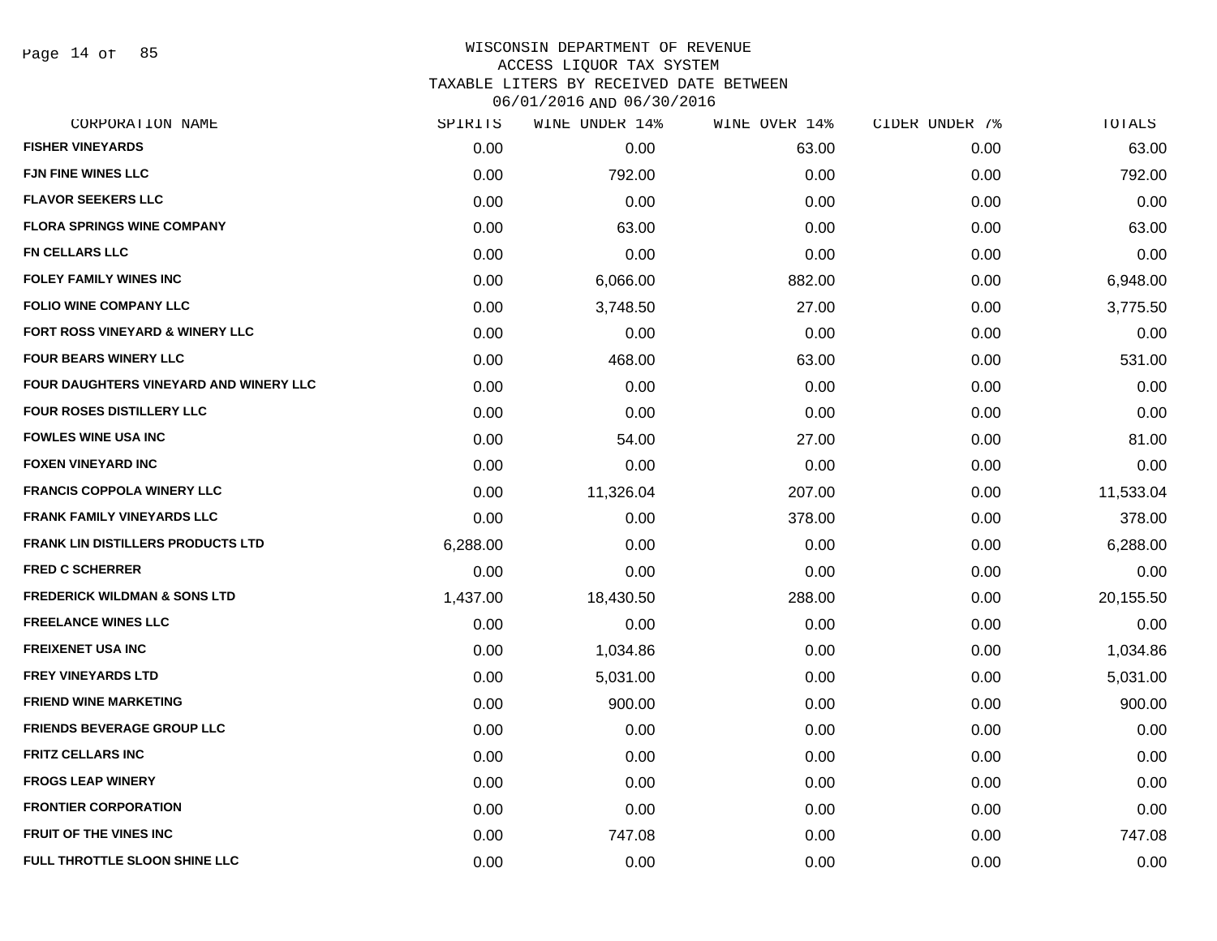# WISCONSIN DEPARTMENT OF REVENUE
## ACCESS LIQUOR TAX SYSTEM
### TAXABLE LITERS BY RECEIVED DATE BETWEEN 06/01/2016 AND 06/30/2016

| CORPORATION NAME | SPIRITS | WINE UNDER 14% | WINE OVER 14% | CIDER UNDER 7% | TOTALS |
|---|---|---|---|---|---|
| FISHER VINEYARDS | 0.00 | 0.00 | 63.00 | 0.00 | 63.00 |
| FJN FINE WINES LLC | 0.00 | 792.00 | 0.00 | 0.00 | 792.00 |
| FLAVOR SEEKERS LLC | 0.00 | 0.00 | 0.00 | 0.00 | 0.00 |
| FLORA SPRINGS WINE COMPANY | 0.00 | 63.00 | 0.00 | 0.00 | 63.00 |
| FN CELLARS LLC | 0.00 | 0.00 | 0.00 | 0.00 | 0.00 |
| FOLEY FAMILY WINES INC | 0.00 | 6,066.00 | 882.00 | 0.00 | 6,948.00 |
| FOLIO WINE COMPANY LLC | 0.00 | 3,748.50 | 27.00 | 0.00 | 3,775.50 |
| FORT ROSS VINEYARD & WINERY LLC | 0.00 | 0.00 | 0.00 | 0.00 | 0.00 |
| FOUR BEARS WINERY LLC | 0.00 | 468.00 | 63.00 | 0.00 | 531.00 |
| FOUR DAUGHTERS VINEYARD AND WINERY LLC | 0.00 | 0.00 | 0.00 | 0.00 | 0.00 |
| FOUR ROSES DISTILLERY LLC | 0.00 | 0.00 | 0.00 | 0.00 | 0.00 |
| FOWLES WINE USA INC | 0.00 | 54.00 | 27.00 | 0.00 | 81.00 |
| FOXEN VINEYARD INC | 0.00 | 0.00 | 0.00 | 0.00 | 0.00 |
| FRANCIS COPPOLA WINERY LLC | 0.00 | 11,326.04 | 207.00 | 0.00 | 11,533.04 |
| FRANK FAMILY VINEYARDS LLC | 0.00 | 0.00 | 378.00 | 0.00 | 378.00 |
| FRANK LIN DISTILLERS PRODUCTS LTD | 6,288.00 | 0.00 | 0.00 | 0.00 | 6,288.00 |
| FRED C SCHERRER | 0.00 | 0.00 | 0.00 | 0.00 | 0.00 |
| FREDERICK WILDMAN & SONS LTD | 1,437.00 | 18,430.50 | 288.00 | 0.00 | 20,155.50 |
| FREELANCE WINES LLC | 0.00 | 0.00 | 0.00 | 0.00 | 0.00 |
| FREIXENET USA INC | 0.00 | 1,034.86 | 0.00 | 0.00 | 1,034.86 |
| FREY VINEYARDS LTD | 0.00 | 5,031.00 | 0.00 | 0.00 | 5,031.00 |
| FRIEND WINE MARKETING | 0.00 | 900.00 | 0.00 | 0.00 | 900.00 |
| FRIENDS BEVERAGE GROUP LLC | 0.00 | 0.00 | 0.00 | 0.00 | 0.00 |
| FRITZ CELLARS INC | 0.00 | 0.00 | 0.00 | 0.00 | 0.00 |
| FROGS LEAP WINERY | 0.00 | 0.00 | 0.00 | 0.00 | 0.00 |
| FRONTIER CORPORATION | 0.00 | 0.00 | 0.00 | 0.00 | 0.00 |
| FRUIT OF THE VINES INC | 0.00 | 747.08 | 0.00 | 0.00 | 747.08 |
| FULL THROTTLE SLOON SHINE LLC | 0.00 | 0.00 | 0.00 | 0.00 | 0.00 |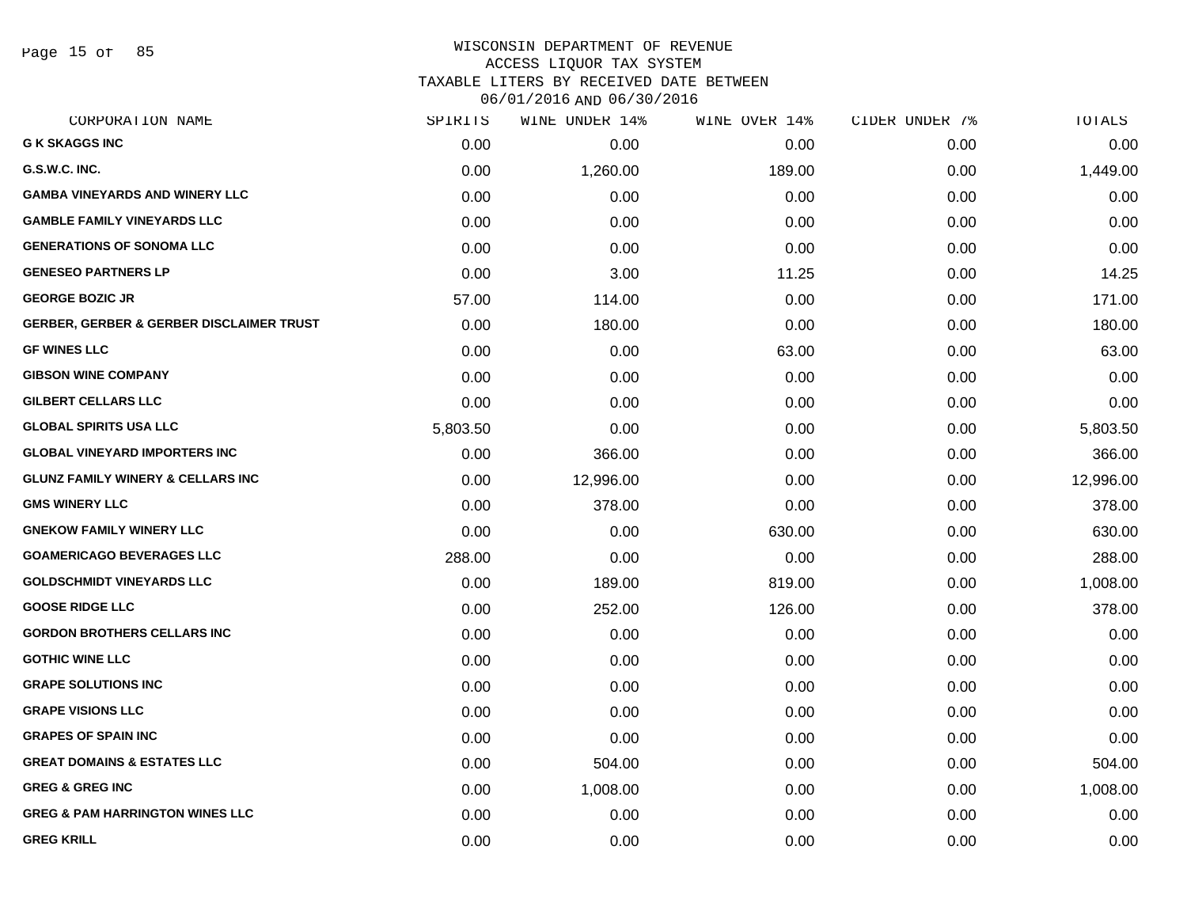WISCONSIN DEPARTMENT OF REVENUE
ACCESS LIQUOR TAX SYSTEM
TAXABLE LITERS BY RECEIVED DATE BETWEEN
06/01/2016 AND 06/30/2016

| CORPORATION NAME | SPIRITS | WINE UNDER 14% | WINE OVER 14% | CIDER UNDER 7% | TOTALS |
|---|---|---|---|---|---|
| **G K SKAGGS INC** | 0.00 | 0.00 | 0.00 | 0.00 | 0.00 |
| **G.S.W.C. INC.** | 0.00 | 1,260.00 | 189.00 | 0.00 | 1,449.00 |
| **GAMBA VINEYARDS AND WINERY LLC** | 0.00 | 0.00 | 0.00 | 0.00 | 0.00 |
| **GAMBLE FAMILY VINEYARDS LLC** | 0.00 | 0.00 | 0.00 | 0.00 | 0.00 |
| **GENERATIONS OF SONOMA LLC** | 0.00 | 0.00 | 0.00 | 0.00 | 0.00 |
| **GENESEO PARTNERS LP** | 0.00 | 3.00 | 11.25 | 0.00 | 14.25 |
| **GEORGE BOZIC JR** | 57.00 | 114.00 | 0.00 | 0.00 | 171.00 |
| **GERBER, GERBER & GERBER DISCLAIMER TRUST** | 0.00 | 180.00 | 0.00 | 0.00 | 180.00 |
| **GF WINES LLC** | 0.00 | 0.00 | 63.00 | 0.00 | 63.00 |
| **GIBSON WINE COMPANY** | 0.00 | 0.00 | 0.00 | 0.00 | 0.00 |
| **GILBERT CELLARS LLC** | 0.00 | 0.00 | 0.00 | 0.00 | 0.00 |
| **GLOBAL SPIRITS USA LLC** | 5,803.50 | 0.00 | 0.00 | 0.00 | 5,803.50 |
| **GLOBAL VINEYARD IMPORTERS INC** | 0.00 | 366.00 | 0.00 | 0.00 | 366.00 |
| **GLUNZ FAMILY WINERY & CELLARS INC** | 0.00 | 12,996.00 | 0.00 | 0.00 | 12,996.00 |
| **GMS WINERY LLC** | 0.00 | 378.00 | 0.00 | 0.00 | 378.00 |
| **GNEKOW FAMILY WINERY LLC** | 0.00 | 0.00 | 630.00 | 0.00 | 630.00 |
| **GOAMERICAGO BEVERAGES LLC** | 288.00 | 0.00 | 0.00 | 0.00 | 288.00 |
| **GOLDSCHMIDT VINEYARDS LLC** | 0.00 | 189.00 | 819.00 | 0.00 | 1,008.00 |
| **GOOSE RIDGE LLC** | 0.00 | 252.00 | 126.00 | 0.00 | 378.00 |
| **GORDON BROTHERS CELLARS INC** | 0.00 | 0.00 | 0.00 | 0.00 | 0.00 |
| **GOTHIC WINE LLC** | 0.00 | 0.00 | 0.00 | 0.00 | 0.00 |
| **GRAPE SOLUTIONS INC** | 0.00 | 0.00 | 0.00 | 0.00 | 0.00 |
| **GRAPE VISIONS LLC** | 0.00 | 0.00 | 0.00 | 0.00 | 0.00 |
| **GRAPES OF SPAIN INC** | 0.00 | 0.00 | 0.00 | 0.00 | 0.00 |
| **GREAT DOMAINS & ESTATES LLC** | 0.00 | 504.00 | 0.00 | 0.00 | 504.00 |
| **GREG & GREG INC** | 0.00 | 1,008.00 | 0.00 | 0.00 | 1,008.00 |
| **GREG & PAM HARRINGTON WINES LLC** | 0.00 | 0.00 | 0.00 | 0.00 | 0.00 |
| **GREG KRILL** | 0.00 | 0.00 | 0.00 | 0.00 | 0.00 |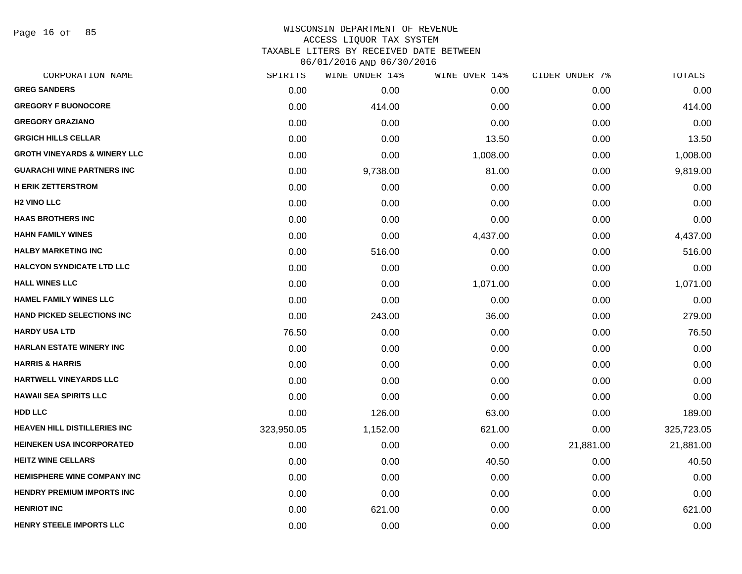# WISCONSIN DEPARTMENT OF REVENUE
## ACCESS LIQUOR TAX SYSTEM
## TAXABLE LITERS BY RECEIVED DATE BETWEEN 06/01/2016 AND 06/30/2016

| CORPORATION NAME | SPIRITS | WINE UNDER 14% | WINE OVER 14% | CIDER UNDER 7% | TOTALS |
|---|---|---|---|---|---|
| GREG SANDERS | 0.00 | 0.00 | 0.00 | 0.00 | 0.00 |
| GREGORY F BUONOCORE | 0.00 | 414.00 | 0.00 | 0.00 | 414.00 |
| GREGORY GRAZIANO | 0.00 | 0.00 | 0.00 | 0.00 | 0.00 |
| GRGICH HILLS CELLAR | 0.00 | 0.00 | 13.50 | 0.00 | 13.50 |
| GROTH VINEYARDS & WINERY LLC | 0.00 | 0.00 | 1,008.00 | 0.00 | 1,008.00 |
| GUARACHI WINE PARTNERS INC | 0.00 | 9,738.00 | 81.00 | 0.00 | 9,819.00 |
| H ERIK ZETTERSTROM | 0.00 | 0.00 | 0.00 | 0.00 | 0.00 |
| H2 VINO LLC | 0.00 | 0.00 | 0.00 | 0.00 | 0.00 |
| HAAS BROTHERS INC | 0.00 | 0.00 | 0.00 | 0.00 | 0.00 |
| HAHN FAMILY WINES | 0.00 | 0.00 | 4,437.00 | 0.00 | 4,437.00 |
| HALBY MARKETING INC | 0.00 | 516.00 | 0.00 | 0.00 | 516.00 |
| HALCYON SYNDICATE LTD LLC | 0.00 | 0.00 | 0.00 | 0.00 | 0.00 |
| HALL WINES LLC | 0.00 | 0.00 | 1,071.00 | 0.00 | 1,071.00 |
| HAMEL FAMILY WINES LLC | 0.00 | 0.00 | 0.00 | 0.00 | 0.00 |
| HAND PICKED SELECTIONS INC | 0.00 | 243.00 | 36.00 | 0.00 | 279.00 |
| HARDY USA LTD | 76.50 | 0.00 | 0.00 | 0.00 | 76.50 |
| HARLAN ESTATE WINERY INC | 0.00 | 0.00 | 0.00 | 0.00 | 0.00 |
| HARRIS & HARRIS | 0.00 | 0.00 | 0.00 | 0.00 | 0.00 |
| HARTWELL VINEYARDS LLC | 0.00 | 0.00 | 0.00 | 0.00 | 0.00 |
| HAWAII SEA SPIRITS LLC | 0.00 | 0.00 | 0.00 | 0.00 | 0.00 |
| HDD LLC | 0.00 | 126.00 | 63.00 | 0.00 | 189.00 |
| HEAVEN HILL DISTILLERIES INC | 323,950.05 | 1,152.00 | 621.00 | 0.00 | 325,723.05 |
| HEINEKEN USA INCORPORATED | 0.00 | 0.00 | 0.00 | 21,881.00 | 21,881.00 |
| HEITZ WINE CELLARS | 0.00 | 0.00 | 40.50 | 0.00 | 40.50 |
| HEMISPHERE WINE COMPANY INC | 0.00 | 0.00 | 0.00 | 0.00 | 0.00 |
| HENDRY PREMIUM IMPORTS INC | 0.00 | 0.00 | 0.00 | 0.00 | 0.00 |
| HENRIOT INC | 0.00 | 621.00 | 0.00 | 0.00 | 621.00 |
| HENRY STEELE IMPORTS LLC | 0.00 | 0.00 | 0.00 | 0.00 | 0.00 |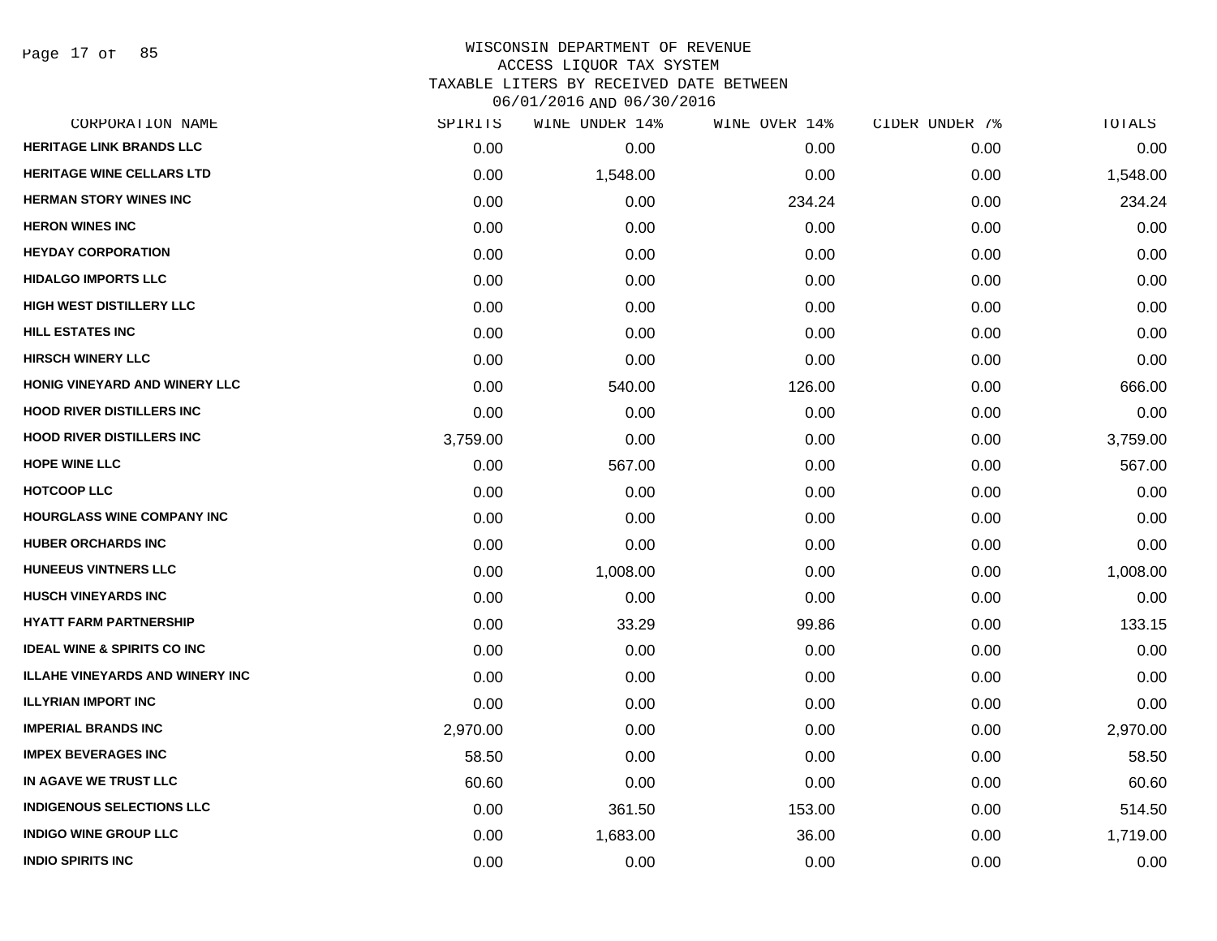WISCONSIN DEPARTMENT OF REVENUE
ACCESS LIQUOR TAX SYSTEM
TAXABLE LITERS BY RECEIVED DATE BETWEEN
06/01/2016 AND 06/30/2016

| CORPORATION NAME | SPIRITS | WINE UNDER 14% | WINE OVER 14% | CIDER UNDER 7% | TOTALS |
|---|---|---|---|---|---|
| HERITAGE LINK BRANDS LLC | 0.00 | 0.00 | 0.00 | 0.00 | 0.00 |
| HERITAGE WINE CELLARS LTD | 0.00 | 1,548.00 | 0.00 | 0.00 | 1,548.00 |
| HERMAN STORY WINES INC | 0.00 | 0.00 | 234.24 | 0.00 | 234.24 |
| HERON WINES INC | 0.00 | 0.00 | 0.00 | 0.00 | 0.00 |
| HEYDAY CORPORATION | 0.00 | 0.00 | 0.00 | 0.00 | 0.00 |
| HIDALGO IMPORTS LLC | 0.00 | 0.00 | 0.00 | 0.00 | 0.00 |
| HIGH WEST DISTILLERY LLC | 0.00 | 0.00 | 0.00 | 0.00 | 0.00 |
| HILL ESTATES INC | 0.00 | 0.00 | 0.00 | 0.00 | 0.00 |
| HIRSCH WINERY LLC | 0.00 | 0.00 | 0.00 | 0.00 | 0.00 |
| HONIG VINEYARD AND WINERY LLC | 0.00 | 540.00 | 126.00 | 0.00 | 666.00 |
| HOOD RIVER DISTILLERS INC | 0.00 | 0.00 | 0.00 | 0.00 | 0.00 |
| HOOD RIVER DISTILLERS INC | 3,759.00 | 0.00 | 0.00 | 0.00 | 3,759.00 |
| HOPE WINE LLC | 0.00 | 567.00 | 0.00 | 0.00 | 567.00 |
| HOTCOOP LLC | 0.00 | 0.00 | 0.00 | 0.00 | 0.00 |
| HOURGLASS WINE COMPANY INC | 0.00 | 0.00 | 0.00 | 0.00 | 0.00 |
| HUBER ORCHARDS INC | 0.00 | 0.00 | 0.00 | 0.00 | 0.00 |
| HUNEEUS VINTNERS LLC | 0.00 | 1,008.00 | 0.00 | 0.00 | 1,008.00 |
| HUSCH VINEYARDS INC | 0.00 | 0.00 | 0.00 | 0.00 | 0.00 |
| HYATT FARM PARTNERSHIP | 0.00 | 33.29 | 99.86 | 0.00 | 133.15 |
| IDEAL WINE & SPIRITS CO INC | 0.00 | 0.00 | 0.00 | 0.00 | 0.00 |
| ILLAHE VINEYARDS AND WINERY INC | 0.00 | 0.00 | 0.00 | 0.00 | 0.00 |
| ILLYRIAN IMPORT INC | 0.00 | 0.00 | 0.00 | 0.00 | 0.00 |
| IMPERIAL BRANDS INC | 2,970.00 | 0.00 | 0.00 | 0.00 | 2,970.00 |
| IMPEX BEVERAGES INC | 58.50 | 0.00 | 0.00 | 0.00 | 58.50 |
| IN AGAVE WE TRUST LLC | 60.60 | 0.00 | 0.00 | 0.00 | 60.60 |
| INDIGENOUS SELECTIONS LLC | 0.00 | 361.50 | 153.00 | 0.00 | 514.50 |
| INDIGO WINE GROUP LLC | 0.00 | 1,683.00 | 36.00 | 0.00 | 1,719.00 |
| INDIO SPIRITS INC | 0.00 | 0.00 | 0.00 | 0.00 | 0.00 |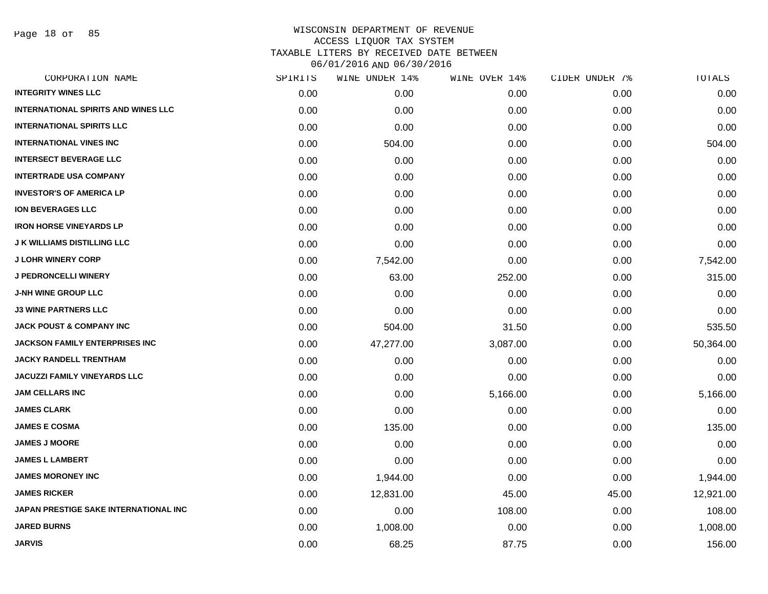# WISCONSIN DEPARTMENT OF REVENUE
## ACCESS LIQUOR TAX SYSTEM
## TAXABLE LITERS BY RECEIVED DATE BETWEEN 06/01/2016 AND 06/30/2016

| CORPORATION NAME | SPIRITS | WINE UNDER 14% | WINE OVER 14% | CIDER UNDER 7% | TOTALS |
|---|---|---|---|---|---|
| INTEGRITY WINES LLC | 0.00 | 0.00 | 0.00 | 0.00 | 0.00 |
| INTERNATIONAL SPIRITS AND WINES LLC | 0.00 | 0.00 | 0.00 | 0.00 | 0.00 |
| INTERNATIONAL SPIRITS LLC | 0.00 | 0.00 | 0.00 | 0.00 | 0.00 |
| INTERNATIONAL VINES INC | 0.00 | 504.00 | 0.00 | 0.00 | 504.00 |
| INTERSECT BEVERAGE LLC | 0.00 | 0.00 | 0.00 | 0.00 | 0.00 |
| INTERTRADE USA COMPANY | 0.00 | 0.00 | 0.00 | 0.00 | 0.00 |
| INVESTOR'S OF AMERICA LP | 0.00 | 0.00 | 0.00 | 0.00 | 0.00 |
| ION BEVERAGES LLC | 0.00 | 0.00 | 0.00 | 0.00 | 0.00 |
| IRON HORSE VINEYARDS LP | 0.00 | 0.00 | 0.00 | 0.00 | 0.00 |
| J K WILLIAMS DISTILLING LLC | 0.00 | 0.00 | 0.00 | 0.00 | 0.00 |
| J LOHR WINERY CORP | 0.00 | 7,542.00 | 0.00 | 0.00 | 7,542.00 |
| J PEDRONCELLI WINERY | 0.00 | 63.00 | 252.00 | 0.00 | 315.00 |
| J-NH WINE GROUP LLC | 0.00 | 0.00 | 0.00 | 0.00 | 0.00 |
| J3 WINE PARTNERS LLC | 0.00 | 0.00 | 0.00 | 0.00 | 0.00 |
| JACK POUST & COMPANY INC | 0.00 | 504.00 | 31.50 | 0.00 | 535.50 |
| JACKSON FAMILY ENTERPRISES INC | 0.00 | 47,277.00 | 3,087.00 | 0.00 | 50,364.00 |
| JACKY RANDELL TRENTHAM | 0.00 | 0.00 | 0.00 | 0.00 | 0.00 |
| JACUZZI FAMILY VINEYARDS LLC | 0.00 | 0.00 | 0.00 | 0.00 | 0.00 |
| JAM CELLARS INC | 0.00 | 0.00 | 5,166.00 | 0.00 | 5,166.00 |
| JAMES CLARK | 0.00 | 0.00 | 0.00 | 0.00 | 0.00 |
| JAMES E COSMA | 0.00 | 135.00 | 0.00 | 0.00 | 135.00 |
| JAMES J MOORE | 0.00 | 0.00 | 0.00 | 0.00 | 0.00 |
| JAMES L LAMBERT | 0.00 | 0.00 | 0.00 | 0.00 | 0.00 |
| JAMES MORONEY INC | 0.00 | 1,944.00 | 0.00 | 0.00 | 1,944.00 |
| JAMES RICKER | 0.00 | 12,831.00 | 45.00 | 45.00 | 12,921.00 |
| JAPAN PRESTIGE SAKE INTERNATIONAL INC | 0.00 | 0.00 | 108.00 | 0.00 | 108.00 |
| JARED BURNS | 0.00 | 1,008.00 | 0.00 | 0.00 | 1,008.00 |
| JARVIS | 0.00 | 68.25 | 87.75 | 0.00 | 156.00 |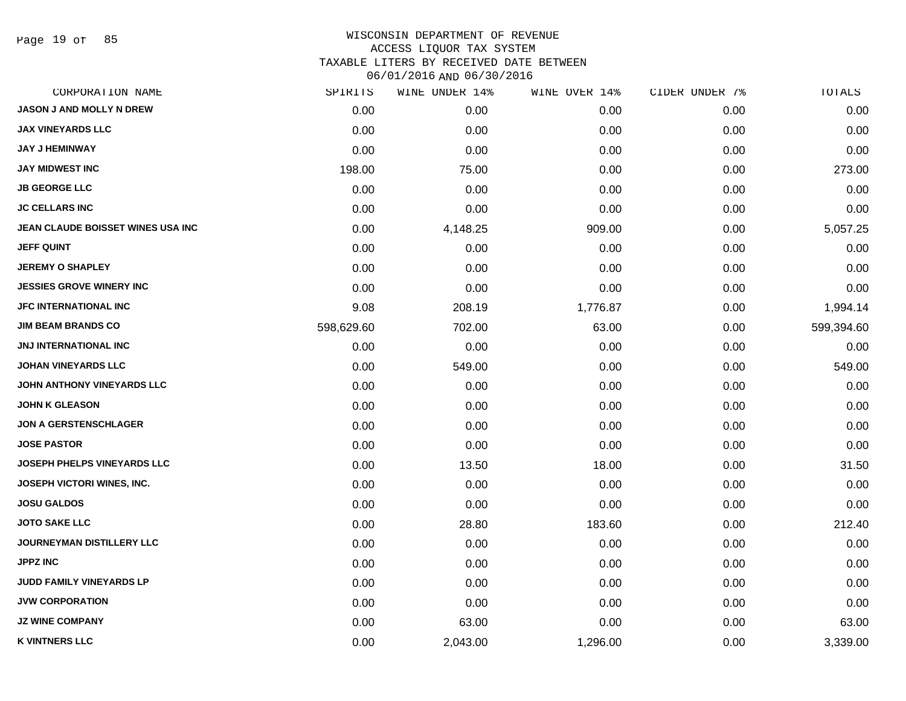# WISCONSIN DEPARTMENT OF REVENUE
## ACCESS LIQUOR TAX SYSTEM
## TAXABLE LITERS BY RECEIVED DATE BETWEEN 06/01/2016 AND 06/30/2016

| CORPORATION NAME | SPIRITS | WINE UNDER 14% | WINE OVER 14% | CIDER UNDER 7% | TOTALS |
|---|---|---|---|---|---|
| JASON J AND MOLLY N DREW | 0.00 | 0.00 | 0.00 | 0.00 | 0.00 |
| JAX VINEYARDS LLC | 0.00 | 0.00 | 0.00 | 0.00 | 0.00 |
| JAY J HEMINWAY | 0.00 | 0.00 | 0.00 | 0.00 | 0.00 |
| JAY MIDWEST INC | 198.00 | 75.00 | 0.00 | 0.00 | 273.00 |
| JB GEORGE LLC | 0.00 | 0.00 | 0.00 | 0.00 | 0.00 |
| JC CELLARS INC | 0.00 | 0.00 | 0.00 | 0.00 | 0.00 |
| JEAN CLAUDE BOISSET WINES USA INC | 0.00 | 4,148.25 | 909.00 | 0.00 | 5,057.25 |
| JEFF QUINT | 0.00 | 0.00 | 0.00 | 0.00 | 0.00 |
| JEREMY O SHAPLEY | 0.00 | 0.00 | 0.00 | 0.00 | 0.00 |
| JESSIES GROVE WINERY INC | 0.00 | 0.00 | 0.00 | 0.00 | 0.00 |
| JFC INTERNATIONAL INC | 9.08 | 208.19 | 1,776.87 | 0.00 | 1,994.14 |
| JIM BEAM BRANDS CO | 598,629.60 | 702.00 | 63.00 | 0.00 | 599,394.60 |
| JNJ INTERNATIONAL INC | 0.00 | 0.00 | 0.00 | 0.00 | 0.00 |
| JOHAN VINEYARDS LLC | 0.00 | 549.00 | 0.00 | 0.00 | 549.00 |
| JOHN ANTHONY VINEYARDS LLC | 0.00 | 0.00 | 0.00 | 0.00 | 0.00 |
| JOHN K GLEASON | 0.00 | 0.00 | 0.00 | 0.00 | 0.00 |
| JON A GERSTENSCHLAGER | 0.00 | 0.00 | 0.00 | 0.00 | 0.00 |
| JOSE PASTOR | 0.00 | 0.00 | 0.00 | 0.00 | 0.00 |
| JOSEPH PHELPS VINEYARDS LLC | 0.00 | 13.50 | 18.00 | 0.00 | 31.50 |
| JOSEPH VICTORI WINES, INC. | 0.00 | 0.00 | 0.00 | 0.00 | 0.00 |
| JOSU GALDOS | 0.00 | 0.00 | 0.00 | 0.00 | 0.00 |
| JOTO SAKE LLC | 0.00 | 28.80 | 183.60 | 0.00 | 212.40 |
| JOURNEYMAN DISTILLERY LLC | 0.00 | 0.00 | 0.00 | 0.00 | 0.00 |
| JPPZ INC | 0.00 | 0.00 | 0.00 | 0.00 | 0.00 |
| JUDD FAMILY VINEYARDS LP | 0.00 | 0.00 | 0.00 | 0.00 | 0.00 |
| JVW CORPORATION | 0.00 | 0.00 | 0.00 | 0.00 | 0.00 |
| JZ WINE COMPANY | 0.00 | 63.00 | 0.00 | 0.00 | 63.00 |
| K VINTNERS LLC | 0.00 | 2,043.00 | 1,296.00 | 0.00 | 3,339.00 |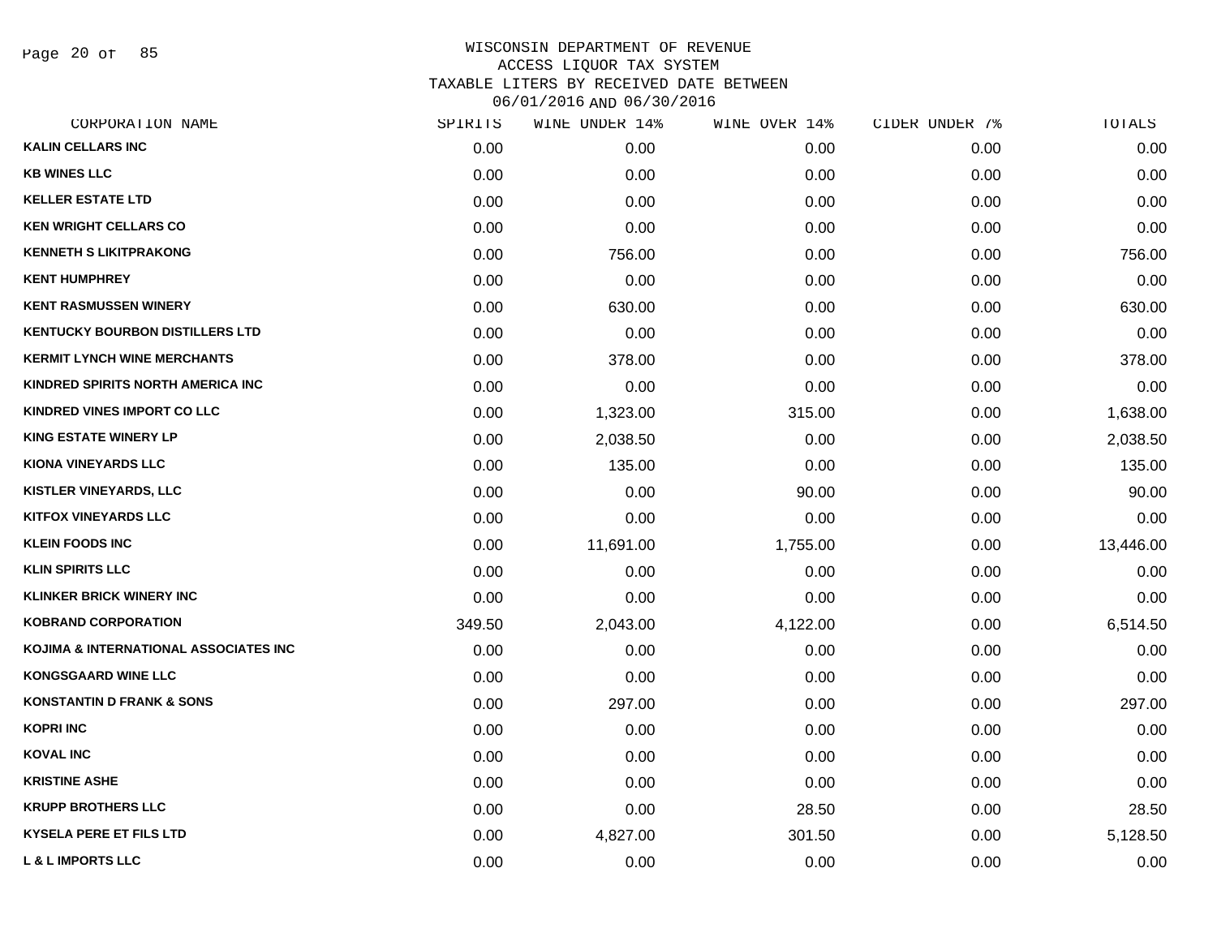WISCONSIN DEPARTMENT OF REVENUE
ACCESS LIQUOR TAX SYSTEM
TAXABLE LITERS BY RECEIVED DATE BETWEEN
06/01/2016 AND 06/30/2016

| CORPORATION NAME | SPIRITS | WINE UNDER 14% | WINE OVER 14% | CIDER UNDER 7% | TOTALS |
|---|---|---|---|---|---|
| KALIN CELLARS INC | 0.00 | 0.00 | 0.00 | 0.00 | 0.00 |
| KB WINES LLC | 0.00 | 0.00 | 0.00 | 0.00 | 0.00 |
| KELLER ESTATE LTD | 0.00 | 0.00 | 0.00 | 0.00 | 0.00 |
| KEN WRIGHT CELLARS CO | 0.00 | 0.00 | 0.00 | 0.00 | 0.00 |
| KENNETH S LIKITPRAKONG | 0.00 | 756.00 | 0.00 | 0.00 | 756.00 |
| KENT HUMPHREY | 0.00 | 0.00 | 0.00 | 0.00 | 0.00 |
| KENT RASMUSSEN WINERY | 0.00 | 630.00 | 0.00 | 0.00 | 630.00 |
| KENTUCKY BOURBON DISTILLERS LTD | 0.00 | 0.00 | 0.00 | 0.00 | 0.00 |
| KERMIT LYNCH WINE MERCHANTS | 0.00 | 378.00 | 0.00 | 0.00 | 378.00 |
| KINDRED SPIRITS NORTH AMERICA INC | 0.00 | 0.00 | 0.00 | 0.00 | 0.00 |
| KINDRED VINES IMPORT CO LLC | 0.00 | 1,323.00 | 315.00 | 0.00 | 1,638.00 |
| KING ESTATE WINERY LP | 0.00 | 2,038.50 | 0.00 | 0.00 | 2,038.50 |
| KIONA VINEYARDS LLC | 0.00 | 135.00 | 0.00 | 0.00 | 135.00 |
| KISTLER VINEYARDS, LLC | 0.00 | 0.00 | 90.00 | 0.00 | 90.00 |
| KITFOX VINEYARDS LLC | 0.00 | 0.00 | 0.00 | 0.00 | 0.00 |
| KLEIN FOODS INC | 0.00 | 11,691.00 | 1,755.00 | 0.00 | 13,446.00 |
| KLIN SPIRITS LLC | 0.00 | 0.00 | 0.00 | 0.00 | 0.00 |
| KLINKER BRICK WINERY INC | 0.00 | 0.00 | 0.00 | 0.00 | 0.00 |
| KOBRAND CORPORATION | 349.50 | 2,043.00 | 4,122.00 | 0.00 | 6,514.50 |
| KOJIMA & INTERNATIONAL ASSOCIATES INC | 0.00 | 0.00 | 0.00 | 0.00 | 0.00 |
| KONGSGAARD WINE LLC | 0.00 | 0.00 | 0.00 | 0.00 | 0.00 |
| KONSTANTIN D FRANK & SONS | 0.00 | 297.00 | 0.00 | 0.00 | 297.00 |
| KOPRI INC | 0.00 | 0.00 | 0.00 | 0.00 | 0.00 |
| KOVAL INC | 0.00 | 0.00 | 0.00 | 0.00 | 0.00 |
| KRISTINE ASHE | 0.00 | 0.00 | 0.00 | 0.00 | 0.00 |
| KRUPP BROTHERS LLC | 0.00 | 0.00 | 28.50 | 0.00 | 28.50 |
| KYSELA PERE ET FILS LTD | 0.00 | 4,827.00 | 301.50 | 0.00 | 5,128.50 |
| L & L IMPORTS LLC | 0.00 | 0.00 | 0.00 | 0.00 | 0.00 |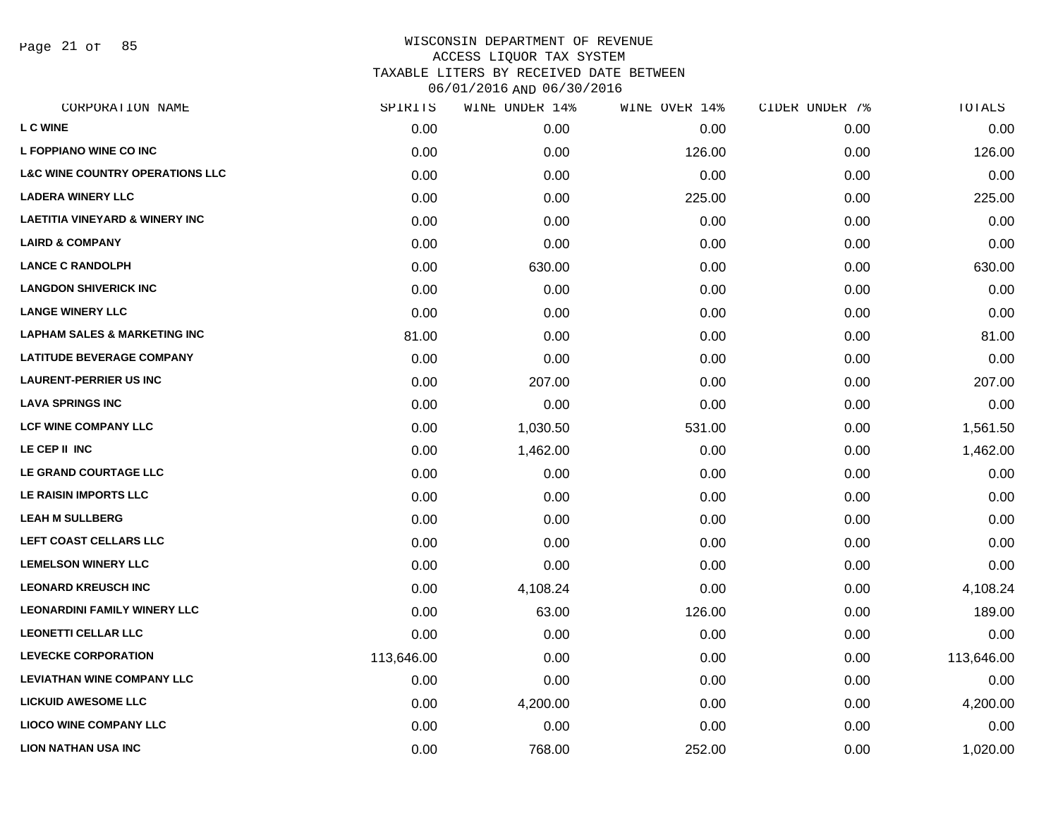WISCONSIN DEPARTMENT OF REVENUE
ACCESS LIQUOR TAX SYSTEM
TAXABLE LITERS BY RECEIVED DATE BETWEEN
06/01/2016 AND 06/30/2016

| CORPORATION NAME | SPIRITS | WINE UNDER 14% | WINE OVER 14% | CIDER UNDER 7% | TOTALS |
|---|---|---|---|---|---|
| L C WINE | 0.00 | 0.00 | 0.00 | 0.00 | 0.00 |
| L FOPPIANO WINE CO INC | 0.00 | 0.00 | 126.00 | 0.00 | 126.00 |
| L&C WINE COUNTRY OPERATIONS LLC | 0.00 | 0.00 | 0.00 | 0.00 | 0.00 |
| LADERA WINERY LLC | 0.00 | 0.00 | 225.00 | 0.00 | 225.00 |
| LAETITIA VINEYARD & WINERY INC | 0.00 | 0.00 | 0.00 | 0.00 | 0.00 |
| LAIRD & COMPANY | 0.00 | 0.00 | 0.00 | 0.00 | 0.00 |
| LANCE C RANDOLPH | 0.00 | 630.00 | 0.00 | 0.00 | 630.00 |
| LANGDON SHIVERICK INC | 0.00 | 0.00 | 0.00 | 0.00 | 0.00 |
| LANGE WINERY LLC | 0.00 | 0.00 | 0.00 | 0.00 | 0.00 |
| LAPHAM SALES & MARKETING INC | 81.00 | 0.00 | 0.00 | 0.00 | 81.00 |
| LATITUDE BEVERAGE COMPANY | 0.00 | 0.00 | 0.00 | 0.00 | 0.00 |
| LAURENT-PERRIER US INC | 0.00 | 207.00 | 0.00 | 0.00 | 207.00 |
| LAVA SPRINGS INC | 0.00 | 0.00 | 0.00 | 0.00 | 0.00 |
| LCF WINE COMPANY LLC | 0.00 | 1,030.50 | 531.00 | 0.00 | 1,561.50 |
| LE CEP II INC | 0.00 | 1,462.00 | 0.00 | 0.00 | 1,462.00 |
| LE GRAND COURTAGE LLC | 0.00 | 0.00 | 0.00 | 0.00 | 0.00 |
| LE RAISIN IMPORTS LLC | 0.00 | 0.00 | 0.00 | 0.00 | 0.00 |
| LEAH M SULLBERG | 0.00 | 0.00 | 0.00 | 0.00 | 0.00 |
| LEFT COAST CELLARS LLC | 0.00 | 0.00 | 0.00 | 0.00 | 0.00 |
| LEMELSON WINERY LLC | 0.00 | 0.00 | 0.00 | 0.00 | 0.00 |
| LEONARD KREUSCH INC | 0.00 | 4,108.24 | 0.00 | 0.00 | 4,108.24 |
| LEONARDINI FAMILY WINERY LLC | 0.00 | 63.00 | 126.00 | 0.00 | 189.00 |
| LEONETTI CELLAR LLC | 0.00 | 0.00 | 0.00 | 0.00 | 0.00 |
| LEVECKE CORPORATION | 113,646.00 | 0.00 | 0.00 | 0.00 | 113,646.00 |
| LEVIATHAN WINE COMPANY LLC | 0.00 | 0.00 | 0.00 | 0.00 | 0.00 |
| LICKUID AWESOME LLC | 0.00 | 4,200.00 | 0.00 | 0.00 | 4,200.00 |
| LIOCO WINE COMPANY LLC | 0.00 | 0.00 | 0.00 | 0.00 | 0.00 |
| LION NATHAN USA INC | 0.00 | 768.00 | 252.00 | 0.00 | 1,020.00 |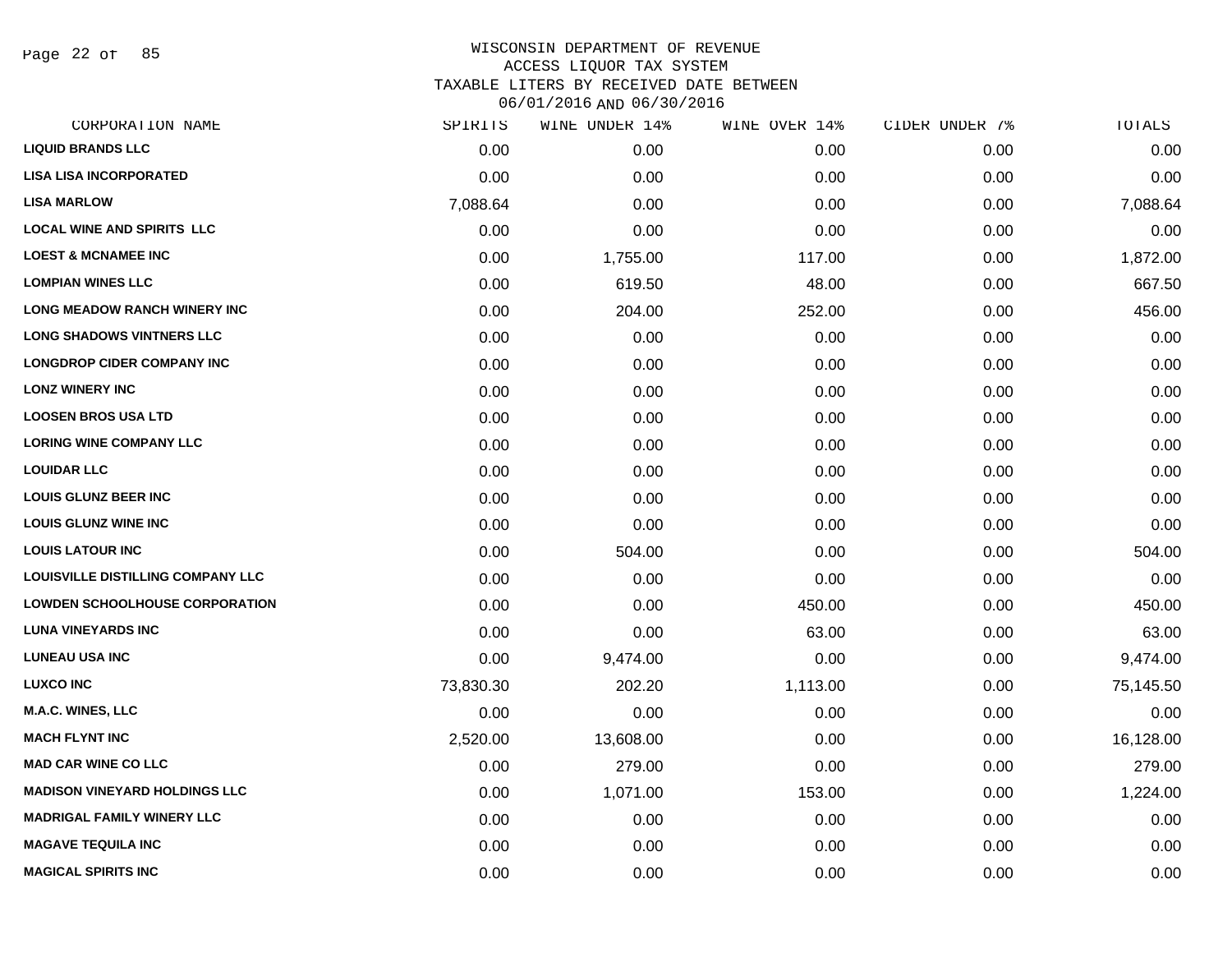# WISCONSIN DEPARTMENT OF REVENUE
## ACCESS LIQUOR TAX SYSTEM
## TAXABLE LITERS BY RECEIVED DATE BETWEEN 06/01/2016 AND 06/30/2016

| CORPORATION NAME | SPIRITS | WINE UNDER 14% | WINE OVER 14% | CIDER UNDER 7% | TOTALS |
|---|---|---|---|---|---|
| LIQUID BRANDS LLC | 0.00 | 0.00 | 0.00 | 0.00 | 0.00 |
| LISA LISA INCORPORATED | 0.00 | 0.00 | 0.00 | 0.00 | 0.00 |
| LISA MARLOW | 7,088.64 | 0.00 | 0.00 | 0.00 | 7,088.64 |
| LOCAL WINE AND SPIRITS LLC | 0.00 | 0.00 | 0.00 | 0.00 | 0.00 |
| LOEST & MCNAMEE INC | 0.00 | 1,755.00 | 117.00 | 0.00 | 1,872.00 |
| LOMPIAN WINES LLC | 0.00 | 619.50 | 48.00 | 0.00 | 667.50 |
| LONG MEADOW RANCH WINERY INC | 0.00 | 204.00 | 252.00 | 0.00 | 456.00 |
| LONG SHADOWS VINTNERS LLC | 0.00 | 0.00 | 0.00 | 0.00 | 0.00 |
| LONGDROP CIDER COMPANY INC | 0.00 | 0.00 | 0.00 | 0.00 | 0.00 |
| LONZ WINERY INC | 0.00 | 0.00 | 0.00 | 0.00 | 0.00 |
| LOOSEN BROS USA LTD | 0.00 | 0.00 | 0.00 | 0.00 | 0.00 |
| LORING WINE COMPANY LLC | 0.00 | 0.00 | 0.00 | 0.00 | 0.00 |
| LOUIDAR LLC | 0.00 | 0.00 | 0.00 | 0.00 | 0.00 |
| LOUIS GLUNZ BEER INC | 0.00 | 0.00 | 0.00 | 0.00 | 0.00 |
| LOUIS GLUNZ WINE INC | 0.00 | 0.00 | 0.00 | 0.00 | 0.00 |
| LOUIS LATOUR INC | 0.00 | 504.00 | 0.00 | 0.00 | 504.00 |
| LOUISVILLE DISTILLING COMPANY LLC | 0.00 | 0.00 | 0.00 | 0.00 | 0.00 |
| LOWDEN SCHOOLHOUSE CORPORATION | 0.00 | 0.00 | 450.00 | 0.00 | 450.00 |
| LUNA VINEYARDS INC | 0.00 | 0.00 | 63.00 | 0.00 | 63.00 |
| LUNEAU USA INC | 0.00 | 9,474.00 | 0.00 | 0.00 | 9,474.00 |
| LUXCO INC | 73,830.30 | 202.20 | 1,113.00 | 0.00 | 75,145.50 |
| M.A.C. WINES, LLC | 0.00 | 0.00 | 0.00 | 0.00 | 0.00 |
| MACH FLYNT INC | 2,520.00 | 13,608.00 | 0.00 | 0.00 | 16,128.00 |
| MAD CAR WINE CO LLC | 0.00 | 279.00 | 0.00 | 0.00 | 279.00 |
| MADISON VINEYARD HOLDINGS LLC | 0.00 | 1,071.00 | 153.00 | 0.00 | 1,224.00 |
| MADRIGAL FAMILY WINERY LLC | 0.00 | 0.00 | 0.00 | 0.00 | 0.00 |
| MAGAVE TEQUILA INC | 0.00 | 0.00 | 0.00 | 0.00 | 0.00 |
| MAGICAL SPIRITS INC | 0.00 | 0.00 | 0.00 | 0.00 | 0.00 |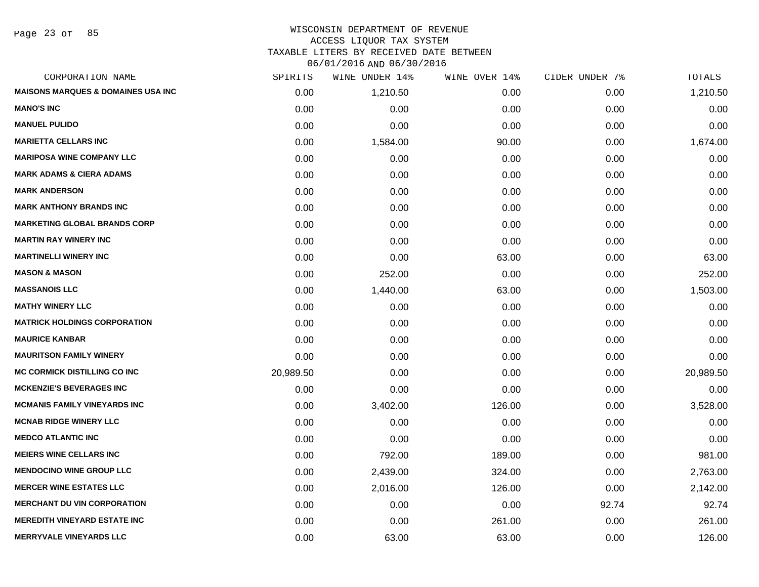# WISCONSIN DEPARTMENT OF REVENUE
## ACCESS LIQUOR TAX SYSTEM
## TAXABLE LITERS BY RECEIVED DATE BETWEEN 06/01/2016 AND 06/30/2016

| CORPORATION NAME | SPIRITS | WINE UNDER 14% | WINE OVER 14% | CIDER UNDER 7% | TOTALS |
|---|---|---|---|---|---|
| MAISONS MARQUES & DOMAINES USA INC | 0.00 | 1,210.50 | 0.00 | 0.00 | 1,210.50 |
| MANO'S INC | 0.00 | 0.00 | 0.00 | 0.00 | 0.00 |
| MANUEL PULIDO | 0.00 | 0.00 | 0.00 | 0.00 | 0.00 |
| MARIETTA CELLARS INC | 0.00 | 1,584.00 | 90.00 | 0.00 | 1,674.00 |
| MARIPOSA WINE COMPANY LLC | 0.00 | 0.00 | 0.00 | 0.00 | 0.00 |
| MARK ADAMS & CIERA ADAMS | 0.00 | 0.00 | 0.00 | 0.00 | 0.00 |
| MARK ANDERSON | 0.00 | 0.00 | 0.00 | 0.00 | 0.00 |
| MARK ANTHONY BRANDS INC | 0.00 | 0.00 | 0.00 | 0.00 | 0.00 |
| MARKETING GLOBAL BRANDS CORP | 0.00 | 0.00 | 0.00 | 0.00 | 0.00 |
| MARTIN RAY WINERY INC | 0.00 | 0.00 | 0.00 | 0.00 | 0.00 |
| MARTINELLI WINERY INC | 0.00 | 0.00 | 63.00 | 0.00 | 63.00 |
| MASON & MASON | 0.00 | 252.00 | 0.00 | 0.00 | 252.00 |
| MASSANOIS LLC | 0.00 | 1,440.00 | 63.00 | 0.00 | 1,503.00 |
| MATHY WINERY LLC | 0.00 | 0.00 | 0.00 | 0.00 | 0.00 |
| MATRICK HOLDINGS CORPORATION | 0.00 | 0.00 | 0.00 | 0.00 | 0.00 |
| MAURICE KANBAR | 0.00 | 0.00 | 0.00 | 0.00 | 0.00 |
| MAURITSON FAMILY WINERY | 0.00 | 0.00 | 0.00 | 0.00 | 0.00 |
| MC CORMICK DISTILLING CO INC | 20,989.50 | 0.00 | 0.00 | 0.00 | 20,989.50 |
| MCKENZIE'S BEVERAGES INC | 0.00 | 0.00 | 0.00 | 0.00 | 0.00 |
| MCMANIS FAMILY VINEYARDS INC | 0.00 | 3,402.00 | 126.00 | 0.00 | 3,528.00 |
| MCNAB RIDGE WINERY LLC | 0.00 | 0.00 | 0.00 | 0.00 | 0.00 |
| MEDCO ATLANTIC INC | 0.00 | 0.00 | 0.00 | 0.00 | 0.00 |
| MEIERS WINE CELLARS INC | 0.00 | 792.00 | 189.00 | 0.00 | 981.00 |
| MENDOCINO WINE GROUP LLC | 0.00 | 2,439.00 | 324.00 | 0.00 | 2,763.00 |
| MERCER WINE ESTATES LLC | 0.00 | 2,016.00 | 126.00 | 0.00 | 2,142.00 |
| MERCHANT DU VIN CORPORATION | 0.00 | 0.00 | 0.00 | 92.74 | 92.74 |
| MEREDITH VINEYARD ESTATE INC | 0.00 | 0.00 | 261.00 | 0.00 | 261.00 |
| MERRYVALE VINEYARDS LLC | 0.00 | 63.00 | 63.00 | 0.00 | 126.00 |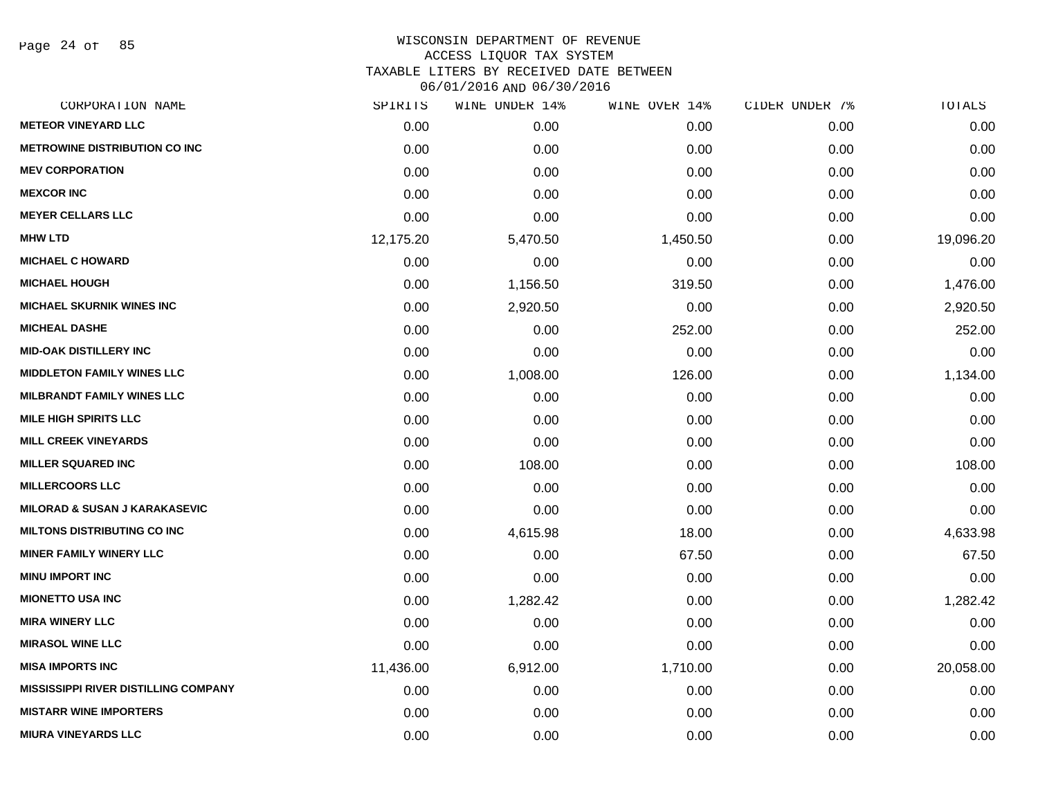# WISCONSIN DEPARTMENT OF REVENUE
## ACCESS LIQUOR TAX SYSTEM
## TAXABLE LITERS BY RECEIVED DATE BETWEEN 06/01/2016 AND 06/30/2016

| CORPORATION NAME | SPIRITS | WINE UNDER 14% | WINE OVER 14% | CIDER UNDER 7% | TOTALS |
|---|---|---|---|---|---|
| METEOR VINEYARD LLC | 0.00 | 0.00 | 0.00 | 0.00 | 0.00 |
| METROWINE DISTRIBUTION CO INC | 0.00 | 0.00 | 0.00 | 0.00 | 0.00 |
| MEV CORPORATION | 0.00 | 0.00 | 0.00 | 0.00 | 0.00 |
| MEXCOR INC | 0.00 | 0.00 | 0.00 | 0.00 | 0.00 |
| MEYER CELLARS LLC | 0.00 | 0.00 | 0.00 | 0.00 | 0.00 |
| MHW LTD | 12,175.20 | 5,470.50 | 1,450.50 | 0.00 | 19,096.20 |
| MICHAEL C HOWARD | 0.00 | 0.00 | 0.00 | 0.00 | 0.00 |
| MICHAEL HOUGH | 0.00 | 1,156.50 | 319.50 | 0.00 | 1,476.00 |
| MICHAEL SKURNIK WINES INC | 0.00 | 2,920.50 | 0.00 | 0.00 | 2,920.50 |
| MICHEAL DASHE | 0.00 | 0.00 | 252.00 | 0.00 | 252.00 |
| MID-OAK DISTILLERY INC | 0.00 | 0.00 | 0.00 | 0.00 | 0.00 |
| MIDDLETON FAMILY WINES LLC | 0.00 | 1,008.00 | 126.00 | 0.00 | 1,134.00 |
| MILBRANDT FAMILY WINES LLC | 0.00 | 0.00 | 0.00 | 0.00 | 0.00 |
| MILE HIGH SPIRITS LLC | 0.00 | 0.00 | 0.00 | 0.00 | 0.00 |
| MILL CREEK VINEYARDS | 0.00 | 0.00 | 0.00 | 0.00 | 0.00 |
| MILLER SQUARED INC | 0.00 | 108.00 | 0.00 | 0.00 | 108.00 |
| MILLERCOORS LLC | 0.00 | 0.00 | 0.00 | 0.00 | 0.00 |
| MILORAD & SUSAN J KARAKASEVIC | 0.00 | 0.00 | 0.00 | 0.00 | 0.00 |
| MILTONS DISTRIBUTING CO INC | 0.00 | 4,615.98 | 18.00 | 0.00 | 4,633.98 |
| MINER FAMILY WINERY LLC | 0.00 | 0.00 | 67.50 | 0.00 | 67.50 |
| MINU IMPORT INC | 0.00 | 0.00 | 0.00 | 0.00 | 0.00 |
| MIONETTO USA INC | 0.00 | 1,282.42 | 0.00 | 0.00 | 1,282.42 |
| MIRA WINERY LLC | 0.00 | 0.00 | 0.00 | 0.00 | 0.00 |
| MIRASOL WINE LLC | 0.00 | 0.00 | 0.00 | 0.00 | 0.00 |
| MISA IMPORTS INC | 11,436.00 | 6,912.00 | 1,710.00 | 0.00 | 20,058.00 |
| MISSISSIPPI RIVER DISTILLING COMPANY | 0.00 | 0.00 | 0.00 | 0.00 | 0.00 |
| MISTARR WINE IMPORTERS | 0.00 | 0.00 | 0.00 | 0.00 | 0.00 |
| MIURA VINEYARDS LLC | 0.00 | 0.00 | 0.00 | 0.00 | 0.00 |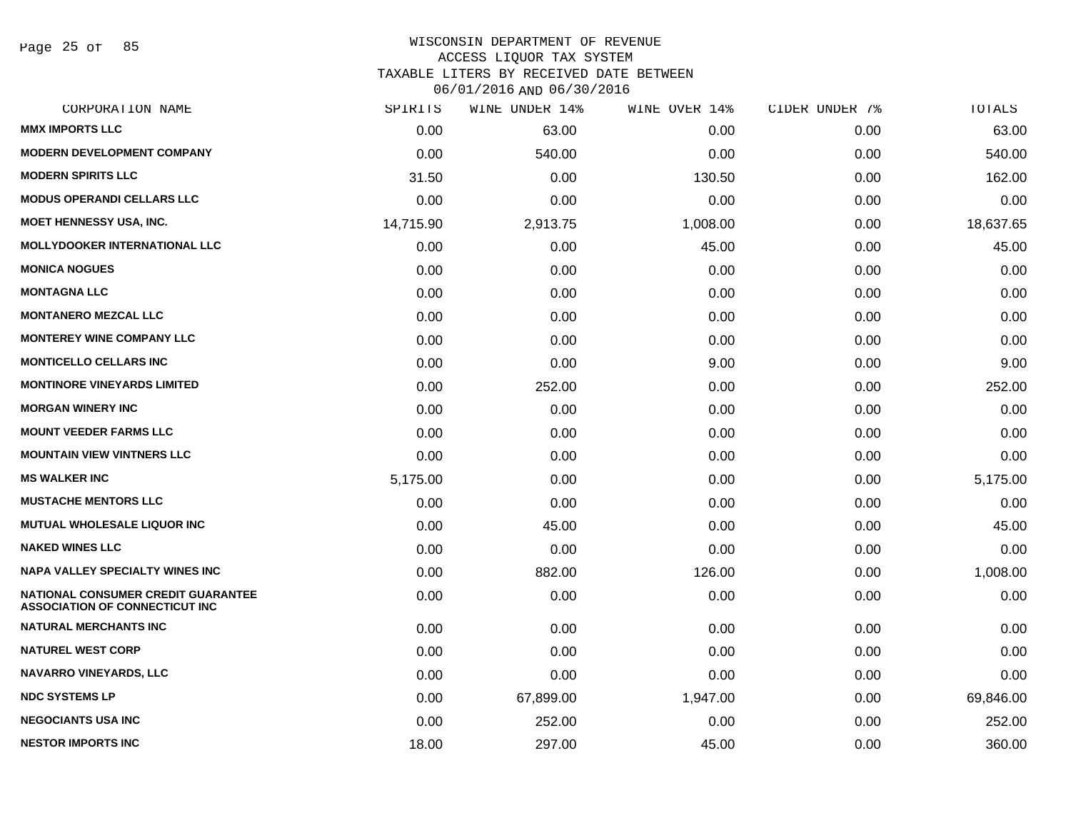WISCONSIN DEPARTMENT OF REVENUE
ACCESS LIQUOR TAX SYSTEM
TAXABLE LITERS BY RECEIVED DATE BETWEEN
06/01/2016 AND 06/30/2016

| CORPORATION NAME | SPIRITS | WINE UNDER 14% | WINE OVER 14% | CIDER UNDER 7% | TOTALS |
|---|---|---|---|---|---|
| **MMX IMPORTS LLC** | 0.00 | 63.00 | 0.00 | 0.00 | 63.00 |
| **MODERN DEVELOPMENT COMPANY** | 0.00 | 540.00 | 0.00 | 0.00 | 540.00 |
| **MODERN SPIRITS LLC** | 31.50 | 0.00 | 130.50 | 0.00 | 162.00 |
| **MODUS OPERANDI CELLARS LLC** | 0.00 | 0.00 | 0.00 | 0.00 | 0.00 |
| **MOET HENNESSY USA, INC.** | 14,715.90 | 2,913.75 | 1,008.00 | 0.00 | 18,637.65 |
| **MOLLYDOOKER INTERNATIONAL LLC** | 0.00 | 0.00 | 45.00 | 0.00 | 45.00 |
| **MONICA NOGUES** | 0.00 | 0.00 | 0.00 | 0.00 | 0.00 |
| **MONTAGNA LLC** | 0.00 | 0.00 | 0.00 | 0.00 | 0.00 |
| **MONTANERO MEZCAL LLC** | 0.00 | 0.00 | 0.00 | 0.00 | 0.00 |
| **MONTEREY WINE COMPANY LLC** | 0.00 | 0.00 | 0.00 | 0.00 | 0.00 |
| **MONTICELLO CELLARS INC** | 0.00 | 0.00 | 9.00 | 0.00 | 9.00 |
| **MONTINORE VINEYARDS LIMITED** | 0.00 | 252.00 | 0.00 | 0.00 | 252.00 |
| **MORGAN WINERY INC** | 0.00 | 0.00 | 0.00 | 0.00 | 0.00 |
| **MOUNT VEEDER FARMS LLC** | 0.00 | 0.00 | 0.00 | 0.00 | 0.00 |
| **MOUNTAIN VIEW VINTNERS LLC** | 0.00 | 0.00 | 0.00 | 0.00 | 0.00 |
| **MS WALKER INC** | 5,175.00 | 0.00 | 0.00 | 0.00 | 5,175.00 |
| **MUSTACHE MENTORS LLC** | 0.00 | 0.00 | 0.00 | 0.00 | 0.00 |
| **MUTUAL WHOLESALE LIQUOR INC** | 0.00 | 45.00 | 0.00 | 0.00 | 45.00 |
| **NAKED WINES LLC** | 0.00 | 0.00 | 0.00 | 0.00 | 0.00 |
| **NAPA VALLEY SPECIALTY WINES INC** | 0.00 | 882.00 | 126.00 | 0.00 | 1,008.00 |
| **NATIONAL CONSUMER CREDIT GUARANTEE ASSOCIATION OF CONNECTICUT INC** | 0.00 | 0.00 | 0.00 | 0.00 | 0.00 |
| **NATURAL MERCHANTS INC** | 0.00 | 0.00 | 0.00 | 0.00 | 0.00 |
| **NATUREL WEST CORP** | 0.00 | 0.00 | 0.00 | 0.00 | 0.00 |
| **NAVARRO VINEYARDS, LLC** | 0.00 | 0.00 | 0.00 | 0.00 | 0.00 |
| **NDC SYSTEMS LP** | 0.00 | 67,899.00 | 1,947.00 | 0.00 | 69,846.00 |
| **NEGOCIANTS USA INC** | 0.00 | 252.00 | 0.00 | 0.00 | 252.00 |
| **NESTOR IMPORTS INC** | 18.00 | 297.00 | 45.00 | 0.00 | 360.00 |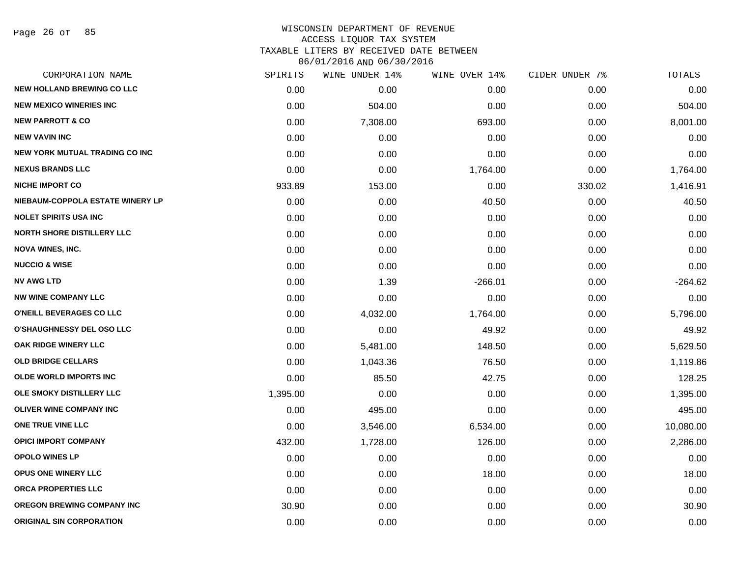WISCONSIN DEPARTMENT OF REVENUE
ACCESS LIQUOR TAX SYSTEM
TAXABLE LITERS BY RECEIVED DATE BETWEEN
06/01/2016 AND 06/30/2016

| CORPORATION NAME | SPIRITS | WINE UNDER 14% | WINE OVER 14% | CIDER UNDER 7% | TOTALS |
|---|---|---|---|---|---|
| NEW HOLLAND BREWING CO LLC | 0.00 | 0.00 | 0.00 | 0.00 | 0.00 |
| NEW MEXICO WINERIES INC | 0.00 | 504.00 | 0.00 | 0.00 | 504.00 |
| NEW PARROTT & CO | 0.00 | 7,308.00 | 693.00 | 0.00 | 8,001.00 |
| NEW VAVIN INC | 0.00 | 0.00 | 0.00 | 0.00 | 0.00 |
| NEW YORK MUTUAL TRADING CO INC | 0.00 | 0.00 | 0.00 | 0.00 | 0.00 |
| NEXUS BRANDS LLC | 0.00 | 0.00 | 1,764.00 | 0.00 | 1,764.00 |
| NICHE IMPORT CO | 933.89 | 153.00 | 0.00 | 330.02 | 1,416.91 |
| NIEBAUM-COPPOLA ESTATE WINERY LP | 0.00 | 0.00 | 40.50 | 0.00 | 40.50 |
| NOLET SPIRITS USA INC | 0.00 | 0.00 | 0.00 | 0.00 | 0.00 |
| NORTH SHORE DISTILLERY LLC | 0.00 | 0.00 | 0.00 | 0.00 | 0.00 |
| NOVA WINES, INC. | 0.00 | 0.00 | 0.00 | 0.00 | 0.00 |
| NUCCIO & WISE | 0.00 | 0.00 | 0.00 | 0.00 | 0.00 |
| NV AWG LTD | 0.00 | 1.39 | -266.01 | 0.00 | -264.62 |
| NW WINE COMPANY LLC | 0.00 | 0.00 | 0.00 | 0.00 | 0.00 |
| O'NEILL BEVERAGES CO LLC | 0.00 | 4,032.00 | 1,764.00 | 0.00 | 5,796.00 |
| O'SHAUGHNESSY DEL OSO LLC | 0.00 | 0.00 | 49.92 | 0.00 | 49.92 |
| OAK RIDGE WINERY LLC | 0.00 | 5,481.00 | 148.50 | 0.00 | 5,629.50 |
| OLD BRIDGE CELLARS | 0.00 | 1,043.36 | 76.50 | 0.00 | 1,119.86 |
| OLDE WORLD IMPORTS INC | 0.00 | 85.50 | 42.75 | 0.00 | 128.25 |
| OLE SMOKY DISTILLERY LLC | 1,395.00 | 0.00 | 0.00 | 0.00 | 1,395.00 |
| OLIVER WINE COMPANY INC | 0.00 | 495.00 | 0.00 | 0.00 | 495.00 |
| ONE TRUE VINE LLC | 0.00 | 3,546.00 | 6,534.00 | 0.00 | 10,080.00 |
| OPICI IMPORT COMPANY | 432.00 | 1,728.00 | 126.00 | 0.00 | 2,286.00 |
| OPOLO WINES LP | 0.00 | 0.00 | 0.00 | 0.00 | 0.00 |
| OPUS ONE WINERY LLC | 0.00 | 0.00 | 18.00 | 0.00 | 18.00 |
| ORCA PROPERTIES LLC | 0.00 | 0.00 | 0.00 | 0.00 | 0.00 |
| OREGON BREWING COMPANY INC | 30.90 | 0.00 | 0.00 | 0.00 | 30.90 |
| ORIGINAL SIN CORPORATION | 0.00 | 0.00 | 0.00 | 0.00 | 0.00 |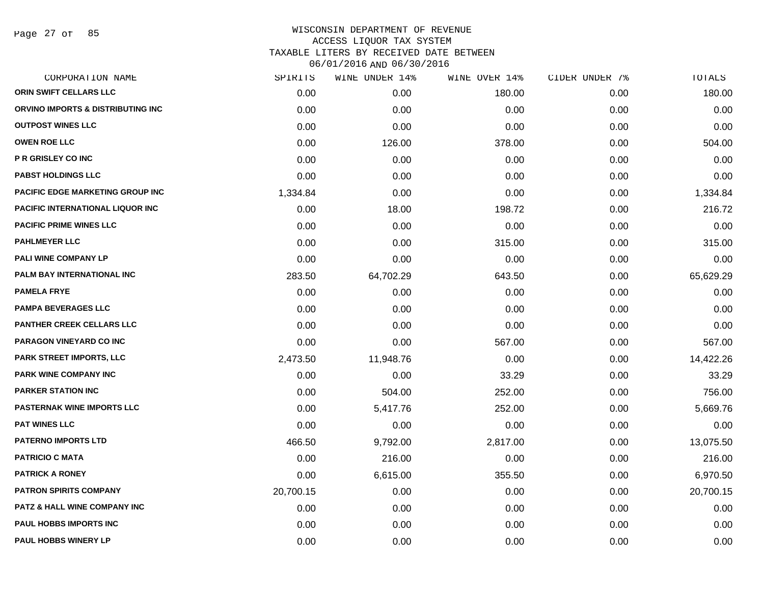# WISCONSIN DEPARTMENT OF REVENUE
## ACCESS LIQUOR TAX SYSTEM
### TAXABLE LITERS BY RECEIVED DATE BETWEEN 06/01/2016 AND 06/30/2016

| CORPORATION NAME | SPIRITS | WINE UNDER 14% | WINE OVER 14% | CIDER UNDER 7% | TOTALS |
|---|---|---|---|---|---|
| ORIN SWIFT CELLARS LLC | 0.00 | 0.00 | 180.00 | 0.00 | 180.00 |
| ORVINO IMPORTS & DISTRIBUTING INC | 0.00 | 0.00 | 0.00 | 0.00 | 0.00 |
| OUTPOST WINES LLC | 0.00 | 0.00 | 0.00 | 0.00 | 0.00 |
| OWEN ROE LLC | 0.00 | 126.00 | 378.00 | 0.00 | 504.00 |
| P R GRISLEY CO INC | 0.00 | 0.00 | 0.00 | 0.00 | 0.00 |
| PABST HOLDINGS LLC | 0.00 | 0.00 | 0.00 | 0.00 | 0.00 |
| PACIFIC EDGE MARKETING GROUP INC | 1,334.84 | 0.00 | 0.00 | 0.00 | 1,334.84 |
| PACIFIC INTERNATIONAL LIQUOR INC | 0.00 | 18.00 | 198.72 | 0.00 | 216.72 |
| PACIFIC PRIME WINES LLC | 0.00 | 0.00 | 0.00 | 0.00 | 0.00 |
| PAHLMEYER LLC | 0.00 | 0.00 | 315.00 | 0.00 | 315.00 |
| PALI WINE COMPANY LP | 0.00 | 0.00 | 0.00 | 0.00 | 0.00 |
| PALM BAY INTERNATIONAL INC | 283.50 | 64,702.29 | 643.50 | 0.00 | 65,629.29 |
| PAMELA FRYE | 0.00 | 0.00 | 0.00 | 0.00 | 0.00 |
| PAMPA BEVERAGES LLC | 0.00 | 0.00 | 0.00 | 0.00 | 0.00 |
| PANTHER CREEK CELLARS LLC | 0.00 | 0.00 | 0.00 | 0.00 | 0.00 |
| PARAGON VINEYARD CO INC | 0.00 | 0.00 | 567.00 | 0.00 | 567.00 |
| PARK STREET IMPORTS, LLC | 2,473.50 | 11,948.76 | 0.00 | 0.00 | 14,422.26 |
| PARK WINE COMPANY INC | 0.00 | 0.00 | 33.29 | 0.00 | 33.29 |
| PARKER STATION INC | 0.00 | 504.00 | 252.00 | 0.00 | 756.00 |
| PASTERNAK WINE IMPORTS LLC | 0.00 | 5,417.76 | 252.00 | 0.00 | 5,669.76 |
| PAT WINES LLC | 0.00 | 0.00 | 0.00 | 0.00 | 0.00 |
| PATERNO IMPORTS LTD | 466.50 | 9,792.00 | 2,817.00 | 0.00 | 13,075.50 |
| PATRICIO C MATA | 0.00 | 216.00 | 0.00 | 0.00 | 216.00 |
| PATRICK A RONEY | 0.00 | 6,615.00 | 355.50 | 0.00 | 6,970.50 |
| PATRON SPIRITS COMPANY | 20,700.15 | 0.00 | 0.00 | 0.00 | 20,700.15 |
| PATZ & HALL WINE COMPANY INC | 0.00 | 0.00 | 0.00 | 0.00 | 0.00 |
| PAUL HOBBS IMPORTS INC | 0.00 | 0.00 | 0.00 | 0.00 | 0.00 |
| PAUL HOBBS WINERY LP | 0.00 | 0.00 | 0.00 | 0.00 | 0.00 |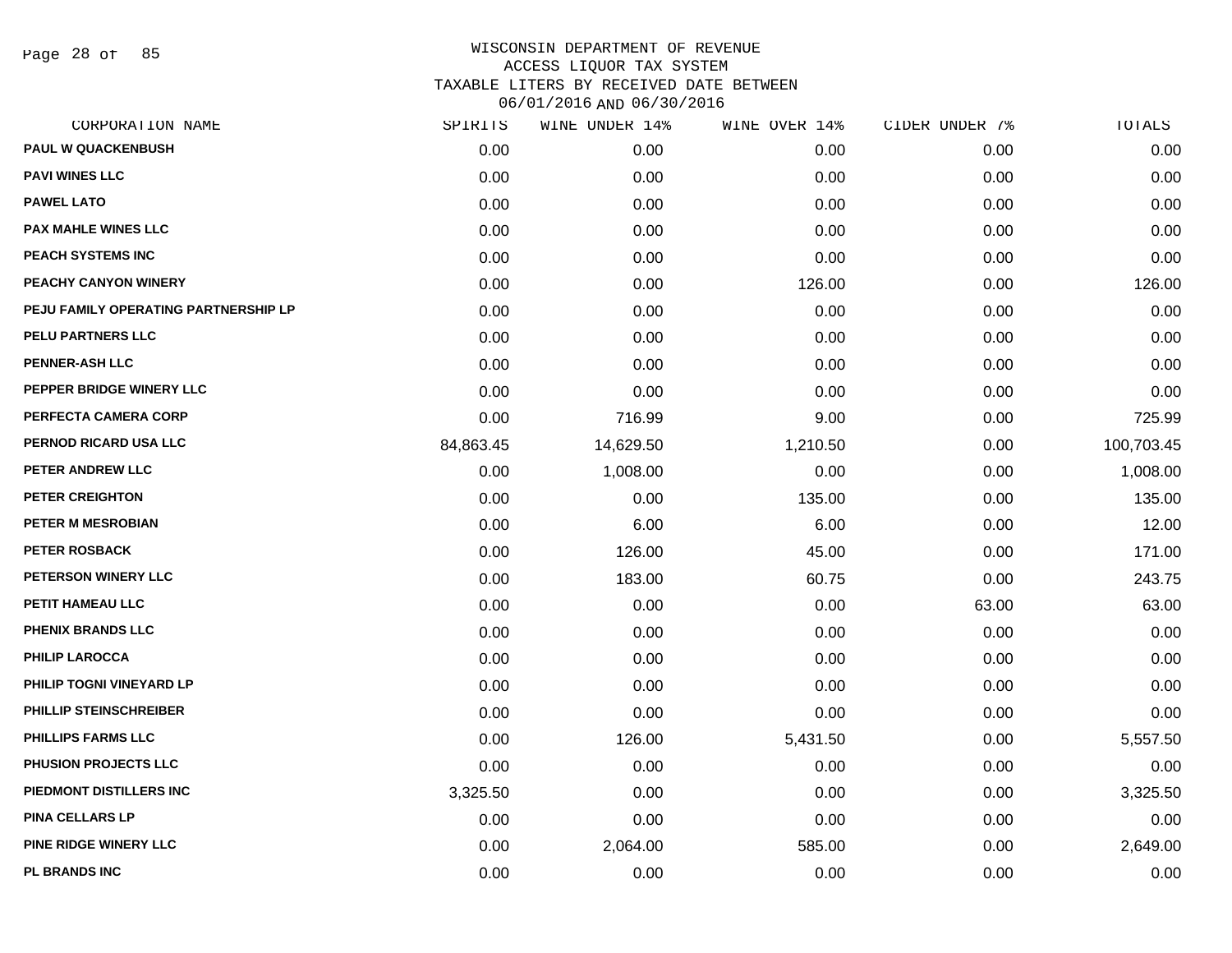# WISCONSIN DEPARTMENT OF REVENUE
## ACCESS LIQUOR TAX SYSTEM
## TAXABLE LITERS BY RECEIVED DATE BETWEEN 06/01/2016 AND 06/30/2016

| CORPORATION NAME | SPIRITS | WINE UNDER 14% | WINE OVER 14% | CIDER UNDER 7% | TOTALS |
|---|---|---|---|---|---|
| PAUL W QUACKENBUSH | 0.00 | 0.00 | 0.00 | 0.00 | 0.00 |
| PAVI WINES LLC | 0.00 | 0.00 | 0.00 | 0.00 | 0.00 |
| PAWEL LATO | 0.00 | 0.00 | 0.00 | 0.00 | 0.00 |
| PAX MAHLE WINES LLC | 0.00 | 0.00 | 0.00 | 0.00 | 0.00 |
| PEACH SYSTEMS INC | 0.00 | 0.00 | 0.00 | 0.00 | 0.00 |
| PEACHY CANYON WINERY | 0.00 | 0.00 | 126.00 | 0.00 | 126.00 |
| PEJU FAMILY OPERATING PARTNERSHIP LP | 0.00 | 0.00 | 0.00 | 0.00 | 0.00 |
| PELU PARTNERS LLC | 0.00 | 0.00 | 0.00 | 0.00 | 0.00 |
| PENNER-ASH LLC | 0.00 | 0.00 | 0.00 | 0.00 | 0.00 |
| PEPPER BRIDGE WINERY LLC | 0.00 | 0.00 | 0.00 | 0.00 | 0.00 |
| PERFECTA CAMERA CORP | 0.00 | 716.99 | 9.00 | 0.00 | 725.99 |
| PERNOD RICARD USA LLC | 84,863.45 | 14,629.50 | 1,210.50 | 0.00 | 100,703.45 |
| PETER ANDREW LLC | 0.00 | 1,008.00 | 0.00 | 0.00 | 1,008.00 |
| PETER CREIGHTON | 0.00 | 0.00 | 135.00 | 0.00 | 135.00 |
| PETER M MESROBIAN | 0.00 | 6.00 | 6.00 | 0.00 | 12.00 |
| PETER ROSBACK | 0.00 | 126.00 | 45.00 | 0.00 | 171.00 |
| PETERSON WINERY LLC | 0.00 | 183.00 | 60.75 | 0.00 | 243.75 |
| PETIT HAMEAU LLC | 0.00 | 0.00 | 0.00 | 63.00 | 63.00 |
| PHENIX BRANDS LLC | 0.00 | 0.00 | 0.00 | 0.00 | 0.00 |
| PHILIP LAROCCA | 0.00 | 0.00 | 0.00 | 0.00 | 0.00 |
| PHILIP TOGNI VINEYARD LP | 0.00 | 0.00 | 0.00 | 0.00 | 0.00 |
| PHILLIP STEINSCHREIBER | 0.00 | 0.00 | 0.00 | 0.00 | 0.00 |
| PHILLIPS FARMS LLC | 0.00 | 126.00 | 5,431.50 | 0.00 | 5,557.50 |
| PHUSION PROJECTS LLC | 0.00 | 0.00 | 0.00 | 0.00 | 0.00 |
| PIEDMONT DISTILLERS INC | 3,325.50 | 0.00 | 0.00 | 0.00 | 3,325.50 |
| PINA CELLARS LP | 0.00 | 0.00 | 0.00 | 0.00 | 0.00 |
| PINE RIDGE WINERY LLC | 0.00 | 2,064.00 | 585.00 | 0.00 | 2,649.00 |
| PL BRANDS INC | 0.00 | 0.00 | 0.00 | 0.00 | 0.00 |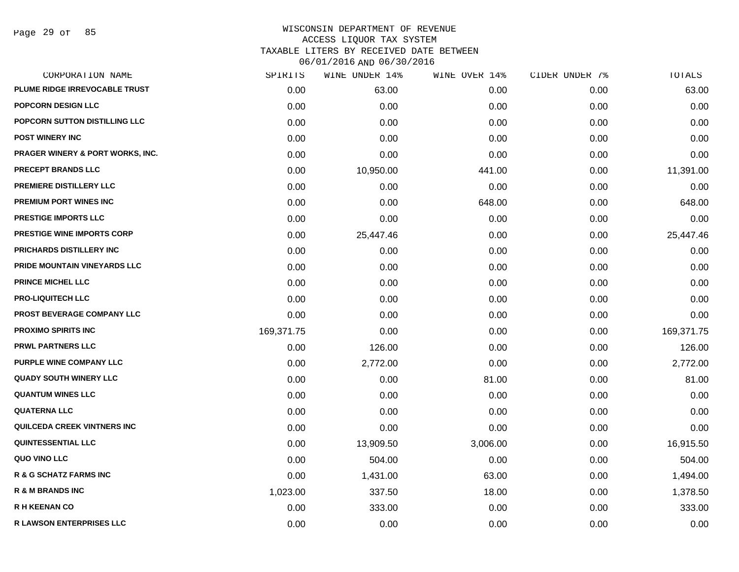WISCONSIN DEPARTMENT OF REVENUE
ACCESS LIQUOR TAX SYSTEM
TAXABLE LITERS BY RECEIVED DATE BETWEEN
06/01/2016 AND 06/30/2016

| CORPORATION NAME | SPIRITS | WINE UNDER 14% | WINE OVER 14% | CIDER UNDER 7% | TOTALS |
|---|---|---|---|---|---|
| PLUME RIDGE IRREVOCABLE TRUST | 0.00 | 63.00 | 0.00 | 0.00 | 63.00 |
| POPCORN DESIGN LLC | 0.00 | 0.00 | 0.00 | 0.00 | 0.00 |
| POPCORN SUTTON DISTILLING LLC | 0.00 | 0.00 | 0.00 | 0.00 | 0.00 |
| POST WINERY INC | 0.00 | 0.00 | 0.00 | 0.00 | 0.00 |
| PRAGER WINERY & PORT WORKS, INC. | 0.00 | 0.00 | 0.00 | 0.00 | 0.00 |
| PRECEPT BRANDS LLC | 0.00 | 10,950.00 | 441.00 | 0.00 | 11,391.00 |
| PREMIERE DISTILLERY LLC | 0.00 | 0.00 | 0.00 | 0.00 | 0.00 |
| PREMIUM PORT WINES INC | 0.00 | 0.00 | 648.00 | 0.00 | 648.00 |
| PRESTIGE IMPORTS LLC | 0.00 | 0.00 | 0.00 | 0.00 | 0.00 |
| PRESTIGE WINE IMPORTS CORP | 0.00 | 25,447.46 | 0.00 | 0.00 | 25,447.46 |
| PRICHARDS DISTILLERY INC | 0.00 | 0.00 | 0.00 | 0.00 | 0.00 |
| PRIDE MOUNTAIN VINEYARDS LLC | 0.00 | 0.00 | 0.00 | 0.00 | 0.00 |
| PRINCE MICHEL LLC | 0.00 | 0.00 | 0.00 | 0.00 | 0.00 |
| PRO-LIQUITECH LLC | 0.00 | 0.00 | 0.00 | 0.00 | 0.00 |
| PROST BEVERAGE COMPANY LLC | 0.00 | 0.00 | 0.00 | 0.00 | 0.00 |
| PROXIMO SPIRITS INC | 169,371.75 | 0.00 | 0.00 | 0.00 | 169,371.75 |
| PRWL PARTNERS LLC | 0.00 | 126.00 | 0.00 | 0.00 | 126.00 |
| PURPLE WINE COMPANY LLC | 0.00 | 2,772.00 | 0.00 | 0.00 | 2,772.00 |
| QUADY SOUTH WINERY LLC | 0.00 | 0.00 | 81.00 | 0.00 | 81.00 |
| QUANTUM WINES LLC | 0.00 | 0.00 | 0.00 | 0.00 | 0.00 |
| QUATERNA LLC | 0.00 | 0.00 | 0.00 | 0.00 | 0.00 |
| QUILCEDA CREEK VINTNERS INC | 0.00 | 0.00 | 0.00 | 0.00 | 0.00 |
| QUINTESSENTIAL LLC | 0.00 | 13,909.50 | 3,006.00 | 0.00 | 16,915.50 |
| QUO VINO LLC | 0.00 | 504.00 | 0.00 | 0.00 | 504.00 |
| R & G SCHATZ FARMS INC | 0.00 | 1,431.00 | 63.00 | 0.00 | 1,494.00 |
| R & M BRANDS INC | 1,023.00 | 337.50 | 18.00 | 0.00 | 1,378.50 |
| R H KEENAN CO | 0.00 | 333.00 | 0.00 | 0.00 | 333.00 |
| R LAWSON ENTERPRISES LLC | 0.00 | 0.00 | 0.00 | 0.00 | 0.00 |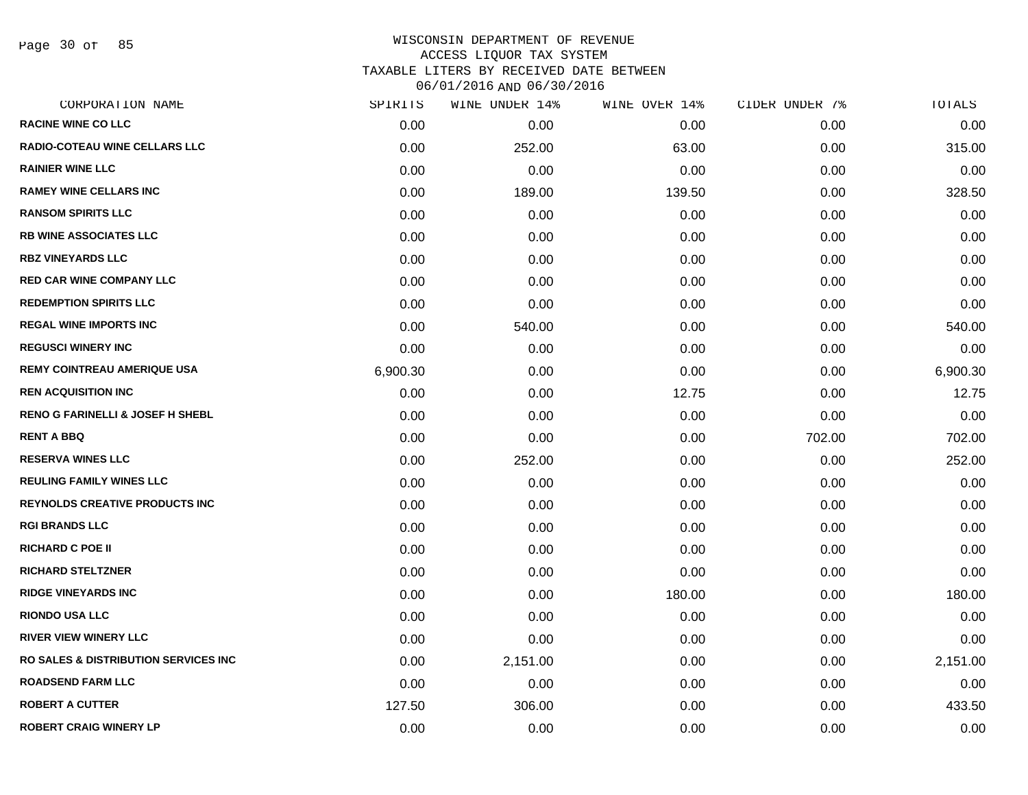WISCONSIN DEPARTMENT OF REVENUE
ACCESS LIQUOR TAX SYSTEM
TAXABLE LITERS BY RECEIVED DATE BETWEEN
06/01/2016 AND 06/30/2016

| CORPORATION NAME | SPIRITS | WINE UNDER 14% | WINE OVER 14% | CIDER UNDER 7% | TOTALS |
|---|---|---|---|---|---|
| RACINE WINE CO LLC | 0.00 | 0.00 | 0.00 | 0.00 | 0.00 |
| RADIO-COTEAU WINE CELLARS LLC | 0.00 | 252.00 | 63.00 | 0.00 | 315.00 |
| RAINIER WINE LLC | 0.00 | 0.00 | 0.00 | 0.00 | 0.00 |
| RAMEY WINE CELLARS INC | 0.00 | 189.00 | 139.50 | 0.00 | 328.50 |
| RANSOM SPIRITS LLC | 0.00 | 0.00 | 0.00 | 0.00 | 0.00 |
| RB WINE ASSOCIATES LLC | 0.00 | 0.00 | 0.00 | 0.00 | 0.00 |
| RBZ VINEYARDS LLC | 0.00 | 0.00 | 0.00 | 0.00 | 0.00 |
| RED CAR WINE COMPANY LLC | 0.00 | 0.00 | 0.00 | 0.00 | 0.00 |
| REDEMPTION SPIRITS LLC | 0.00 | 0.00 | 0.00 | 0.00 | 0.00 |
| REGAL WINE IMPORTS INC | 0.00 | 540.00 | 0.00 | 0.00 | 540.00 |
| REGUSCI WINERY INC | 0.00 | 0.00 | 0.00 | 0.00 | 0.00 |
| REMY COINTREAU AMERIQUE USA | 6,900.30 | 0.00 | 0.00 | 0.00 | 6,900.30 |
| REN ACQUISITION INC | 0.00 | 0.00 | 12.75 | 0.00 | 12.75 |
| RENO G FARINELLI & JOSEF H SHEBL | 0.00 | 0.00 | 0.00 | 0.00 | 0.00 |
| RENT A BBQ | 0.00 | 0.00 | 0.00 | 702.00 | 702.00 |
| RESERVA WINES LLC | 0.00 | 252.00 | 0.00 | 0.00 | 252.00 |
| REULING FAMILY WINES LLC | 0.00 | 0.00 | 0.00 | 0.00 | 0.00 |
| REYNOLDS CREATIVE PRODUCTS INC | 0.00 | 0.00 | 0.00 | 0.00 | 0.00 |
| RGI BRANDS LLC | 0.00 | 0.00 | 0.00 | 0.00 | 0.00 |
| RICHARD C POE II | 0.00 | 0.00 | 0.00 | 0.00 | 0.00 |
| RICHARD STELTZNER | 0.00 | 0.00 | 0.00 | 0.00 | 0.00 |
| RIDGE VINEYARDS INC | 0.00 | 0.00 | 180.00 | 0.00 | 180.00 |
| RIONDO USA LLC | 0.00 | 0.00 | 0.00 | 0.00 | 0.00 |
| RIVER VIEW WINERY LLC | 0.00 | 0.00 | 0.00 | 0.00 | 0.00 |
| RO SALES & DISTRIBUTION SERVICES INC | 0.00 | 2,151.00 | 0.00 | 0.00 | 2,151.00 |
| ROADSEND FARM LLC | 0.00 | 0.00 | 0.00 | 0.00 | 0.00 |
| ROBERT A CUTTER | 127.50 | 306.00 | 0.00 | 0.00 | 433.50 |
| ROBERT CRAIG WINERY LP | 0.00 | 0.00 | 0.00 | 0.00 | 0.00 |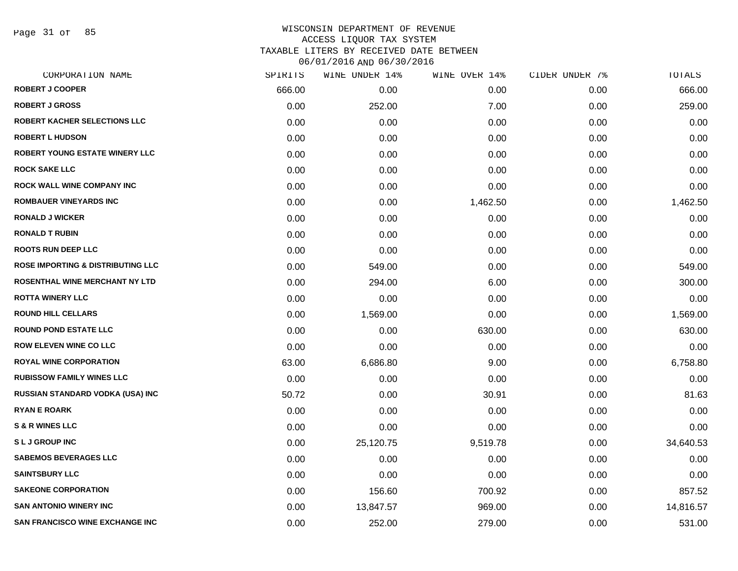WISCONSIN DEPARTMENT OF REVENUE
ACCESS LIQUOR TAX SYSTEM
TAXABLE LITERS BY RECEIVED DATE BETWEEN
06/01/2016 AND 06/30/2016

| CORPORATION NAME | SPIRITS | WINE UNDER 14% | WINE OVER 14% | CIDER UNDER 7% | TOTALS |
|---|---|---|---|---|---|
| ROBERT J COOPER | 666.00 | 0.00 | 0.00 | 0.00 | 666.00 |
| ROBERT J GROSS | 0.00 | 252.00 | 7.00 | 0.00 | 259.00 |
| ROBERT KACHER SELECTIONS LLC | 0.00 | 0.00 | 0.00 | 0.00 | 0.00 |
| ROBERT L HUDSON | 0.00 | 0.00 | 0.00 | 0.00 | 0.00 |
| ROBERT YOUNG ESTATE WINERY LLC | 0.00 | 0.00 | 0.00 | 0.00 | 0.00 |
| ROCK SAKE LLC | 0.00 | 0.00 | 0.00 | 0.00 | 0.00 |
| ROCK WALL WINE COMPANY INC | 0.00 | 0.00 | 0.00 | 0.00 | 0.00 |
| ROMBAUER VINEYARDS INC | 0.00 | 0.00 | 1,462.50 | 0.00 | 1,462.50 |
| RONALD J WICKER | 0.00 | 0.00 | 0.00 | 0.00 | 0.00 |
| RONALD T RUBIN | 0.00 | 0.00 | 0.00 | 0.00 | 0.00 |
| ROOTS RUN DEEP LLC | 0.00 | 0.00 | 0.00 | 0.00 | 0.00 |
| ROSE IMPORTING & DISTRIBUTING LLC | 0.00 | 549.00 | 0.00 | 0.00 | 549.00 |
| ROSENTHAL WINE MERCHANT NY LTD | 0.00 | 294.00 | 6.00 | 0.00 | 300.00 |
| ROTTA WINERY LLC | 0.00 | 0.00 | 0.00 | 0.00 | 0.00 |
| ROUND HILL CELLARS | 0.00 | 1,569.00 | 0.00 | 0.00 | 1,569.00 |
| ROUND POND ESTATE LLC | 0.00 | 0.00 | 630.00 | 0.00 | 630.00 |
| ROW ELEVEN WINE CO LLC | 0.00 | 0.00 | 0.00 | 0.00 | 0.00 |
| ROYAL WINE CORPORATION | 63.00 | 6,686.80 | 9.00 | 0.00 | 6,758.80 |
| RUBISSOW FAMILY WINES LLC | 0.00 | 0.00 | 0.00 | 0.00 | 0.00 |
| RUSSIAN STANDARD VODKA (USA) INC | 50.72 | 0.00 | 30.91 | 0.00 | 81.63 |
| RYAN E ROARK | 0.00 | 0.00 | 0.00 | 0.00 | 0.00 |
| S & R WINES LLC | 0.00 | 0.00 | 0.00 | 0.00 | 0.00 |
| S L J GROUP INC | 0.00 | 25,120.75 | 9,519.78 | 0.00 | 34,640.53 |
| SABEMOS BEVERAGES LLC | 0.00 | 0.00 | 0.00 | 0.00 | 0.00 |
| SAINTSBURY LLC | 0.00 | 0.00 | 0.00 | 0.00 | 0.00 |
| SAKEONE CORPORATION | 0.00 | 156.60 | 700.92 | 0.00 | 857.52 |
| SAN ANTONIO WINERY INC | 0.00 | 13,847.57 | 969.00 | 0.00 | 14,816.57 |
| SAN FRANCISCO WINE EXCHANGE INC | 0.00 | 252.00 | 279.00 | 0.00 | 531.00 |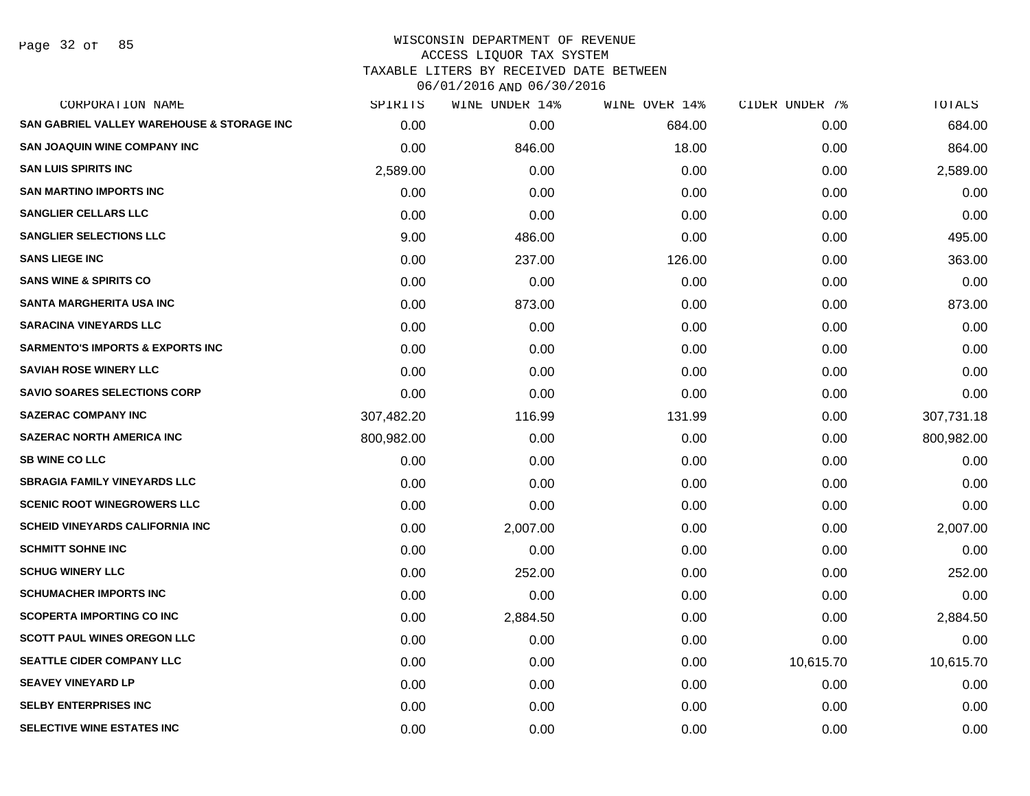WISCONSIN DEPARTMENT OF REVENUE
ACCESS LIQUOR TAX SYSTEM
TAXABLE LITERS BY RECEIVED DATE BETWEEN
06/01/2016 AND 06/30/2016

| CORPORATION NAME | SPIRITS | WINE UNDER 14% | WINE OVER 14% | CIDER UNDER 7% | TOTALS |
|---|---|---|---|---|---|
| SAN GABRIEL VALLEY WAREHOUSE & STORAGE INC | 0.00 | 0.00 | 684.00 | 0.00 | 684.00 |
| SAN JOAQUIN WINE COMPANY INC | 0.00 | 846.00 | 18.00 | 0.00 | 864.00 |
| SAN LUIS SPIRITS INC | 2,589.00 | 0.00 | 0.00 | 0.00 | 2,589.00 |
| SAN MARTINO IMPORTS INC | 0.00 | 0.00 | 0.00 | 0.00 | 0.00 |
| SANGLIER CELLARS LLC | 0.00 | 0.00 | 0.00 | 0.00 | 0.00 |
| SANGLIER SELECTIONS LLC | 9.00 | 486.00 | 0.00 | 0.00 | 495.00 |
| SANS LIEGE INC | 0.00 | 237.00 | 126.00 | 0.00 | 363.00 |
| SANS WINE & SPIRITS CO | 0.00 | 0.00 | 0.00 | 0.00 | 0.00 |
| SANTA MARGHERITA USA INC | 0.00 | 873.00 | 0.00 | 0.00 | 873.00 |
| SARACINA VINEYARDS LLC | 0.00 | 0.00 | 0.00 | 0.00 | 0.00 |
| SARMENTO'S IMPORTS & EXPORTS INC | 0.00 | 0.00 | 0.00 | 0.00 | 0.00 |
| SAVIAH ROSE WINERY LLC | 0.00 | 0.00 | 0.00 | 0.00 | 0.00 |
| SAVIO SOARES SELECTIONS CORP | 0.00 | 0.00 | 0.00 | 0.00 | 0.00 |
| SAZERAC COMPANY INC | 307,482.20 | 116.99 | 131.99 | 0.00 | 307,731.18 |
| SAZERAC NORTH AMERICA INC | 800,982.00 | 0.00 | 0.00 | 0.00 | 800,982.00 |
| SB WINE CO LLC | 0.00 | 0.00 | 0.00 | 0.00 | 0.00 |
| SBRAGIA FAMILY VINEYARDS LLC | 0.00 | 0.00 | 0.00 | 0.00 | 0.00 |
| SCENIC ROOT WINEGROWERS LLC | 0.00 | 0.00 | 0.00 | 0.00 | 0.00 |
| SCHEID VINEYARDS CALIFORNIA INC | 0.00 | 2,007.00 | 0.00 | 0.00 | 2,007.00 |
| SCHMITT SOHNE INC | 0.00 | 0.00 | 0.00 | 0.00 | 0.00 |
| SCHUG WINERY LLC | 0.00 | 252.00 | 0.00 | 0.00 | 252.00 |
| SCHUMACHER IMPORTS INC | 0.00 | 0.00 | 0.00 | 0.00 | 0.00 |
| SCOPERTA IMPORTING CO INC | 0.00 | 2,884.50 | 0.00 | 0.00 | 2,884.50 |
| SCOTT PAUL WINES OREGON LLC | 0.00 | 0.00 | 0.00 | 0.00 | 0.00 |
| SEATTLE CIDER COMPANY LLC | 0.00 | 0.00 | 0.00 | 10,615.70 | 10,615.70 |
| SEAVEY VINEYARD LP | 0.00 | 0.00 | 0.00 | 0.00 | 0.00 |
| SELBY ENTERPRISES INC | 0.00 | 0.00 | 0.00 | 0.00 | 0.00 |
| SELECTIVE WINE ESTATES INC | 0.00 | 0.00 | 0.00 | 0.00 | 0.00 |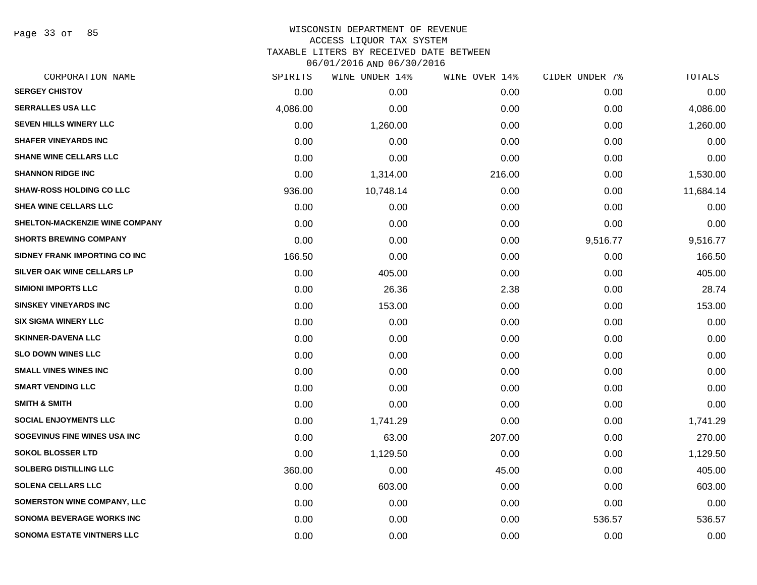# WISCONSIN DEPARTMENT OF REVENUE
## ACCESS LIQUOR TAX SYSTEM
## TAXABLE LITERS BY RECEIVED DATE BETWEEN 06/01/2016 AND 06/30/2016

| CORPORATION NAME | SPIRITS | WINE UNDER 14% | WINE OVER 14% | CIDER UNDER 7% | TOTALS |
|---|---|---|---|---|---|
| SERGEY CHISTOV | 0.00 | 0.00 | 0.00 | 0.00 | 0.00 |
| SERRALLES USA LLC | 4,086.00 | 0.00 | 0.00 | 0.00 | 4,086.00 |
| SEVEN HILLS WINERY LLC | 0.00 | 1,260.00 | 0.00 | 0.00 | 1,260.00 |
| SHAFER VINEYARDS INC | 0.00 | 0.00 | 0.00 | 0.00 | 0.00 |
| SHANE WINE CELLARS LLC | 0.00 | 0.00 | 0.00 | 0.00 | 0.00 |
| SHANNON RIDGE INC | 0.00 | 1,314.00 | 216.00 | 0.00 | 1,530.00 |
| SHAW-ROSS HOLDING CO LLC | 936.00 | 10,748.14 | 0.00 | 0.00 | 11,684.14 |
| SHEA WINE CELLARS LLC | 0.00 | 0.00 | 0.00 | 0.00 | 0.00 |
| SHELTON-MACKENZIE WINE COMPANY | 0.00 | 0.00 | 0.00 | 0.00 | 0.00 |
| SHORTS BREWING COMPANY | 0.00 | 0.00 | 0.00 | 9,516.77 | 9,516.77 |
| SIDNEY FRANK IMPORTING CO INC | 166.50 | 0.00 | 0.00 | 0.00 | 166.50 |
| SILVER OAK WINE CELLARS LP | 0.00 | 405.00 | 0.00 | 0.00 | 405.00 |
| SIMIONI IMPORTS LLC | 0.00 | 26.36 | 2.38 | 0.00 | 28.74 |
| SINSKEY VINEYARDS INC | 0.00 | 153.00 | 0.00 | 0.00 | 153.00 |
| SIX SIGMA WINERY LLC | 0.00 | 0.00 | 0.00 | 0.00 | 0.00 |
| SKINNER-DAVENA LLC | 0.00 | 0.00 | 0.00 | 0.00 | 0.00 |
| SLO DOWN WINES LLC | 0.00 | 0.00 | 0.00 | 0.00 | 0.00 |
| SMALL VINES WINES INC | 0.00 | 0.00 | 0.00 | 0.00 | 0.00 |
| SMART VENDING LLC | 0.00 | 0.00 | 0.00 | 0.00 | 0.00 |
| SMITH & SMITH | 0.00 | 0.00 | 0.00 | 0.00 | 0.00 |
| SOCIAL ENJOYMENTS LLC | 0.00 | 1,741.29 | 0.00 | 0.00 | 1,741.29 |
| SOGEVINUS FINE WINES USA INC | 0.00 | 63.00 | 207.00 | 0.00 | 270.00 |
| SOKOL BLOSSER LTD | 0.00 | 1,129.50 | 0.00 | 0.00 | 1,129.50 |
| SOLBERG DISTILLING LLC | 360.00 | 0.00 | 45.00 | 0.00 | 405.00 |
| SOLENA CELLARS LLC | 0.00 | 603.00 | 0.00 | 0.00 | 603.00 |
| SOMERSTON WINE COMPANY, LLC | 0.00 | 0.00 | 0.00 | 0.00 | 0.00 |
| SONOMA BEVERAGE WORKS INC | 0.00 | 0.00 | 0.00 | 536.57 | 536.57 |
| SONOMA ESTATE VINTNERS LLC | 0.00 | 0.00 | 0.00 | 0.00 | 0.00 |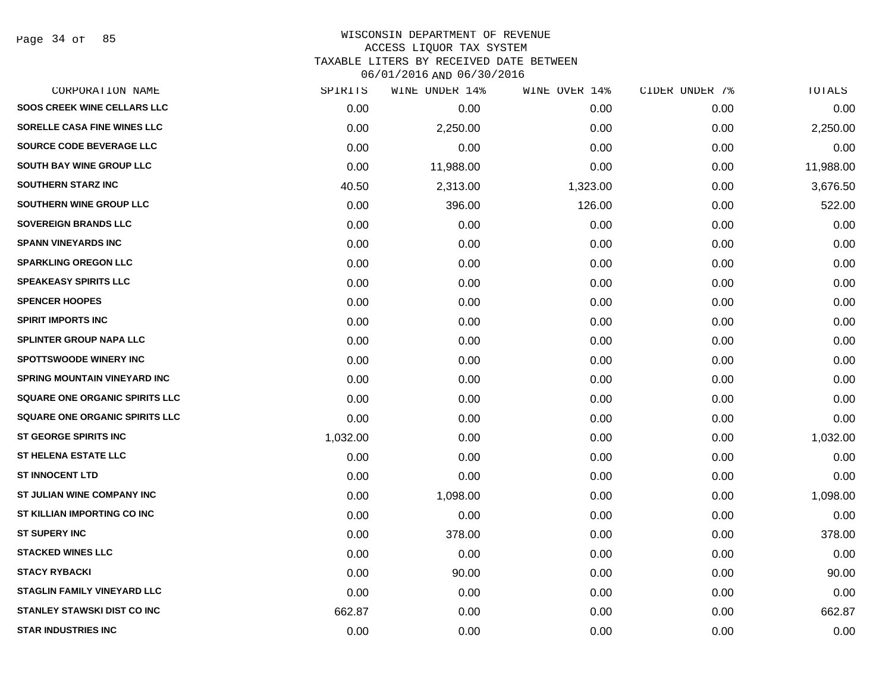WISCONSIN DEPARTMENT OF REVENUE
ACCESS LIQUOR TAX SYSTEM
TAXABLE LITERS BY RECEIVED DATE BETWEEN
06/01/2016 AND 06/30/2016

| CORPORATION NAME | SPIRITS | WINE UNDER 14% | WINE OVER 14% | CIDER UNDER 7% | TOTALS |
|---|---|---|---|---|---|
| SOOS CREEK WINE CELLARS LLC | 0.00 | 0.00 | 0.00 | 0.00 | 0.00 |
| SORELLE CASA FINE WINES LLC | 0.00 | 2,250.00 | 0.00 | 0.00 | 2,250.00 |
| SOURCE CODE BEVERAGE LLC | 0.00 | 0.00 | 0.00 | 0.00 | 0.00 |
| SOUTH BAY WINE GROUP LLC | 0.00 | 11,988.00 | 0.00 | 0.00 | 11,988.00 |
| SOUTHERN STARZ INC | 40.50 | 2,313.00 | 1,323.00 | 0.00 | 3,676.50 |
| SOUTHERN WINE GROUP LLC | 0.00 | 396.00 | 126.00 | 0.00 | 522.00 |
| SOVEREIGN BRANDS LLC | 0.00 | 0.00 | 0.00 | 0.00 | 0.00 |
| SPANN VINEYARDS INC | 0.00 | 0.00 | 0.00 | 0.00 | 0.00 |
| SPARKLING OREGON LLC | 0.00 | 0.00 | 0.00 | 0.00 | 0.00 |
| SPEAKEASY SPIRITS LLC | 0.00 | 0.00 | 0.00 | 0.00 | 0.00 |
| SPENCER HOOPES | 0.00 | 0.00 | 0.00 | 0.00 | 0.00 |
| SPIRIT IMPORTS INC | 0.00 | 0.00 | 0.00 | 0.00 | 0.00 |
| SPLINTER GROUP NAPA LLC | 0.00 | 0.00 | 0.00 | 0.00 | 0.00 |
| SPOTTSWOODE WINERY INC | 0.00 | 0.00 | 0.00 | 0.00 | 0.00 |
| SPRING MOUNTAIN VINEYARD INC | 0.00 | 0.00 | 0.00 | 0.00 | 0.00 |
| SQUARE ONE ORGANIC SPIRITS LLC | 0.00 | 0.00 | 0.00 | 0.00 | 0.00 |
| SQUARE ONE ORGANIC SPIRITS LLC | 0.00 | 0.00 | 0.00 | 0.00 | 0.00 |
| ST GEORGE SPIRITS INC | 1,032.00 | 0.00 | 0.00 | 0.00 | 1,032.00 |
| ST HELENA ESTATE LLC | 0.00 | 0.00 | 0.00 | 0.00 | 0.00 |
| ST INNOCENT LTD | 0.00 | 0.00 | 0.00 | 0.00 | 0.00 |
| ST JULIAN WINE COMPANY INC | 0.00 | 1,098.00 | 0.00 | 0.00 | 1,098.00 |
| ST KILLIAN IMPORTING CO INC | 0.00 | 0.00 | 0.00 | 0.00 | 0.00 |
| ST SUPERY INC | 0.00 | 378.00 | 0.00 | 0.00 | 378.00 |
| STACKED WINES LLC | 0.00 | 0.00 | 0.00 | 0.00 | 0.00 |
| STACY RYBACKI | 0.00 | 90.00 | 0.00 | 0.00 | 90.00 |
| STAGLIN FAMILY VINEYARD LLC | 0.00 | 0.00 | 0.00 | 0.00 | 0.00 |
| STANLEY STAWSKI DIST CO INC | 662.87 | 0.00 | 0.00 | 0.00 | 662.87 |
| STAR INDUSTRIES INC | 0.00 | 0.00 | 0.00 | 0.00 | 0.00 |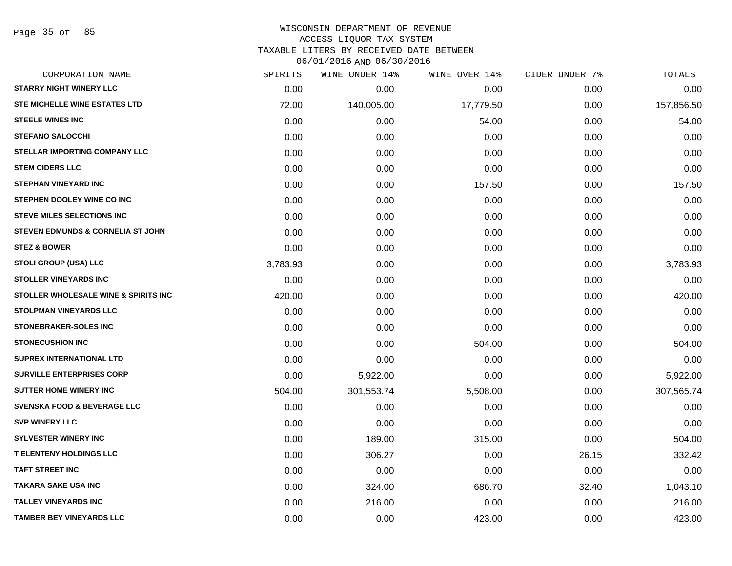# WISCONSIN DEPARTMENT OF REVENUE
## ACCESS LIQUOR TAX SYSTEM
### TAXABLE LITERS BY RECEIVED DATE BETWEEN 06/01/2016 AND 06/30/2016

| CORPORATION NAME | SPIRITS | WINE UNDER 14% | WINE OVER 14% | CIDER UNDER 7% | TOTALS |
|---|---|---|---|---|---|
| **STARRY NIGHT WINERY LLC** | 0.00 | 0.00 | 0.00 | 0.00 | 0.00 |
| **STE MICHELLE WINE ESTATES LTD** | 72.00 | 140,005.00 | 17,779.50 | 0.00 | 157,856.50 |
| **STEELE WINES INC** | 0.00 | 0.00 | 54.00 | 0.00 | 54.00 |
| **STEFANO SALOCCHI** | 0.00 | 0.00 | 0.00 | 0.00 | 0.00 |
| **STELLAR IMPORTING COMPANY LLC** | 0.00 | 0.00 | 0.00 | 0.00 | 0.00 |
| **STEM CIDERS LLC** | 0.00 | 0.00 | 0.00 | 0.00 | 0.00 |
| **STEPHAN VINEYARD INC** | 0.00 | 0.00 | 157.50 | 0.00 | 157.50 |
| **STEPHEN DOOLEY WINE CO INC** | 0.00 | 0.00 | 0.00 | 0.00 | 0.00 |
| **STEVE MILES SELECTIONS INC** | 0.00 | 0.00 | 0.00 | 0.00 | 0.00 |
| **STEVEN EDMUNDS & CORNELIA ST JOHN** | 0.00 | 0.00 | 0.00 | 0.00 | 0.00 |
| **STEZ & BOWER** | 0.00 | 0.00 | 0.00 | 0.00 | 0.00 |
| **STOLI GROUP (USA) LLC** | 3,783.93 | 0.00 | 0.00 | 0.00 | 3,783.93 |
| **STOLLER VINEYARDS INC** | 0.00 | 0.00 | 0.00 | 0.00 | 0.00 |
| **STOLLER WHOLESALE WINE & SPIRITS INC** | 420.00 | 0.00 | 0.00 | 0.00 | 420.00 |
| **STOLPMAN VINEYARDS LLC** | 0.00 | 0.00 | 0.00 | 0.00 | 0.00 |
| **STONEBRAKER-SOLES INC** | 0.00 | 0.00 | 0.00 | 0.00 | 0.00 |
| **STONECUSHION INC** | 0.00 | 0.00 | 504.00 | 0.00 | 504.00 |
| **SUPREX INTERNATIONAL LTD** | 0.00 | 0.00 | 0.00 | 0.00 | 0.00 |
| **SURVILLE ENTERPRISES CORP** | 0.00 | 5,922.00 | 0.00 | 0.00 | 5,922.00 |
| **SUTTER HOME WINERY INC** | 504.00 | 301,553.74 | 5,508.00 | 0.00 | 307,565.74 |
| **SVENSKA FOOD & BEVERAGE LLC** | 0.00 | 0.00 | 0.00 | 0.00 | 0.00 |
| **SVP WINERY LLC** | 0.00 | 0.00 | 0.00 | 0.00 | 0.00 |
| **SYLVESTER WINERY INC** | 0.00 | 189.00 | 315.00 | 0.00 | 504.00 |
| **T ELENTENY HOLDINGS LLC** | 0.00 | 306.27 | 0.00 | 26.15 | 332.42 |
| **TAFT STREET INC** | 0.00 | 0.00 | 0.00 | 0.00 | 0.00 |
| **TAKARA SAKE USA INC** | 0.00 | 324.00 | 686.70 | 32.40 | 1,043.10 |
| **TALLEY VINEYARDS INC** | 0.00 | 216.00 | 0.00 | 0.00 | 216.00 |
| **TAMBER BEY VINEYARDS LLC** | 0.00 | 0.00 | 423.00 | 0.00 | 423.00 |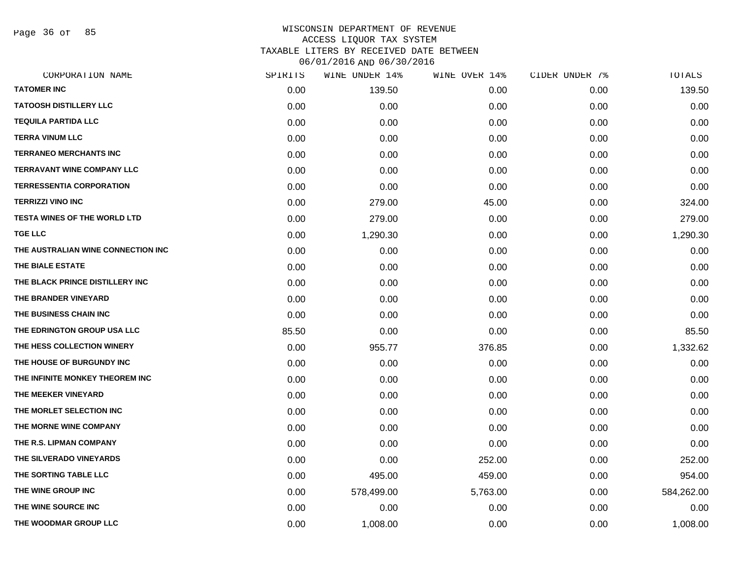# WISCONSIN DEPARTMENT OF REVENUE
## ACCESS LIQUOR TAX SYSTEM
## TAXABLE LITERS BY RECEIVED DATE BETWEEN 06/01/2016 AND 06/30/2016

| CORPORATION NAME | SPIRITS | WINE UNDER 14% | WINE OVER 14% | CIDER UNDER 7% | TOTALS |
|---|---|---|---|---|---|
| TATOMER INC | 0.00 | 139.50 | 0.00 | 0.00 | 139.50 |
| TATOOSH DISTILLERY LLC | 0.00 | 0.00 | 0.00 | 0.00 | 0.00 |
| TEQUILA PARTIDA LLC | 0.00 | 0.00 | 0.00 | 0.00 | 0.00 |
| TERRA VINUM LLC | 0.00 | 0.00 | 0.00 | 0.00 | 0.00 |
| TERRANEO MERCHANTS INC | 0.00 | 0.00 | 0.00 | 0.00 | 0.00 |
| TERRAVANT WINE COMPANY LLC | 0.00 | 0.00 | 0.00 | 0.00 | 0.00 |
| TERRESSENTIA CORPORATION | 0.00 | 0.00 | 0.00 | 0.00 | 0.00 |
| TERRIZZI VINO INC | 0.00 | 279.00 | 45.00 | 0.00 | 324.00 |
| TESTA WINES OF THE WORLD LTD | 0.00 | 279.00 | 0.00 | 0.00 | 279.00 |
| TGE LLC | 0.00 | 1,290.30 | 0.00 | 0.00 | 1,290.30 |
| THE AUSTRALIAN WINE CONNECTION INC | 0.00 | 0.00 | 0.00 | 0.00 | 0.00 |
| THE BIALE ESTATE | 0.00 | 0.00 | 0.00 | 0.00 | 0.00 |
| THE BLACK PRINCE DISTILLERY INC | 0.00 | 0.00 | 0.00 | 0.00 | 0.00 |
| THE BRANDER VINEYARD | 0.00 | 0.00 | 0.00 | 0.00 | 0.00 |
| THE BUSINESS CHAIN INC | 0.00 | 0.00 | 0.00 | 0.00 | 0.00 |
| THE EDRINGTON GROUP USA LLC | 85.50 | 0.00 | 0.00 | 0.00 | 85.50 |
| THE HESS COLLECTION WINERY | 0.00 | 955.77 | 376.85 | 0.00 | 1,332.62 |
| THE HOUSE OF BURGUNDY INC | 0.00 | 0.00 | 0.00 | 0.00 | 0.00 |
| THE INFINITE MONKEY THEOREM INC | 0.00 | 0.00 | 0.00 | 0.00 | 0.00 |
| THE MEEKER VINEYARD | 0.00 | 0.00 | 0.00 | 0.00 | 0.00 |
| THE MORLET SELECTION INC | 0.00 | 0.00 | 0.00 | 0.00 | 0.00 |
| THE MORNE WINE COMPANY | 0.00 | 0.00 | 0.00 | 0.00 | 0.00 |
| THE R.S. LIPMAN COMPANY | 0.00 | 0.00 | 0.00 | 0.00 | 0.00 |
| THE SILVERADO VINEYARDS | 0.00 | 0.00 | 252.00 | 0.00 | 252.00 |
| THE SORTING TABLE LLC | 0.00 | 495.00 | 459.00 | 0.00 | 954.00 |
| THE WINE GROUP INC | 0.00 | 578,499.00 | 5,763.00 | 0.00 | 584,262.00 |
| THE WINE SOURCE INC | 0.00 | 0.00 | 0.00 | 0.00 | 0.00 |
| THE WOODMAR GROUP LLC | 0.00 | 1,008.00 | 0.00 | 0.00 | 1,008.00 |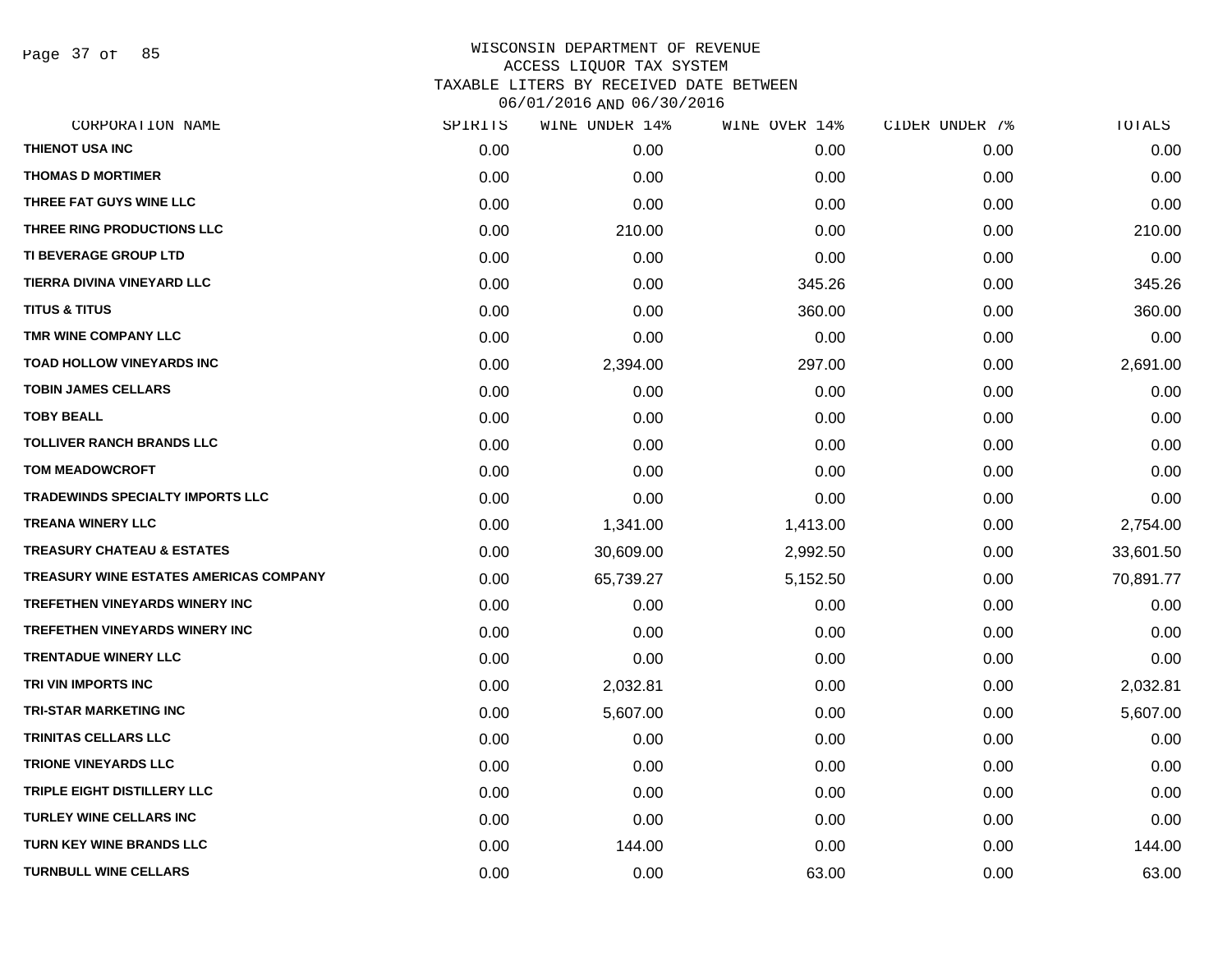# WISCONSIN DEPARTMENT OF REVENUE
## ACCESS LIQUOR TAX SYSTEM
### TAXABLE LITERS BY RECEIVED DATE BETWEEN 06/01/2016 AND 06/30/2016

| CORPORATION NAME | SPIRITS | WINE UNDER 14% | WINE OVER 14% | CIDER UNDER 7% | TOTALS |
|---|---|---|---|---|---|
| THIENOT USA INC | 0.00 | 0.00 | 0.00 | 0.00 | 0.00 |
| THOMAS D MORTIMER | 0.00 | 0.00 | 0.00 | 0.00 | 0.00 |
| THREE FAT GUYS WINE LLC | 0.00 | 0.00 | 0.00 | 0.00 | 0.00 |
| THREE RING PRODUCTIONS LLC | 0.00 | 210.00 | 0.00 | 0.00 | 210.00 |
| TI BEVERAGE GROUP LTD | 0.00 | 0.00 | 0.00 | 0.00 | 0.00 |
| TIERRA DIVINA VINEYARD LLC | 0.00 | 0.00 | 345.26 | 0.00 | 345.26 |
| TITUS & TITUS | 0.00 | 0.00 | 360.00 | 0.00 | 360.00 |
| TMR WINE COMPANY LLC | 0.00 | 0.00 | 0.00 | 0.00 | 0.00 |
| TOAD HOLLOW VINEYARDS INC | 0.00 | 2,394.00 | 297.00 | 0.00 | 2,691.00 |
| TOBIN JAMES CELLARS | 0.00 | 0.00 | 0.00 | 0.00 | 0.00 |
| TOBY BEALL | 0.00 | 0.00 | 0.00 | 0.00 | 0.00 |
| TOLLIVER RANCH BRANDS LLC | 0.00 | 0.00 | 0.00 | 0.00 | 0.00 |
| TOM MEADOWCROFT | 0.00 | 0.00 | 0.00 | 0.00 | 0.00 |
| TRADEWINDS SPECIALTY IMPORTS LLC | 0.00 | 0.00 | 0.00 | 0.00 | 0.00 |
| TREANA WINERY LLC | 0.00 | 1,341.00 | 1,413.00 | 0.00 | 2,754.00 |
| TREASURY CHATEAU & ESTATES | 0.00 | 30,609.00 | 2,992.50 | 0.00 | 33,601.50 |
| TREASURY WINE ESTATES AMERICAS COMPANY | 0.00 | 65,739.27 | 5,152.50 | 0.00 | 70,891.77 |
| TREFETHEN VINEYARDS WINERY INC | 0.00 | 0.00 | 0.00 | 0.00 | 0.00 |
| TREFETHEN VINEYARDS WINERY INC | 0.00 | 0.00 | 0.00 | 0.00 | 0.00 |
| TRENTADUE WINERY LLC | 0.00 | 0.00 | 0.00 | 0.00 | 0.00 |
| TRI VIN IMPORTS INC | 0.00 | 2,032.81 | 0.00 | 0.00 | 2,032.81 |
| TRI-STAR MARKETING INC | 0.00 | 5,607.00 | 0.00 | 0.00 | 5,607.00 |
| TRINITAS CELLARS LLC | 0.00 | 0.00 | 0.00 | 0.00 | 0.00 |
| TRIONE VINEYARDS LLC | 0.00 | 0.00 | 0.00 | 0.00 | 0.00 |
| TRIPLE EIGHT DISTILLERY LLC | 0.00 | 0.00 | 0.00 | 0.00 | 0.00 |
| TURLEY WINE CELLARS INC | 0.00 | 0.00 | 0.00 | 0.00 | 0.00 |
| TURN KEY WINE BRANDS LLC | 0.00 | 144.00 | 0.00 | 0.00 | 144.00 |
| TURNBULL WINE CELLARS | 0.00 | 0.00 | 63.00 | 0.00 | 63.00 |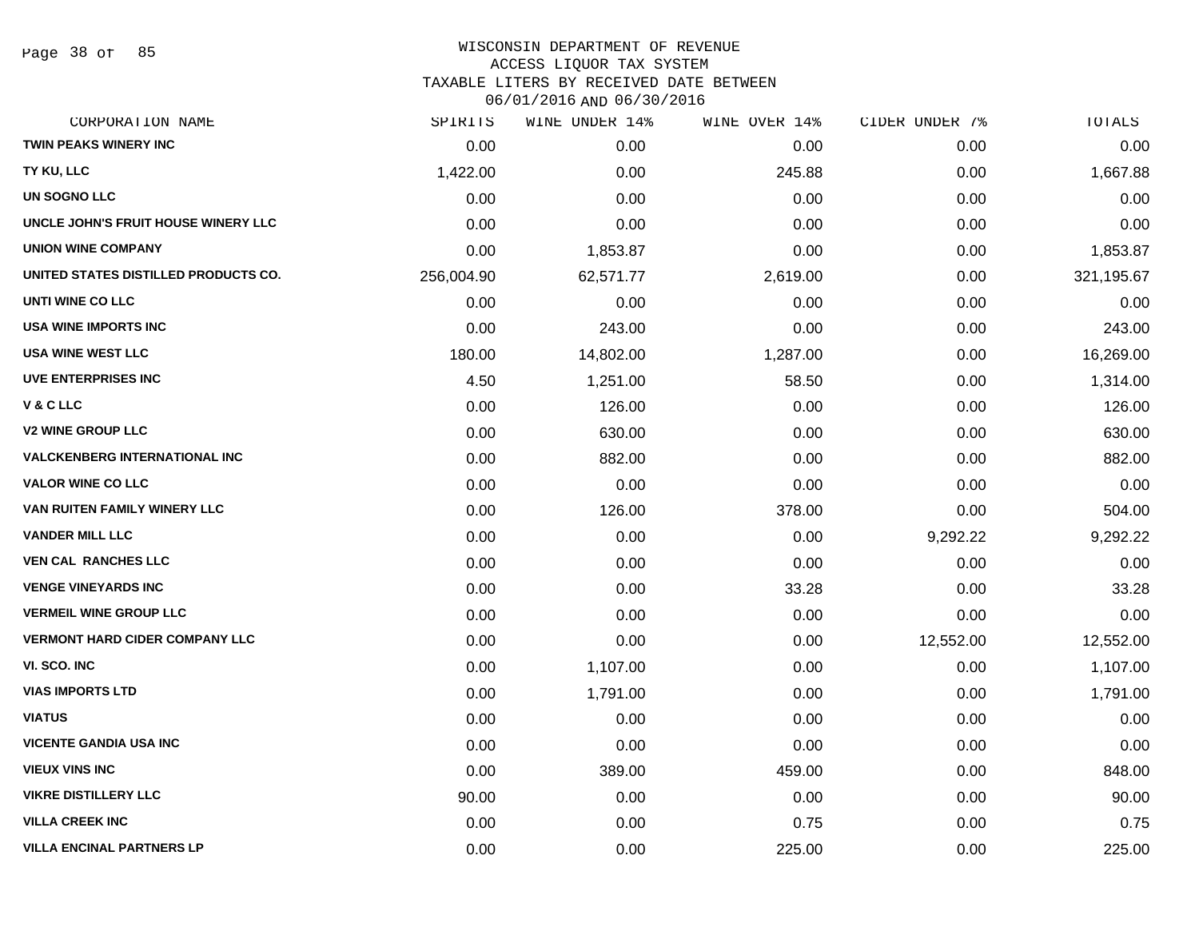WISCONSIN DEPARTMENT OF REVENUE
ACCESS LIQUOR TAX SYSTEM
TAXABLE LITERS BY RECEIVED DATE BETWEEN
06/01/2016 AND 06/30/2016

| CORPORATION NAME | SPIRITS | WINE UNDER 14% | WINE OVER 14% | CIDER UNDER 7% | TOTALS |
|---|---|---|---|---|---|
| TWIN PEAKS WINERY INC | 0.00 | 0.00 | 0.00 | 0.00 | 0.00 |
| TY KU, LLC | 1,422.00 | 0.00 | 245.88 | 0.00 | 1,667.88 |
| UN SOGNO LLC | 0.00 | 0.00 | 0.00 | 0.00 | 0.00 |
| UNCLE JOHN'S FRUIT HOUSE WINERY LLC | 0.00 | 0.00 | 0.00 | 0.00 | 0.00 |
| UNION WINE COMPANY | 0.00 | 1,853.87 | 0.00 | 0.00 | 1,853.87 |
| UNITED STATES DISTILLED PRODUCTS CO. | 256,004.90 | 62,571.77 | 2,619.00 | 0.00 | 321,195.67 |
| UNTI WINE CO LLC | 0.00 | 0.00 | 0.00 | 0.00 | 0.00 |
| USA WINE IMPORTS INC | 0.00 | 243.00 | 0.00 | 0.00 | 243.00 |
| USA WINE WEST LLC | 180.00 | 14,802.00 | 1,287.00 | 0.00 | 16,269.00 |
| UVE ENTERPRISES INC | 4.50 | 1,251.00 | 58.50 | 0.00 | 1,314.00 |
| V & C LLC | 0.00 | 126.00 | 0.00 | 0.00 | 126.00 |
| V2 WINE GROUP LLC | 0.00 | 630.00 | 0.00 | 0.00 | 630.00 |
| VALCKENBERG INTERNATIONAL INC | 0.00 | 882.00 | 0.00 | 0.00 | 882.00 |
| VALOR WINE CO LLC | 0.00 | 0.00 | 0.00 | 0.00 | 0.00 |
| VAN RUITEN FAMILY WINERY LLC | 0.00 | 126.00 | 378.00 | 0.00 | 504.00 |
| VANDER MILL LLC | 0.00 | 0.00 | 0.00 | 9,292.22 | 9,292.22 |
| VEN CAL RANCHES LLC | 0.00 | 0.00 | 0.00 | 0.00 | 0.00 |
| VENGE VINEYARDS INC | 0.00 | 0.00 | 33.28 | 0.00 | 33.28 |
| VERMEIL WINE GROUP LLC | 0.00 | 0.00 | 0.00 | 0.00 | 0.00 |
| VERMONT HARD CIDER COMPANY LLC | 0.00 | 0.00 | 0.00 | 12,552.00 | 12,552.00 |
| VI. SCO. INC | 0.00 | 1,107.00 | 0.00 | 0.00 | 1,107.00 |
| VIAS IMPORTS LTD | 0.00 | 1,791.00 | 0.00 | 0.00 | 1,791.00 |
| VIATUS | 0.00 | 0.00 | 0.00 | 0.00 | 0.00 |
| VICENTE GANDIA USA INC | 0.00 | 0.00 | 0.00 | 0.00 | 0.00 |
| VIEUX VINS INC | 0.00 | 389.00 | 459.00 | 0.00 | 848.00 |
| VIKRE DISTILLERY LLC | 90.00 | 0.00 | 0.00 | 0.00 | 90.00 |
| VILLA CREEK INC | 0.00 | 0.00 | 0.75 | 0.00 | 0.75 |
| VILLA ENCINAL PARTNERS LP | 0.00 | 0.00 | 225.00 | 0.00 | 225.00 |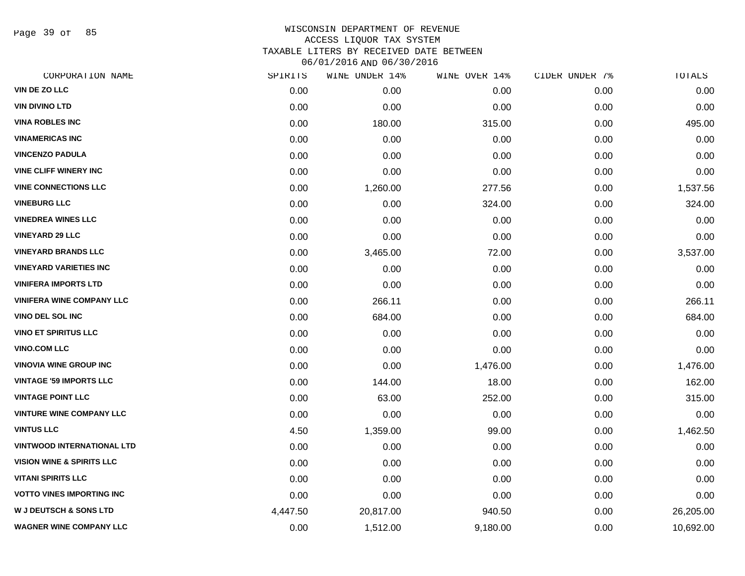# WISCONSIN DEPARTMENT OF REVENUE
## ACCESS LIQUOR TAX SYSTEM
## TAXABLE LITERS BY RECEIVED DATE BETWEEN 06/01/2016 AND 06/30/2016

| CORPORATION NAME | SPIRITS | WINE UNDER 14% | WINE OVER 14% | CIDER UNDER 7% | TOTALS |
|---|---|---|---|---|---|
| VIN DE ZO LLC | 0.00 | 0.00 | 0.00 | 0.00 | 0.00 |
| VIN DIVINO LTD | 0.00 | 0.00 | 0.00 | 0.00 | 0.00 |
| VINA ROBLES INC | 0.00 | 180.00 | 315.00 | 0.00 | 495.00 |
| VINAMERICAS INC | 0.00 | 0.00 | 0.00 | 0.00 | 0.00 |
| VINCENZO PADULA | 0.00 | 0.00 | 0.00 | 0.00 | 0.00 |
| VINE CLIFF WINERY INC | 0.00 | 0.00 | 0.00 | 0.00 | 0.00 |
| VINE CONNECTIONS LLC | 0.00 | 1,260.00 | 277.56 | 0.00 | 1,537.56 |
| VINEBURG LLC | 0.00 | 0.00 | 324.00 | 0.00 | 324.00 |
| VINEDREA WINES LLC | 0.00 | 0.00 | 0.00 | 0.00 | 0.00 |
| VINEYARD 29 LLC | 0.00 | 0.00 | 0.00 | 0.00 | 0.00 |
| VINEYARD BRANDS LLC | 0.00 | 3,465.00 | 72.00 | 0.00 | 3,537.00 |
| VINEYARD VARIETIES INC | 0.00 | 0.00 | 0.00 | 0.00 | 0.00 |
| VINIFERA IMPORTS LTD | 0.00 | 0.00 | 0.00 | 0.00 | 0.00 |
| VINIFERA WINE COMPANY LLC | 0.00 | 266.11 | 0.00 | 0.00 | 266.11 |
| VINO DEL SOL INC | 0.00 | 684.00 | 0.00 | 0.00 | 684.00 |
| VINO ET SPIRITUS LLC | 0.00 | 0.00 | 0.00 | 0.00 | 0.00 |
| VINO.COM LLC | 0.00 | 0.00 | 0.00 | 0.00 | 0.00 |
| VINOVIA WINE GROUP INC | 0.00 | 0.00 | 1,476.00 | 0.00 | 1,476.00 |
| VINTAGE '59 IMPORTS LLC | 0.00 | 144.00 | 18.00 | 0.00 | 162.00 |
| VINTAGE POINT LLC | 0.00 | 63.00 | 252.00 | 0.00 | 315.00 |
| VINTURE WINE COMPANY LLC | 0.00 | 0.00 | 0.00 | 0.00 | 0.00 |
| VINTUS LLC | 4.50 | 1,359.00 | 99.00 | 0.00 | 1,462.50 |
| VINTWOOD INTERNATIONAL LTD | 0.00 | 0.00 | 0.00 | 0.00 | 0.00 |
| VISION WINE & SPIRITS LLC | 0.00 | 0.00 | 0.00 | 0.00 | 0.00 |
| VITANI SPIRITS LLC | 0.00 | 0.00 | 0.00 | 0.00 | 0.00 |
| VOTTO VINES IMPORTING INC | 0.00 | 0.00 | 0.00 | 0.00 | 0.00 |
| W J DEUTSCH & SONS LTD | 4,447.50 | 20,817.00 | 940.50 | 0.00 | 26,205.00 |
| WAGNER WINE COMPANY LLC | 0.00 | 1,512.00 | 9,180.00 | 0.00 | 10,692.00 |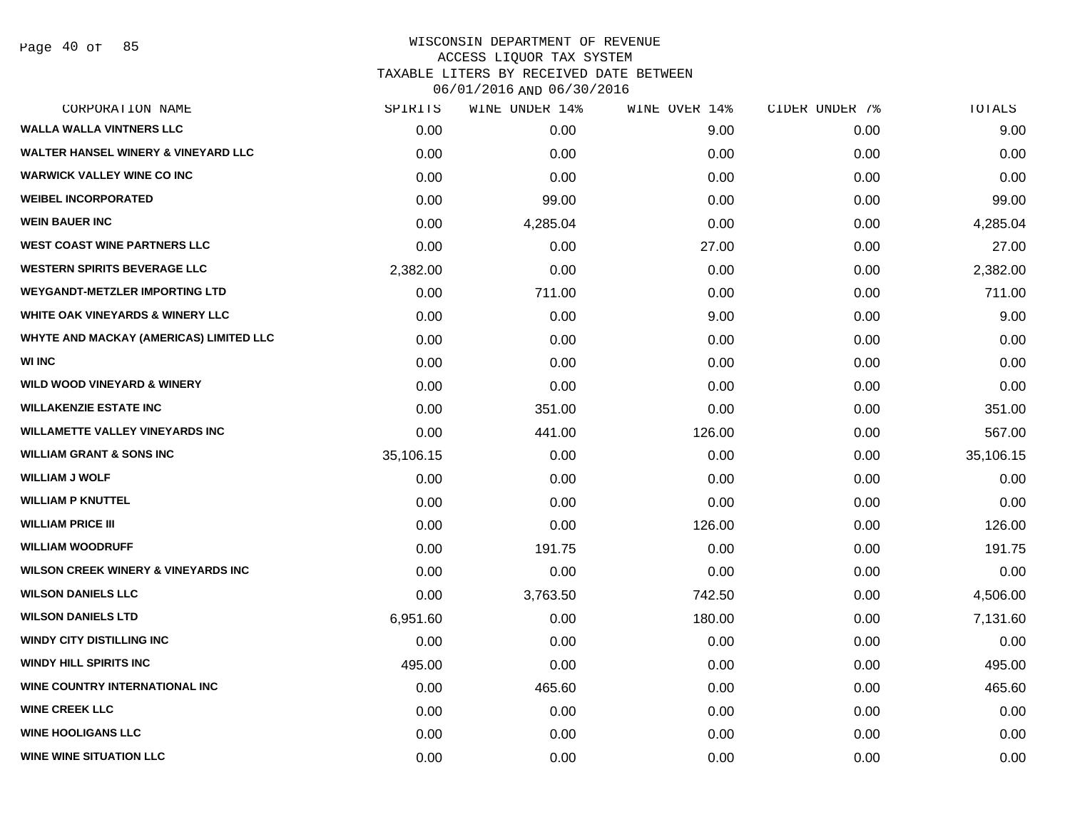WISCONSIN DEPARTMENT OF REVENUE
ACCESS LIQUOR TAX SYSTEM
TAXABLE LITERS BY RECEIVED DATE BETWEEN
06/01/2016 AND 06/30/2016

| CORPORATION NAME | SPIRITS | WINE UNDER 14% | WINE OVER 14% | CIDER UNDER 7% | TOTALS |
|---|---|---|---|---|---|
| WALLA WALLA VINTNERS LLC | 0.00 | 0.00 | 9.00 | 0.00 | 9.00 |
| WALTER HANSEL WINERY & VINEYARD LLC | 0.00 | 0.00 | 0.00 | 0.00 | 0.00 |
| WARWICK VALLEY WINE CO INC | 0.00 | 0.00 | 0.00 | 0.00 | 0.00 |
| WEIBEL INCORPORATED | 0.00 | 99.00 | 0.00 | 0.00 | 99.00 |
| WEIN BAUER INC | 0.00 | 4,285.04 | 0.00 | 0.00 | 4,285.04 |
| WEST COAST WINE PARTNERS LLC | 0.00 | 0.00 | 27.00 | 0.00 | 27.00 |
| WESTERN SPIRITS BEVERAGE LLC | 2,382.00 | 0.00 | 0.00 | 0.00 | 2,382.00 |
| WEYGANDT-METZLER IMPORTING LTD | 0.00 | 711.00 | 0.00 | 0.00 | 711.00 |
| WHITE OAK VINEYARDS & WINERY LLC | 0.00 | 0.00 | 9.00 | 0.00 | 9.00 |
| WHYTE AND MACKAY (AMERICAS) LIMITED LLC | 0.00 | 0.00 | 0.00 | 0.00 | 0.00 |
| WI INC | 0.00 | 0.00 | 0.00 | 0.00 | 0.00 |
| WILD WOOD VINEYARD & WINERY | 0.00 | 0.00 | 0.00 | 0.00 | 0.00 |
| WILLAKENZIE ESTATE INC | 0.00 | 351.00 | 0.00 | 0.00 | 351.00 |
| WILLAMETTE VALLEY VINEYARDS INC | 0.00 | 441.00 | 126.00 | 0.00 | 567.00 |
| WILLIAM GRANT & SONS INC | 35,106.15 | 0.00 | 0.00 | 0.00 | 35,106.15 |
| WILLIAM J WOLF | 0.00 | 0.00 | 0.00 | 0.00 | 0.00 |
| WILLIAM P KNUTTEL | 0.00 | 0.00 | 0.00 | 0.00 | 0.00 |
| WILLIAM PRICE III | 0.00 | 0.00 | 126.00 | 0.00 | 126.00 |
| WILLIAM WOODRUFF | 0.00 | 191.75 | 0.00 | 0.00 | 191.75 |
| WILSON CREEK WINERY & VINEYARDS INC | 0.00 | 0.00 | 0.00 | 0.00 | 0.00 |
| WILSON DANIELS LLC | 0.00 | 3,763.50 | 742.50 | 0.00 | 4,506.00 |
| WILSON DANIELS LTD | 6,951.60 | 0.00 | 180.00 | 0.00 | 7,131.60 |
| WINDY CITY DISTILLING INC | 0.00 | 0.00 | 0.00 | 0.00 | 0.00 |
| WINDY HILL SPIRITS INC | 495.00 | 0.00 | 0.00 | 0.00 | 495.00 |
| WINE COUNTRY INTERNATIONAL INC | 0.00 | 465.60 | 0.00 | 0.00 | 465.60 |
| WINE CREEK LLC | 0.00 | 0.00 | 0.00 | 0.00 | 0.00 |
| WINE HOOLIGANS LLC | 0.00 | 0.00 | 0.00 | 0.00 | 0.00 |
| WINE WINE SITUATION LLC | 0.00 | 0.00 | 0.00 | 0.00 | 0.00 |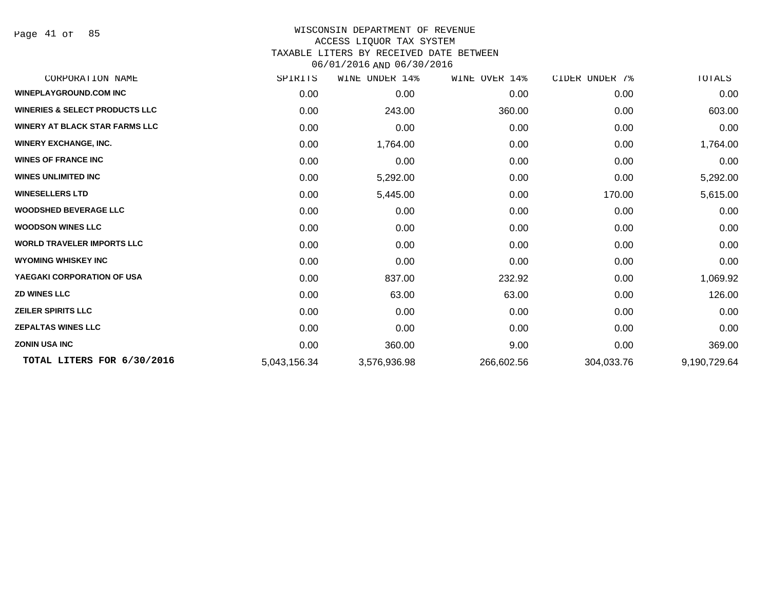WISCONSIN DEPARTMENT OF REVENUE
ACCESS LIQUOR TAX SYSTEM
TAXABLE LITERS BY RECEIVED DATE BETWEEN
06/01/2016 AND 06/30/2016

| CORPORATION NAME | SPIRITS | WINE UNDER 14% | WINE OVER 14% | CIDER UNDER 7% | TOTALS |
|---|---|---|---|---|---|
| WINEPLAYGROUND.COM INC | 0.00 | 0.00 | 0.00 | 0.00 | 0.00 |
| WINERIES & SELECT PRODUCTS LLC | 0.00 | 243.00 | 360.00 | 0.00 | 603.00 |
| WINERY AT BLACK STAR FARMS LLC | 0.00 | 0.00 | 0.00 | 0.00 | 0.00 |
| WINERY EXCHANGE, INC. | 0.00 | 1,764.00 | 0.00 | 0.00 | 1,764.00 |
| WINES OF FRANCE INC | 0.00 | 0.00 | 0.00 | 0.00 | 0.00 |
| WINES UNLIMITED INC | 0.00 | 5,292.00 | 0.00 | 0.00 | 5,292.00 |
| WINESELLERS LTD | 0.00 | 5,445.00 | 0.00 | 170.00 | 5,615.00 |
| WOODSHED BEVERAGE LLC | 0.00 | 0.00 | 0.00 | 0.00 | 0.00 |
| WOODSON WINES LLC | 0.00 | 0.00 | 0.00 | 0.00 | 0.00 |
| WORLD TRAVELER IMPORTS LLC | 0.00 | 0.00 | 0.00 | 0.00 | 0.00 |
| WYOMING WHISKEY INC | 0.00 | 0.00 | 0.00 | 0.00 | 0.00 |
| YAEGAKI CORPORATION OF USA | 0.00 | 837.00 | 232.92 | 0.00 | 1,069.92 |
| ZD WINES LLC | 0.00 | 63.00 | 63.00 | 0.00 | 126.00 |
| ZEILER SPIRITS LLC | 0.00 | 0.00 | 0.00 | 0.00 | 0.00 |
| ZEPALTAS WINES LLC | 0.00 | 0.00 | 0.00 | 0.00 | 0.00 |
| ZONIN USA INC | 0.00 | 360.00 | 9.00 | 0.00 | 369.00 |
| **TOTAL LITERS FOR 6/30/2016** | 5,043,156.34 | 3,576,936.98 | 266,602.56 | 304,033.76 | 9,190,729.64 |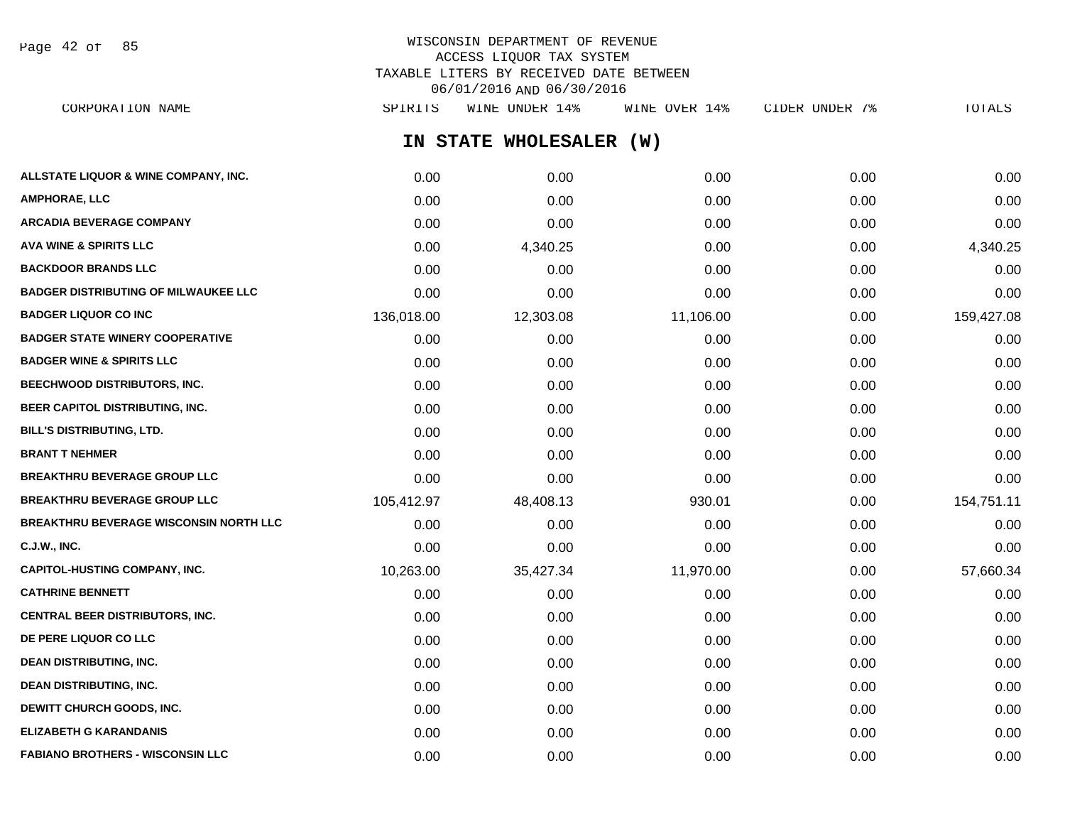WISCONSIN DEPARTMENT OF REVENUE
ACCESS LIQUOR TAX SYSTEM
TAXABLE LITERS BY RECEIVED DATE BETWEEN
06/01/2016 AND 06/30/2016

## IN STATE WHOLESALER (W)

| CORPORATION NAME | SPIRITS | WINE UNDER 14% | WINE OVER 14% | CIDER UNDER 7% | TOTALS |
|---|---|---|---|---|---|
| ALLSTATE LIQUOR & WINE COMPANY, INC. | 0.00 | 0.00 | 0.00 | 0.00 | 0.00 |
| AMPHORAE, LLC | 0.00 | 0.00 | 0.00 | 0.00 | 0.00 |
| ARCADIA BEVERAGE COMPANY | 0.00 | 0.00 | 0.00 | 0.00 | 0.00 |
| AVA WINE & SPIRITS LLC | 0.00 | 4,340.25 | 0.00 | 0.00 | 4,340.25 |
| BACKDOOR BRANDS LLC | 0.00 | 0.00 | 0.00 | 0.00 | 0.00 |
| BADGER DISTRIBUTING OF MILWAUKEE LLC | 0.00 | 0.00 | 0.00 | 0.00 | 0.00 |
| BADGER LIQUOR CO INC | 136,018.00 | 12,303.08 | 11,106.00 | 0.00 | 159,427.08 |
| BADGER STATE WINERY COOPERATIVE | 0.00 | 0.00 | 0.00 | 0.00 | 0.00 |
| BADGER WINE & SPIRITS LLC | 0.00 | 0.00 | 0.00 | 0.00 | 0.00 |
| BEECHWOOD DISTRIBUTORS, INC. | 0.00 | 0.00 | 0.00 | 0.00 | 0.00 |
| BEER CAPITOL DISTRIBUTING, INC. | 0.00 | 0.00 | 0.00 | 0.00 | 0.00 |
| BILL'S DISTRIBUTING, LTD. | 0.00 | 0.00 | 0.00 | 0.00 | 0.00 |
| BRANT T NEHMER | 0.00 | 0.00 | 0.00 | 0.00 | 0.00 |
| BREAKTHRU BEVERAGE GROUP LLC | 0.00 | 0.00 | 0.00 | 0.00 | 0.00 |
| BREAKTHRU BEVERAGE GROUP LLC | 105,412.97 | 48,408.13 | 930.01 | 0.00 | 154,751.11 |
| BREAKTHRU BEVERAGE WISCONSIN NORTH LLC | 0.00 | 0.00 | 0.00 | 0.00 | 0.00 |
| C.J.W., INC. | 0.00 | 0.00 | 0.00 | 0.00 | 0.00 |
| CAPITOL-HUSTING COMPANY, INC. | 10,263.00 | 35,427.34 | 11,970.00 | 0.00 | 57,660.34 |
| CATHRINE BENNETT | 0.00 | 0.00 | 0.00 | 0.00 | 0.00 |
| CENTRAL BEER DISTRIBUTORS, INC. | 0.00 | 0.00 | 0.00 | 0.00 | 0.00 |
| DE PERE LIQUOR CO LLC | 0.00 | 0.00 | 0.00 | 0.00 | 0.00 |
| DEAN DISTRIBUTING, INC. | 0.00 | 0.00 | 0.00 | 0.00 | 0.00 |
| DEAN DISTRIBUTING, INC. | 0.00 | 0.00 | 0.00 | 0.00 | 0.00 |
| DEWITT CHURCH GOODS, INC. | 0.00 | 0.00 | 0.00 | 0.00 | 0.00 |
| ELIZABETH G KARANDANIS | 0.00 | 0.00 | 0.00 | 0.00 | 0.00 |
| FABIANO BROTHERS - WISCONSIN LLC | 0.00 | 0.00 | 0.00 | 0.00 | 0.00 |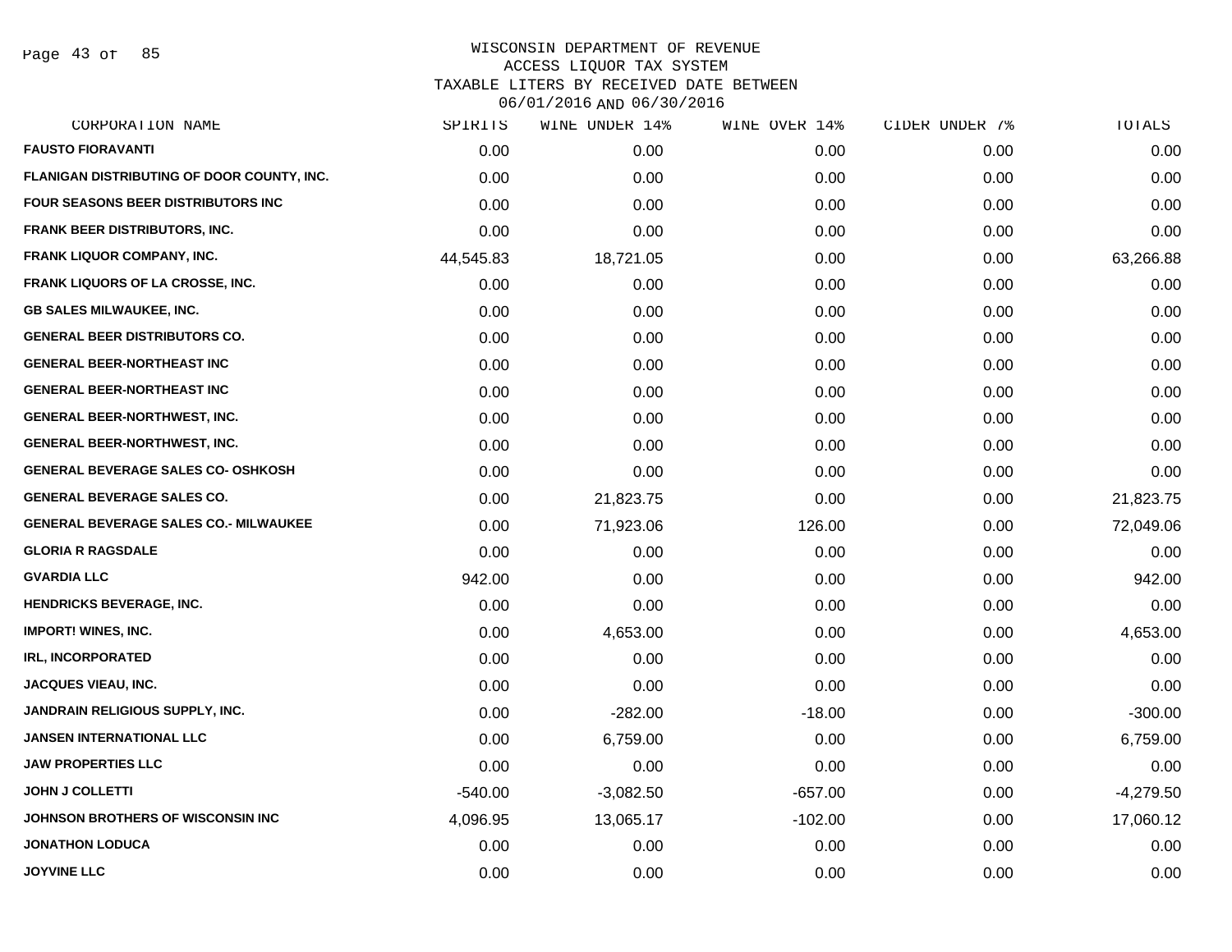# WISCONSIN DEPARTMENT OF REVENUE
## ACCESS LIQUOR TAX SYSTEM
## TAXABLE LITERS BY RECEIVED DATE BETWEEN 06/01/2016 AND 06/30/2016

| CORPORATION NAME | SPIRITS | WINE UNDER 14% | WINE OVER 14% | CIDER UNDER 7% | TOTALS |
|---|---|---|---|---|---|
| FAUSTO FIORAVANTI | 0.00 | 0.00 | 0.00 | 0.00 | 0.00 |
| FLANIGAN DISTRIBUTING OF DOOR COUNTY, INC. | 0.00 | 0.00 | 0.00 | 0.00 | 0.00 |
| FOUR SEASONS BEER DISTRIBUTORS INC | 0.00 | 0.00 | 0.00 | 0.00 | 0.00 |
| FRANK BEER DISTRIBUTORS, INC. | 0.00 | 0.00 | 0.00 | 0.00 | 0.00 |
| FRANK LIQUOR COMPANY, INC. | 44,545.83 | 18,721.05 | 0.00 | 0.00 | 63,266.88 |
| FRANK LIQUORS OF LA CROSSE, INC. | 0.00 | 0.00 | 0.00 | 0.00 | 0.00 |
| GB SALES MILWAUKEE, INC. | 0.00 | 0.00 | 0.00 | 0.00 | 0.00 |
| GENERAL BEER DISTRIBUTORS CO. | 0.00 | 0.00 | 0.00 | 0.00 | 0.00 |
| GENERAL BEER-NORTHEAST INC | 0.00 | 0.00 | 0.00 | 0.00 | 0.00 |
| GENERAL BEER-NORTHEAST INC | 0.00 | 0.00 | 0.00 | 0.00 | 0.00 |
| GENERAL BEER-NORTHWEST, INC. | 0.00 | 0.00 | 0.00 | 0.00 | 0.00 |
| GENERAL BEER-NORTHWEST, INC. | 0.00 | 0.00 | 0.00 | 0.00 | 0.00 |
| GENERAL BEVERAGE SALES CO- OSHKOSH | 0.00 | 0.00 | 0.00 | 0.00 | 0.00 |
| GENERAL BEVERAGE SALES CO. | 0.00 | 21,823.75 | 0.00 | 0.00 | 21,823.75 |
| GENERAL BEVERAGE SALES CO.- MILWAUKEE | 0.00 | 71,923.06 | 126.00 | 0.00 | 72,049.06 |
| GLORIA R RAGSDALE | 0.00 | 0.00 | 0.00 | 0.00 | 0.00 |
| GVARDIA LLC | 942.00 | 0.00 | 0.00 | 0.00 | 942.00 |
| HENDRICKS BEVERAGE, INC. | 0.00 | 0.00 | 0.00 | 0.00 | 0.00 |
| IMPORT! WINES, INC. | 0.00 | 4,653.00 | 0.00 | 0.00 | 4,653.00 |
| IRL, INCORPORATED | 0.00 | 0.00 | 0.00 | 0.00 | 0.00 |
| JACQUES VIEAU, INC. | 0.00 | 0.00 | 0.00 | 0.00 | 0.00 |
| JANDRAIN RELIGIOUS SUPPLY, INC. | 0.00 | -282.00 | -18.00 | 0.00 | -300.00 |
| JANSEN INTERNATIONAL LLC | 0.00 | 6,759.00 | 0.00 | 0.00 | 6,759.00 |
| JAW PROPERTIES LLC | 0.00 | 0.00 | 0.00 | 0.00 | 0.00 |
| JOHN J COLLETTI | -540.00 | -3,082.50 | -657.00 | 0.00 | -4,279.50 |
| JOHNSON BROTHERS OF WISCONSIN INC | 4,096.95 | 13,065.17 | -102.00 | 0.00 | 17,060.12 |
| JONATHON LODUCA | 0.00 | 0.00 | 0.00 | 0.00 | 0.00 |
| JOYVINE LLC | 0.00 | 0.00 | 0.00 | 0.00 | 0.00 |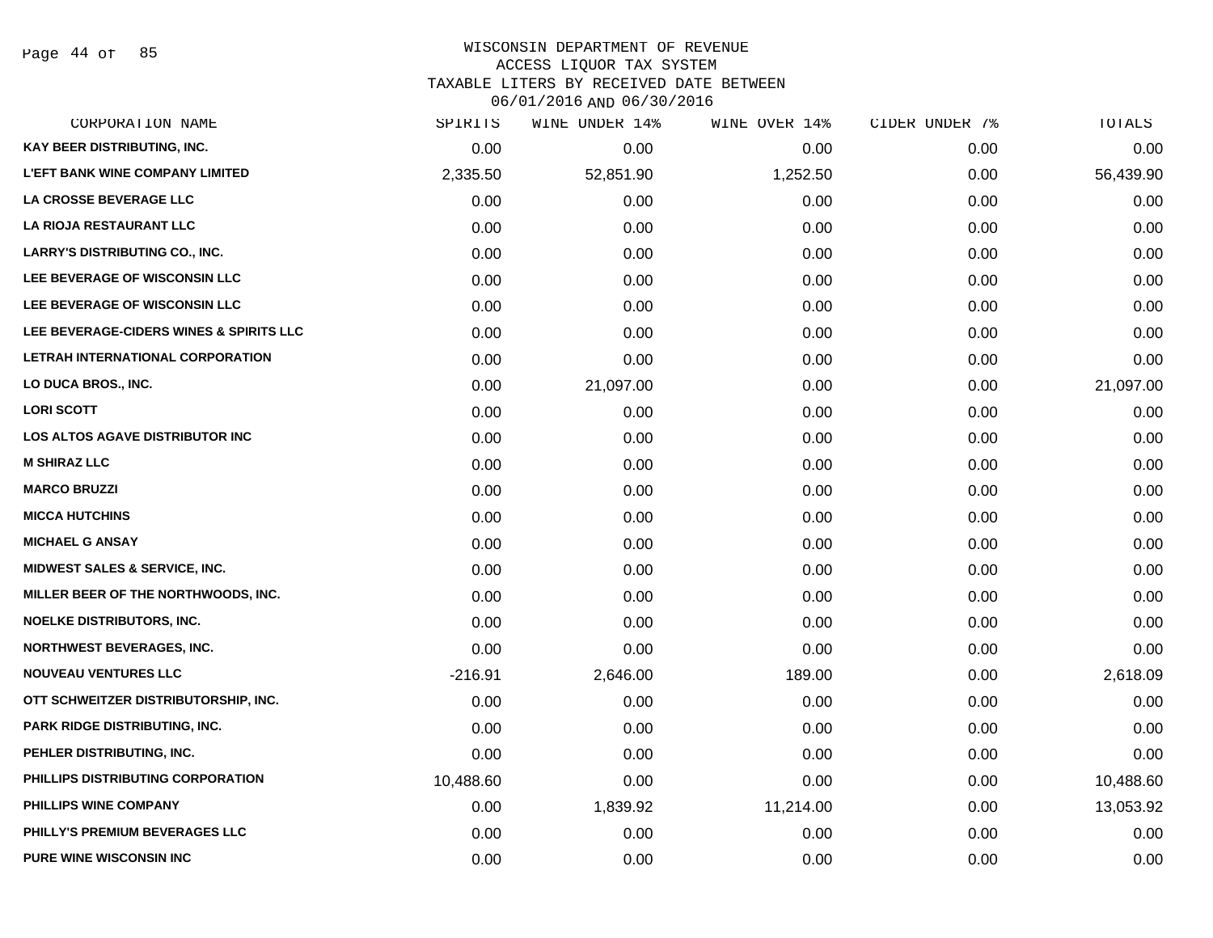# WISCONSIN DEPARTMENT OF REVENUE
## ACCESS LIQUOR TAX SYSTEM
## TAXABLE LITERS BY RECEIVED DATE BETWEEN
## 06/01/2016 AND 06/30/2016

| CORPORATION NAME | SPIRITS | WINE UNDER 14% | WINE OVER 14% | CIDER UNDER 7% | TOTALS |
|---|---|---|---|---|---|
| KAY BEER DISTRIBUTING, INC. | 0.00 | 0.00 | 0.00 | 0.00 | 0.00 |
| L'EFT BANK WINE COMPANY LIMITED | 2,335.50 | 52,851.90 | 1,252.50 | 0.00 | 56,439.90 |
| LA CROSSE BEVERAGE LLC | 0.00 | 0.00 | 0.00 | 0.00 | 0.00 |
| LA RIOJA RESTAURANT LLC | 0.00 | 0.00 | 0.00 | 0.00 | 0.00 |
| LARRY'S DISTRIBUTING CO., INC. | 0.00 | 0.00 | 0.00 | 0.00 | 0.00 |
| LEE BEVERAGE OF WISCONSIN LLC | 0.00 | 0.00 | 0.00 | 0.00 | 0.00 |
| LEE BEVERAGE OF WISCONSIN LLC | 0.00 | 0.00 | 0.00 | 0.00 | 0.00 |
| LEE BEVERAGE-CIDERS WINES & SPIRITS LLC | 0.00 | 0.00 | 0.00 | 0.00 | 0.00 |
| LETRAH INTERNATIONAL CORPORATION | 0.00 | 0.00 | 0.00 | 0.00 | 0.00 |
| LO DUCA BROS., INC. | 0.00 | 21,097.00 | 0.00 | 0.00 | 21,097.00 |
| LORI SCOTT | 0.00 | 0.00 | 0.00 | 0.00 | 0.00 |
| LOS ALTOS AGAVE DISTRIBUTOR INC | 0.00 | 0.00 | 0.00 | 0.00 | 0.00 |
| M SHIRAZ LLC | 0.00 | 0.00 | 0.00 | 0.00 | 0.00 |
| MARCO BRUZZI | 0.00 | 0.00 | 0.00 | 0.00 | 0.00 |
| MICCA HUTCHINS | 0.00 | 0.00 | 0.00 | 0.00 | 0.00 |
| MICHAEL G ANSAY | 0.00 | 0.00 | 0.00 | 0.00 | 0.00 |
| MIDWEST SALES & SERVICE, INC. | 0.00 | 0.00 | 0.00 | 0.00 | 0.00 |
| MILLER BEER OF THE NORTHWOODS, INC. | 0.00 | 0.00 | 0.00 | 0.00 | 0.00 |
| NOELKE DISTRIBUTORS, INC. | 0.00 | 0.00 | 0.00 | 0.00 | 0.00 |
| NORTHWEST BEVERAGES, INC. | 0.00 | 0.00 | 0.00 | 0.00 | 0.00 |
| NOUVEAU VENTURES LLC | -216.91 | 2,646.00 | 189.00 | 0.00 | 2,618.09 |
| OTT SCHWEITZER DISTRIBUTORSHIP, INC. | 0.00 | 0.00 | 0.00 | 0.00 | 0.00 |
| PARK RIDGE DISTRIBUTING, INC. | 0.00 | 0.00 | 0.00 | 0.00 | 0.00 |
| PEHLER DISTRIBUTING, INC. | 0.00 | 0.00 | 0.00 | 0.00 | 0.00 |
| PHILLIPS DISTRIBUTING CORPORATION | 10,488.60 | 0.00 | 0.00 | 0.00 | 10,488.60 |
| PHILLIPS WINE COMPANY | 0.00 | 1,839.92 | 11,214.00 | 0.00 | 13,053.92 |
| PHILLY'S PREMIUM BEVERAGES LLC | 0.00 | 0.00 | 0.00 | 0.00 | 0.00 |
| PURE WINE WISCONSIN INC | 0.00 | 0.00 | 0.00 | 0.00 | 0.00 |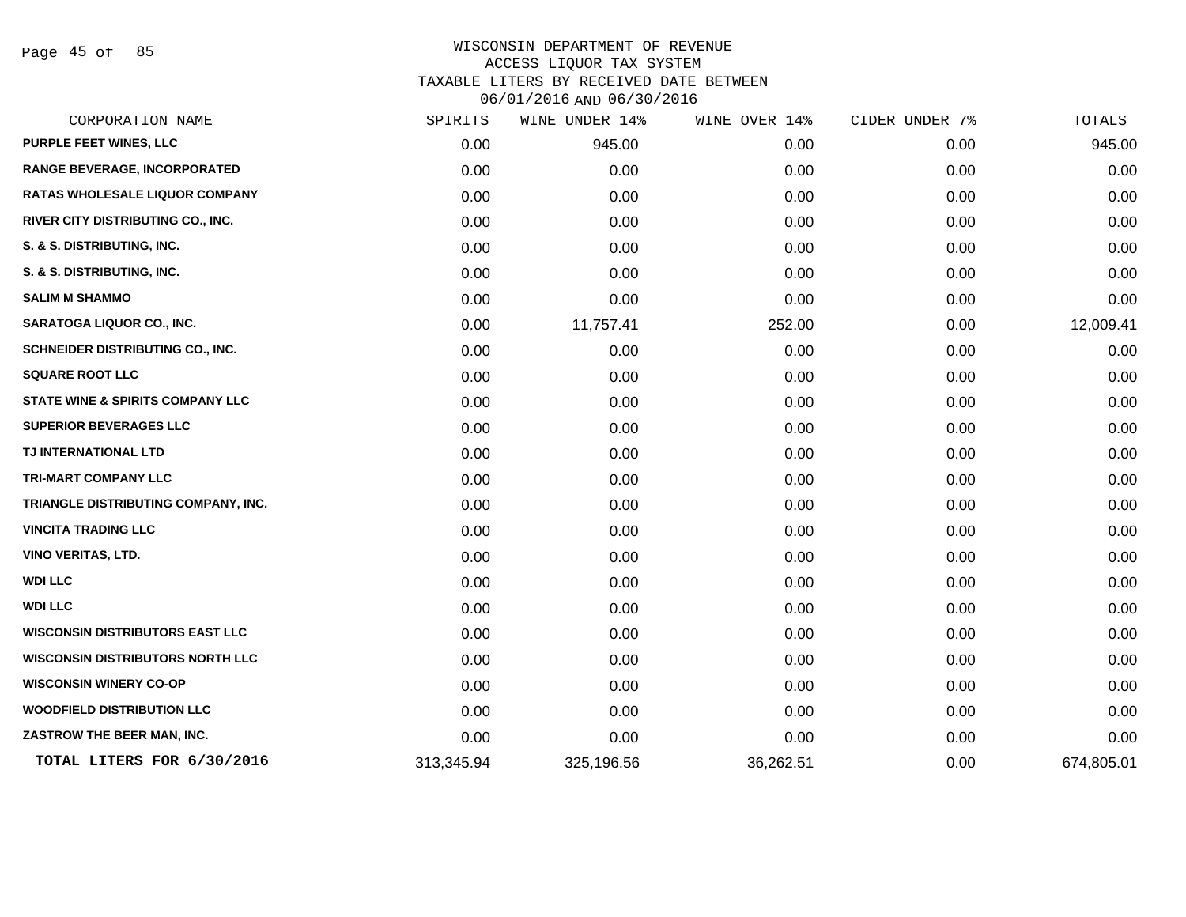WISCONSIN DEPARTMENT OF REVENUE
ACCESS LIQUOR TAX SYSTEM
TAXABLE LITERS BY RECEIVED DATE BETWEEN
06/01/2016 AND 06/30/2016

| CORPORATION NAME | SPIRITS | WINE UNDER 14% | WINE OVER 14% | CIDER UNDER 7% | TOTALS |
|---|---|---|---|---|---|
| PURPLE FEET WINES, LLC | 0.00 | 945.00 | 0.00 | 0.00 | 945.00 |
| RANGE BEVERAGE, INCORPORATED | 0.00 | 0.00 | 0.00 | 0.00 | 0.00 |
| RATAS WHOLESALE LIQUOR COMPANY | 0.00 | 0.00 | 0.00 | 0.00 | 0.00 |
| RIVER CITY DISTRIBUTING CO., INC. | 0.00 | 0.00 | 0.00 | 0.00 | 0.00 |
| S. & S. DISTRIBUTING, INC. | 0.00 | 0.00 | 0.00 | 0.00 | 0.00 |
| S. & S. DISTRIBUTING, INC. | 0.00 | 0.00 | 0.00 | 0.00 | 0.00 |
| SALIM M SHAMMO | 0.00 | 0.00 | 0.00 | 0.00 | 0.00 |
| SARATOGA LIQUOR CO., INC. | 0.00 | 11,757.41 | 252.00 | 0.00 | 12,009.41 |
| SCHNEIDER DISTRIBUTING CO., INC. | 0.00 | 0.00 | 0.00 | 0.00 | 0.00 |
| SQUARE ROOT LLC | 0.00 | 0.00 | 0.00 | 0.00 | 0.00 |
| STATE WINE & SPIRITS COMPANY LLC | 0.00 | 0.00 | 0.00 | 0.00 | 0.00 |
| SUPERIOR BEVERAGES LLC | 0.00 | 0.00 | 0.00 | 0.00 | 0.00 |
| TJ INTERNATIONAL LTD | 0.00 | 0.00 | 0.00 | 0.00 | 0.00 |
| TRI-MART COMPANY LLC | 0.00 | 0.00 | 0.00 | 0.00 | 0.00 |
| TRIANGLE DISTRIBUTING COMPANY, INC. | 0.00 | 0.00 | 0.00 | 0.00 | 0.00 |
| VINCITA TRADING LLC | 0.00 | 0.00 | 0.00 | 0.00 | 0.00 |
| VINO VERITAS, LTD. | 0.00 | 0.00 | 0.00 | 0.00 | 0.00 |
| WDI LLC | 0.00 | 0.00 | 0.00 | 0.00 | 0.00 |
| WDI LLC | 0.00 | 0.00 | 0.00 | 0.00 | 0.00 |
| WISCONSIN DISTRIBUTORS EAST LLC | 0.00 | 0.00 | 0.00 | 0.00 | 0.00 |
| WISCONSIN DISTRIBUTORS NORTH LLC | 0.00 | 0.00 | 0.00 | 0.00 | 0.00 |
| WISCONSIN WINERY CO-OP | 0.00 | 0.00 | 0.00 | 0.00 | 0.00 |
| WOODFIELD DISTRIBUTION LLC | 0.00 | 0.00 | 0.00 | 0.00 | 0.00 |
| ZASTROW THE BEER MAN, INC. | 0.00 | 0.00 | 0.00 | 0.00 | 0.00 |
| **TOTAL LITERS FOR 6/30/2016** | 313,345.94 | 325,196.56 | 36,262.51 | 0.00 | 674,805.01 |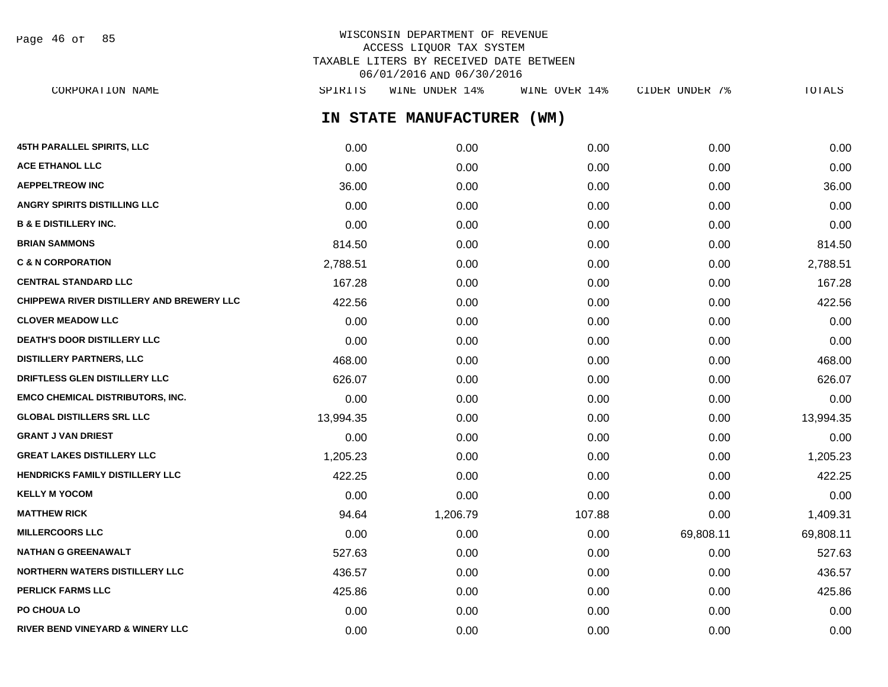WISCONSIN DEPARTMENT OF REVENUE
ACCESS LIQUOR TAX SYSTEM
TAXABLE LITERS BY RECEIVED DATE BETWEEN
06/01/2016 AND 06/30/2016

## IN STATE MANUFACTURER (WM)

| CORPORATION NAME | SPIRITS | WINE UNDER 14% | WINE OVER 14% | CIDER UNDER 7% | TOTALS |
|---|---|---|---|---|---|
| 45TH PARALLEL SPIRITS, LLC | 0.00 | 0.00 | 0.00 | 0.00 | 0.00 |
| ACE ETHANOL LLC | 0.00 | 0.00 | 0.00 | 0.00 | 0.00 |
| AEPPELTREOW INC | 36.00 | 0.00 | 0.00 | 0.00 | 36.00 |
| ANGRY SPIRITS DISTILLING LLC | 0.00 | 0.00 | 0.00 | 0.00 | 0.00 |
| B & E DISTILLERY INC. | 0.00 | 0.00 | 0.00 | 0.00 | 0.00 |
| BRIAN SAMMONS | 814.50 | 0.00 | 0.00 | 0.00 | 814.50 |
| C & N CORPORATION | 2,788.51 | 0.00 | 0.00 | 0.00 | 2,788.51 |
| CENTRAL STANDARD LLC | 167.28 | 0.00 | 0.00 | 0.00 | 167.28 |
| CHIPPEWA RIVER DISTILLERY AND BREWERY LLC | 422.56 | 0.00 | 0.00 | 0.00 | 422.56 |
| CLOVER MEADOW LLC | 0.00 | 0.00 | 0.00 | 0.00 | 0.00 |
| DEATH'S DOOR DISTILLERY LLC | 0.00 | 0.00 | 0.00 | 0.00 | 0.00 |
| DISTILLERY PARTNERS, LLC | 468.00 | 0.00 | 0.00 | 0.00 | 468.00 |
| DRIFTLESS GLEN DISTILLERY LLC | 626.07 | 0.00 | 0.00 | 0.00 | 626.07 |
| EMCO CHEMICAL DISTRIBUTORS, INC. | 0.00 | 0.00 | 0.00 | 0.00 | 0.00 |
| GLOBAL DISTILLERS SRL LLC | 13,994.35 | 0.00 | 0.00 | 0.00 | 13,994.35 |
| GRANT J VAN DRIEST | 0.00 | 0.00 | 0.00 | 0.00 | 0.00 |
| GREAT LAKES DISTILLERY LLC | 1,205.23 | 0.00 | 0.00 | 0.00 | 1,205.23 |
| HENDRICKS FAMILY DISTILLERY LLC | 422.25 | 0.00 | 0.00 | 0.00 | 422.25 |
| KELLY M YOCOM | 0.00 | 0.00 | 0.00 | 0.00 | 0.00 |
| MATTHEW RICK | 94.64 | 1,206.79 | 107.88 | 0.00 | 1,409.31 |
| MILLERCOORS LLC | 0.00 | 0.00 | 0.00 | 69,808.11 | 69,808.11 |
| NATHAN G GREENAWALT | 527.63 | 0.00 | 0.00 | 0.00 | 527.63 |
| NORTHERN WATERS DISTILLERY LLC | 436.57 | 0.00 | 0.00 | 0.00 | 436.57 |
| PERLICK FARMS LLC | 425.86 | 0.00 | 0.00 | 0.00 | 425.86 |
| PO CHOUA LO | 0.00 | 0.00 | 0.00 | 0.00 | 0.00 |
| RIVER BEND VINEYARD & WINERY LLC | 0.00 | 0.00 | 0.00 | 0.00 | 0.00 |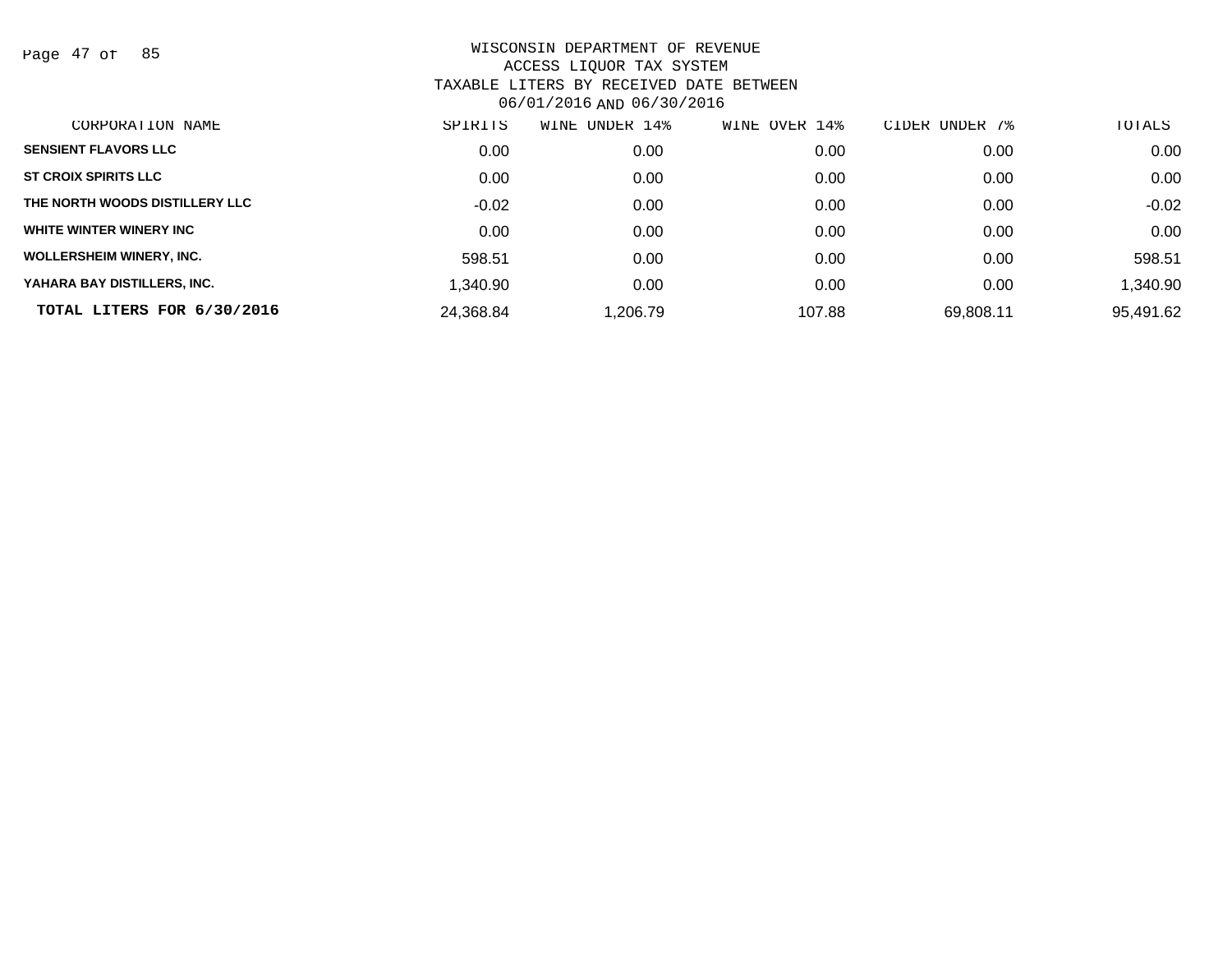WISCONSIN DEPARTMENT OF REVENUE
ACCESS LIQUOR TAX SYSTEM
TAXABLE LITERS BY RECEIVED DATE BETWEEN
06/01/2016 AND 06/30/2016

| CORPORATION NAME | SPIRITS | WINE UNDER 14% | WINE OVER 14% | CIDER UNDER 7% | TOTALS |
|---|---|---|---|---|---|
| SENSIENT FLAVORS LLC | 0.00 | 0.00 | 0.00 | 0.00 | 0.00 |
| ST CROIX SPIRITS LLC | 0.00 | 0.00 | 0.00 | 0.00 | 0.00 |
| THE NORTH WOODS DISTILLERY LLC | -0.02 | 0.00 | 0.00 | 0.00 | -0.02 |
| WHITE WINTER WINERY INC | 0.00 | 0.00 | 0.00 | 0.00 | 0.00 |
| WOLLERSHEIM WINERY, INC. | 598.51 | 0.00 | 0.00 | 0.00 | 598.51 |
| YAHARA BAY DISTILLERS, INC. | 1,340.90 | 0.00 | 0.00 | 0.00 | 1,340.90 |
| **TOTAL LITERS FOR 6/30/2016** | 24,368.84 | 1,206.79 | 107.88 | 69,808.11 | 95,491.62 |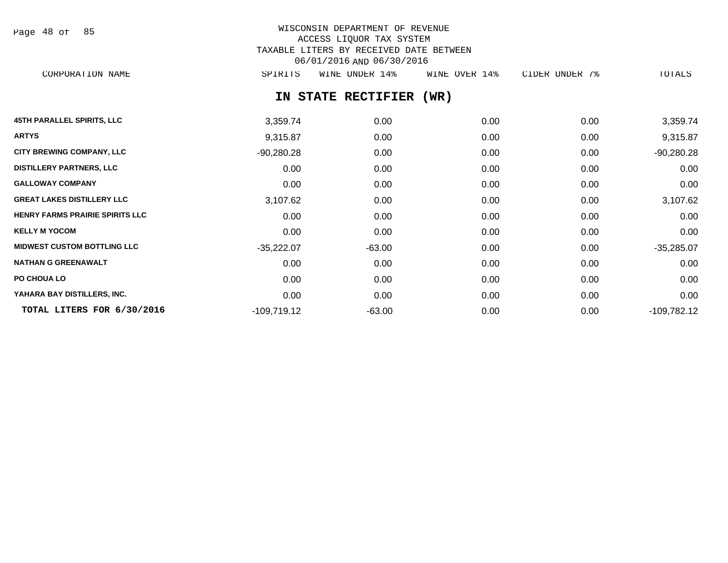WISCONSIN DEPARTMENT OF REVENUE
ACCESS LIQUOR TAX SYSTEM
TAXABLE LITERS BY RECEIVED DATE BETWEEN
06/01/2016 AND 06/30/2016

## IN STATE RECTIFIER (WR)

| CORPORATION NAME | SPIRITS | WINE UNDER 14% | WINE OVER 14% | CIDER UNDER 7% | TOTALS |
|---|---|---|---|---|---|
| 45TH PARALLEL SPIRITS, LLC | 3,359.74 | 0.00 | 0.00 | 0.00 | 3,359.74 |
| ARTYS | 9,315.87 | 0.00 | 0.00 | 0.00 | 9,315.87 |
| CITY BREWING COMPANY, LLC | -90,280.28 | 0.00 | 0.00 | 0.00 | -90,280.28 |
| DISTILLERY PARTNERS, LLC | 0.00 | 0.00 | 0.00 | 0.00 | 0.00 |
| GALLOWAY COMPANY | 0.00 | 0.00 | 0.00 | 0.00 | 0.00 |
| GREAT LAKES DISTILLERY LLC | 3,107.62 | 0.00 | 0.00 | 0.00 | 3,107.62 |
| HENRY FARMS PRAIRIE SPIRITS LLC | 0.00 | 0.00 | 0.00 | 0.00 | 0.00 |
| KELLY M YOCOM | 0.00 | 0.00 | 0.00 | 0.00 | 0.00 |
| MIDWEST CUSTOM BOTTLING LLC | -35,222.07 | -63.00 | 0.00 | 0.00 | -35,285.07 |
| NATHAN G GREENAWALT | 0.00 | 0.00 | 0.00 | 0.00 | 0.00 |
| PO CHOUA LO | 0.00 | 0.00 | 0.00 | 0.00 | 0.00 |
| YAHARA BAY DISTILLERS, INC. | 0.00 | 0.00 | 0.00 | 0.00 | 0.00 |
| **TOTAL LITERS FOR 6/30/2016** | -109,719.12 | -63.00 | 0.00 | 0.00 | -109,782.12 |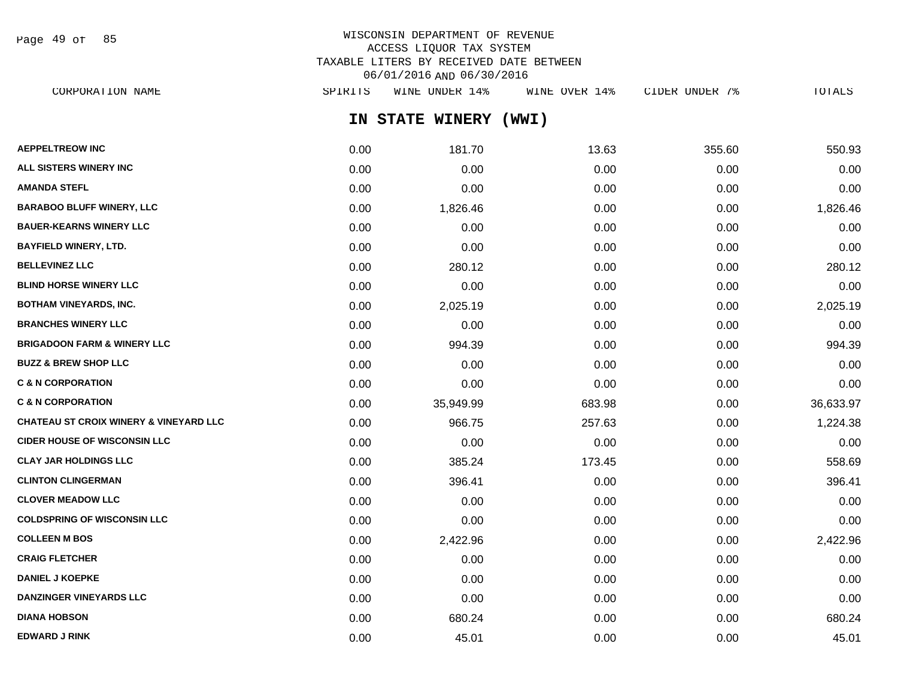WISCONSIN DEPARTMENT OF REVENUE
ACCESS LIQUOR TAX SYSTEM
TAXABLE LITERS BY RECEIVED DATE BETWEEN
06/01/2016 AND 06/30/2016

## IN STATE WINERY (WWI)

| CORPORATION NAME | SPIRITS | WINE UNDER 14% | WINE OVER 14% | CIDER UNDER 7% | TOTALS |
|---|---|---|---|---|---|
| AEPPELTREOW INC | 0.00 | 181.70 | 13.63 | 355.60 | 550.93 |
| ALL SISTERS WINERY INC | 0.00 | 0.00 | 0.00 | 0.00 | 0.00 |
| AMANDA STEFL | 0.00 | 0.00 | 0.00 | 0.00 | 0.00 |
| BARABOO BLUFF WINERY, LLC | 0.00 | 1,826.46 | 0.00 | 0.00 | 1,826.46 |
| BAUER-KEARNS WINERY LLC | 0.00 | 0.00 | 0.00 | 0.00 | 0.00 |
| BAYFIELD WINERY, LTD. | 0.00 | 0.00 | 0.00 | 0.00 | 0.00 |
| BELLEVINEZ LLC | 0.00 | 280.12 | 0.00 | 0.00 | 280.12 |
| BLIND HORSE WINERY LLC | 0.00 | 0.00 | 0.00 | 0.00 | 0.00 |
| BOTHAM VINEYARDS, INC. | 0.00 | 2,025.19 | 0.00 | 0.00 | 2,025.19 |
| BRANCHES WINERY LLC | 0.00 | 0.00 | 0.00 | 0.00 | 0.00 |
| BRIGADOON FARM & WINERY LLC | 0.00 | 994.39 | 0.00 | 0.00 | 994.39 |
| BUZZ & BREW SHOP LLC | 0.00 | 0.00 | 0.00 | 0.00 | 0.00 |
| C & N CORPORATION | 0.00 | 0.00 | 0.00 | 0.00 | 0.00 |
| C & N CORPORATION | 0.00 | 35,949.99 | 683.98 | 0.00 | 36,633.97 |
| CHATEAU ST CROIX WINERY & VINEYARD LLC | 0.00 | 966.75 | 257.63 | 0.00 | 1,224.38 |
| CIDER HOUSE OF WISCONSIN LLC | 0.00 | 0.00 | 0.00 | 0.00 | 0.00 |
| CLAY JAR HOLDINGS LLC | 0.00 | 385.24 | 173.45 | 0.00 | 558.69 |
| CLINTON CLINGERMAN | 0.00 | 396.41 | 0.00 | 0.00 | 396.41 |
| CLOVER MEADOW LLC | 0.00 | 0.00 | 0.00 | 0.00 | 0.00 |
| COLDSPRING OF WISCONSIN LLC | 0.00 | 0.00 | 0.00 | 0.00 | 0.00 |
| COLLEEN M BOS | 0.00 | 2,422.96 | 0.00 | 0.00 | 2,422.96 |
| CRAIG FLETCHER | 0.00 | 0.00 | 0.00 | 0.00 | 0.00 |
| DANIEL J KOEPKE | 0.00 | 0.00 | 0.00 | 0.00 | 0.00 |
| DANZINGER VINEYARDS LLC | 0.00 | 0.00 | 0.00 | 0.00 | 0.00 |
| DIANA HOBSON | 0.00 | 680.24 | 0.00 | 0.00 | 680.24 |
| EDWARD J RINK | 0.00 | 45.01 | 0.00 | 0.00 | 45.01 |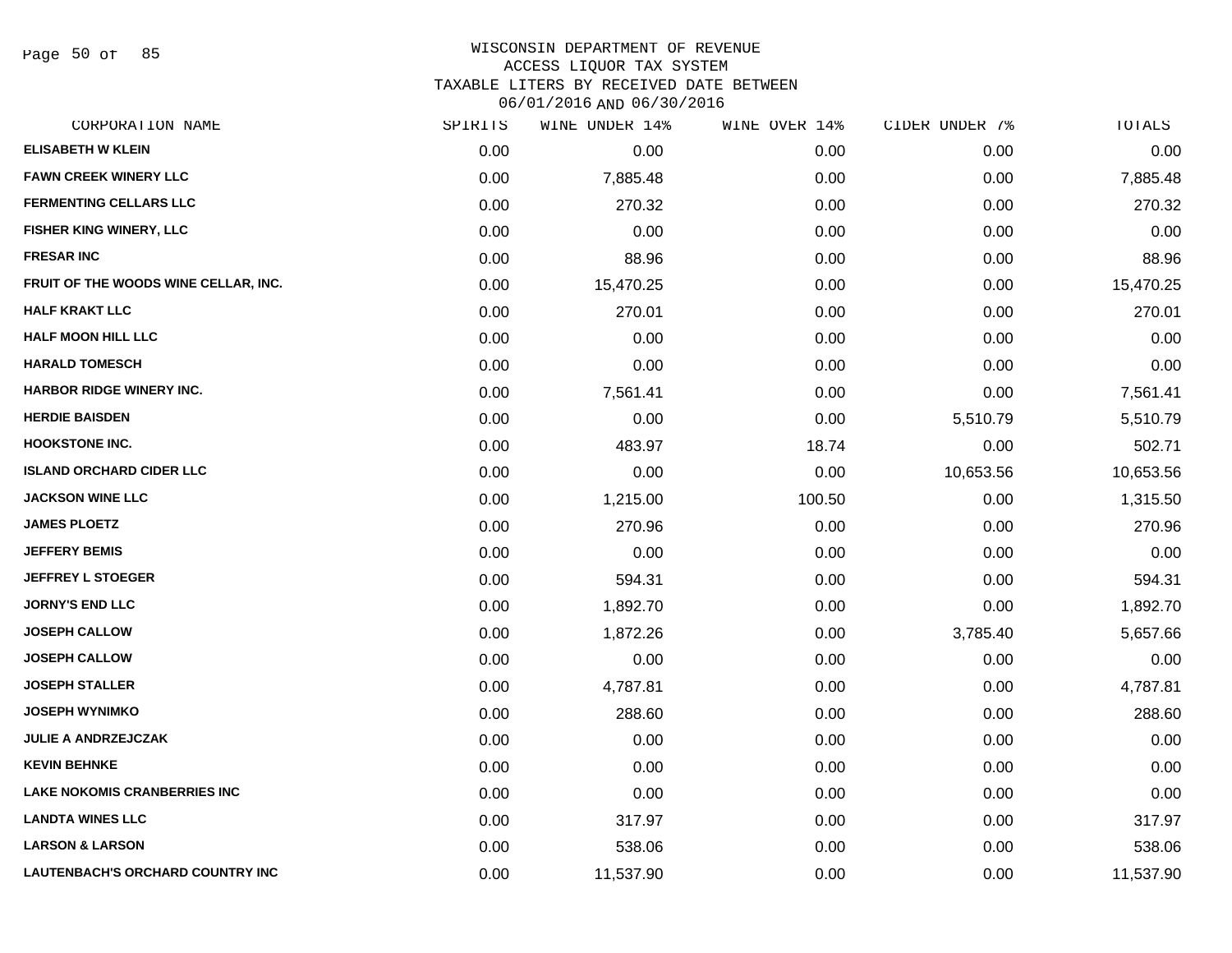# WISCONSIN DEPARTMENT OF REVENUE
## ACCESS LIQUOR TAX SYSTEM
## TAXABLE LITERS BY RECEIVED DATE BETWEEN 06/01/2016 AND 06/30/2016

| CORPORATION NAME | SPIRITS | WINE UNDER 14% | WINE OVER 14% | CIDER UNDER 7% | TOTALS |
|---|---|---|---|---|---|
| ELISABETH W KLEIN | 0.00 | 0.00 | 0.00 | 0.00 | 0.00 |
| FAWN CREEK WINERY LLC | 0.00 | 7,885.48 | 0.00 | 0.00 | 7,885.48 |
| FERMENTING CELLARS LLC | 0.00 | 270.32 | 0.00 | 0.00 | 270.32 |
| FISHER KING WINERY, LLC | 0.00 | 0.00 | 0.00 | 0.00 | 0.00 |
| FRESAR INC | 0.00 | 88.96 | 0.00 | 0.00 | 88.96 |
| FRUIT OF THE WOODS WINE CELLAR, INC. | 0.00 | 15,470.25 | 0.00 | 0.00 | 15,470.25 |
| HALF KRAKT LLC | 0.00 | 270.01 | 0.00 | 0.00 | 270.01 |
| HALF MOON HILL LLC | 0.00 | 0.00 | 0.00 | 0.00 | 0.00 |
| HARALD TOMESCH | 0.00 | 0.00 | 0.00 | 0.00 | 0.00 |
| HARBOR RIDGE WINERY INC. | 0.00 | 7,561.41 | 0.00 | 0.00 | 7,561.41 |
| HERDIE BAISDEN | 0.00 | 0.00 | 0.00 | 5,510.79 | 5,510.79 |
| HOOKSTONE INC. | 0.00 | 483.97 | 18.74 | 0.00 | 502.71 |
| ISLAND ORCHARD CIDER LLC | 0.00 | 0.00 | 0.00 | 10,653.56 | 10,653.56 |
| JACKSON WINE LLC | 0.00 | 1,215.00 | 100.50 | 0.00 | 1,315.50 |
| JAMES PLOETZ | 0.00 | 270.96 | 0.00 | 0.00 | 270.96 |
| JEFFERY BEMIS | 0.00 | 0.00 | 0.00 | 0.00 | 0.00 |
| JEFFREY L STOEGER | 0.00 | 594.31 | 0.00 | 0.00 | 594.31 |
| JORNY'S END LLC | 0.00 | 1,892.70 | 0.00 | 0.00 | 1,892.70 |
| JOSEPH CALLOW | 0.00 | 1,872.26 | 0.00 | 3,785.40 | 5,657.66 |
| JOSEPH CALLOW | 0.00 | 0.00 | 0.00 | 0.00 | 0.00 |
| JOSEPH STALLER | 0.00 | 4,787.81 | 0.00 | 0.00 | 4,787.81 |
| JOSEPH WYNIMKO | 0.00 | 288.60 | 0.00 | 0.00 | 288.60 |
| JULIE A ANDRZEJCZAK | 0.00 | 0.00 | 0.00 | 0.00 | 0.00 |
| KEVIN BEHNKE | 0.00 | 0.00 | 0.00 | 0.00 | 0.00 |
| LAKE NOKOMIS CRANBERRIES INC | 0.00 | 0.00 | 0.00 | 0.00 | 0.00 |
| LANDTA WINES LLC | 0.00 | 317.97 | 0.00 | 0.00 | 317.97 |
| LARSON & LARSON | 0.00 | 538.06 | 0.00 | 0.00 | 538.06 |
| LAUTENBACH'S ORCHARD COUNTRY INC | 0.00 | 11,537.90 | 0.00 | 0.00 | 11,537.90 |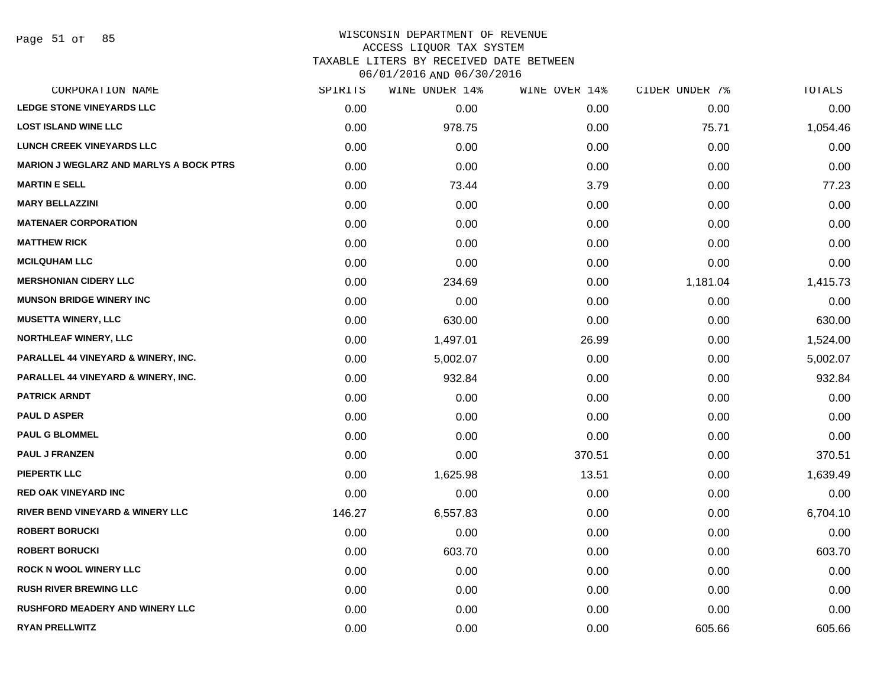WISCONSIN DEPARTMENT OF REVENUE
ACCESS LIQUOR TAX SYSTEM
TAXABLE LITERS BY RECEIVED DATE BETWEEN
06/01/2016 AND 06/30/2016

| CORPORATION NAME | SPIRITS | WINE UNDER 14% | WINE OVER 14% | CIDER UNDER 7% | TOTALS |
|---|---|---|---|---|---|
| LEDGE STONE VINEYARDS LLC | 0.00 | 0.00 | 0.00 | 0.00 | 0.00 |
| LOST ISLAND WINE LLC | 0.00 | 978.75 | 0.00 | 75.71 | 1,054.46 |
| LUNCH CREEK VINEYARDS LLC | 0.00 | 0.00 | 0.00 | 0.00 | 0.00 |
| MARION J WEGLARZ AND MARLYS A BOCK PTRS | 0.00 | 0.00 | 0.00 | 0.00 | 0.00 |
| MARTIN E SELL | 0.00 | 73.44 | 3.79 | 0.00 | 77.23 |
| MARY BELLAZZINI | 0.00 | 0.00 | 0.00 | 0.00 | 0.00 |
| MATENAER CORPORATION | 0.00 | 0.00 | 0.00 | 0.00 | 0.00 |
| MATTHEW RICK | 0.00 | 0.00 | 0.00 | 0.00 | 0.00 |
| MCILQUHAM LLC | 0.00 | 0.00 | 0.00 | 0.00 | 0.00 |
| MERSHONIAN CIDERY LLC | 0.00 | 234.69 | 0.00 | 1,181.04 | 1,415.73 |
| MUNSON BRIDGE WINERY INC | 0.00 | 0.00 | 0.00 | 0.00 | 0.00 |
| MUSETTA WINERY, LLC | 0.00 | 630.00 | 0.00 | 0.00 | 630.00 |
| NORTHLEAF WINERY, LLC | 0.00 | 1,497.01 | 26.99 | 0.00 | 1,524.00 |
| PARALLEL 44 VINEYARD & WINERY, INC. | 0.00 | 5,002.07 | 0.00 | 0.00 | 5,002.07 |
| PARALLEL 44 VINEYARD & WINERY, INC. | 0.00 | 932.84 | 0.00 | 0.00 | 932.84 |
| PATRICK ARNDT | 0.00 | 0.00 | 0.00 | 0.00 | 0.00 |
| PAUL D ASPER | 0.00 | 0.00 | 0.00 | 0.00 | 0.00 |
| PAUL G BLOMMEL | 0.00 | 0.00 | 0.00 | 0.00 | 0.00 |
| PAUL J FRANZEN | 0.00 | 0.00 | 370.51 | 0.00 | 370.51 |
| PIEPERTK LLC | 0.00 | 1,625.98 | 13.51 | 0.00 | 1,639.49 |
| RED OAK VINEYARD INC | 0.00 | 0.00 | 0.00 | 0.00 | 0.00 |
| RIVER BEND VINEYARD & WINERY LLC | 146.27 | 6,557.83 | 0.00 | 0.00 | 6,704.10 |
| ROBERT BORUCKI | 0.00 | 0.00 | 0.00 | 0.00 | 0.00 |
| ROBERT BORUCKI | 0.00 | 603.70 | 0.00 | 0.00 | 603.70 |
| ROCK N WOOL WINERY LLC | 0.00 | 0.00 | 0.00 | 0.00 | 0.00 |
| RUSH RIVER BREWING LLC | 0.00 | 0.00 | 0.00 | 0.00 | 0.00 |
| RUSHFORD MEADERY AND WINERY LLC | 0.00 | 0.00 | 0.00 | 0.00 | 0.00 |
| RYAN PRELLWITZ | 0.00 | 0.00 | 0.00 | 605.66 | 605.66 |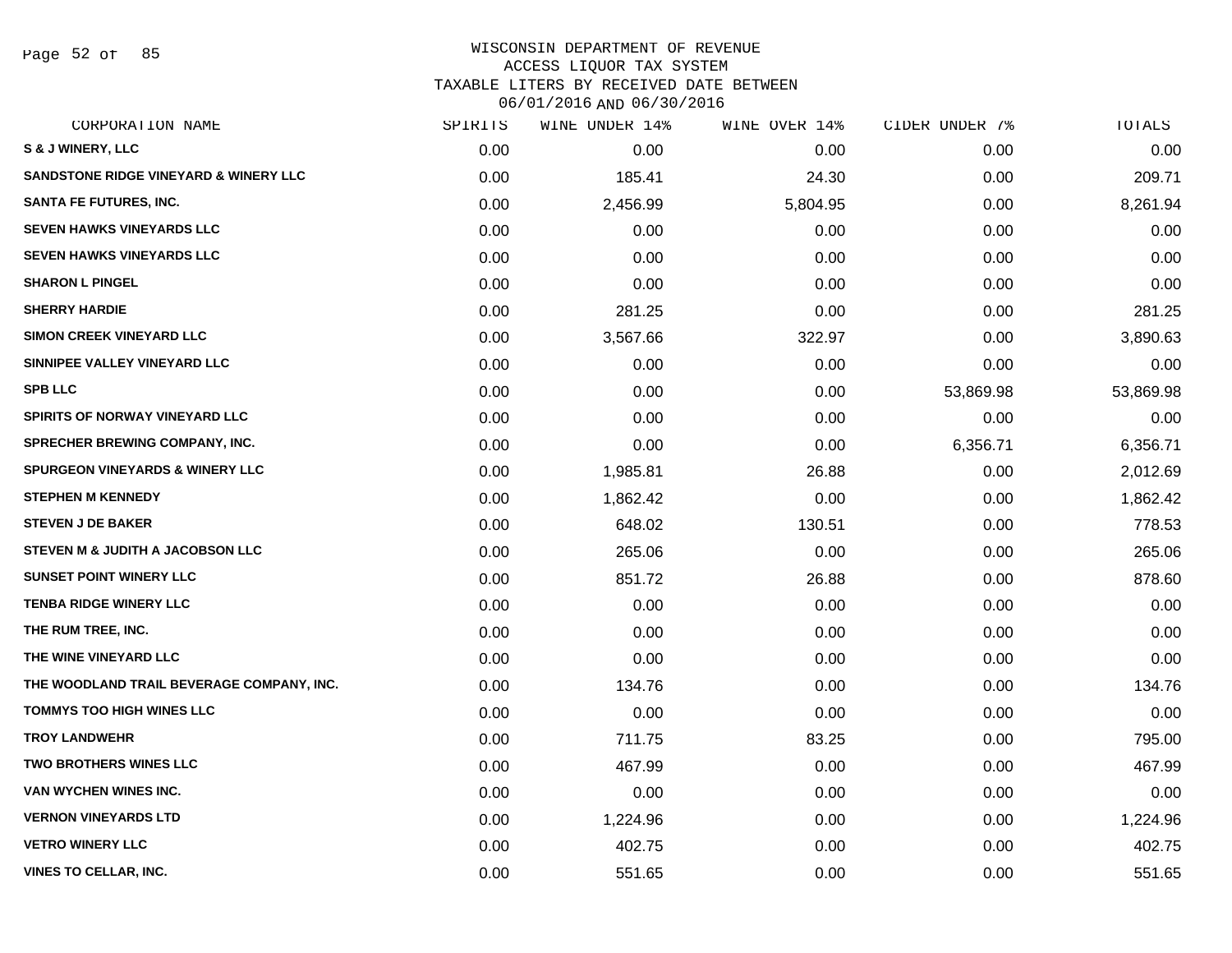# WISCONSIN DEPARTMENT OF REVENUE
## ACCESS LIQUOR TAX SYSTEM
### TAXABLE LITERS BY RECEIVED DATE BETWEEN 06/01/2016 AND 06/30/2016

| CORPORATION NAME | SPIRITS | WINE UNDER 14% | WINE OVER 14% | CIDER UNDER 7% | TOTALS |
|---|---|---|---|---|---|
| S & J WINERY, LLC | 0.00 | 0.00 | 0.00 | 0.00 | 0.00 |
| SANDSTONE RIDGE VINEYARD & WINERY LLC | 0.00 | 185.41 | 24.30 | 0.00 | 209.71 |
| SANTA FE FUTURES, INC. | 0.00 | 2,456.99 | 5,804.95 | 0.00 | 8,261.94 |
| SEVEN HAWKS VINEYARDS LLC | 0.00 | 0.00 | 0.00 | 0.00 | 0.00 |
| SEVEN HAWKS VINEYARDS LLC | 0.00 | 0.00 | 0.00 | 0.00 | 0.00 |
| SHARON L PINGEL | 0.00 | 0.00 | 0.00 | 0.00 | 0.00 |
| SHERRY HARDIE | 0.00 | 281.25 | 0.00 | 0.00 | 281.25 |
| SIMON CREEK VINEYARD LLC | 0.00 | 3,567.66 | 322.97 | 0.00 | 3,890.63 |
| SINNIPEE VALLEY VINEYARD LLC | 0.00 | 0.00 | 0.00 | 0.00 | 0.00 |
| SPB LLC | 0.00 | 0.00 | 0.00 | 53,869.98 | 53,869.98 |
| SPIRITS OF NORWAY VINEYARD LLC | 0.00 | 0.00 | 0.00 | 0.00 | 0.00 |
| SPRECHER BREWING COMPANY, INC. | 0.00 | 0.00 | 0.00 | 6,356.71 | 6,356.71 |
| SPURGEON VINEYARDS & WINERY LLC | 0.00 | 1,985.81 | 26.88 | 0.00 | 2,012.69 |
| STEPHEN M KENNEDY | 0.00 | 1,862.42 | 0.00 | 0.00 | 1,862.42 |
| STEVEN J DE BAKER | 0.00 | 648.02 | 130.51 | 0.00 | 778.53 |
| STEVEN M & JUDITH A JACOBSON LLC | 0.00 | 265.06 | 0.00 | 0.00 | 265.06 |
| SUNSET POINT WINERY LLC | 0.00 | 851.72 | 26.88 | 0.00 | 878.60 |
| TENBA RIDGE WINERY LLC | 0.00 | 0.00 | 0.00 | 0.00 | 0.00 |
| THE RUM TREE, INC. | 0.00 | 0.00 | 0.00 | 0.00 | 0.00 |
| THE WINE VINEYARD LLC | 0.00 | 0.00 | 0.00 | 0.00 | 0.00 |
| THE WOODLAND TRAIL BEVERAGE COMPANY, INC. | 0.00 | 134.76 | 0.00 | 0.00 | 134.76 |
| TOMMYS TOO HIGH WINES LLC | 0.00 | 0.00 | 0.00 | 0.00 | 0.00 |
| TROY LANDWEHR | 0.00 | 711.75 | 83.25 | 0.00 | 795.00 |
| TWO BROTHERS WINES LLC | 0.00 | 467.99 | 0.00 | 0.00 | 467.99 |
| VAN WYCHEN WINES INC. | 0.00 | 0.00 | 0.00 | 0.00 | 0.00 |
| VERNON VINEYARDS LTD | 0.00 | 1,224.96 | 0.00 | 0.00 | 1,224.96 |
| VETRO WINERY LLC | 0.00 | 402.75 | 0.00 | 0.00 | 402.75 |
| VINES TO CELLAR, INC. | 0.00 | 551.65 | 0.00 | 0.00 | 551.65 |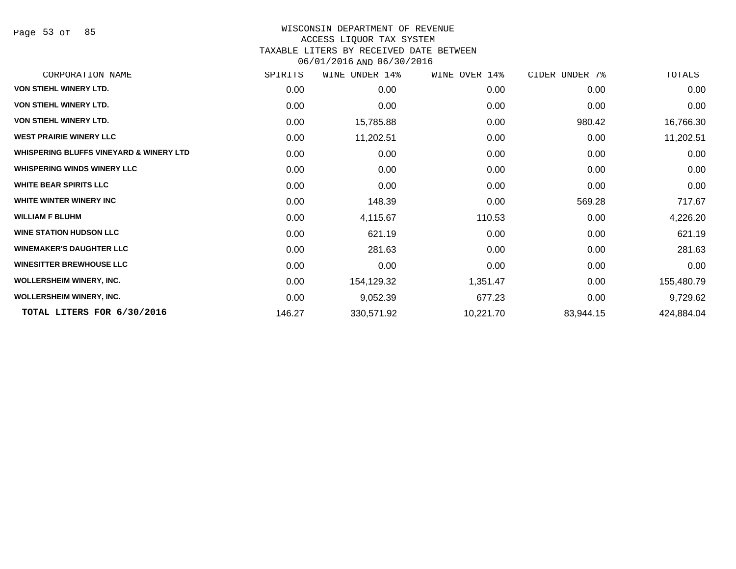WISCONSIN DEPARTMENT OF REVENUE
ACCESS LIQUOR TAX SYSTEM
TAXABLE LITERS BY RECEIVED DATE BETWEEN
06/01/2016 AND 06/30/2016

| CORPORATION NAME | SPIRITS | WINE UNDER 14% | WINE OVER 14% | CIDER UNDER 7% | TOTALS |
|---|---|---|---|---|---|
| VON STIEHL WINERY LTD. | 0.00 | 0.00 | 0.00 | 0.00 | 0.00 |
| VON STIEHL WINERY LTD. | 0.00 | 0.00 | 0.00 | 0.00 | 0.00 |
| VON STIEHL WINERY LTD. | 0.00 | 15,785.88 | 0.00 | 980.42 | 16,766.30 |
| WEST PRAIRIE WINERY LLC | 0.00 | 11,202.51 | 0.00 | 0.00 | 11,202.51 |
| WHISPERING BLUFFS VINEYARD & WINERY LTD | 0.00 | 0.00 | 0.00 | 0.00 | 0.00 |
| WHISPERING WINDS WINERY LLC | 0.00 | 0.00 | 0.00 | 0.00 | 0.00 |
| WHITE BEAR SPIRITS LLC | 0.00 | 0.00 | 0.00 | 0.00 | 0.00 |
| WHITE WINTER WINERY INC | 0.00 | 148.39 | 0.00 | 569.28 | 717.67 |
| WILLIAM F BLUHM | 0.00 | 4,115.67 | 110.53 | 0.00 | 4,226.20 |
| WINE STATION HUDSON LLC | 0.00 | 621.19 | 0.00 | 0.00 | 621.19 |
| WINEMAKER'S DAUGHTER LLC | 0.00 | 281.63 | 0.00 | 0.00 | 281.63 |
| WINESITTER BREWHOUSE LLC | 0.00 | 0.00 | 0.00 | 0.00 | 0.00 |
| WOLLERSHEIM WINERY, INC. | 0.00 | 154,129.32 | 1,351.47 | 0.00 | 155,480.79 |
| WOLLERSHEIM WINERY, INC. | 0.00 | 9,052.39 | 677.23 | 0.00 | 9,729.62 |
| **TOTAL LITERS FOR 6/30/2016** | 146.27 | 330,571.92 | 10,221.70 | 83,944.15 | 424,884.04 |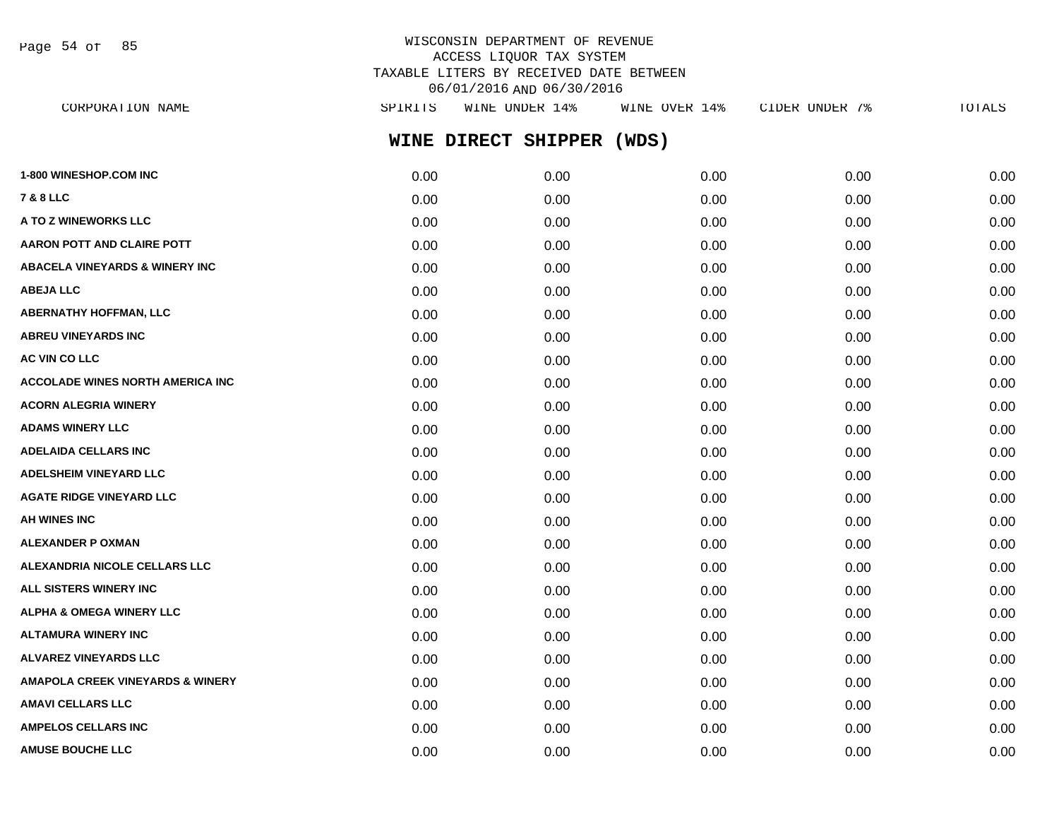WISCONSIN DEPARTMENT OF REVENUE
ACCESS LIQUOR TAX SYSTEM
TAXABLE LITERS BY RECEIVED DATE BETWEEN
06/01/2016 AND 06/30/2016

## WINE DIRECT SHIPPER (WDS)

| CORPORATION NAME | SPIRITS | WINE UNDER 14% | WINE OVER 14% | CIDER UNDER 7% | TOTALS |
|---|---|---|---|---|---|
| 1-800 WINESHOP.COM INC | 0.00 | 0.00 | 0.00 | 0.00 | 0.00 |
| 7 & 8 LLC | 0.00 | 0.00 | 0.00 | 0.00 | 0.00 |
| A TO Z WINEWORKS LLC | 0.00 | 0.00 | 0.00 | 0.00 | 0.00 |
| AARON POTT AND CLAIRE POTT | 0.00 | 0.00 | 0.00 | 0.00 | 0.00 |
| ABACELA VINEYARDS & WINERY INC | 0.00 | 0.00 | 0.00 | 0.00 | 0.00 |
| ABEJA LLC | 0.00 | 0.00 | 0.00 | 0.00 | 0.00 |
| ABERNATHY HOFFMAN, LLC | 0.00 | 0.00 | 0.00 | 0.00 | 0.00 |
| ABREU VINEYARDS INC | 0.00 | 0.00 | 0.00 | 0.00 | 0.00 |
| AC VIN CO LLC | 0.00 | 0.00 | 0.00 | 0.00 | 0.00 |
| ACCOLADE WINES NORTH AMERICA INC | 0.00 | 0.00 | 0.00 | 0.00 | 0.00 |
| ACORN ALEGRIA WINERY | 0.00 | 0.00 | 0.00 | 0.00 | 0.00 |
| ADAMS WINERY LLC | 0.00 | 0.00 | 0.00 | 0.00 | 0.00 |
| ADELAIDA CELLARS INC | 0.00 | 0.00 | 0.00 | 0.00 | 0.00 |
| ADELSHEIM VINEYARD LLC | 0.00 | 0.00 | 0.00 | 0.00 | 0.00 |
| AGATE RIDGE VINEYARD LLC | 0.00 | 0.00 | 0.00 | 0.00 | 0.00 |
| AH WINES INC | 0.00 | 0.00 | 0.00 | 0.00 | 0.00 |
| ALEXANDER P OXMAN | 0.00 | 0.00 | 0.00 | 0.00 | 0.00 |
| ALEXANDRIA NICOLE CELLARS LLC | 0.00 | 0.00 | 0.00 | 0.00 | 0.00 |
| ALL SISTERS WINERY INC | 0.00 | 0.00 | 0.00 | 0.00 | 0.00 |
| ALPHA & OMEGA WINERY LLC | 0.00 | 0.00 | 0.00 | 0.00 | 0.00 |
| ALTAMURA WINERY INC | 0.00 | 0.00 | 0.00 | 0.00 | 0.00 |
| ALVAREZ VINEYARDS LLC | 0.00 | 0.00 | 0.00 | 0.00 | 0.00 |
| AMAPOLA CREEK VINEYARDS & WINERY | 0.00 | 0.00 | 0.00 | 0.00 | 0.00 |
| AMAVI CELLARS LLC | 0.00 | 0.00 | 0.00 | 0.00 | 0.00 |
| AMPELOS CELLARS INC | 0.00 | 0.00 | 0.00 | 0.00 | 0.00 |
| AMUSE BOUCHE LLC | 0.00 | 0.00 | 0.00 | 0.00 | 0.00 |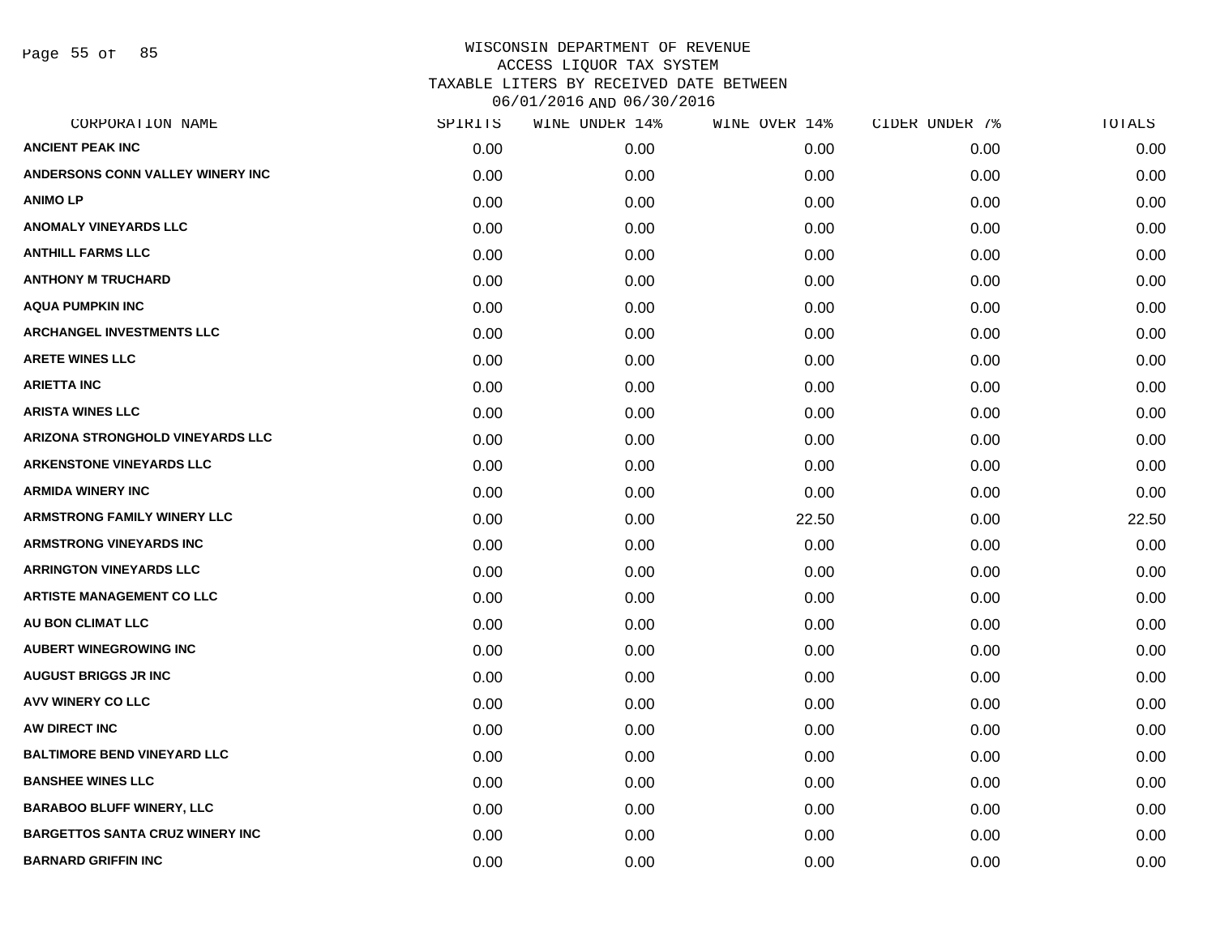WISCONSIN DEPARTMENT OF REVENUE
ACCESS LIQUOR TAX SYSTEM
TAXABLE LITERS BY RECEIVED DATE BETWEEN
06/01/2016 AND 06/30/2016

| CORPORATION NAME | SPIRITS | WINE UNDER 14% | WINE OVER 14% | CIDER UNDER 7% | TOTALS |
|---|---|---|---|---|---|
| ANCIENT PEAK INC | 0.00 | 0.00 | 0.00 | 0.00 | 0.00 |
| ANDERSONS CONN VALLEY WINERY INC | 0.00 | 0.00 | 0.00 | 0.00 | 0.00 |
| ANIMO LP | 0.00 | 0.00 | 0.00 | 0.00 | 0.00 |
| ANOMALY VINEYARDS LLC | 0.00 | 0.00 | 0.00 | 0.00 | 0.00 |
| ANTHILL FARMS LLC | 0.00 | 0.00 | 0.00 | 0.00 | 0.00 |
| ANTHONY M TRUCHARD | 0.00 | 0.00 | 0.00 | 0.00 | 0.00 |
| AQUA PUMPKIN INC | 0.00 | 0.00 | 0.00 | 0.00 | 0.00 |
| ARCHANGEL INVESTMENTS LLC | 0.00 | 0.00 | 0.00 | 0.00 | 0.00 |
| ARETE WINES LLC | 0.00 | 0.00 | 0.00 | 0.00 | 0.00 |
| ARIETTA INC | 0.00 | 0.00 | 0.00 | 0.00 | 0.00 |
| ARISTA WINES LLC | 0.00 | 0.00 | 0.00 | 0.00 | 0.00 |
| ARIZONA STRONGHOLD VINEYARDS LLC | 0.00 | 0.00 | 0.00 | 0.00 | 0.00 |
| ARKENSTONE VINEYARDS LLC | 0.00 | 0.00 | 0.00 | 0.00 | 0.00 |
| ARMIDA WINERY INC | 0.00 | 0.00 | 0.00 | 0.00 | 0.00 |
| ARMSTRONG FAMILY WINERY LLC | 0.00 | 0.00 | 22.50 | 0.00 | 22.50 |
| ARMSTRONG VINEYARDS INC | 0.00 | 0.00 | 0.00 | 0.00 | 0.00 |
| ARRINGTON VINEYARDS LLC | 0.00 | 0.00 | 0.00 | 0.00 | 0.00 |
| ARTISTE MANAGEMENT CO LLC | 0.00 | 0.00 | 0.00 | 0.00 | 0.00 |
| AU BON CLIMAT LLC | 0.00 | 0.00 | 0.00 | 0.00 | 0.00 |
| AUBERT WINEGROWING INC | 0.00 | 0.00 | 0.00 | 0.00 | 0.00 |
| AUGUST BRIGGS JR INC | 0.00 | 0.00 | 0.00 | 0.00 | 0.00 |
| AVV WINERY CO LLC | 0.00 | 0.00 | 0.00 | 0.00 | 0.00 |
| AW DIRECT INC | 0.00 | 0.00 | 0.00 | 0.00 | 0.00 |
| BALTIMORE BEND VINEYARD LLC | 0.00 | 0.00 | 0.00 | 0.00 | 0.00 |
| BANSHEE WINES LLC | 0.00 | 0.00 | 0.00 | 0.00 | 0.00 |
| BARABOO BLUFF WINERY, LLC | 0.00 | 0.00 | 0.00 | 0.00 | 0.00 |
| BARGETTOS SANTA CRUZ WINERY INC | 0.00 | 0.00 | 0.00 | 0.00 | 0.00 |
| BARNARD GRIFFIN INC | 0.00 | 0.00 | 0.00 | 0.00 | 0.00 |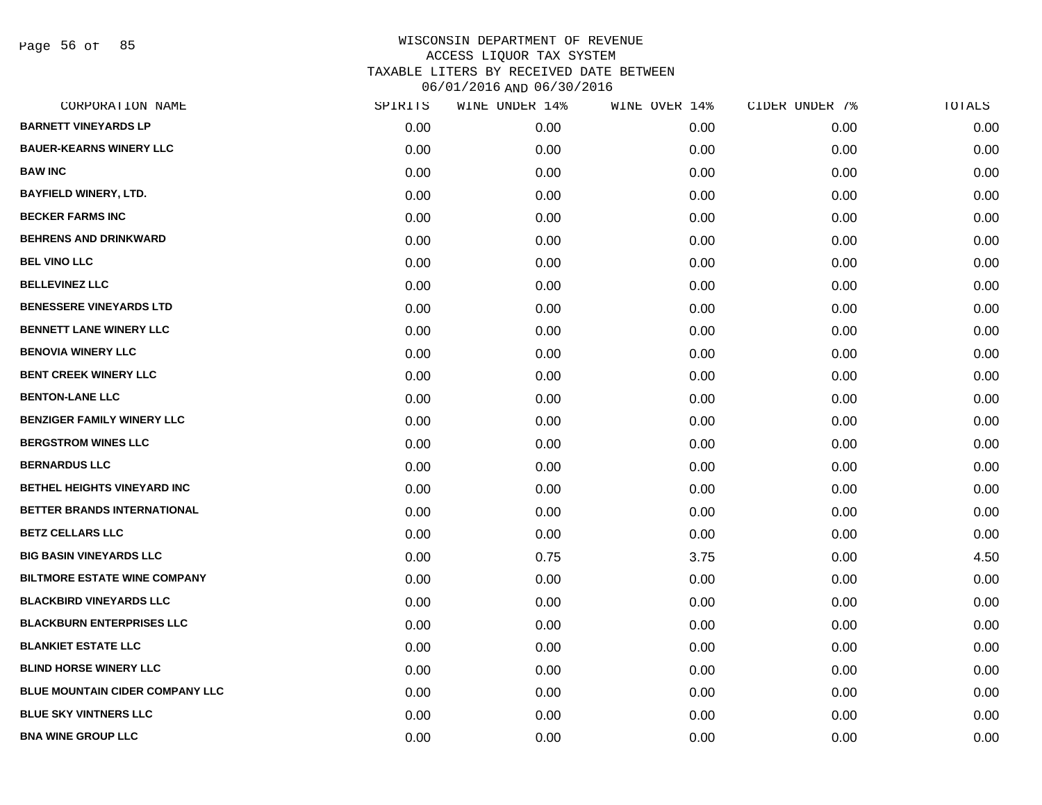# WISCONSIN DEPARTMENT OF REVENUE
## ACCESS LIQUOR TAX SYSTEM
## TAXABLE LITERS BY RECEIVED DATE BETWEEN 06/01/2016 AND 06/30/2016

| CORPORATION NAME | SPIRITS | WINE UNDER 14% | WINE OVER 14% | CIDER UNDER 7% | TOTALS |
|---|---|---|---|---|---|
| BARNETT VINEYARDS LP | 0.00 | 0.00 | 0.00 | 0.00 | 0.00 |
| BAUER-KEARNS WINERY LLC | 0.00 | 0.00 | 0.00 | 0.00 | 0.00 |
| BAW INC | 0.00 | 0.00 | 0.00 | 0.00 | 0.00 |
| BAYFIELD WINERY, LTD. | 0.00 | 0.00 | 0.00 | 0.00 | 0.00 |
| BECKER FARMS INC | 0.00 | 0.00 | 0.00 | 0.00 | 0.00 |
| BEHRENS AND DRINKWARD | 0.00 | 0.00 | 0.00 | 0.00 | 0.00 |
| BEL VINO LLC | 0.00 | 0.00 | 0.00 | 0.00 | 0.00 |
| BELLEVINEZ LLC | 0.00 | 0.00 | 0.00 | 0.00 | 0.00 |
| BENESSERE VINEYARDS LTD | 0.00 | 0.00 | 0.00 | 0.00 | 0.00 |
| BENNETT LANE WINERY LLC | 0.00 | 0.00 | 0.00 | 0.00 | 0.00 |
| BENOVIA WINERY LLC | 0.00 | 0.00 | 0.00 | 0.00 | 0.00 |
| BENT CREEK WINERY LLC | 0.00 | 0.00 | 0.00 | 0.00 | 0.00 |
| BENTON-LANE LLC | 0.00 | 0.00 | 0.00 | 0.00 | 0.00 |
| BENZIGER FAMILY WINERY LLC | 0.00 | 0.00 | 0.00 | 0.00 | 0.00 |
| BERGSTROM WINES LLC | 0.00 | 0.00 | 0.00 | 0.00 | 0.00 |
| BERNARDUS LLC | 0.00 | 0.00 | 0.00 | 0.00 | 0.00 |
| BETHEL HEIGHTS VINEYARD INC | 0.00 | 0.00 | 0.00 | 0.00 | 0.00 |
| BETTER BRANDS INTERNATIONAL | 0.00 | 0.00 | 0.00 | 0.00 | 0.00 |
| BETZ CELLARS LLC | 0.00 | 0.00 | 0.00 | 0.00 | 0.00 |
| BIG BASIN VINEYARDS LLC | 0.00 | 0.75 | 3.75 | 0.00 | 4.50 |
| BILTMORE ESTATE WINE COMPANY | 0.00 | 0.00 | 0.00 | 0.00 | 0.00 |
| BLACKBIRD VINEYARDS LLC | 0.00 | 0.00 | 0.00 | 0.00 | 0.00 |
| BLACKBURN ENTERPRISES LLC | 0.00 | 0.00 | 0.00 | 0.00 | 0.00 |
| BLANKIET ESTATE LLC | 0.00 | 0.00 | 0.00 | 0.00 | 0.00 |
| BLIND HORSE WINERY LLC | 0.00 | 0.00 | 0.00 | 0.00 | 0.00 |
| BLUE MOUNTAIN CIDER COMPANY LLC | 0.00 | 0.00 | 0.00 | 0.00 | 0.00 |
| BLUE SKY VINTNERS LLC | 0.00 | 0.00 | 0.00 | 0.00 | 0.00 |
| BNA WINE GROUP LLC | 0.00 | 0.00 | 0.00 | 0.00 | 0.00 |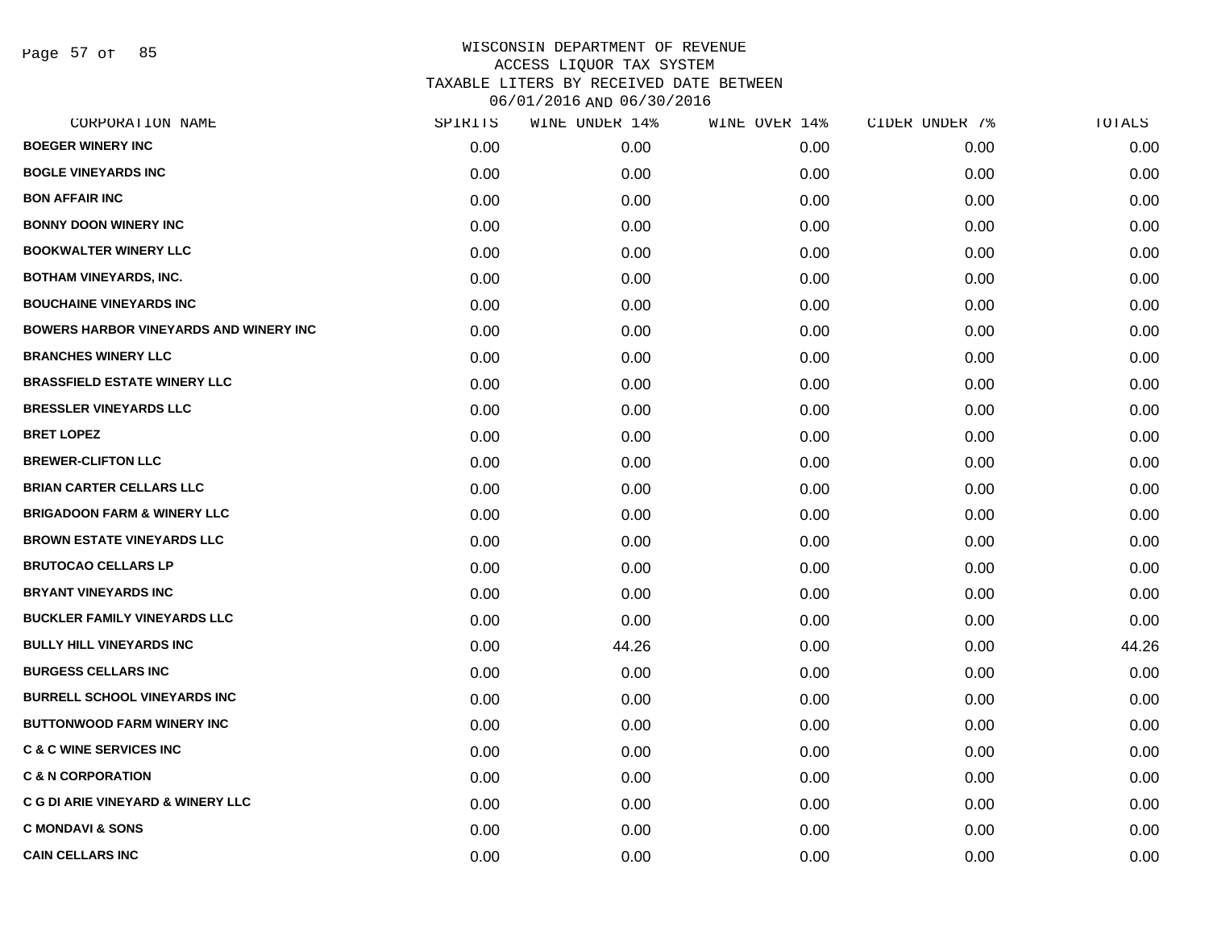# WISCONSIN DEPARTMENT OF REVENUE
## ACCESS LIQUOR TAX SYSTEM
## TAXABLE LITERS BY RECEIVED DATE BETWEEN 06/01/2016 AND 06/30/2016

| CORPORATION NAME | SPIRITS | WINE UNDER 14% | WINE OVER 14% | CIDER UNDER 7% | TOTALS |
|---|---|---|---|---|---|
| BOEGER WINERY INC | 0.00 | 0.00 | 0.00 | 0.00 | 0.00 |
| BOGLE VINEYARDS INC | 0.00 | 0.00 | 0.00 | 0.00 | 0.00 |
| BON AFFAIR INC | 0.00 | 0.00 | 0.00 | 0.00 | 0.00 |
| BONNY DOON WINERY INC | 0.00 | 0.00 | 0.00 | 0.00 | 0.00 |
| BOOKWALTER WINERY LLC | 0.00 | 0.00 | 0.00 | 0.00 | 0.00 |
| BOTHAM VINEYARDS, INC. | 0.00 | 0.00 | 0.00 | 0.00 | 0.00 |
| BOUCHAINE VINEYARDS INC | 0.00 | 0.00 | 0.00 | 0.00 | 0.00 |
| BOWERS HARBOR VINEYARDS AND WINERY INC | 0.00 | 0.00 | 0.00 | 0.00 | 0.00 |
| BRANCHES WINERY LLC | 0.00 | 0.00 | 0.00 | 0.00 | 0.00 |
| BRASSFIELD ESTATE WINERY LLC | 0.00 | 0.00 | 0.00 | 0.00 | 0.00 |
| BRESSLER VINEYARDS LLC | 0.00 | 0.00 | 0.00 | 0.00 | 0.00 |
| BRET LOPEZ | 0.00 | 0.00 | 0.00 | 0.00 | 0.00 |
| BREWER-CLIFTON LLC | 0.00 | 0.00 | 0.00 | 0.00 | 0.00 |
| BRIAN CARTER CELLARS LLC | 0.00 | 0.00 | 0.00 | 0.00 | 0.00 |
| BRIGADOON FARM & WINERY LLC | 0.00 | 0.00 | 0.00 | 0.00 | 0.00 |
| BROWN ESTATE VINEYARDS LLC | 0.00 | 0.00 | 0.00 | 0.00 | 0.00 |
| BRUTOCAO CELLARS LP | 0.00 | 0.00 | 0.00 | 0.00 | 0.00 |
| BRYANT VINEYARDS INC | 0.00 | 0.00 | 0.00 | 0.00 | 0.00 |
| BUCKLER FAMILY VINEYARDS LLC | 0.00 | 0.00 | 0.00 | 0.00 | 0.00 |
| BULLY HILL VINEYARDS INC | 0.00 | 44.26 | 0.00 | 0.00 | 44.26 |
| BURGESS CELLARS INC | 0.00 | 0.00 | 0.00 | 0.00 | 0.00 |
| BURRELL SCHOOL VINEYARDS INC | 0.00 | 0.00 | 0.00 | 0.00 | 0.00 |
| BUTTONWOOD FARM WINERY INC | 0.00 | 0.00 | 0.00 | 0.00 | 0.00 |
| C & C WINE SERVICES INC | 0.00 | 0.00 | 0.00 | 0.00 | 0.00 |
| C & N CORPORATION | 0.00 | 0.00 | 0.00 | 0.00 | 0.00 |
| C G DI ARIE VINEYARD & WINERY LLC | 0.00 | 0.00 | 0.00 | 0.00 | 0.00 |
| C MONDAVI & SONS | 0.00 | 0.00 | 0.00 | 0.00 | 0.00 |
| CAIN CELLARS INC | 0.00 | 0.00 | 0.00 | 0.00 | 0.00 |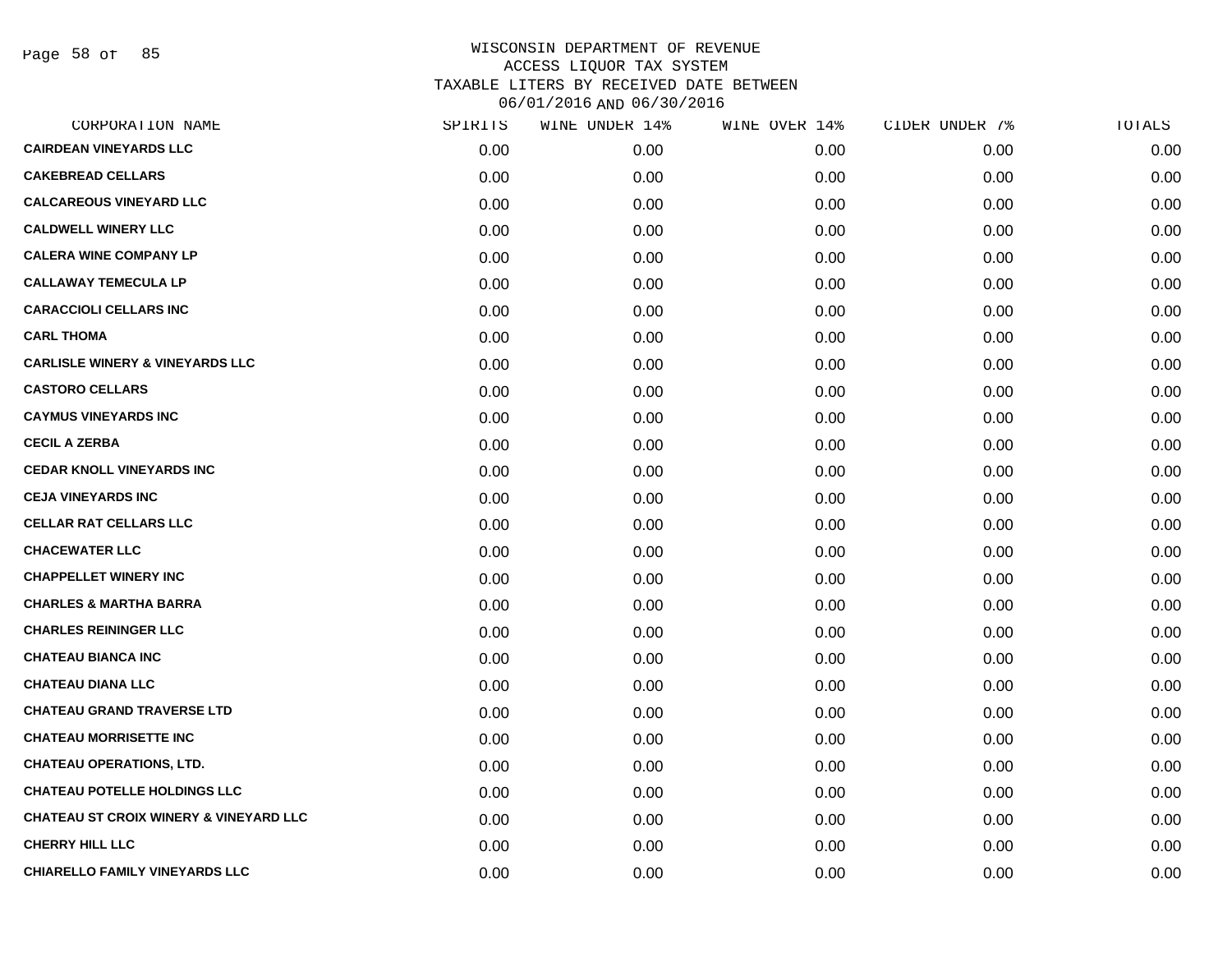# WISCONSIN DEPARTMENT OF REVENUE
## ACCESS LIQUOR TAX SYSTEM
## TAXABLE LITERS BY RECEIVED DATE BETWEEN 06/01/2016 AND 06/30/2016

| CORPORATION NAME | SPIRITS | WINE UNDER 14% | WINE OVER 14% | CIDER UNDER 7% | TOTALS |
|---|---|---|---|---|---|
| CAIRDEAN VINEYARDS LLC | 0.00 | 0.00 | 0.00 | 0.00 | 0.00 |
| CAKEBREAD CELLARS | 0.00 | 0.00 | 0.00 | 0.00 | 0.00 |
| CALCAREOUS VINEYARD LLC | 0.00 | 0.00 | 0.00 | 0.00 | 0.00 |
| CALDWELL WINERY LLC | 0.00 | 0.00 | 0.00 | 0.00 | 0.00 |
| CALERA WINE COMPANY LP | 0.00 | 0.00 | 0.00 | 0.00 | 0.00 |
| CALLAWAY TEMECULA LP | 0.00 | 0.00 | 0.00 | 0.00 | 0.00 |
| CARACCIOLI CELLARS INC | 0.00 | 0.00 | 0.00 | 0.00 | 0.00 |
| CARL THOMA | 0.00 | 0.00 | 0.00 | 0.00 | 0.00 |
| CARLISLE WINERY & VINEYARDS LLC | 0.00 | 0.00 | 0.00 | 0.00 | 0.00 |
| CASTORO CELLARS | 0.00 | 0.00 | 0.00 | 0.00 | 0.00 |
| CAYMUS VINEYARDS INC | 0.00 | 0.00 | 0.00 | 0.00 | 0.00 |
| CECIL A ZERBA | 0.00 | 0.00 | 0.00 | 0.00 | 0.00 |
| CEDAR KNOLL VINEYARDS INC | 0.00 | 0.00 | 0.00 | 0.00 | 0.00 |
| CEJA VINEYARDS INC | 0.00 | 0.00 | 0.00 | 0.00 | 0.00 |
| CELLAR RAT CELLARS LLC | 0.00 | 0.00 | 0.00 | 0.00 | 0.00 |
| CHACEWATER LLC | 0.00 | 0.00 | 0.00 | 0.00 | 0.00 |
| CHAPPELLET WINERY INC | 0.00 | 0.00 | 0.00 | 0.00 | 0.00 |
| CHARLES & MARTHA BARRA | 0.00 | 0.00 | 0.00 | 0.00 | 0.00 |
| CHARLES REININGER LLC | 0.00 | 0.00 | 0.00 | 0.00 | 0.00 |
| CHATEAU BIANCA INC | 0.00 | 0.00 | 0.00 | 0.00 | 0.00 |
| CHATEAU DIANA LLC | 0.00 | 0.00 | 0.00 | 0.00 | 0.00 |
| CHATEAU GRAND TRAVERSE LTD | 0.00 | 0.00 | 0.00 | 0.00 | 0.00 |
| CHATEAU MORRISETTE INC | 0.00 | 0.00 | 0.00 | 0.00 | 0.00 |
| CHATEAU OPERATIONS, LTD. | 0.00 | 0.00 | 0.00 | 0.00 | 0.00 |
| CHATEAU POTELLE HOLDINGS LLC | 0.00 | 0.00 | 0.00 | 0.00 | 0.00 |
| CHATEAU ST CROIX WINERY & VINEYARD LLC | 0.00 | 0.00 | 0.00 | 0.00 | 0.00 |
| CHERRY HILL LLC | 0.00 | 0.00 | 0.00 | 0.00 | 0.00 |
| CHIARELLO FAMILY VINEYARDS LLC | 0.00 | 0.00 | 0.00 | 0.00 | 0.00 |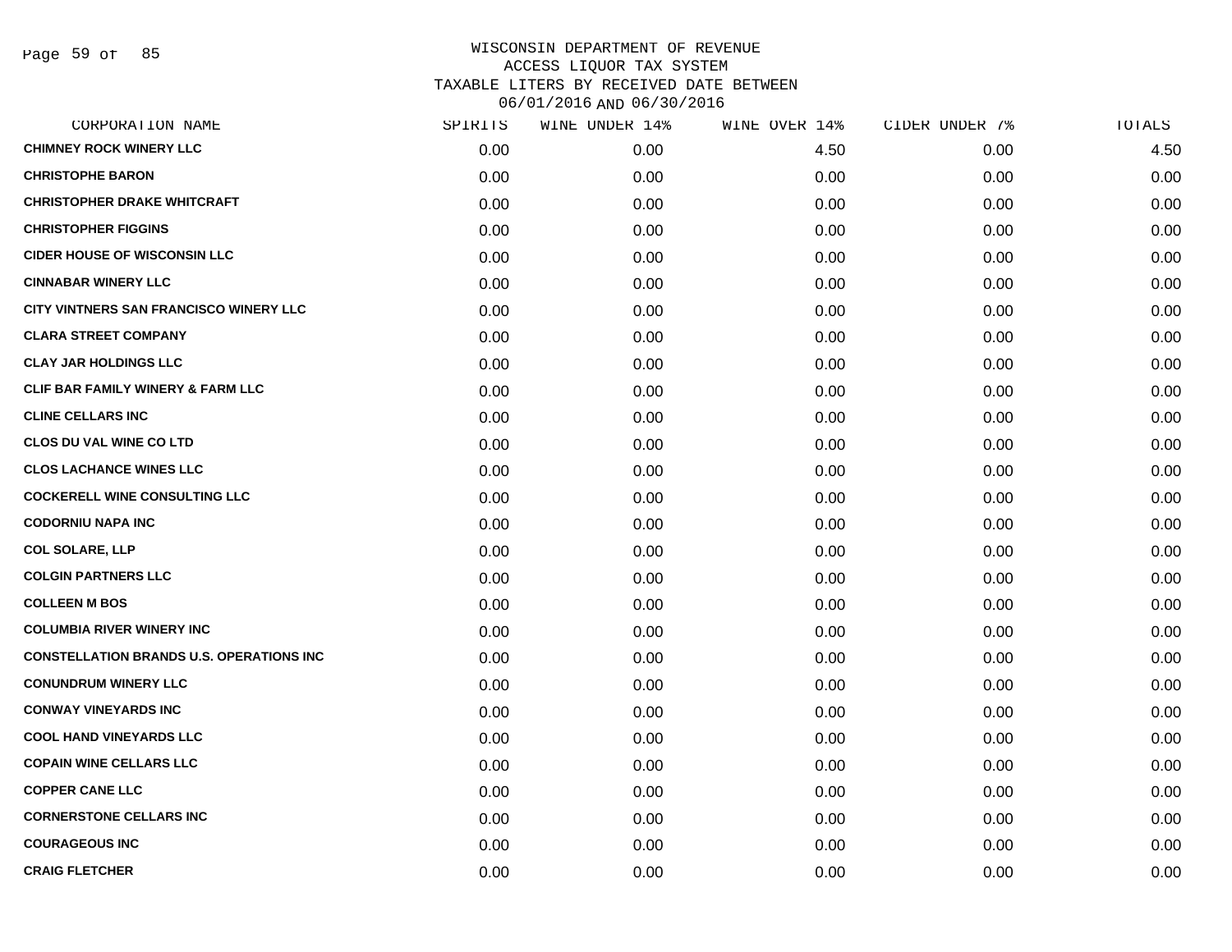# WISCONSIN DEPARTMENT OF REVENUE
## ACCESS LIQUOR TAX SYSTEM
## TAXABLE LITERS BY RECEIVED DATE BETWEEN 06/01/2016 AND 06/30/2016

| CORPORATION NAME | SPIRITS | WINE UNDER 14% | WINE OVER 14% | CIDER UNDER 7% | TOTALS |
|---|---|---|---|---|---|
| CHIMNEY ROCK WINERY LLC | 0.00 | 0.00 | 4.50 | 0.00 | 4.50 |
| CHRISTOPHE BARON | 0.00 | 0.00 | 0.00 | 0.00 | 0.00 |
| CHRISTOPHER DRAKE WHITCRAFT | 0.00 | 0.00 | 0.00 | 0.00 | 0.00 |
| CHRISTOPHER FIGGINS | 0.00 | 0.00 | 0.00 | 0.00 | 0.00 |
| CIDER HOUSE OF WISCONSIN LLC | 0.00 | 0.00 | 0.00 | 0.00 | 0.00 |
| CINNABAR WINERY LLC | 0.00 | 0.00 | 0.00 | 0.00 | 0.00 |
| CITY VINTNERS SAN FRANCISCO WINERY LLC | 0.00 | 0.00 | 0.00 | 0.00 | 0.00 |
| CLARA STREET COMPANY | 0.00 | 0.00 | 0.00 | 0.00 | 0.00 |
| CLAY JAR HOLDINGS LLC | 0.00 | 0.00 | 0.00 | 0.00 | 0.00 |
| CLIF BAR FAMILY WINERY & FARM LLC | 0.00 | 0.00 | 0.00 | 0.00 | 0.00 |
| CLINE CELLARS INC | 0.00 | 0.00 | 0.00 | 0.00 | 0.00 |
| CLOS DU VAL WINE CO LTD | 0.00 | 0.00 | 0.00 | 0.00 | 0.00 |
| CLOS LACHANCE WINES LLC | 0.00 | 0.00 | 0.00 | 0.00 | 0.00 |
| COCKERELL WINE CONSULTING LLC | 0.00 | 0.00 | 0.00 | 0.00 | 0.00 |
| CODORNIU NAPA INC | 0.00 | 0.00 | 0.00 | 0.00 | 0.00 |
| COL SOLARE, LLP | 0.00 | 0.00 | 0.00 | 0.00 | 0.00 |
| COLGIN PARTNERS LLC | 0.00 | 0.00 | 0.00 | 0.00 | 0.00 |
| COLLEEN M BOS | 0.00 | 0.00 | 0.00 | 0.00 | 0.00 |
| COLUMBIA RIVER WINERY INC | 0.00 | 0.00 | 0.00 | 0.00 | 0.00 |
| CONSTELLATION BRANDS U.S. OPERATIONS INC | 0.00 | 0.00 | 0.00 | 0.00 | 0.00 |
| CONUNDRUM WINERY LLC | 0.00 | 0.00 | 0.00 | 0.00 | 0.00 |
| CONWAY VINEYARDS INC | 0.00 | 0.00 | 0.00 | 0.00 | 0.00 |
| COOL HAND VINEYARDS LLC | 0.00 | 0.00 | 0.00 | 0.00 | 0.00 |
| COPAIN WINE CELLARS LLC | 0.00 | 0.00 | 0.00 | 0.00 | 0.00 |
| COPPER CANE LLC | 0.00 | 0.00 | 0.00 | 0.00 | 0.00 |
| CORNERSTONE CELLARS INC | 0.00 | 0.00 | 0.00 | 0.00 | 0.00 |
| COURAGEOUS INC | 0.00 | 0.00 | 0.00 | 0.00 | 0.00 |
| CRAIG FLETCHER | 0.00 | 0.00 | 0.00 | 0.00 | 0.00 |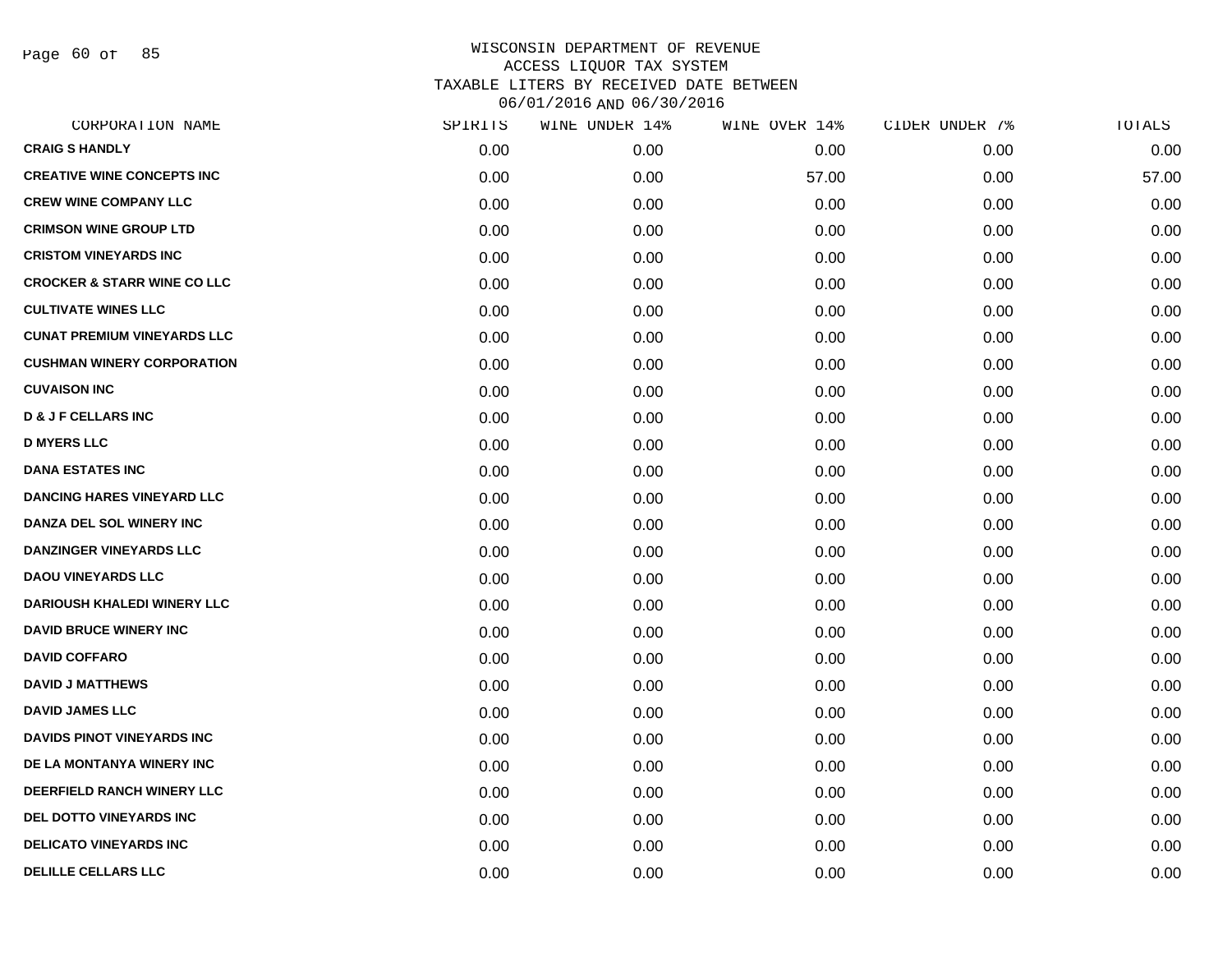# WISCONSIN DEPARTMENT OF REVENUE
## ACCESS LIQUOR TAX SYSTEM
## TAXABLE LITERS BY RECEIVED DATE BETWEEN 06/01/2016 AND 06/30/2016

| CORPORATION NAME | SPIRITS | WINE UNDER 14% | WINE OVER 14% | CIDER UNDER 7% | TOTALS |
|---|---|---|---|---|---|
| CRAIG S HANDLY | 0.00 | 0.00 | 0.00 | 0.00 | 0.00 |
| CREATIVE WINE CONCEPTS INC | 0.00 | 0.00 | 57.00 | 0.00 | 57.00 |
| CREW WINE COMPANY LLC | 0.00 | 0.00 | 0.00 | 0.00 | 0.00 |
| CRIMSON WINE GROUP LTD | 0.00 | 0.00 | 0.00 | 0.00 | 0.00 |
| CRISTOM VINEYARDS INC | 0.00 | 0.00 | 0.00 | 0.00 | 0.00 |
| CROCKER & STARR WINE CO LLC | 0.00 | 0.00 | 0.00 | 0.00 | 0.00 |
| CULTIVATE WINES LLC | 0.00 | 0.00 | 0.00 | 0.00 | 0.00 |
| CUNAT PREMIUM VINEYARDS LLC | 0.00 | 0.00 | 0.00 | 0.00 | 0.00 |
| CUSHMAN WINERY CORPORATION | 0.00 | 0.00 | 0.00 | 0.00 | 0.00 |
| CUVAISON INC | 0.00 | 0.00 | 0.00 | 0.00 | 0.00 |
| D & J F CELLARS INC | 0.00 | 0.00 | 0.00 | 0.00 | 0.00 |
| D MYERS LLC | 0.00 | 0.00 | 0.00 | 0.00 | 0.00 |
| DANA ESTATES INC | 0.00 | 0.00 | 0.00 | 0.00 | 0.00 |
| DANCING HARES VINEYARD LLC | 0.00 | 0.00 | 0.00 | 0.00 | 0.00 |
| DANZA DEL SOL WINERY INC | 0.00 | 0.00 | 0.00 | 0.00 | 0.00 |
| DANZINGER VINEYARDS LLC | 0.00 | 0.00 | 0.00 | 0.00 | 0.00 |
| DAOU VINEYARDS LLC | 0.00 | 0.00 | 0.00 | 0.00 | 0.00 |
| DARIOUSH KHALEDI WINERY LLC | 0.00 | 0.00 | 0.00 | 0.00 | 0.00 |
| DAVID BRUCE WINERY INC | 0.00 | 0.00 | 0.00 | 0.00 | 0.00 |
| DAVID COFFARO | 0.00 | 0.00 | 0.00 | 0.00 | 0.00 |
| DAVID J MATTHEWS | 0.00 | 0.00 | 0.00 | 0.00 | 0.00 |
| DAVID JAMES LLC | 0.00 | 0.00 | 0.00 | 0.00 | 0.00 |
| DAVIDS PINOT VINEYARDS INC | 0.00 | 0.00 | 0.00 | 0.00 | 0.00 |
| DE LA MONTANYA WINERY INC | 0.00 | 0.00 | 0.00 | 0.00 | 0.00 |
| DEERFIELD RANCH WINERY LLC | 0.00 | 0.00 | 0.00 | 0.00 | 0.00 |
| DEL DOTTO VINEYARDS INC | 0.00 | 0.00 | 0.00 | 0.00 | 0.00 |
| DELICATO VINEYARDS INC | 0.00 | 0.00 | 0.00 | 0.00 | 0.00 |
| DELILLE CELLARS LLC | 0.00 | 0.00 | 0.00 | 0.00 | 0.00 |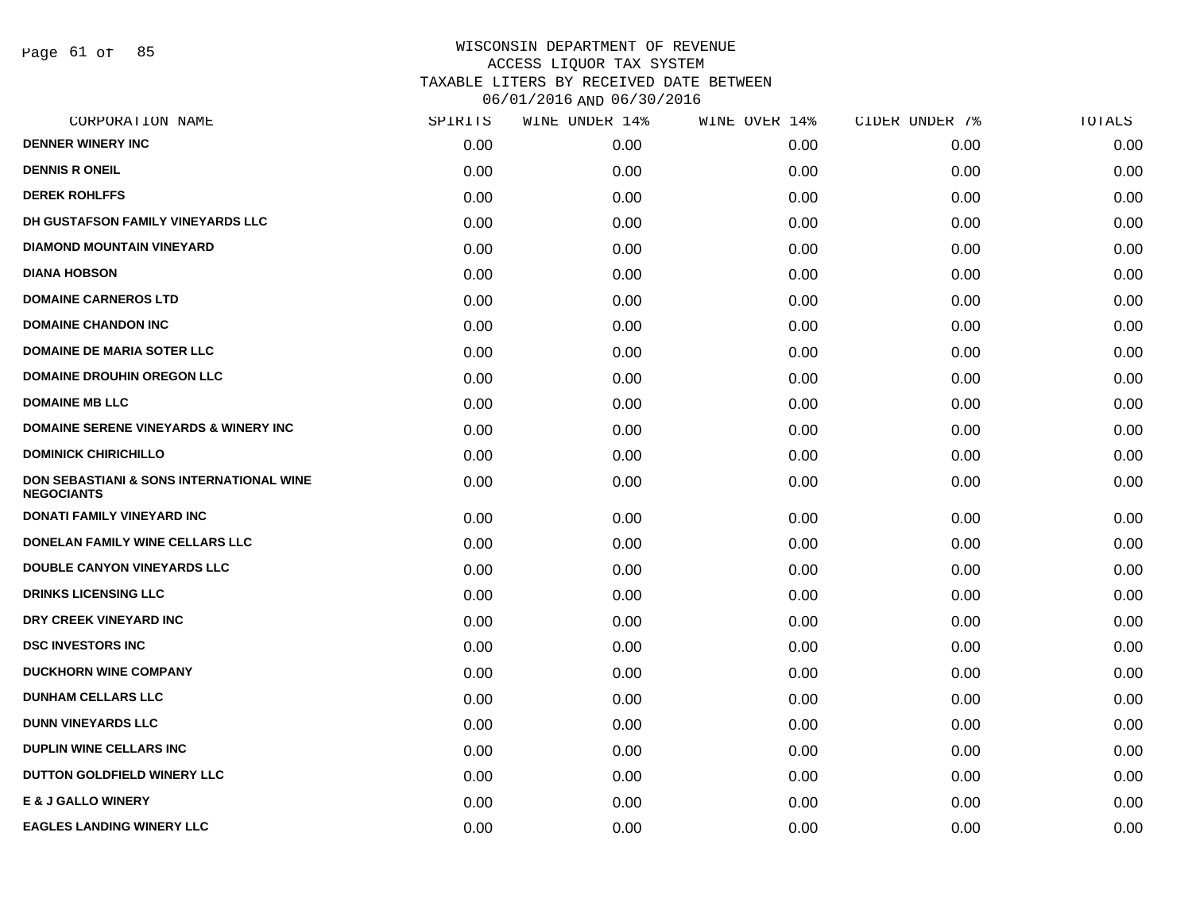WISCONSIN DEPARTMENT OF REVENUE
ACCESS LIQUOR TAX SYSTEM
TAXABLE LITERS BY RECEIVED DATE BETWEEN
06/01/2016 AND 06/30/2016

| CORPORATION NAME | SPIRITS | WINE UNDER 14% | WINE OVER 14% | CIDER UNDER 7% | TOTALS |
|---|---|---|---|---|---|
| DENNER WINERY INC | 0.00 | 0.00 | 0.00 | 0.00 | 0.00 |
| DENNIS R ONEIL | 0.00 | 0.00 | 0.00 | 0.00 | 0.00 |
| DEREK ROHLFFS | 0.00 | 0.00 | 0.00 | 0.00 | 0.00 |
| DH GUSTAFSON FAMILY VINEYARDS LLC | 0.00 | 0.00 | 0.00 | 0.00 | 0.00 |
| DIAMOND MOUNTAIN VINEYARD | 0.00 | 0.00 | 0.00 | 0.00 | 0.00 |
| DIANA HOBSON | 0.00 | 0.00 | 0.00 | 0.00 | 0.00 |
| DOMAINE CARNEROS LTD | 0.00 | 0.00 | 0.00 | 0.00 | 0.00 |
| DOMAINE CHANDON INC | 0.00 | 0.00 | 0.00 | 0.00 | 0.00 |
| DOMAINE DE MARIA SOTER LLC | 0.00 | 0.00 | 0.00 | 0.00 | 0.00 |
| DOMAINE DROUHIN OREGON LLC | 0.00 | 0.00 | 0.00 | 0.00 | 0.00 |
| DOMAINE MB LLC | 0.00 | 0.00 | 0.00 | 0.00 | 0.00 |
| DOMAINE SERENE VINEYARDS & WINERY INC | 0.00 | 0.00 | 0.00 | 0.00 | 0.00 |
| DOMINICK CHIRICHILLO | 0.00 | 0.00 | 0.00 | 0.00 | 0.00 |
| DON SEBASTIANI & SONS INTERNATIONAL WINE NEGOCIANTS | 0.00 | 0.00 | 0.00 | 0.00 | 0.00 |
| DONATI FAMILY VINEYARD INC | 0.00 | 0.00 | 0.00 | 0.00 | 0.00 |
| DONELAN FAMILY WINE CELLARS LLC | 0.00 | 0.00 | 0.00 | 0.00 | 0.00 |
| DOUBLE CANYON VINEYARDS LLC | 0.00 | 0.00 | 0.00 | 0.00 | 0.00 |
| DRINKS LICENSING LLC | 0.00 | 0.00 | 0.00 | 0.00 | 0.00 |
| DRY CREEK VINEYARD INC | 0.00 | 0.00 | 0.00 | 0.00 | 0.00 |
| DSC INVESTORS INC | 0.00 | 0.00 | 0.00 | 0.00 | 0.00 |
| DUCKHORN WINE COMPANY | 0.00 | 0.00 | 0.00 | 0.00 | 0.00 |
| DUNHAM CELLARS LLC | 0.00 | 0.00 | 0.00 | 0.00 | 0.00 |
| DUNN VINEYARDS LLC | 0.00 | 0.00 | 0.00 | 0.00 | 0.00 |
| DUPLIN WINE CELLARS INC | 0.00 | 0.00 | 0.00 | 0.00 | 0.00 |
| DUTTON GOLDFIELD WINERY LLC | 0.00 | 0.00 | 0.00 | 0.00 | 0.00 |
| E & J GALLO WINERY | 0.00 | 0.00 | 0.00 | 0.00 | 0.00 |
| EAGLES LANDING WINERY LLC | 0.00 | 0.00 | 0.00 | 0.00 | 0.00 |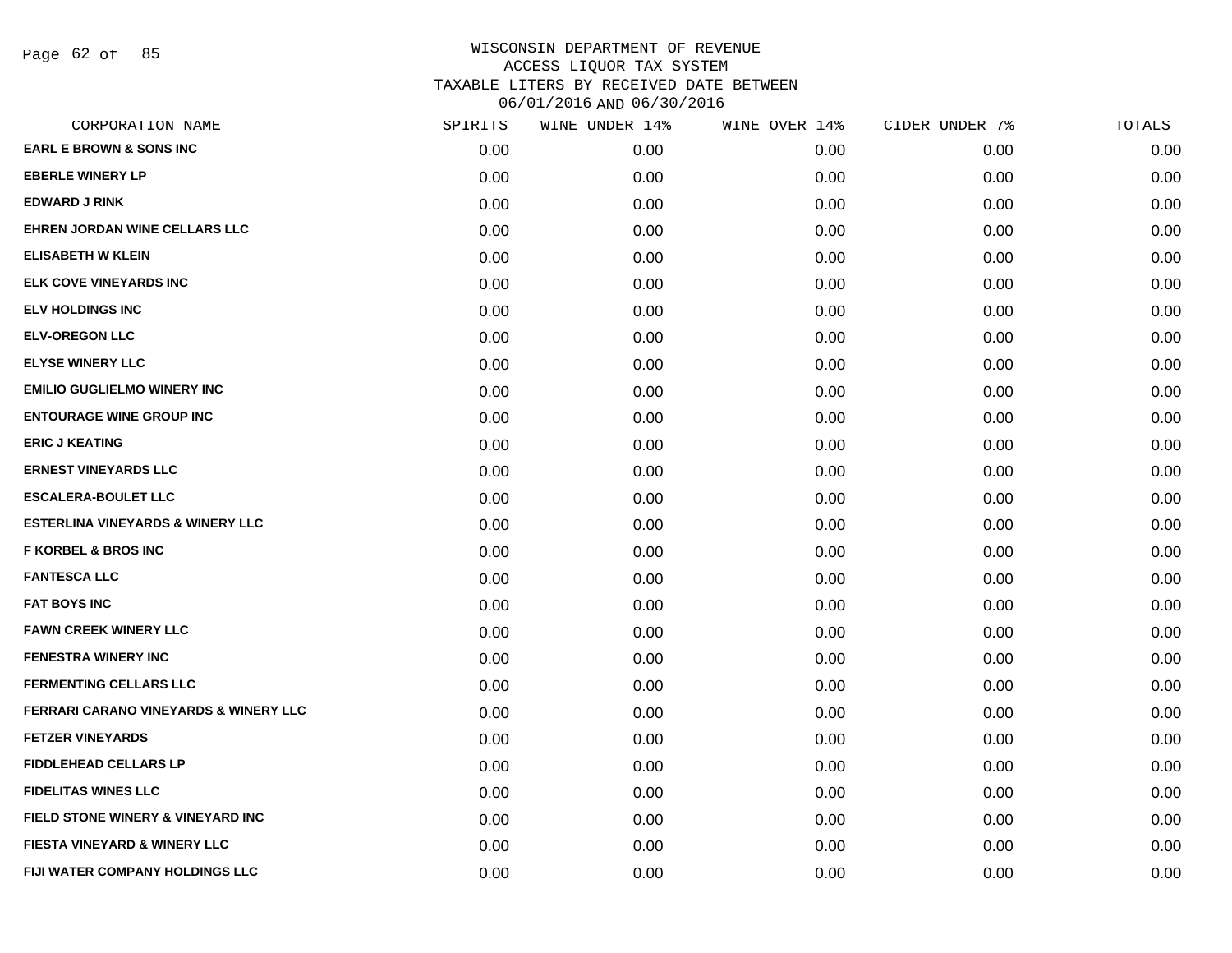# WISCONSIN DEPARTMENT OF REVENUE
## ACCESS LIQUOR TAX SYSTEM
### TAXABLE LITERS BY RECEIVED DATE BETWEEN 06/01/2016 AND 06/30/2016

| CORPORATION NAME | SPIRITS | WINE UNDER 14% | WINE OVER 14% | CIDER UNDER 7% | TOTALS |
|---|---|---|---|---|---|
| **EARL E BROWN & SONS INC** | 0.00 | 0.00 | 0.00 | 0.00 | 0.00 |
| **EBERLE WINERY LP** | 0.00 | 0.00 | 0.00 | 0.00 | 0.00 |
| **EDWARD J RINK** | 0.00 | 0.00 | 0.00 | 0.00 | 0.00 |
| **EHREN JORDAN WINE CELLARS LLC** | 0.00 | 0.00 | 0.00 | 0.00 | 0.00 |
| **ELISABETH W KLEIN** | 0.00 | 0.00 | 0.00 | 0.00 | 0.00 |
| **ELK COVE VINEYARDS INC** | 0.00 | 0.00 | 0.00 | 0.00 | 0.00 |
| **ELV HOLDINGS INC** | 0.00 | 0.00 | 0.00 | 0.00 | 0.00 |
| **ELV-OREGON LLC** | 0.00 | 0.00 | 0.00 | 0.00 | 0.00 |
| **ELYSE WINERY LLC** | 0.00 | 0.00 | 0.00 | 0.00 | 0.00 |
| **EMILIO GUGLIELMO WINERY INC** | 0.00 | 0.00 | 0.00 | 0.00 | 0.00 |
| **ENTOURAGE WINE GROUP INC** | 0.00 | 0.00 | 0.00 | 0.00 | 0.00 |
| **ERIC J KEATING** | 0.00 | 0.00 | 0.00 | 0.00 | 0.00 |
| **ERNEST VINEYARDS LLC** | 0.00 | 0.00 | 0.00 | 0.00 | 0.00 |
| **ESCALERA-BOULET LLC** | 0.00 | 0.00 | 0.00 | 0.00 | 0.00 |
| **ESTERLINA VINEYARDS & WINERY LLC** | 0.00 | 0.00 | 0.00 | 0.00 | 0.00 |
| **F KORBEL & BROS INC** | 0.00 | 0.00 | 0.00 | 0.00 | 0.00 |
| **FANTESCA LLC** | 0.00 | 0.00 | 0.00 | 0.00 | 0.00 |
| **FAT BOYS INC** | 0.00 | 0.00 | 0.00 | 0.00 | 0.00 |
| **FAWN CREEK WINERY LLC** | 0.00 | 0.00 | 0.00 | 0.00 | 0.00 |
| **FENESTRA WINERY INC** | 0.00 | 0.00 | 0.00 | 0.00 | 0.00 |
| **FERMENTING CELLARS LLC** | 0.00 | 0.00 | 0.00 | 0.00 | 0.00 |
| **FERRARI CARANO VINEYARDS & WINERY LLC** | 0.00 | 0.00 | 0.00 | 0.00 | 0.00 |
| **FETZER VINEYARDS** | 0.00 | 0.00 | 0.00 | 0.00 | 0.00 |
| **FIDDLEHEAD CELLARS LP** | 0.00 | 0.00 | 0.00 | 0.00 | 0.00 |
| **FIDELITAS WINES LLC** | 0.00 | 0.00 | 0.00 | 0.00 | 0.00 |
| **FIELD STONE WINERY & VINEYARD INC** | 0.00 | 0.00 | 0.00 | 0.00 | 0.00 |
| **FIESTA VINEYARD & WINERY LLC** | 0.00 | 0.00 | 0.00 | 0.00 | 0.00 |
| **FIJI WATER COMPANY HOLDINGS LLC** | 0.00 | 0.00 | 0.00 | 0.00 | 0.00 |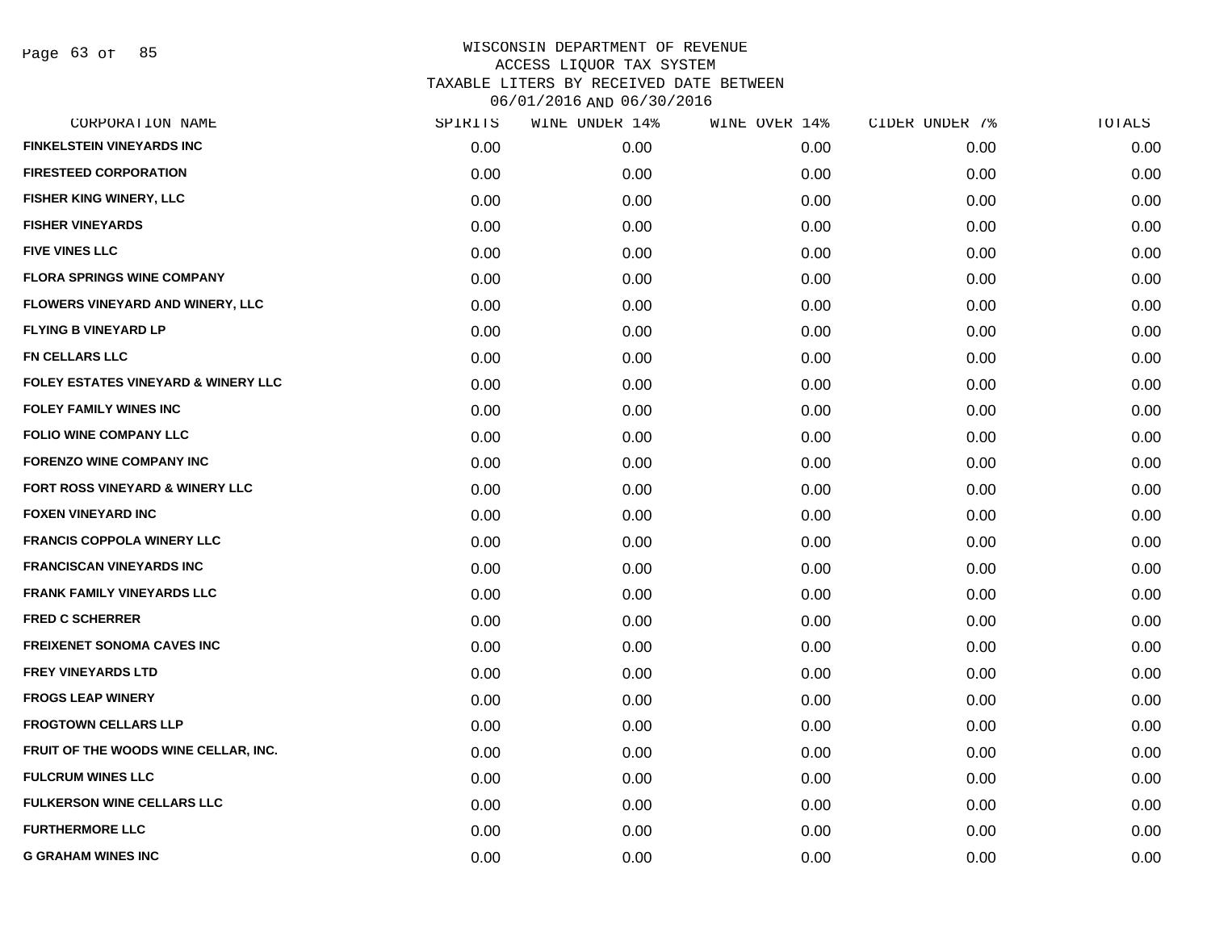# WISCONSIN DEPARTMENT OF REVENUE
## ACCESS LIQUOR TAX SYSTEM
## TAXABLE LITERS BY RECEIVED DATE BETWEEN 06/01/2016 AND 06/30/2016

| CORPORATION NAME | SPIRITS | WINE UNDER 14% | WINE OVER 14% | CIDER UNDER 7% | TOTALS |
|---|---|---|---|---|---|
| FINKELSTEIN VINEYARDS INC | 0.00 | 0.00 | 0.00 | 0.00 | 0.00 |
| FIRESTEED CORPORATION | 0.00 | 0.00 | 0.00 | 0.00 | 0.00 |
| FISHER KING WINERY, LLC | 0.00 | 0.00 | 0.00 | 0.00 | 0.00 |
| FISHER VINEYARDS | 0.00 | 0.00 | 0.00 | 0.00 | 0.00 |
| FIVE VINES LLC | 0.00 | 0.00 | 0.00 | 0.00 | 0.00 |
| FLORA SPRINGS WINE COMPANY | 0.00 | 0.00 | 0.00 | 0.00 | 0.00 |
| FLOWERS VINEYARD AND WINERY, LLC | 0.00 | 0.00 | 0.00 | 0.00 | 0.00 |
| FLYING B VINEYARD LP | 0.00 | 0.00 | 0.00 | 0.00 | 0.00 |
| FN CELLARS LLC | 0.00 | 0.00 | 0.00 | 0.00 | 0.00 |
| FOLEY ESTATES VINEYARD & WINERY LLC | 0.00 | 0.00 | 0.00 | 0.00 | 0.00 |
| FOLEY FAMILY WINES INC | 0.00 | 0.00 | 0.00 | 0.00 | 0.00 |
| FOLIO WINE COMPANY LLC | 0.00 | 0.00 | 0.00 | 0.00 | 0.00 |
| FORENZO WINE COMPANY INC | 0.00 | 0.00 | 0.00 | 0.00 | 0.00 |
| FORT ROSS VINEYARD & WINERY LLC | 0.00 | 0.00 | 0.00 | 0.00 | 0.00 |
| FOXEN VINEYARD INC | 0.00 | 0.00 | 0.00 | 0.00 | 0.00 |
| FRANCIS COPPOLA WINERY LLC | 0.00 | 0.00 | 0.00 | 0.00 | 0.00 |
| FRANCISCAN VINEYARDS INC | 0.00 | 0.00 | 0.00 | 0.00 | 0.00 |
| FRANK FAMILY VINEYARDS LLC | 0.00 | 0.00 | 0.00 | 0.00 | 0.00 |
| FRED C SCHERRER | 0.00 | 0.00 | 0.00 | 0.00 | 0.00 |
| FREIXENET SONOMA CAVES INC | 0.00 | 0.00 | 0.00 | 0.00 | 0.00 |
| FREY VINEYARDS LTD | 0.00 | 0.00 | 0.00 | 0.00 | 0.00 |
| FROGS LEAP WINERY | 0.00 | 0.00 | 0.00 | 0.00 | 0.00 |
| FROGTOWN CELLARS LLP | 0.00 | 0.00 | 0.00 | 0.00 | 0.00 |
| FRUIT OF THE WOODS WINE CELLAR, INC. | 0.00 | 0.00 | 0.00 | 0.00 | 0.00 |
| FULCRUM WINES LLC | 0.00 | 0.00 | 0.00 | 0.00 | 0.00 |
| FULKERSON WINE CELLARS LLC | 0.00 | 0.00 | 0.00 | 0.00 | 0.00 |
| FURTHERMORE LLC | 0.00 | 0.00 | 0.00 | 0.00 | 0.00 |
| G GRAHAM WINES INC | 0.00 | 0.00 | 0.00 | 0.00 | 0.00 |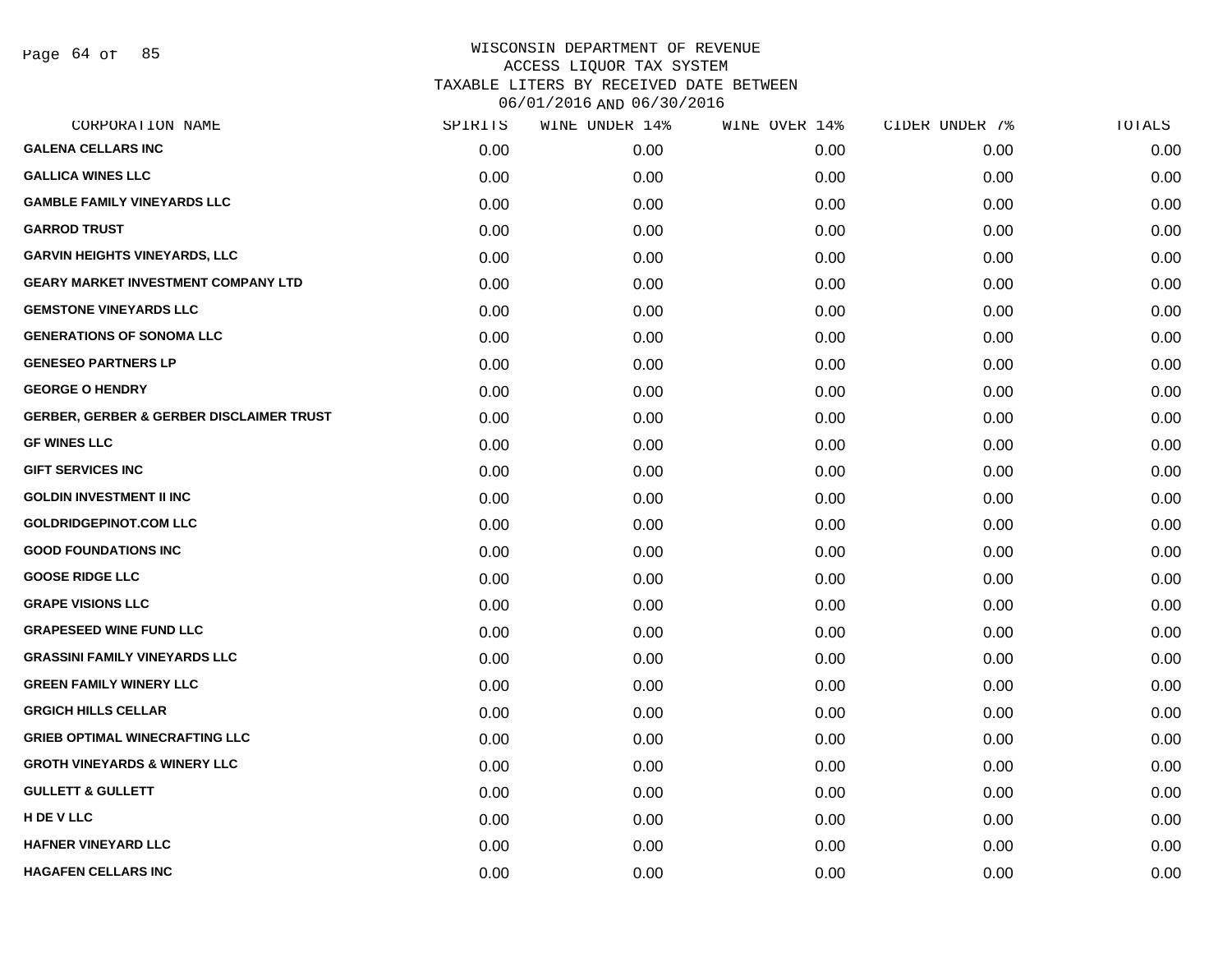# WISCONSIN DEPARTMENT OF REVENUE
## ACCESS LIQUOR TAX SYSTEM
## TAXABLE LITERS BY RECEIVED DATE BETWEEN 06/01/2016 AND 06/30/2016

| CORPORATION NAME | SPIRITS | WINE UNDER 14% | WINE OVER 14% | CIDER UNDER 7% | TOTALS |
|---|---|---|---|---|---|
| GALENA CELLARS INC | 0.00 | 0.00 | 0.00 | 0.00 | 0.00 |
| GALLICA WINES LLC | 0.00 | 0.00 | 0.00 | 0.00 | 0.00 |
| GAMBLE FAMILY VINEYARDS LLC | 0.00 | 0.00 | 0.00 | 0.00 | 0.00 |
| GARROD TRUST | 0.00 | 0.00 | 0.00 | 0.00 | 0.00 |
| GARVIN HEIGHTS VINEYARDS, LLC | 0.00 | 0.00 | 0.00 | 0.00 | 0.00 |
| GEARY MARKET INVESTMENT COMPANY LTD | 0.00 | 0.00 | 0.00 | 0.00 | 0.00 |
| GEMSTONE VINEYARDS LLC | 0.00 | 0.00 | 0.00 | 0.00 | 0.00 |
| GENERATIONS OF SONOMA LLC | 0.00 | 0.00 | 0.00 | 0.00 | 0.00 |
| GENESEO PARTNERS LP | 0.00 | 0.00 | 0.00 | 0.00 | 0.00 |
| GEORGE O HENDRY | 0.00 | 0.00 | 0.00 | 0.00 | 0.00 |
| GERBER, GERBER & GERBER DISCLAIMER TRUST | 0.00 | 0.00 | 0.00 | 0.00 | 0.00 |
| GF WINES LLC | 0.00 | 0.00 | 0.00 | 0.00 | 0.00 |
| GIFT SERVICES INC | 0.00 | 0.00 | 0.00 | 0.00 | 0.00 |
| GOLDIN INVESTMENT II INC | 0.00 | 0.00 | 0.00 | 0.00 | 0.00 |
| GOLDRIDGEPINOT.COM LLC | 0.00 | 0.00 | 0.00 | 0.00 | 0.00 |
| GOOD FOUNDATIONS INC | 0.00 | 0.00 | 0.00 | 0.00 | 0.00 |
| GOOSE RIDGE LLC | 0.00 | 0.00 | 0.00 | 0.00 | 0.00 |
| GRAPE VISIONS LLC | 0.00 | 0.00 | 0.00 | 0.00 | 0.00 |
| GRAPESEED WINE FUND LLC | 0.00 | 0.00 | 0.00 | 0.00 | 0.00 |
| GRASSINI FAMILY VINEYARDS LLC | 0.00 | 0.00 | 0.00 | 0.00 | 0.00 |
| GREEN FAMILY WINERY LLC | 0.00 | 0.00 | 0.00 | 0.00 | 0.00 |
| GRGICH HILLS CELLAR | 0.00 | 0.00 | 0.00 | 0.00 | 0.00 |
| GRIEB OPTIMAL WINECRAFTING LLC | 0.00 | 0.00 | 0.00 | 0.00 | 0.00 |
| GROTH VINEYARDS & WINERY LLC | 0.00 | 0.00 | 0.00 | 0.00 | 0.00 |
| GULLETT & GULLETT | 0.00 | 0.00 | 0.00 | 0.00 | 0.00 |
| H DE V LLC | 0.00 | 0.00 | 0.00 | 0.00 | 0.00 |
| HAFNER VINEYARD LLC | 0.00 | 0.00 | 0.00 | 0.00 | 0.00 |
| HAGAFEN CELLARS INC | 0.00 | 0.00 | 0.00 | 0.00 | 0.00 |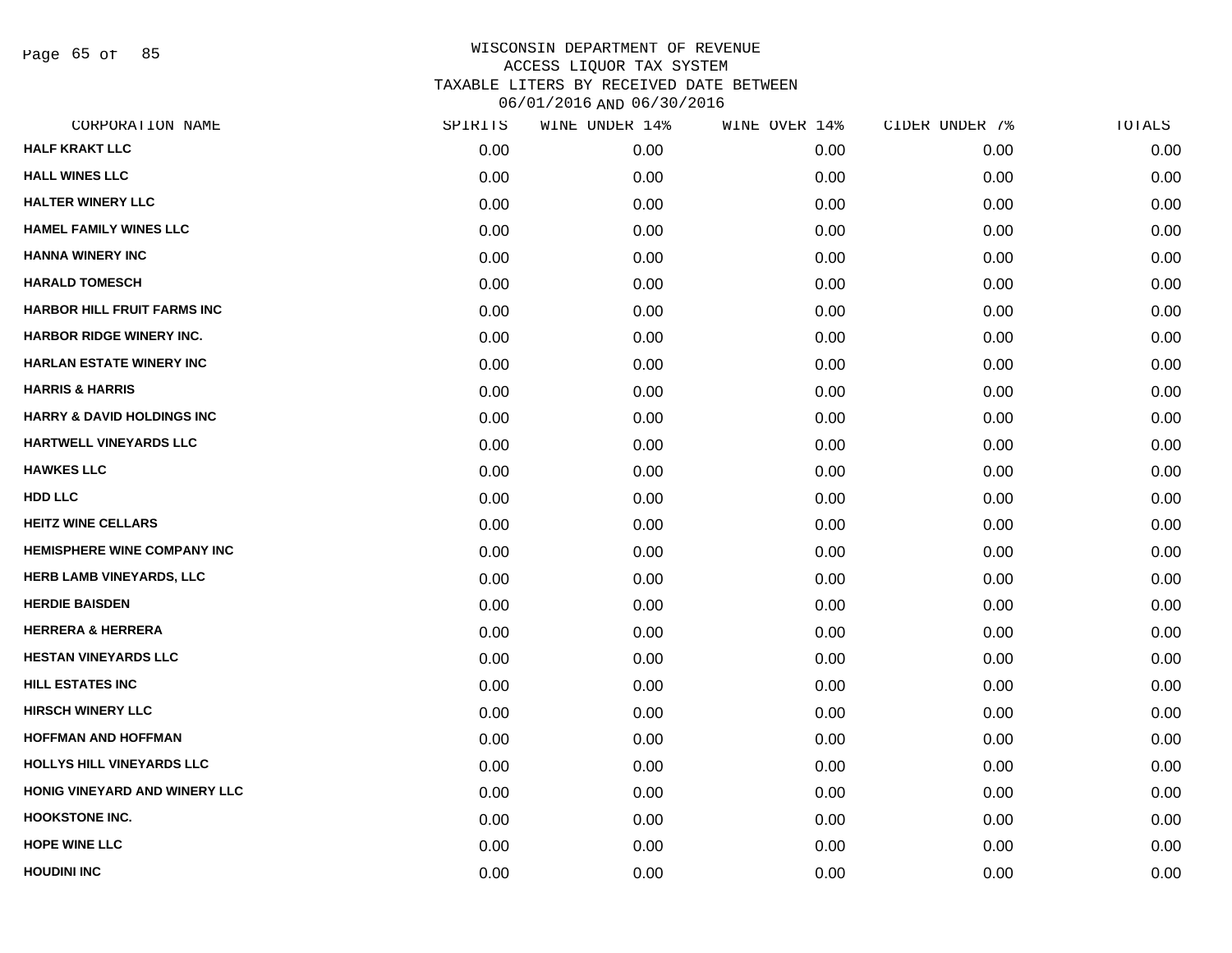# WISCONSIN DEPARTMENT OF REVENUE
## ACCESS LIQUOR TAX SYSTEM
## TAXABLE LITERS BY RECEIVED DATE BETWEEN 06/01/2016 AND 06/30/2016

| CORPORATION NAME | SPIRITS | WINE UNDER 14% | WINE OVER 14% | CIDER UNDER 7% | TOTALS |
|---|---|---|---|---|---|
| HALF KRAKT LLC | 0.00 | 0.00 | 0.00 | 0.00 | 0.00 |
| HALL WINES LLC | 0.00 | 0.00 | 0.00 | 0.00 | 0.00 |
| HALTER WINERY LLC | 0.00 | 0.00 | 0.00 | 0.00 | 0.00 |
| HAMEL FAMILY WINES LLC | 0.00 | 0.00 | 0.00 | 0.00 | 0.00 |
| HANNA WINERY INC | 0.00 | 0.00 | 0.00 | 0.00 | 0.00 |
| HARALD TOMESCH | 0.00 | 0.00 | 0.00 | 0.00 | 0.00 |
| HARBOR HILL FRUIT FARMS INC | 0.00 | 0.00 | 0.00 | 0.00 | 0.00 |
| HARBOR RIDGE WINERY INC. | 0.00 | 0.00 | 0.00 | 0.00 | 0.00 |
| HARLAN ESTATE WINERY INC | 0.00 | 0.00 | 0.00 | 0.00 | 0.00 |
| HARRIS & HARRIS | 0.00 | 0.00 | 0.00 | 0.00 | 0.00 |
| HARRY & DAVID HOLDINGS INC | 0.00 | 0.00 | 0.00 | 0.00 | 0.00 |
| HARTWELL VINEYARDS LLC | 0.00 | 0.00 | 0.00 | 0.00 | 0.00 |
| HAWKES LLC | 0.00 | 0.00 | 0.00 | 0.00 | 0.00 |
| HDD LLC | 0.00 | 0.00 | 0.00 | 0.00 | 0.00 |
| HEITZ WINE CELLARS | 0.00 | 0.00 | 0.00 | 0.00 | 0.00 |
| HEMISPHERE WINE COMPANY INC | 0.00 | 0.00 | 0.00 | 0.00 | 0.00 |
| HERB LAMB VINEYARDS, LLC | 0.00 | 0.00 | 0.00 | 0.00 | 0.00 |
| HERDIE BAISDEN | 0.00 | 0.00 | 0.00 | 0.00 | 0.00 |
| HERRERA & HERRERA | 0.00 | 0.00 | 0.00 | 0.00 | 0.00 |
| HESTAN VINEYARDS LLC | 0.00 | 0.00 | 0.00 | 0.00 | 0.00 |
| HILL ESTATES INC | 0.00 | 0.00 | 0.00 | 0.00 | 0.00 |
| HIRSCH WINERY LLC | 0.00 | 0.00 | 0.00 | 0.00 | 0.00 |
| HOFFMAN AND HOFFMAN | 0.00 | 0.00 | 0.00 | 0.00 | 0.00 |
| HOLLYS HILL VINEYARDS LLC | 0.00 | 0.00 | 0.00 | 0.00 | 0.00 |
| HONIG VINEYARD AND WINERY LLC | 0.00 | 0.00 | 0.00 | 0.00 | 0.00 |
| HOOKSTONE INC. | 0.00 | 0.00 | 0.00 | 0.00 | 0.00 |
| HOPE WINE LLC | 0.00 | 0.00 | 0.00 | 0.00 | 0.00 |
| HOUDINI INC | 0.00 | 0.00 | 0.00 | 0.00 | 0.00 |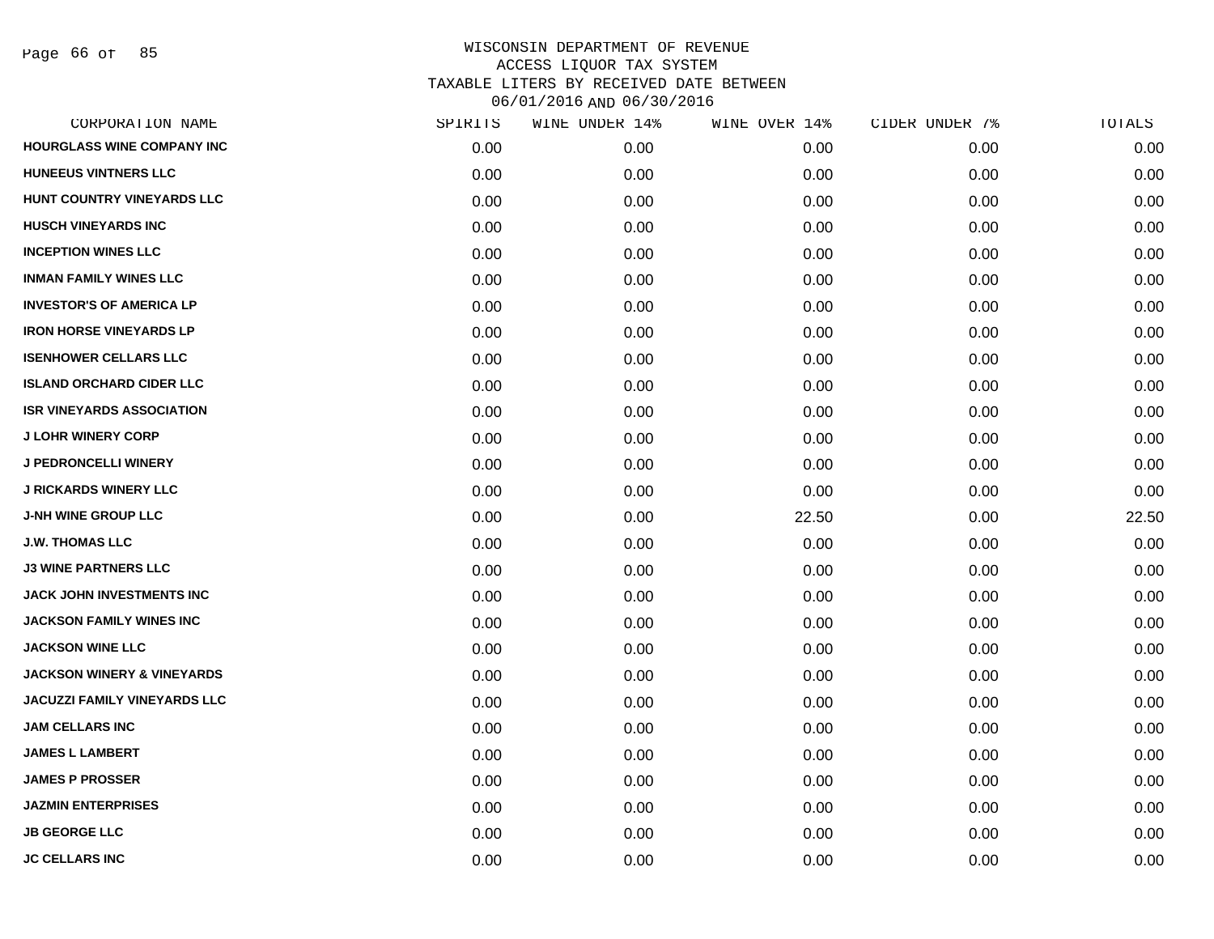# WISCONSIN DEPARTMENT OF REVENUE
## ACCESS LIQUOR TAX SYSTEM
## TAXABLE LITERS BY RECEIVED DATE BETWEEN 06/01/2016 AND 06/30/2016

| CORPORATION NAME | SPIRITS | WINE UNDER 14% | WINE OVER 14% | CIDER UNDER 7% | TOTALS |
|---|---|---|---|---|---|
| HOURGLASS WINE COMPANY INC | 0.00 | 0.00 | 0.00 | 0.00 | 0.00 |
| HUNEEUS VINTNERS LLC | 0.00 | 0.00 | 0.00 | 0.00 | 0.00 |
| HUNT COUNTRY VINEYARDS LLC | 0.00 | 0.00 | 0.00 | 0.00 | 0.00 |
| HUSCH VINEYARDS INC | 0.00 | 0.00 | 0.00 | 0.00 | 0.00 |
| INCEPTION WINES LLC | 0.00 | 0.00 | 0.00 | 0.00 | 0.00 |
| INMAN FAMILY WINES LLC | 0.00 | 0.00 | 0.00 | 0.00 | 0.00 |
| INVESTOR'S OF AMERICA LP | 0.00 | 0.00 | 0.00 | 0.00 | 0.00 |
| IRON HORSE VINEYARDS LP | 0.00 | 0.00 | 0.00 | 0.00 | 0.00 |
| ISENHOWER CELLARS LLC | 0.00 | 0.00 | 0.00 | 0.00 | 0.00 |
| ISLAND ORCHARD CIDER LLC | 0.00 | 0.00 | 0.00 | 0.00 | 0.00 |
| ISR VINEYARDS ASSOCIATION | 0.00 | 0.00 | 0.00 | 0.00 | 0.00 |
| J LOHR WINERY CORP | 0.00 | 0.00 | 0.00 | 0.00 | 0.00 |
| J PEDRONCELLI WINERY | 0.00 | 0.00 | 0.00 | 0.00 | 0.00 |
| J RICKARDS WINERY LLC | 0.00 | 0.00 | 0.00 | 0.00 | 0.00 |
| J-NH WINE GROUP LLC | 0.00 | 0.00 | 22.50 | 0.00 | 22.50 |
| J.W. THOMAS LLC | 0.00 | 0.00 | 0.00 | 0.00 | 0.00 |
| J3 WINE PARTNERS LLC | 0.00 | 0.00 | 0.00 | 0.00 | 0.00 |
| JACK JOHN INVESTMENTS INC | 0.00 | 0.00 | 0.00 | 0.00 | 0.00 |
| JACKSON FAMILY WINES INC | 0.00 | 0.00 | 0.00 | 0.00 | 0.00 |
| JACKSON WINE LLC | 0.00 | 0.00 | 0.00 | 0.00 | 0.00 |
| JACKSON WINERY & VINEYARDS | 0.00 | 0.00 | 0.00 | 0.00 | 0.00 |
| JACUZZI FAMILY VINEYARDS LLC | 0.00 | 0.00 | 0.00 | 0.00 | 0.00 |
| JAM CELLARS INC | 0.00 | 0.00 | 0.00 | 0.00 | 0.00 |
| JAMES L LAMBERT | 0.00 | 0.00 | 0.00 | 0.00 | 0.00 |
| JAMES P PROSSER | 0.00 | 0.00 | 0.00 | 0.00 | 0.00 |
| JAZMIN ENTERPRISES | 0.00 | 0.00 | 0.00 | 0.00 | 0.00 |
| JB GEORGE LLC | 0.00 | 0.00 | 0.00 | 0.00 | 0.00 |
| JC CELLARS INC | 0.00 | 0.00 | 0.00 | 0.00 | 0.00 |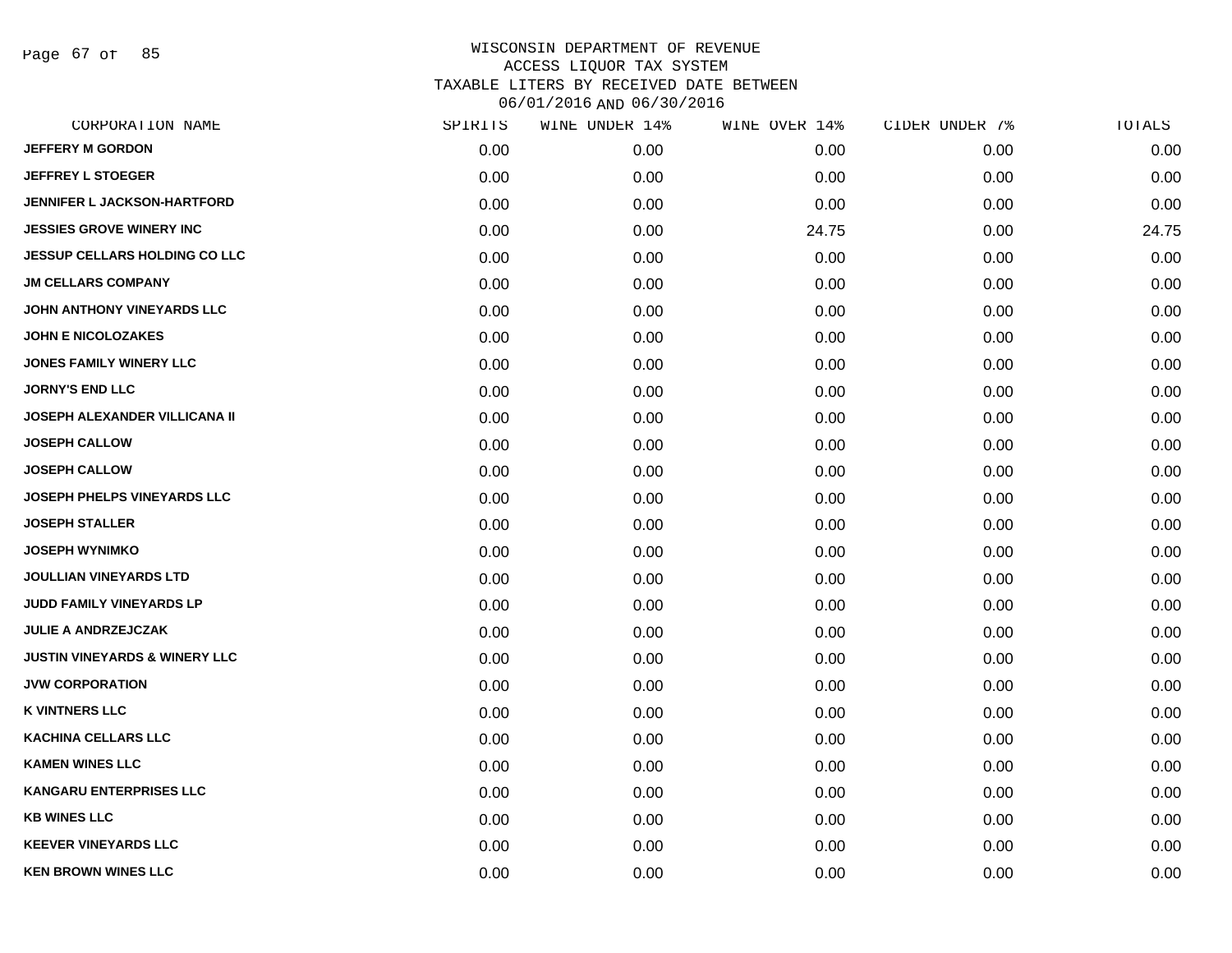# WISCONSIN DEPARTMENT OF REVENUE
## ACCESS LIQUOR TAX SYSTEM
## TAXABLE LITERS BY RECEIVED DATE BETWEEN 06/01/2016 AND 06/30/2016

| CORPORATION NAME | SPIRITS | WINE UNDER 14% | WINE OVER 14% | CIDER UNDER 7% | TOTALS |
|---|---|---|---|---|---|
| JEFFERY M GORDON | 0.00 | 0.00 | 0.00 | 0.00 | 0.00 |
| JEFFREY L STOEGER | 0.00 | 0.00 | 0.00 | 0.00 | 0.00 |
| JENNIFER L JACKSON-HARTFORD | 0.00 | 0.00 | 0.00 | 0.00 | 0.00 |
| JESSIES GROVE WINERY INC | 0.00 | 0.00 | 24.75 | 0.00 | 24.75 |
| JESSUP CELLARS HOLDING CO LLC | 0.00 | 0.00 | 0.00 | 0.00 | 0.00 |
| JM CELLARS COMPANY | 0.00 | 0.00 | 0.00 | 0.00 | 0.00 |
| JOHN ANTHONY VINEYARDS LLC | 0.00 | 0.00 | 0.00 | 0.00 | 0.00 |
| JOHN E NICOLOZAKES | 0.00 | 0.00 | 0.00 | 0.00 | 0.00 |
| JONES FAMILY WINERY LLC | 0.00 | 0.00 | 0.00 | 0.00 | 0.00 |
| JORNY'S END LLC | 0.00 | 0.00 | 0.00 | 0.00 | 0.00 |
| JOSEPH ALEXANDER VILLICANA II | 0.00 | 0.00 | 0.00 | 0.00 | 0.00 |
| JOSEPH CALLOW | 0.00 | 0.00 | 0.00 | 0.00 | 0.00 |
| JOSEPH CALLOW | 0.00 | 0.00 | 0.00 | 0.00 | 0.00 |
| JOSEPH PHELPS VINEYARDS LLC | 0.00 | 0.00 | 0.00 | 0.00 | 0.00 |
| JOSEPH STALLER | 0.00 | 0.00 | 0.00 | 0.00 | 0.00 |
| JOSEPH WYNIMKO | 0.00 | 0.00 | 0.00 | 0.00 | 0.00 |
| JOULLIAN VINEYARDS LTD | 0.00 | 0.00 | 0.00 | 0.00 | 0.00 |
| JUDD FAMILY VINEYARDS LP | 0.00 | 0.00 | 0.00 | 0.00 | 0.00 |
| JULIE A ANDRZEJCZAK | 0.00 | 0.00 | 0.00 | 0.00 | 0.00 |
| JUSTIN VINEYARDS & WINERY LLC | 0.00 | 0.00 | 0.00 | 0.00 | 0.00 |
| JVW CORPORATION | 0.00 | 0.00 | 0.00 | 0.00 | 0.00 |
| K VINTNERS LLC | 0.00 | 0.00 | 0.00 | 0.00 | 0.00 |
| KACHINA CELLARS LLC | 0.00 | 0.00 | 0.00 | 0.00 | 0.00 |
| KAMEN WINES LLC | 0.00 | 0.00 | 0.00 | 0.00 | 0.00 |
| KANGARU ENTERPRISES LLC | 0.00 | 0.00 | 0.00 | 0.00 | 0.00 |
| KB WINES LLC | 0.00 | 0.00 | 0.00 | 0.00 | 0.00 |
| KEEVER VINEYARDS LLC | 0.00 | 0.00 | 0.00 | 0.00 | 0.00 |
| KEN BROWN WINES LLC | 0.00 | 0.00 | 0.00 | 0.00 | 0.00 |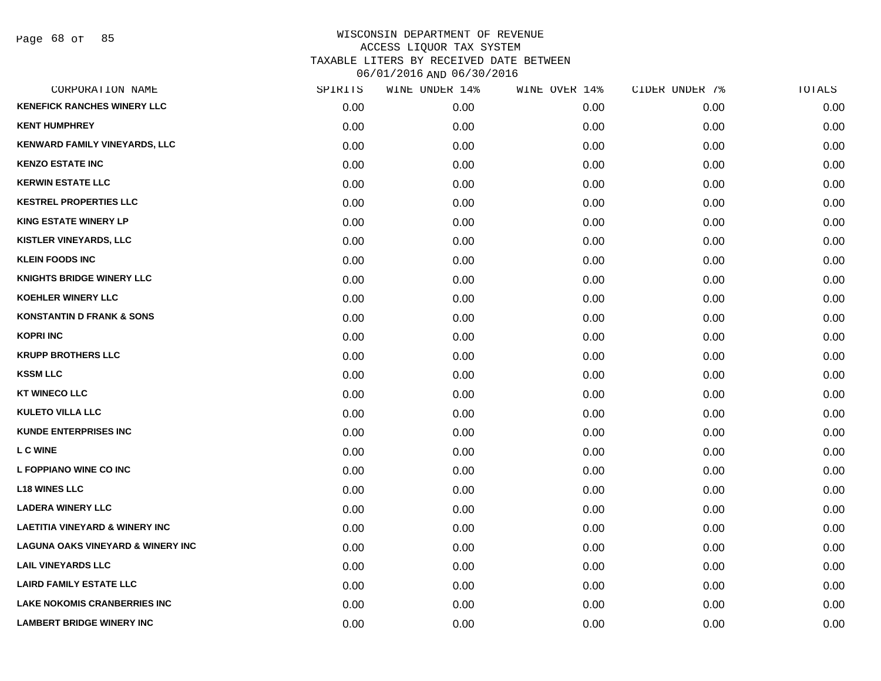# WISCONSIN DEPARTMENT OF REVENUE
## ACCESS LIQUOR TAX SYSTEM
### TAXABLE LITERS BY RECEIVED DATE BETWEEN 06/01/2016 AND 06/30/2016

| CORPORATION NAME | SPIRITS | WINE UNDER 14% | WINE OVER 14% | CIDER UNDER 7% | TOTALS |
|---|---|---|---|---|---|
| KENEFICK RANCHES WINERY LLC | 0.00 | 0.00 | 0.00 | 0.00 | 0.00 |
| KENT HUMPHREY | 0.00 | 0.00 | 0.00 | 0.00 | 0.00 |
| KENWARD FAMILY VINEYARDS, LLC | 0.00 | 0.00 | 0.00 | 0.00 | 0.00 |
| KENZO ESTATE INC | 0.00 | 0.00 | 0.00 | 0.00 | 0.00 |
| KERWIN ESTATE LLC | 0.00 | 0.00 | 0.00 | 0.00 | 0.00 |
| KESTREL PROPERTIES LLC | 0.00 | 0.00 | 0.00 | 0.00 | 0.00 |
| KING ESTATE WINERY LP | 0.00 | 0.00 | 0.00 | 0.00 | 0.00 |
| KISTLER VINEYARDS, LLC | 0.00 | 0.00 | 0.00 | 0.00 | 0.00 |
| KLEIN FOODS INC | 0.00 | 0.00 | 0.00 | 0.00 | 0.00 |
| KNIGHTS BRIDGE WINERY LLC | 0.00 | 0.00 | 0.00 | 0.00 | 0.00 |
| KOEHLER WINERY LLC | 0.00 | 0.00 | 0.00 | 0.00 | 0.00 |
| KONSTANTIN D FRANK & SONS | 0.00 | 0.00 | 0.00 | 0.00 | 0.00 |
| KOPRI INC | 0.00 | 0.00 | 0.00 | 0.00 | 0.00 |
| KRUPP BROTHERS LLC | 0.00 | 0.00 | 0.00 | 0.00 | 0.00 |
| KSSM LLC | 0.00 | 0.00 | 0.00 | 0.00 | 0.00 |
| KT WINECO LLC | 0.00 | 0.00 | 0.00 | 0.00 | 0.00 |
| KULETO VILLA LLC | 0.00 | 0.00 | 0.00 | 0.00 | 0.00 |
| KUNDE ENTERPRISES INC | 0.00 | 0.00 | 0.00 | 0.00 | 0.00 |
| L C WINE | 0.00 | 0.00 | 0.00 | 0.00 | 0.00 |
| L FOPPIANO WINE CO INC | 0.00 | 0.00 | 0.00 | 0.00 | 0.00 |
| L18 WINES LLC | 0.00 | 0.00 | 0.00 | 0.00 | 0.00 |
| LADERA WINERY LLC | 0.00 | 0.00 | 0.00 | 0.00 | 0.00 |
| LAETITIA VINEYARD & WINERY INC | 0.00 | 0.00 | 0.00 | 0.00 | 0.00 |
| LAGUNA OAKS VINEYARD & WINERY INC | 0.00 | 0.00 | 0.00 | 0.00 | 0.00 |
| LAIL VINEYARDS LLC | 0.00 | 0.00 | 0.00 | 0.00 | 0.00 |
| LAIRD FAMILY ESTATE LLC | 0.00 | 0.00 | 0.00 | 0.00 | 0.00 |
| LAKE NOKOMIS CRANBERRIES INC | 0.00 | 0.00 | 0.00 | 0.00 | 0.00 |
| LAMBERT BRIDGE WINERY INC | 0.00 | 0.00 | 0.00 | 0.00 | 0.00 |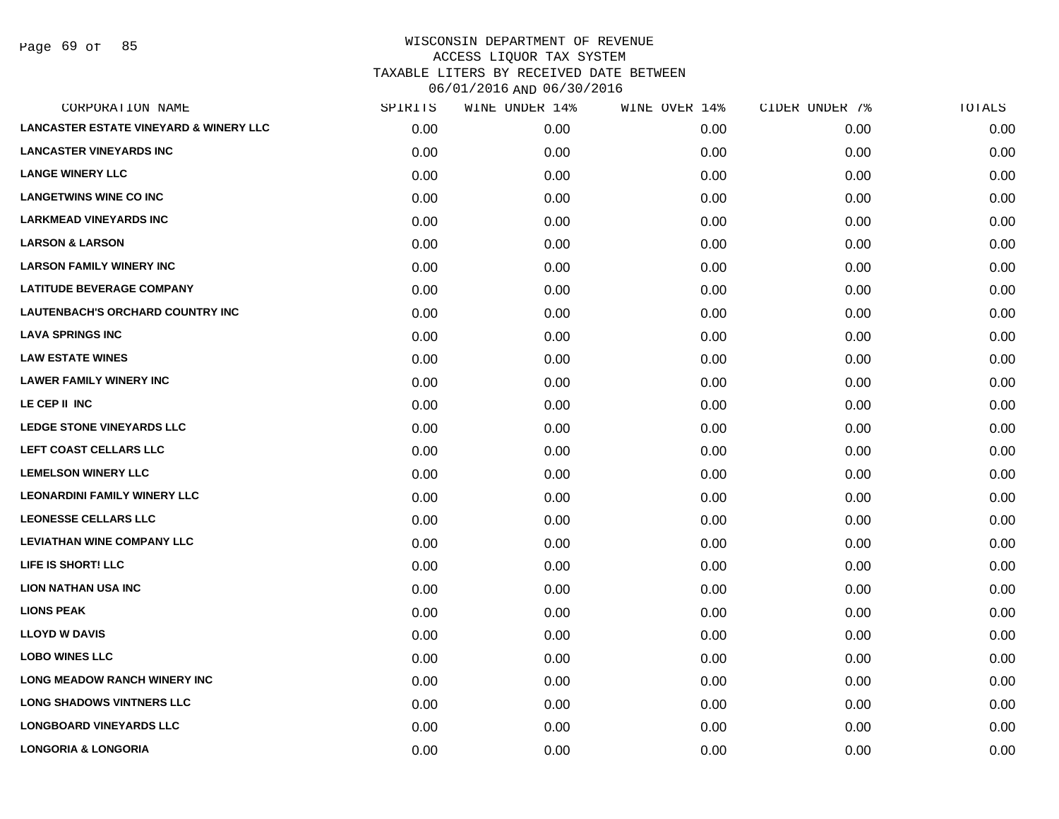WISCONSIN DEPARTMENT OF REVENUE
ACCESS LIQUOR TAX SYSTEM
TAXABLE LITERS BY RECEIVED DATE BETWEEN
06/01/2016 AND 06/30/2016

| CORPORATION NAME | SPIRITS | WINE UNDER 14% | WINE OVER 14% | CIDER UNDER 7% | TOTALS |
|---|---|---|---|---|---|
| LANCASTER ESTATE VINEYARD & WINERY LLC | 0.00 | 0.00 | 0.00 | 0.00 | 0.00 |
| LANCASTER VINEYARDS INC | 0.00 | 0.00 | 0.00 | 0.00 | 0.00 |
| LANGE WINERY LLC | 0.00 | 0.00 | 0.00 | 0.00 | 0.00 |
| LANGETWINS WINE CO INC | 0.00 | 0.00 | 0.00 | 0.00 | 0.00 |
| LARKMEAD VINEYARDS INC | 0.00 | 0.00 | 0.00 | 0.00 | 0.00 |
| LARSON & LARSON | 0.00 | 0.00 | 0.00 | 0.00 | 0.00 |
| LARSON FAMILY WINERY INC | 0.00 | 0.00 | 0.00 | 0.00 | 0.00 |
| LATITUDE BEVERAGE COMPANY | 0.00 | 0.00 | 0.00 | 0.00 | 0.00 |
| LAUTENBACH'S ORCHARD COUNTRY INC | 0.00 | 0.00 | 0.00 | 0.00 | 0.00 |
| LAVA SPRINGS INC | 0.00 | 0.00 | 0.00 | 0.00 | 0.00 |
| LAW ESTATE WINES | 0.00 | 0.00 | 0.00 | 0.00 | 0.00 |
| LAWER FAMILY WINERY INC | 0.00 | 0.00 | 0.00 | 0.00 | 0.00 |
| LE CEP II INC | 0.00 | 0.00 | 0.00 | 0.00 | 0.00 |
| LEDGE STONE VINEYARDS LLC | 0.00 | 0.00 | 0.00 | 0.00 | 0.00 |
| LEFT COAST CELLARS LLC | 0.00 | 0.00 | 0.00 | 0.00 | 0.00 |
| LEMELSON WINERY LLC | 0.00 | 0.00 | 0.00 | 0.00 | 0.00 |
| LEONARDINI FAMILY WINERY LLC | 0.00 | 0.00 | 0.00 | 0.00 | 0.00 |
| LEONESSE CELLARS LLC | 0.00 | 0.00 | 0.00 | 0.00 | 0.00 |
| LEVIATHAN WINE COMPANY LLC | 0.00 | 0.00 | 0.00 | 0.00 | 0.00 |
| LIFE IS SHORT! LLC | 0.00 | 0.00 | 0.00 | 0.00 | 0.00 |
| LION NATHAN USA INC | 0.00 | 0.00 | 0.00 | 0.00 | 0.00 |
| LIONS PEAK | 0.00 | 0.00 | 0.00 | 0.00 | 0.00 |
| LLOYD W DAVIS | 0.00 | 0.00 | 0.00 | 0.00 | 0.00 |
| LOBO WINES LLC | 0.00 | 0.00 | 0.00 | 0.00 | 0.00 |
| LONG MEADOW RANCH WINERY INC | 0.00 | 0.00 | 0.00 | 0.00 | 0.00 |
| LONG SHADOWS VINTNERS LLC | 0.00 | 0.00 | 0.00 | 0.00 | 0.00 |
| LONGBOARD VINEYARDS LLC | 0.00 | 0.00 | 0.00 | 0.00 | 0.00 |
| LONGORIA & LONGORIA | 0.00 | 0.00 | 0.00 | 0.00 | 0.00 |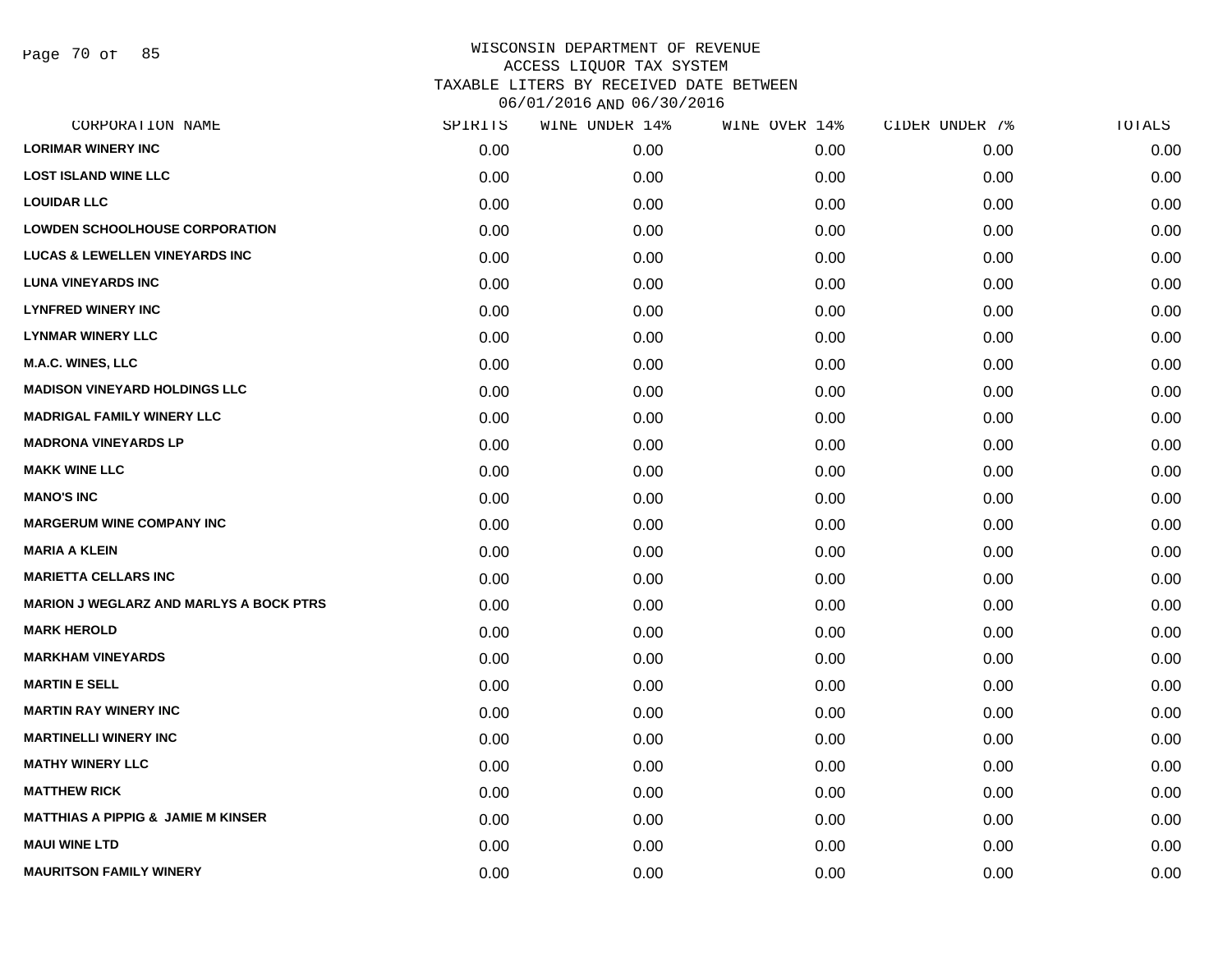# WISCONSIN DEPARTMENT OF REVENUE
## ACCESS LIQUOR TAX SYSTEM
## TAXABLE LITERS BY RECEIVED DATE BETWEEN 06/01/2016 AND 06/30/2016

| CORPORATION NAME | SPIRITS | WINE UNDER 14% | WINE OVER 14% | CIDER UNDER 7% | TOTALS |
|---|---|---|---|---|---|
| LORIMAR WINERY INC | 0.00 | 0.00 | 0.00 | 0.00 | 0.00 |
| LOST ISLAND WINE LLC | 0.00 | 0.00 | 0.00 | 0.00 | 0.00 |
| LOUIDAR LLC | 0.00 | 0.00 | 0.00 | 0.00 | 0.00 |
| LOWDEN SCHOOLHOUSE CORPORATION | 0.00 | 0.00 | 0.00 | 0.00 | 0.00 |
| LUCAS & LEWELLEN VINEYARDS INC | 0.00 | 0.00 | 0.00 | 0.00 | 0.00 |
| LUNA VINEYARDS INC | 0.00 | 0.00 | 0.00 | 0.00 | 0.00 |
| LYNFRED WINERY INC | 0.00 | 0.00 | 0.00 | 0.00 | 0.00 |
| LYNMAR WINERY LLC | 0.00 | 0.00 | 0.00 | 0.00 | 0.00 |
| M.A.C. WINES, LLC | 0.00 | 0.00 | 0.00 | 0.00 | 0.00 |
| MADISON VINEYARD HOLDINGS LLC | 0.00 | 0.00 | 0.00 | 0.00 | 0.00 |
| MADRIGAL FAMILY WINERY LLC | 0.00 | 0.00 | 0.00 | 0.00 | 0.00 |
| MADRONA VINEYARDS LP | 0.00 | 0.00 | 0.00 | 0.00 | 0.00 |
| MAKK WINE LLC | 0.00 | 0.00 | 0.00 | 0.00 | 0.00 |
| MANO'S INC | 0.00 | 0.00 | 0.00 | 0.00 | 0.00 |
| MARGERUM WINE COMPANY INC | 0.00 | 0.00 | 0.00 | 0.00 | 0.00 |
| MARIA A KLEIN | 0.00 | 0.00 | 0.00 | 0.00 | 0.00 |
| MARIETTA CELLARS INC | 0.00 | 0.00 | 0.00 | 0.00 | 0.00 |
| MARION J WEGLARZ AND MARLYS A BOCK PTRS | 0.00 | 0.00 | 0.00 | 0.00 | 0.00 |
| MARK HEROLD | 0.00 | 0.00 | 0.00 | 0.00 | 0.00 |
| MARKHAM VINEYARDS | 0.00 | 0.00 | 0.00 | 0.00 | 0.00 |
| MARTIN E SELL | 0.00 | 0.00 | 0.00 | 0.00 | 0.00 |
| MARTIN RAY WINERY INC | 0.00 | 0.00 | 0.00 | 0.00 | 0.00 |
| MARTINELLI WINERY INC | 0.00 | 0.00 | 0.00 | 0.00 | 0.00 |
| MATHY WINERY LLC | 0.00 | 0.00 | 0.00 | 0.00 | 0.00 |
| MATTHEW RICK | 0.00 | 0.00 | 0.00 | 0.00 | 0.00 |
| MATTHIAS A PIPPIG & JAMIE M KINSER | 0.00 | 0.00 | 0.00 | 0.00 | 0.00 |
| MAUI WINE LTD | 0.00 | 0.00 | 0.00 | 0.00 | 0.00 |
| MAURITSON FAMILY WINERY | 0.00 | 0.00 | 0.00 | 0.00 | 0.00 |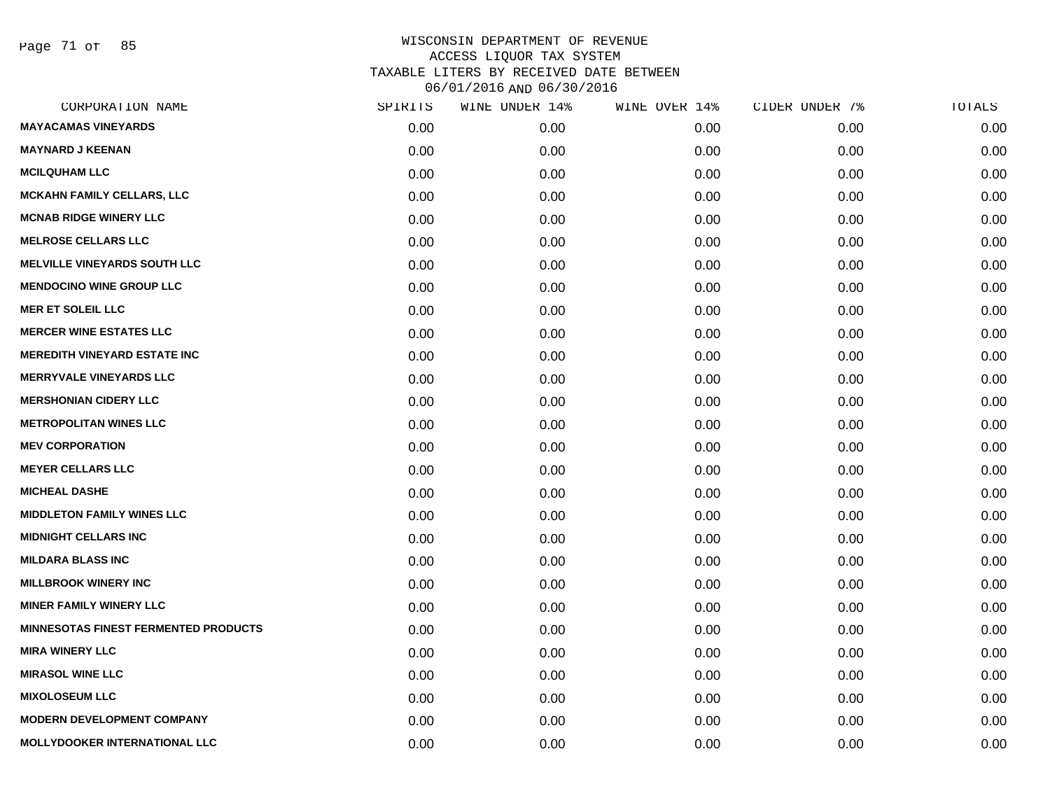WISCONSIN DEPARTMENT OF REVENUE
ACCESS LIQUOR TAX SYSTEM
TAXABLE LITERS BY RECEIVED DATE BETWEEN
06/01/2016 AND 06/30/2016

| CORPORATION NAME | SPIRITS | WINE UNDER 14% | WINE OVER 14% | CIDER UNDER 7% | TOTALS |
|---|---|---|---|---|---|
| **MAYACAMAS VINEYARDS** | 0.00 | 0.00 | 0.00 | 0.00 | 0.00 |
| **MAYNARD J KEENAN** | 0.00 | 0.00 | 0.00 | 0.00 | 0.00 |
| **MCILQUHAM LLC** | 0.00 | 0.00 | 0.00 | 0.00 | 0.00 |
| **MCKAHN FAMILY CELLARS, LLC** | 0.00 | 0.00 | 0.00 | 0.00 | 0.00 |
| **MCNAB RIDGE WINERY LLC** | 0.00 | 0.00 | 0.00 | 0.00 | 0.00 |
| **MELROSE CELLARS LLC** | 0.00 | 0.00 | 0.00 | 0.00 | 0.00 |
| **MELVILLE VINEYARDS SOUTH LLC** | 0.00 | 0.00 | 0.00 | 0.00 | 0.00 |
| **MENDOCINO WINE GROUP LLC** | 0.00 | 0.00 | 0.00 | 0.00 | 0.00 |
| **MER ET SOLEIL LLC** | 0.00 | 0.00 | 0.00 | 0.00 | 0.00 |
| **MERCER WINE ESTATES LLC** | 0.00 | 0.00 | 0.00 | 0.00 | 0.00 |
| **MEREDITH VINEYARD ESTATE INC** | 0.00 | 0.00 | 0.00 | 0.00 | 0.00 |
| **MERRYVALE VINEYARDS LLC** | 0.00 | 0.00 | 0.00 | 0.00 | 0.00 |
| **MERSHONIAN CIDERY LLC** | 0.00 | 0.00 | 0.00 | 0.00 | 0.00 |
| **METROPOLITAN WINES LLC** | 0.00 | 0.00 | 0.00 | 0.00 | 0.00 |
| **MEV CORPORATION** | 0.00 | 0.00 | 0.00 | 0.00 | 0.00 |
| **MEYER CELLARS LLC** | 0.00 | 0.00 | 0.00 | 0.00 | 0.00 |
| **MICHEAL DASHE** | 0.00 | 0.00 | 0.00 | 0.00 | 0.00 |
| **MIDDLETON FAMILY WINES LLC** | 0.00 | 0.00 | 0.00 | 0.00 | 0.00 |
| **MIDNIGHT CELLARS INC** | 0.00 | 0.00 | 0.00 | 0.00 | 0.00 |
| **MILDARA BLASS INC** | 0.00 | 0.00 | 0.00 | 0.00 | 0.00 |
| **MILLBROOK WINERY INC** | 0.00 | 0.00 | 0.00 | 0.00 | 0.00 |
| **MINER FAMILY WINERY LLC** | 0.00 | 0.00 | 0.00 | 0.00 | 0.00 |
| **MINNESOTAS FINEST FERMENTED PRODUCTS** | 0.00 | 0.00 | 0.00 | 0.00 | 0.00 |
| **MIRA WINERY LLC** | 0.00 | 0.00 | 0.00 | 0.00 | 0.00 |
| **MIRASOL WINE LLC** | 0.00 | 0.00 | 0.00 | 0.00 | 0.00 |
| **MIXOLOSEUM LLC** | 0.00 | 0.00 | 0.00 | 0.00 | 0.00 |
| **MODERN DEVELOPMENT COMPANY** | 0.00 | 0.00 | 0.00 | 0.00 | 0.00 |
| **MOLLYDOOKER INTERNATIONAL LLC** | 0.00 | 0.00 | 0.00 | 0.00 | 0.00 |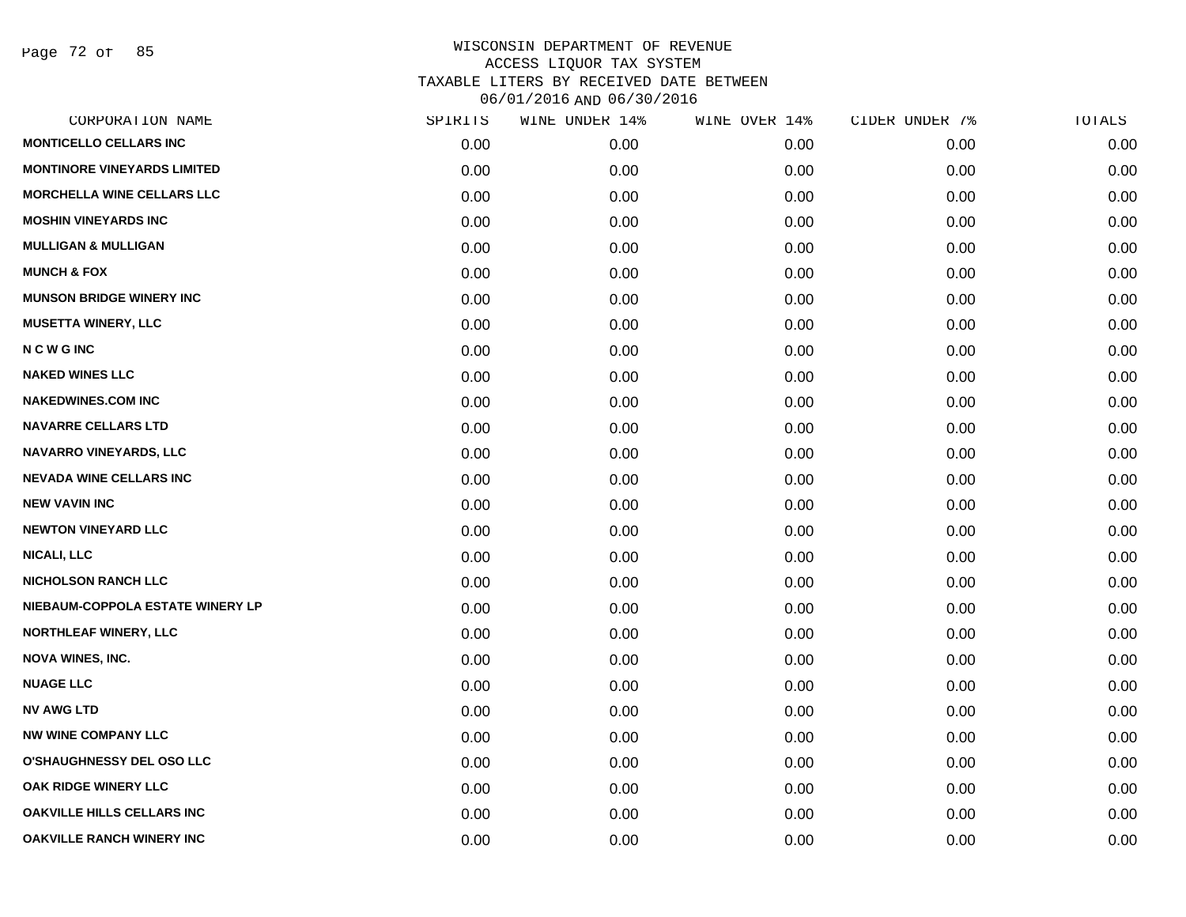# WISCONSIN DEPARTMENT OF REVENUE
## ACCESS LIQUOR TAX SYSTEM
## TAXABLE LITERS BY RECEIVED DATE BETWEEN 06/01/2016 AND 06/30/2016

| CORPORATION NAME | SPIRITS | WINE UNDER 14% | WINE OVER 14% | CIDER UNDER 7% | TOTALS |
|---|---|---|---|---|---|
| MONTICELLO CELLARS INC | 0.00 | 0.00 | 0.00 | 0.00 | 0.00 |
| MONTINORE VINEYARDS LIMITED | 0.00 | 0.00 | 0.00 | 0.00 | 0.00 |
| MORCHELLA WINE CELLARS LLC | 0.00 | 0.00 | 0.00 | 0.00 | 0.00 |
| MOSHIN VINEYARDS INC | 0.00 | 0.00 | 0.00 | 0.00 | 0.00 |
| MULLIGAN & MULLIGAN | 0.00 | 0.00 | 0.00 | 0.00 | 0.00 |
| MUNCH & FOX | 0.00 | 0.00 | 0.00 | 0.00 | 0.00 |
| MUNSON BRIDGE WINERY INC | 0.00 | 0.00 | 0.00 | 0.00 | 0.00 |
| MUSETTA WINERY, LLC | 0.00 | 0.00 | 0.00 | 0.00 | 0.00 |
| N C W G INC | 0.00 | 0.00 | 0.00 | 0.00 | 0.00 |
| NAKED WINES LLC | 0.00 | 0.00 | 0.00 | 0.00 | 0.00 |
| NAKEDWINES.COM INC | 0.00 | 0.00 | 0.00 | 0.00 | 0.00 |
| NAVARRE CELLARS LTD | 0.00 | 0.00 | 0.00 | 0.00 | 0.00 |
| NAVARRO VINEYARDS, LLC | 0.00 | 0.00 | 0.00 | 0.00 | 0.00 |
| NEVADA WINE CELLARS INC | 0.00 | 0.00 | 0.00 | 0.00 | 0.00 |
| NEW VAVIN INC | 0.00 | 0.00 | 0.00 | 0.00 | 0.00 |
| NEWTON VINEYARD LLC | 0.00 | 0.00 | 0.00 | 0.00 | 0.00 |
| NICALI, LLC | 0.00 | 0.00 | 0.00 | 0.00 | 0.00 |
| NICHOLSON RANCH LLC | 0.00 | 0.00 | 0.00 | 0.00 | 0.00 |
| NIEBAUM-COPPOLA ESTATE WINERY LP | 0.00 | 0.00 | 0.00 | 0.00 | 0.00 |
| NORTHLEAF WINERY, LLC | 0.00 | 0.00 | 0.00 | 0.00 | 0.00 |
| NOVA WINES, INC. | 0.00 | 0.00 | 0.00 | 0.00 | 0.00 |
| NUAGE LLC | 0.00 | 0.00 | 0.00 | 0.00 | 0.00 |
| NV AWG LTD | 0.00 | 0.00 | 0.00 | 0.00 | 0.00 |
| NW WINE COMPANY LLC | 0.00 | 0.00 | 0.00 | 0.00 | 0.00 |
| O'SHAUGHNESSY DEL OSO LLC | 0.00 | 0.00 | 0.00 | 0.00 | 0.00 |
| OAK RIDGE WINERY LLC | 0.00 | 0.00 | 0.00 | 0.00 | 0.00 |
| OAKVILLE HILLS CELLARS INC | 0.00 | 0.00 | 0.00 | 0.00 | 0.00 |
| OAKVILLE RANCH WINERY INC | 0.00 | 0.00 | 0.00 | 0.00 | 0.00 |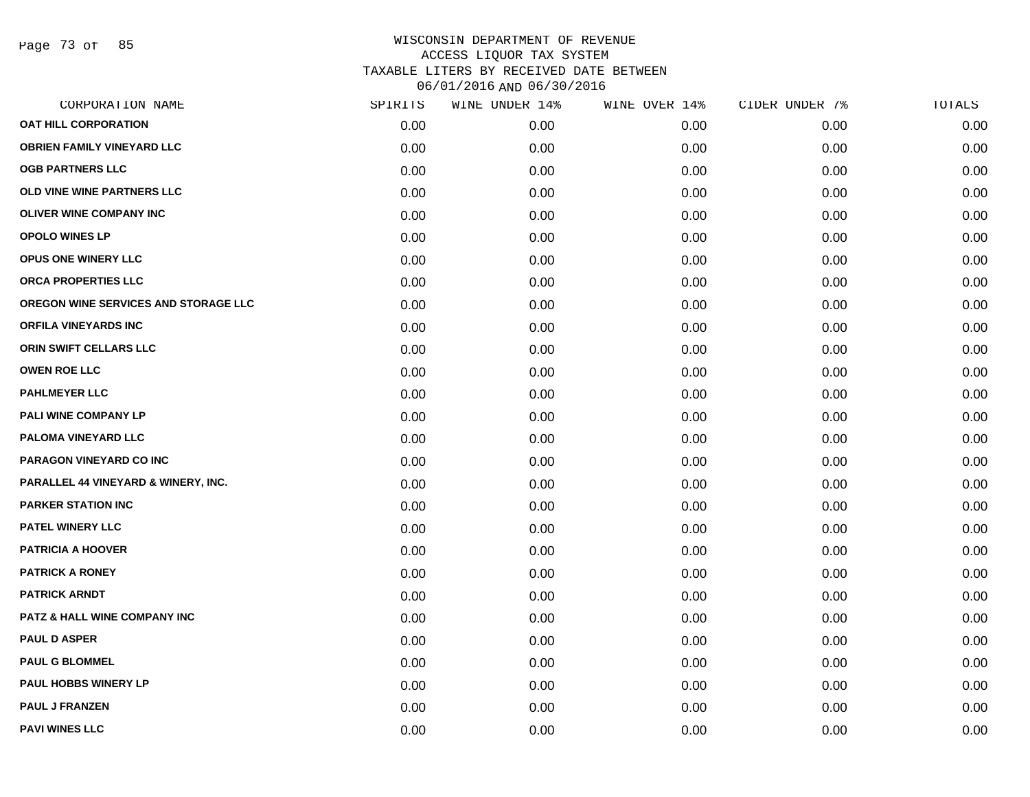# WISCONSIN DEPARTMENT OF REVENUE
## ACCESS LIQUOR TAX SYSTEM
## TAXABLE LITERS BY RECEIVED DATE BETWEEN 06/01/2016 AND 06/30/2016

| CORPORATION NAME | SPIRITS | WINE UNDER 14% | WINE OVER 14% | CIDER UNDER 7% | TOTALS |
|---|---|---|---|---|---|
| OAT HILL CORPORATION | 0.00 | 0.00 | 0.00 | 0.00 | 0.00 |
| OBRIEN FAMILY VINEYARD LLC | 0.00 | 0.00 | 0.00 | 0.00 | 0.00 |
| OGB PARTNERS LLC | 0.00 | 0.00 | 0.00 | 0.00 | 0.00 |
| OLD VINE WINE PARTNERS LLC | 0.00 | 0.00 | 0.00 | 0.00 | 0.00 |
| OLIVER WINE COMPANY INC | 0.00 | 0.00 | 0.00 | 0.00 | 0.00 |
| OPOLO WINES LP | 0.00 | 0.00 | 0.00 | 0.00 | 0.00 |
| OPUS ONE WINERY LLC | 0.00 | 0.00 | 0.00 | 0.00 | 0.00 |
| ORCA PROPERTIES LLC | 0.00 | 0.00 | 0.00 | 0.00 | 0.00 |
| OREGON WINE SERVICES AND STORAGE LLC | 0.00 | 0.00 | 0.00 | 0.00 | 0.00 |
| ORFILA VINEYARDS INC | 0.00 | 0.00 | 0.00 | 0.00 | 0.00 |
| ORIN SWIFT CELLARS LLC | 0.00 | 0.00 | 0.00 | 0.00 | 0.00 |
| OWEN ROE LLC | 0.00 | 0.00 | 0.00 | 0.00 | 0.00 |
| PAHLMEYER LLC | 0.00 | 0.00 | 0.00 | 0.00 | 0.00 |
| PALI WINE COMPANY LP | 0.00 | 0.00 | 0.00 | 0.00 | 0.00 |
| PALOMA VINEYARD LLC | 0.00 | 0.00 | 0.00 | 0.00 | 0.00 |
| PARAGON VINEYARD CO INC | 0.00 | 0.00 | 0.00 | 0.00 | 0.00 |
| PARALLEL 44 VINEYARD & WINERY, INC. | 0.00 | 0.00 | 0.00 | 0.00 | 0.00 |
| PARKER STATION INC | 0.00 | 0.00 | 0.00 | 0.00 | 0.00 |
| PATEL WINERY LLC | 0.00 | 0.00 | 0.00 | 0.00 | 0.00 |
| PATRICIA A HOOVER | 0.00 | 0.00 | 0.00 | 0.00 | 0.00 |
| PATRICK A RONEY | 0.00 | 0.00 | 0.00 | 0.00 | 0.00 |
| PATRICK ARNDT | 0.00 | 0.00 | 0.00 | 0.00 | 0.00 |
| PATZ & HALL WINE COMPANY INC | 0.00 | 0.00 | 0.00 | 0.00 | 0.00 |
| PAUL D ASPER | 0.00 | 0.00 | 0.00 | 0.00 | 0.00 |
| PAUL G BLOMMEL | 0.00 | 0.00 | 0.00 | 0.00 | 0.00 |
| PAUL HOBBS WINERY LP | 0.00 | 0.00 | 0.00 | 0.00 | 0.00 |
| PAUL J FRANZEN | 0.00 | 0.00 | 0.00 | 0.00 | 0.00 |
| PAVI WINES LLC | 0.00 | 0.00 | 0.00 | 0.00 | 0.00 |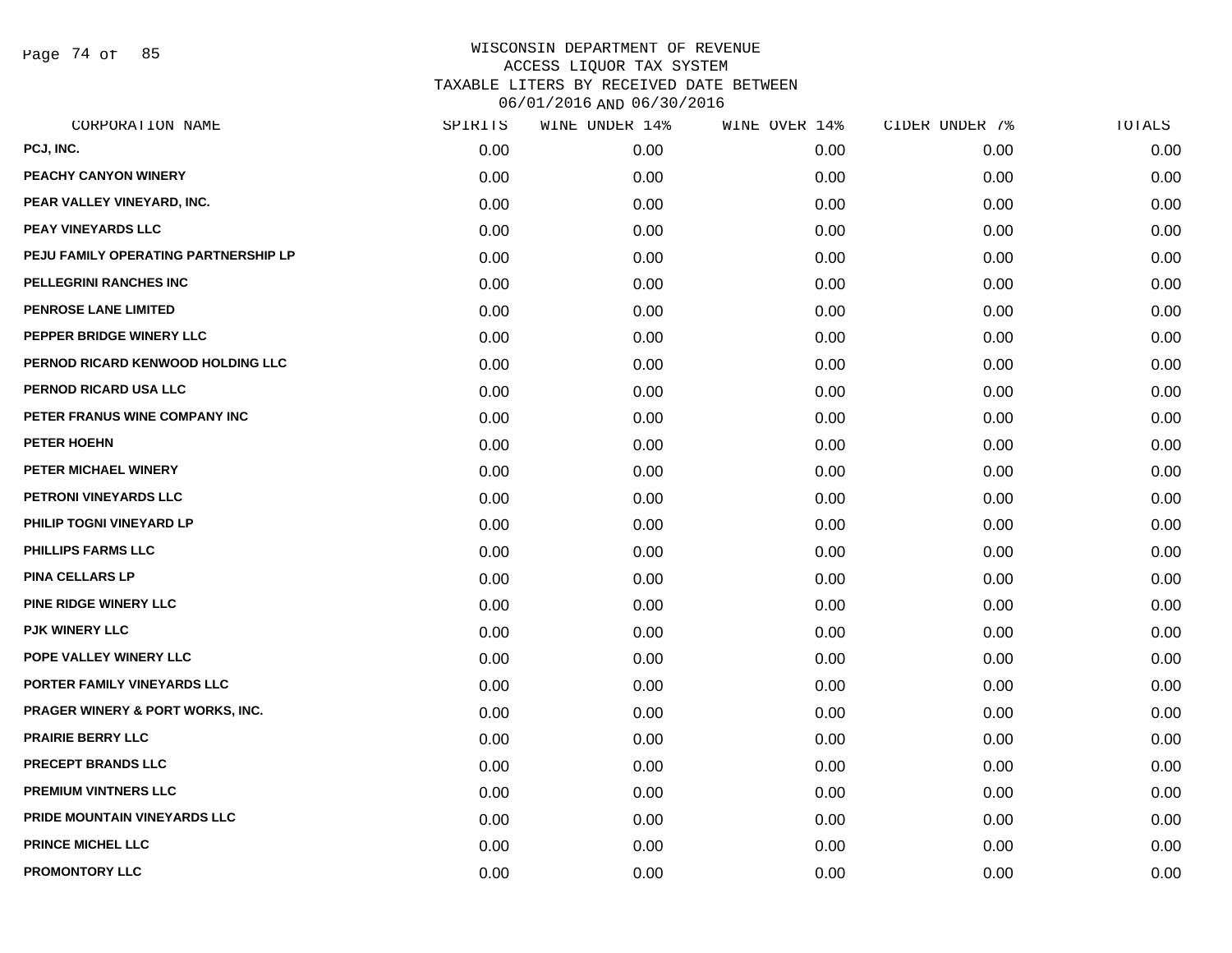# WISCONSIN DEPARTMENT OF REVENUE
## ACCESS LIQUOR TAX SYSTEM
### TAXABLE LITERS BY RECEIVED DATE BETWEEN 06/01/2016 AND 06/30/2016

| CORPORATION NAME | SPIRITS | WINE UNDER 14% | WINE OVER 14% | CIDER UNDER 7% | TOTALS |
|---|---|---|---|---|---|
| PCJ, INC. | 0.00 | 0.00 | 0.00 | 0.00 | 0.00 |
| PEACHY CANYON WINERY | 0.00 | 0.00 | 0.00 | 0.00 | 0.00 |
| PEAR VALLEY VINEYARD, INC. | 0.00 | 0.00 | 0.00 | 0.00 | 0.00 |
| PEAY VINEYARDS LLC | 0.00 | 0.00 | 0.00 | 0.00 | 0.00 |
| PEJU FAMILY OPERATING PARTNERSHIP LP | 0.00 | 0.00 | 0.00 | 0.00 | 0.00 |
| PELLEGRINI RANCHES INC | 0.00 | 0.00 | 0.00 | 0.00 | 0.00 |
| PENROSE LANE LIMITED | 0.00 | 0.00 | 0.00 | 0.00 | 0.00 |
| PEPPER BRIDGE WINERY LLC | 0.00 | 0.00 | 0.00 | 0.00 | 0.00 |
| PERNOD RICARD KENWOOD HOLDING LLC | 0.00 | 0.00 | 0.00 | 0.00 | 0.00 |
| PERNOD RICARD USA LLC | 0.00 | 0.00 | 0.00 | 0.00 | 0.00 |
| PETER FRANUS WINE COMPANY INC | 0.00 | 0.00 | 0.00 | 0.00 | 0.00 |
| PETER HOEHN | 0.00 | 0.00 | 0.00 | 0.00 | 0.00 |
| PETER MICHAEL WINERY | 0.00 | 0.00 | 0.00 | 0.00 | 0.00 |
| PETRONI VINEYARDS LLC | 0.00 | 0.00 | 0.00 | 0.00 | 0.00 |
| PHILIP TOGNI VINEYARD LP | 0.00 | 0.00 | 0.00 | 0.00 | 0.00 |
| PHILLIPS FARMS LLC | 0.00 | 0.00 | 0.00 | 0.00 | 0.00 |
| PINA CELLARS LP | 0.00 | 0.00 | 0.00 | 0.00 | 0.00 |
| PINE RIDGE WINERY LLC | 0.00 | 0.00 | 0.00 | 0.00 | 0.00 |
| PJK WINERY LLC | 0.00 | 0.00 | 0.00 | 0.00 | 0.00 |
| POPE VALLEY WINERY LLC | 0.00 | 0.00 | 0.00 | 0.00 | 0.00 |
| PORTER FAMILY VINEYARDS LLC | 0.00 | 0.00 | 0.00 | 0.00 | 0.00 |
| PRAGER WINERY & PORT WORKS, INC. | 0.00 | 0.00 | 0.00 | 0.00 | 0.00 |
| PRAIRIE BERRY LLC | 0.00 | 0.00 | 0.00 | 0.00 | 0.00 |
| PRECEPT BRANDS LLC | 0.00 | 0.00 | 0.00 | 0.00 | 0.00 |
| PREMIUM VINTNERS LLC | 0.00 | 0.00 | 0.00 | 0.00 | 0.00 |
| PRIDE MOUNTAIN VINEYARDS LLC | 0.00 | 0.00 | 0.00 | 0.00 | 0.00 |
| PRINCE MICHEL LLC | 0.00 | 0.00 | 0.00 | 0.00 | 0.00 |
| PROMONTORY LLC | 0.00 | 0.00 | 0.00 | 0.00 | 0.00 |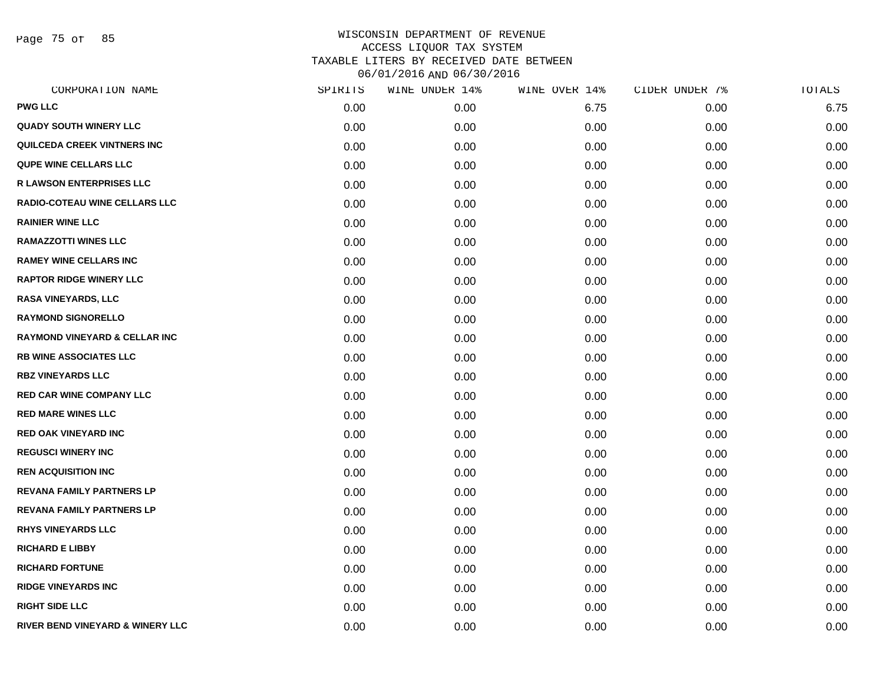# WISCONSIN DEPARTMENT OF REVENUE
## ACCESS LIQUOR TAX SYSTEM
## TAXABLE LITERS BY RECEIVED DATE BETWEEN 06/01/2016 AND 06/30/2016

| CORPORATION NAME | SPIRITS | WINE UNDER 14% | WINE OVER 14% | CIDER UNDER 7% | TOTALS |
|---|---|---|---|---|---|
| PWG LLC | 0.00 | 0.00 | 6.75 | 0.00 | 6.75 |
| QUADY SOUTH WINERY LLC | 0.00 | 0.00 | 0.00 | 0.00 | 0.00 |
| QUILCEDA CREEK VINTNERS INC | 0.00 | 0.00 | 0.00 | 0.00 | 0.00 |
| QUPE WINE CELLARS LLC | 0.00 | 0.00 | 0.00 | 0.00 | 0.00 |
| R LAWSON ENTERPRISES LLC | 0.00 | 0.00 | 0.00 | 0.00 | 0.00 |
| RADIO-COTEAU WINE CELLARS LLC | 0.00 | 0.00 | 0.00 | 0.00 | 0.00 |
| RAINIER WINE LLC | 0.00 | 0.00 | 0.00 | 0.00 | 0.00 |
| RAMAZZOTTI WINES LLC | 0.00 | 0.00 | 0.00 | 0.00 | 0.00 |
| RAMEY WINE CELLARS INC | 0.00 | 0.00 | 0.00 | 0.00 | 0.00 |
| RAPTOR RIDGE WINERY LLC | 0.00 | 0.00 | 0.00 | 0.00 | 0.00 |
| RASA VINEYARDS, LLC | 0.00 | 0.00 | 0.00 | 0.00 | 0.00 |
| RAYMOND SIGNORELLO | 0.00 | 0.00 | 0.00 | 0.00 | 0.00 |
| RAYMOND VINEYARD & CELLAR INC | 0.00 | 0.00 | 0.00 | 0.00 | 0.00 |
| RB WINE ASSOCIATES LLC | 0.00 | 0.00 | 0.00 | 0.00 | 0.00 |
| RBZ VINEYARDS LLC | 0.00 | 0.00 | 0.00 | 0.00 | 0.00 |
| RED CAR WINE COMPANY LLC | 0.00 | 0.00 | 0.00 | 0.00 | 0.00 |
| RED MARE WINES LLC | 0.00 | 0.00 | 0.00 | 0.00 | 0.00 |
| RED OAK VINEYARD INC | 0.00 | 0.00 | 0.00 | 0.00 | 0.00 |
| REGUSCI WINERY INC | 0.00 | 0.00 | 0.00 | 0.00 | 0.00 |
| REN ACQUISITION INC | 0.00 | 0.00 | 0.00 | 0.00 | 0.00 |
| REVANA FAMILY PARTNERS LP | 0.00 | 0.00 | 0.00 | 0.00 | 0.00 |
| REVANA FAMILY PARTNERS LP | 0.00 | 0.00 | 0.00 | 0.00 | 0.00 |
| RHYS VINEYARDS LLC | 0.00 | 0.00 | 0.00 | 0.00 | 0.00 |
| RICHARD E LIBBY | 0.00 | 0.00 | 0.00 | 0.00 | 0.00 |
| RICHARD FORTUNE | 0.00 | 0.00 | 0.00 | 0.00 | 0.00 |
| RIDGE VINEYARDS INC | 0.00 | 0.00 | 0.00 | 0.00 | 0.00 |
| RIGHT SIDE LLC | 0.00 | 0.00 | 0.00 | 0.00 | 0.00 |
| RIVER BEND VINEYARD & WINERY LLC | 0.00 | 0.00 | 0.00 | 0.00 | 0.00 |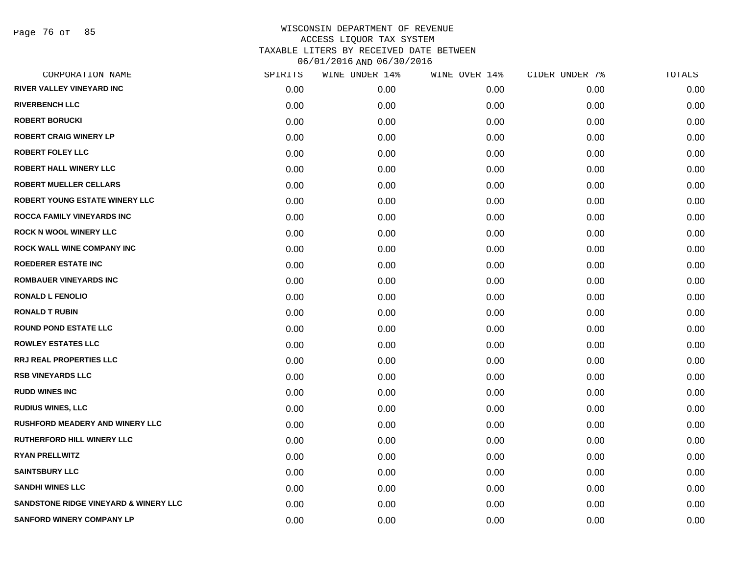# WISCONSIN DEPARTMENT OF REVENUE
## ACCESS LIQUOR TAX SYSTEM
## TAXABLE LITERS BY RECEIVED DATE BETWEEN 06/01/2016 AND 06/30/2016

| CORPORATION NAME | SPIRITS | WINE UNDER 14% | WINE OVER 14% | CIDER UNDER 7% | TOTALS |
|---|---|---|---|---|---|
| RIVER VALLEY VINEYARD INC | 0.00 | 0.00 | 0.00 | 0.00 | 0.00 |
| RIVERBENCH LLC | 0.00 | 0.00 | 0.00 | 0.00 | 0.00 |
| ROBERT BORUCKI | 0.00 | 0.00 | 0.00 | 0.00 | 0.00 |
| ROBERT CRAIG WINERY LP | 0.00 | 0.00 | 0.00 | 0.00 | 0.00 |
| ROBERT FOLEY LLC | 0.00 | 0.00 | 0.00 | 0.00 | 0.00 |
| ROBERT HALL WINERY LLC | 0.00 | 0.00 | 0.00 | 0.00 | 0.00 |
| ROBERT MUELLER CELLARS | 0.00 | 0.00 | 0.00 | 0.00 | 0.00 |
| ROBERT YOUNG ESTATE WINERY LLC | 0.00 | 0.00 | 0.00 | 0.00 | 0.00 |
| ROCCA FAMILY VINEYARDS INC | 0.00 | 0.00 | 0.00 | 0.00 | 0.00 |
| ROCK N WOOL WINERY LLC | 0.00 | 0.00 | 0.00 | 0.00 | 0.00 |
| ROCK WALL WINE COMPANY INC | 0.00 | 0.00 | 0.00 | 0.00 | 0.00 |
| ROEDERER ESTATE INC | 0.00 | 0.00 | 0.00 | 0.00 | 0.00 |
| ROMBAUER VINEYARDS INC | 0.00 | 0.00 | 0.00 | 0.00 | 0.00 |
| RONALD L FENOLIO | 0.00 | 0.00 | 0.00 | 0.00 | 0.00 |
| RONALD T RUBIN | 0.00 | 0.00 | 0.00 | 0.00 | 0.00 |
| ROUND POND ESTATE LLC | 0.00 | 0.00 | 0.00 | 0.00 | 0.00 |
| ROWLEY ESTATES LLC | 0.00 | 0.00 | 0.00 | 0.00 | 0.00 |
| RRJ REAL PROPERTIES LLC | 0.00 | 0.00 | 0.00 | 0.00 | 0.00 |
| RSB VINEYARDS LLC | 0.00 | 0.00 | 0.00 | 0.00 | 0.00 |
| RUDD WINES INC | 0.00 | 0.00 | 0.00 | 0.00 | 0.00 |
| RUDIUS WINES, LLC | 0.00 | 0.00 | 0.00 | 0.00 | 0.00 |
| RUSHFORD MEADERY AND WINERY LLC | 0.00 | 0.00 | 0.00 | 0.00 | 0.00 |
| RUTHERFORD HILL WINERY LLC | 0.00 | 0.00 | 0.00 | 0.00 | 0.00 |
| RYAN PRELLWITZ | 0.00 | 0.00 | 0.00 | 0.00 | 0.00 |
| SAINTSBURY LLC | 0.00 | 0.00 | 0.00 | 0.00 | 0.00 |
| SANDHI WINES LLC | 0.00 | 0.00 | 0.00 | 0.00 | 0.00 |
| SANDSTONE RIDGE VINEYARD & WINERY LLC | 0.00 | 0.00 | 0.00 | 0.00 | 0.00 |
| SANFORD WINERY COMPANY LP | 0.00 | 0.00 | 0.00 | 0.00 | 0.00 |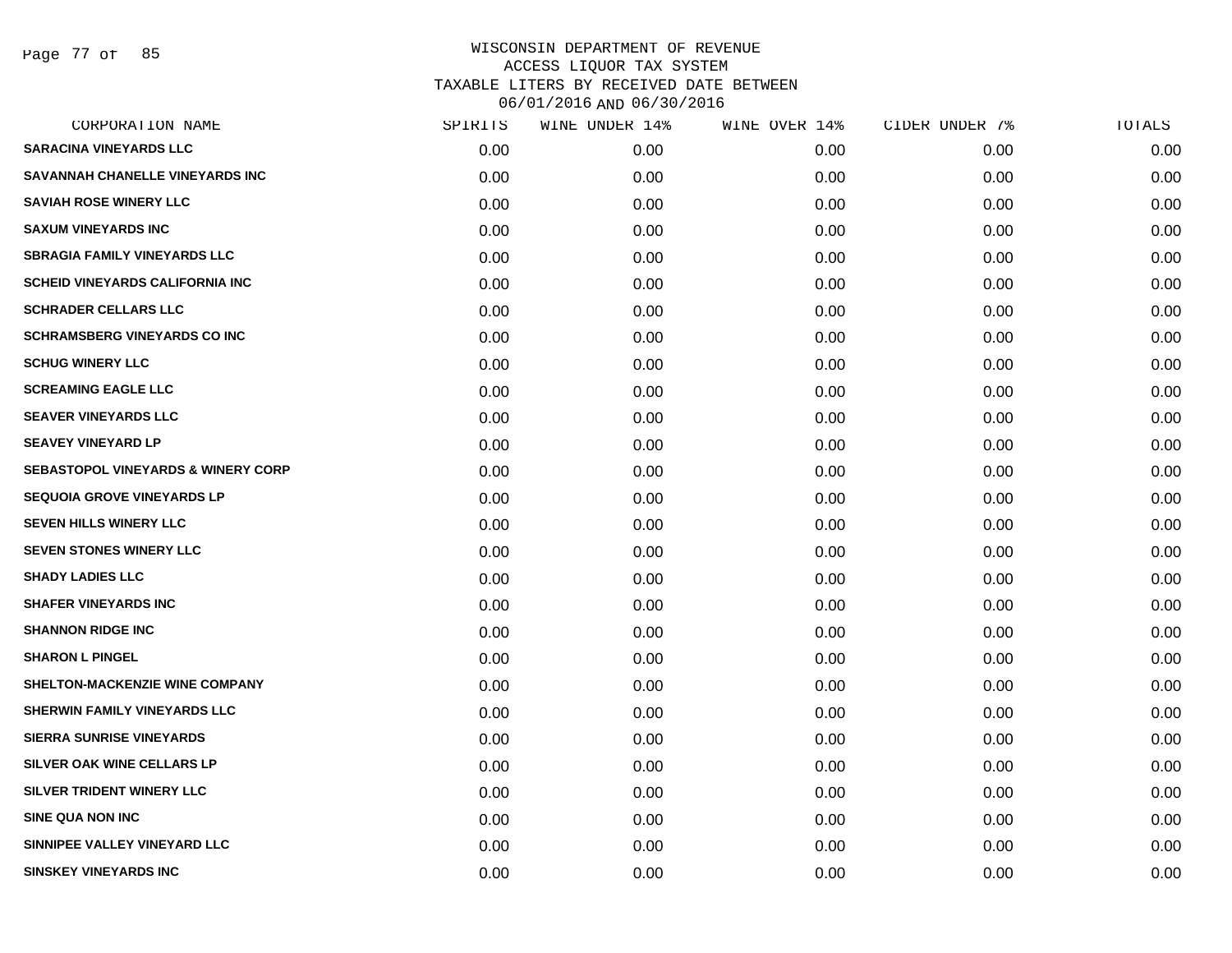# WISCONSIN DEPARTMENT OF REVENUE
## ACCESS LIQUOR TAX SYSTEM
## TAXABLE LITERS BY RECEIVED DATE BETWEEN 06/01/2016 AND 06/30/2016

| CORPORATION NAME | SPIRITS | WINE UNDER 14% | WINE OVER 14% | CIDER UNDER 7% | TOTALS |
|---|---|---|---|---|---|
| SARACINA VINEYARDS LLC | 0.00 | 0.00 | 0.00 | 0.00 | 0.00 |
| SAVANNAH CHANELLE VINEYARDS INC | 0.00 | 0.00 | 0.00 | 0.00 | 0.00 |
| SAVIAH ROSE WINERY LLC | 0.00 | 0.00 | 0.00 | 0.00 | 0.00 |
| SAXUM VINEYARDS INC | 0.00 | 0.00 | 0.00 | 0.00 | 0.00 |
| SBRAGIA FAMILY VINEYARDS LLC | 0.00 | 0.00 | 0.00 | 0.00 | 0.00 |
| SCHEID VINEYARDS CALIFORNIA INC | 0.00 | 0.00 | 0.00 | 0.00 | 0.00 |
| SCHRADER CELLARS LLC | 0.00 | 0.00 | 0.00 | 0.00 | 0.00 |
| SCHRAMSBERG VINEYARDS CO INC | 0.00 | 0.00 | 0.00 | 0.00 | 0.00 |
| SCHUG WINERY LLC | 0.00 | 0.00 | 0.00 | 0.00 | 0.00 |
| SCREAMING EAGLE LLC | 0.00 | 0.00 | 0.00 | 0.00 | 0.00 |
| SEAVER VINEYARDS LLC | 0.00 | 0.00 | 0.00 | 0.00 | 0.00 |
| SEAVEY VINEYARD LP | 0.00 | 0.00 | 0.00 | 0.00 | 0.00 |
| SEBASTOPOL VINEYARDS & WINERY CORP | 0.00 | 0.00 | 0.00 | 0.00 | 0.00 |
| SEQUOIA GROVE VINEYARDS LP | 0.00 | 0.00 | 0.00 | 0.00 | 0.00 |
| SEVEN HILLS WINERY LLC | 0.00 | 0.00 | 0.00 | 0.00 | 0.00 |
| SEVEN STONES WINERY LLC | 0.00 | 0.00 | 0.00 | 0.00 | 0.00 |
| SHADY LADIES LLC | 0.00 | 0.00 | 0.00 | 0.00 | 0.00 |
| SHAFER VINEYARDS INC | 0.00 | 0.00 | 0.00 | 0.00 | 0.00 |
| SHANNON RIDGE INC | 0.00 | 0.00 | 0.00 | 0.00 | 0.00 |
| SHARON L PINGEL | 0.00 | 0.00 | 0.00 | 0.00 | 0.00 |
| SHELTON-MACKENZIE WINE COMPANY | 0.00 | 0.00 | 0.00 | 0.00 | 0.00 |
| SHERWIN FAMILY VINEYARDS LLC | 0.00 | 0.00 | 0.00 | 0.00 | 0.00 |
| SIERRA SUNRISE VINEYARDS | 0.00 | 0.00 | 0.00 | 0.00 | 0.00 |
| SILVER OAK WINE CELLARS LP | 0.00 | 0.00 | 0.00 | 0.00 | 0.00 |
| SILVER TRIDENT WINERY LLC | 0.00 | 0.00 | 0.00 | 0.00 | 0.00 |
| SINE QUA NON INC | 0.00 | 0.00 | 0.00 | 0.00 | 0.00 |
| SINNIPEE VALLEY VINEYARD LLC | 0.00 | 0.00 | 0.00 | 0.00 | 0.00 |
| SINSKEY VINEYARDS INC | 0.00 | 0.00 | 0.00 | 0.00 | 0.00 |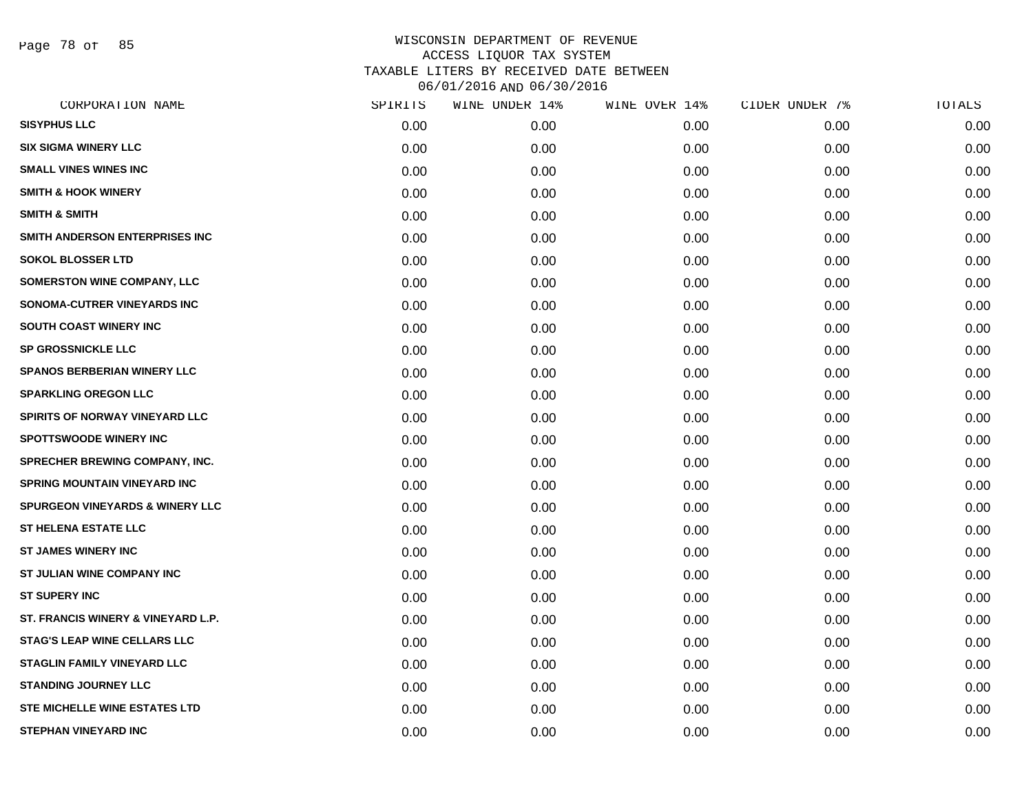# WISCONSIN DEPARTMENT OF REVENUE
## ACCESS LIQUOR TAX SYSTEM
## TAXABLE LITERS BY RECEIVED DATE BETWEEN 06/01/2016 AND 06/30/2016

| CORPORATION NAME | SPIRITS | WINE UNDER 14% | WINE OVER 14% | CIDER UNDER 7% | TOTALS |
|---|---|---|---|---|---|
| SISYPHUS LLC | 0.00 | 0.00 | 0.00 | 0.00 | 0.00 |
| SIX SIGMA WINERY LLC | 0.00 | 0.00 | 0.00 | 0.00 | 0.00 |
| SMALL VINES WINES INC | 0.00 | 0.00 | 0.00 | 0.00 | 0.00 |
| SMITH & HOOK WINERY | 0.00 | 0.00 | 0.00 | 0.00 | 0.00 |
| SMITH & SMITH | 0.00 | 0.00 | 0.00 | 0.00 | 0.00 |
| SMITH ANDERSON ENTERPRISES INC | 0.00 | 0.00 | 0.00 | 0.00 | 0.00 |
| SOKOL BLOSSER LTD | 0.00 | 0.00 | 0.00 | 0.00 | 0.00 |
| SOMERSTON WINE COMPANY, LLC | 0.00 | 0.00 | 0.00 | 0.00 | 0.00 |
| SONOMA-CUTRER VINEYARDS INC | 0.00 | 0.00 | 0.00 | 0.00 | 0.00 |
| SOUTH COAST WINERY INC | 0.00 | 0.00 | 0.00 | 0.00 | 0.00 |
| SP GROSSNICKLE LLC | 0.00 | 0.00 | 0.00 | 0.00 | 0.00 |
| SPANOS BERBERIAN WINERY LLC | 0.00 | 0.00 | 0.00 | 0.00 | 0.00 |
| SPARKLING OREGON LLC | 0.00 | 0.00 | 0.00 | 0.00 | 0.00 |
| SPIRITS OF NORWAY VINEYARD LLC | 0.00 | 0.00 | 0.00 | 0.00 | 0.00 |
| SPOTTSWOODE WINERY INC | 0.00 | 0.00 | 0.00 | 0.00 | 0.00 |
| SPRECHER BREWING COMPANY, INC. | 0.00 | 0.00 | 0.00 | 0.00 | 0.00 |
| SPRING MOUNTAIN VINEYARD INC | 0.00 | 0.00 | 0.00 | 0.00 | 0.00 |
| SPURGEON VINEYARDS & WINERY LLC | 0.00 | 0.00 | 0.00 | 0.00 | 0.00 |
| ST HELENA ESTATE LLC | 0.00 | 0.00 | 0.00 | 0.00 | 0.00 |
| ST JAMES WINERY INC | 0.00 | 0.00 | 0.00 | 0.00 | 0.00 |
| ST JULIAN WINE COMPANY INC | 0.00 | 0.00 | 0.00 | 0.00 | 0.00 |
| ST SUPERY INC | 0.00 | 0.00 | 0.00 | 0.00 | 0.00 |
| ST. FRANCIS WINERY & VINEYARD L.P. | 0.00 | 0.00 | 0.00 | 0.00 | 0.00 |
| STAG'S LEAP WINE CELLARS LLC | 0.00 | 0.00 | 0.00 | 0.00 | 0.00 |
| STAGLIN FAMILY VINEYARD LLC | 0.00 | 0.00 | 0.00 | 0.00 | 0.00 |
| STANDING JOURNEY LLC | 0.00 | 0.00 | 0.00 | 0.00 | 0.00 |
| STE MICHELLE WINE ESTATES LTD | 0.00 | 0.00 | 0.00 | 0.00 | 0.00 |
| STEPHAN VINEYARD INC | 0.00 | 0.00 | 0.00 | 0.00 | 0.00 |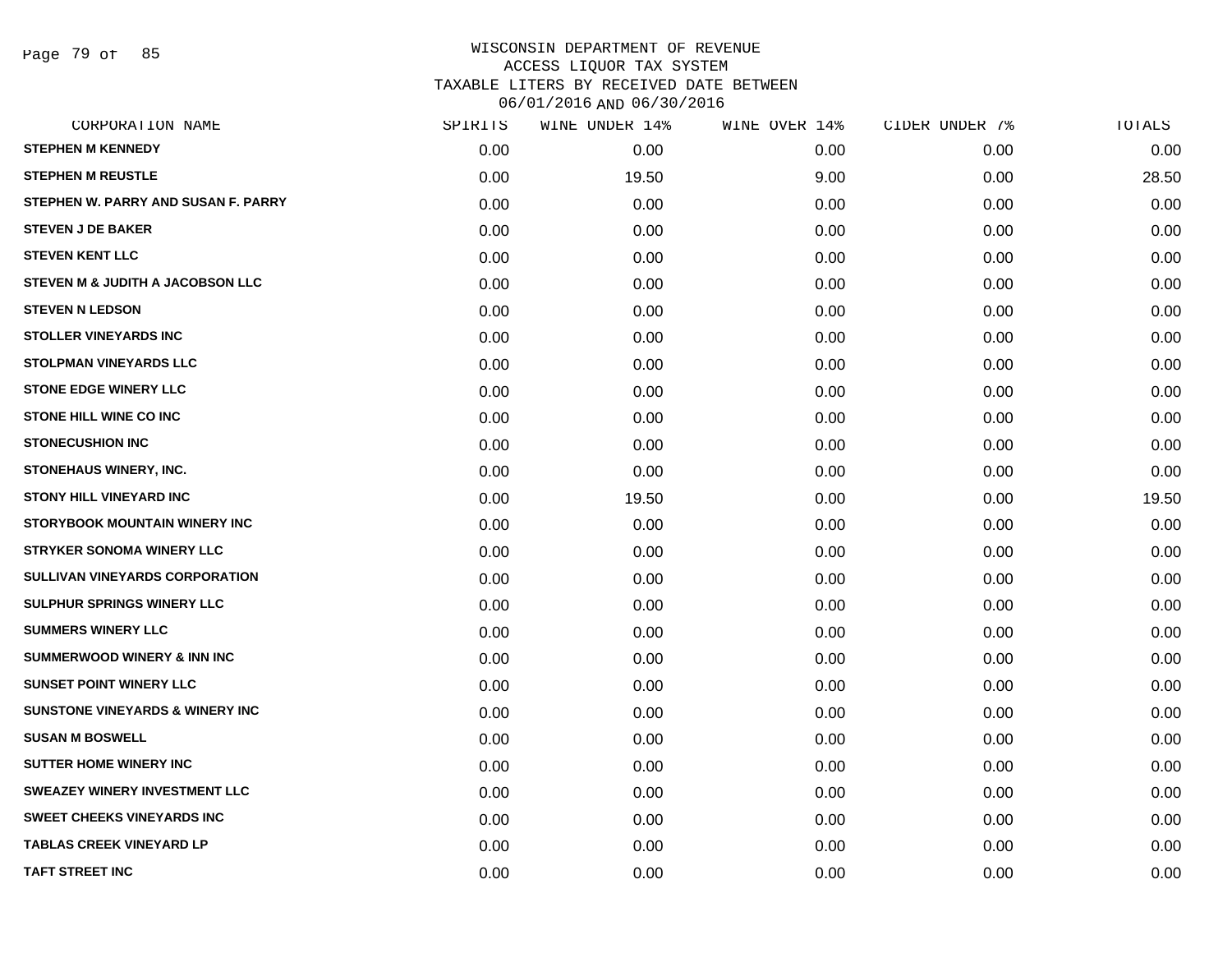# WISCONSIN DEPARTMENT OF REVENUE
## ACCESS LIQUOR TAX SYSTEM
## TAXABLE LITERS BY RECEIVED DATE BETWEEN 06/01/2016 AND 06/30/2016

| CORPORATION NAME | SPIRITS | WINE UNDER 14% | WINE OVER 14% | CIDER UNDER 7% | TOTALS |
|---|---|---|---|---|---|
| STEPHEN M KENNEDY | 0.00 | 0.00 | 0.00 | 0.00 | 0.00 |
| STEPHEN M REUSTLE | 0.00 | 19.50 | 9.00 | 0.00 | 28.50 |
| STEPHEN W. PARRY AND SUSAN F. PARRY | 0.00 | 0.00 | 0.00 | 0.00 | 0.00 |
| STEVEN J DE BAKER | 0.00 | 0.00 | 0.00 | 0.00 | 0.00 |
| STEVEN KENT LLC | 0.00 | 0.00 | 0.00 | 0.00 | 0.00 |
| STEVEN M & JUDITH A JACOBSON LLC | 0.00 | 0.00 | 0.00 | 0.00 | 0.00 |
| STEVEN N LEDSON | 0.00 | 0.00 | 0.00 | 0.00 | 0.00 |
| STOLLER VINEYARDS INC | 0.00 | 0.00 | 0.00 | 0.00 | 0.00 |
| STOLPMAN VINEYARDS LLC | 0.00 | 0.00 | 0.00 | 0.00 | 0.00 |
| STONE EDGE WINERY LLC | 0.00 | 0.00 | 0.00 | 0.00 | 0.00 |
| STONE HILL WINE CO INC | 0.00 | 0.00 | 0.00 | 0.00 | 0.00 |
| STONECUSHION INC | 0.00 | 0.00 | 0.00 | 0.00 | 0.00 |
| STONEHAUS WINERY, INC. | 0.00 | 0.00 | 0.00 | 0.00 | 0.00 |
| STONY HILL VINEYARD INC | 0.00 | 19.50 | 0.00 | 0.00 | 19.50 |
| STORYBOOK MOUNTAIN WINERY INC | 0.00 | 0.00 | 0.00 | 0.00 | 0.00 |
| STRYKER SONOMA WINERY LLC | 0.00 | 0.00 | 0.00 | 0.00 | 0.00 |
| SULLIVAN VINEYARDS CORPORATION | 0.00 | 0.00 | 0.00 | 0.00 | 0.00 |
| SULPHUR SPRINGS WINERY LLC | 0.00 | 0.00 | 0.00 | 0.00 | 0.00 |
| SUMMERS WINERY LLC | 0.00 | 0.00 | 0.00 | 0.00 | 0.00 |
| SUMMERWOOD WINERY & INN INC | 0.00 | 0.00 | 0.00 | 0.00 | 0.00 |
| SUNSET POINT WINERY LLC | 0.00 | 0.00 | 0.00 | 0.00 | 0.00 |
| SUNSTONE VINEYARDS & WINERY INC | 0.00 | 0.00 | 0.00 | 0.00 | 0.00 |
| SUSAN M BOSWELL | 0.00 | 0.00 | 0.00 | 0.00 | 0.00 |
| SUTTER HOME WINERY INC | 0.00 | 0.00 | 0.00 | 0.00 | 0.00 |
| SWEAZEY WINERY INVESTMENT LLC | 0.00 | 0.00 | 0.00 | 0.00 | 0.00 |
| SWEET CHEEKS VINEYARDS INC | 0.00 | 0.00 | 0.00 | 0.00 | 0.00 |
| TABLAS CREEK VINEYARD LP | 0.00 | 0.00 | 0.00 | 0.00 | 0.00 |
| TAFT STREET INC | 0.00 | 0.00 | 0.00 | 0.00 | 0.00 |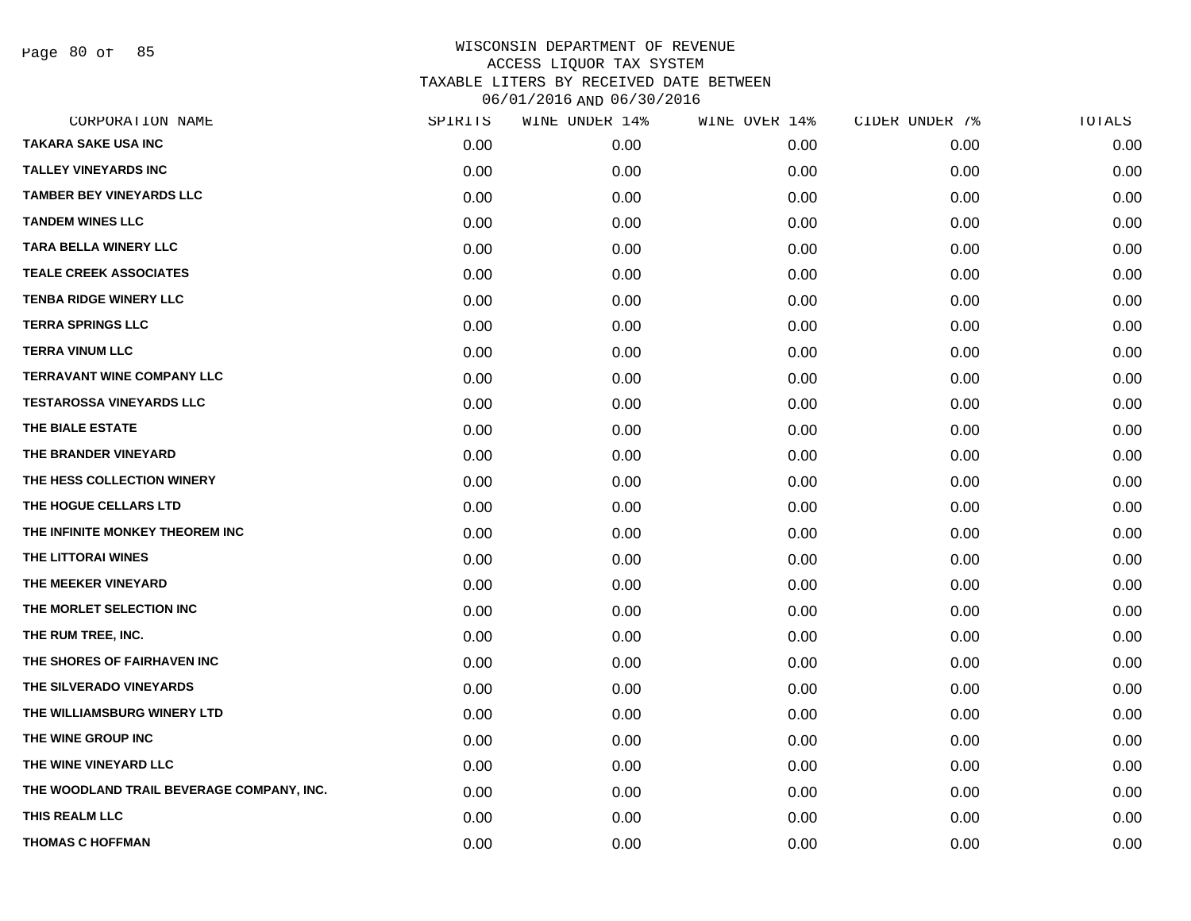# WISCONSIN DEPARTMENT OF REVENUE
## ACCESS LIQUOR TAX SYSTEM
## TAXABLE LITERS BY RECEIVED DATE BETWEEN 06/01/2016 AND 06/30/2016

| CORPORATION NAME | SPIRITS | WINE UNDER 14% | WINE OVER 14% | CIDER UNDER 7% | TOTALS |
|---|---|---|---|---|---|
| TAKARA SAKE USA INC | 0.00 | 0.00 | 0.00 | 0.00 | 0.00 |
| TALLEY VINEYARDS INC | 0.00 | 0.00 | 0.00 | 0.00 | 0.00 |
| TAMBER BEY VINEYARDS LLC | 0.00 | 0.00 | 0.00 | 0.00 | 0.00 |
| TANDEM WINES LLC | 0.00 | 0.00 | 0.00 | 0.00 | 0.00 |
| TARA BELLA WINERY LLC | 0.00 | 0.00 | 0.00 | 0.00 | 0.00 |
| TEALE CREEK ASSOCIATES | 0.00 | 0.00 | 0.00 | 0.00 | 0.00 |
| TENBA RIDGE WINERY LLC | 0.00 | 0.00 | 0.00 | 0.00 | 0.00 |
| TERRA SPRINGS LLC | 0.00 | 0.00 | 0.00 | 0.00 | 0.00 |
| TERRA VINUM LLC | 0.00 | 0.00 | 0.00 | 0.00 | 0.00 |
| TERRAVANT WINE COMPANY LLC | 0.00 | 0.00 | 0.00 | 0.00 | 0.00 |
| TESTAROSSA VINEYARDS LLC | 0.00 | 0.00 | 0.00 | 0.00 | 0.00 |
| THE BIALE ESTATE | 0.00 | 0.00 | 0.00 | 0.00 | 0.00 |
| THE BRANDER VINEYARD | 0.00 | 0.00 | 0.00 | 0.00 | 0.00 |
| THE HESS COLLECTION WINERY | 0.00 | 0.00 | 0.00 | 0.00 | 0.00 |
| THE HOGUE CELLARS LTD | 0.00 | 0.00 | 0.00 | 0.00 | 0.00 |
| THE INFINITE MONKEY THEOREM INC | 0.00 | 0.00 | 0.00 | 0.00 | 0.00 |
| THE LITTORAI WINES | 0.00 | 0.00 | 0.00 | 0.00 | 0.00 |
| THE MEEKER VINEYARD | 0.00 | 0.00 | 0.00 | 0.00 | 0.00 |
| THE MORLET SELECTION INC | 0.00 | 0.00 | 0.00 | 0.00 | 0.00 |
| THE RUM TREE, INC. | 0.00 | 0.00 | 0.00 | 0.00 | 0.00 |
| THE SHORES OF FAIRHAVEN INC | 0.00 | 0.00 | 0.00 | 0.00 | 0.00 |
| THE SILVERADO VINEYARDS | 0.00 | 0.00 | 0.00 | 0.00 | 0.00 |
| THE WILLIAMSBURG WINERY LTD | 0.00 | 0.00 | 0.00 | 0.00 | 0.00 |
| THE WINE GROUP INC | 0.00 | 0.00 | 0.00 | 0.00 | 0.00 |
| THE WINE VINEYARD LLC | 0.00 | 0.00 | 0.00 | 0.00 | 0.00 |
| THE WOODLAND TRAIL BEVERAGE COMPANY, INC. | 0.00 | 0.00 | 0.00 | 0.00 | 0.00 |
| THIS REALM LLC | 0.00 | 0.00 | 0.00 | 0.00 | 0.00 |
| THOMAS C HOFFMAN | 0.00 | 0.00 | 0.00 | 0.00 | 0.00 |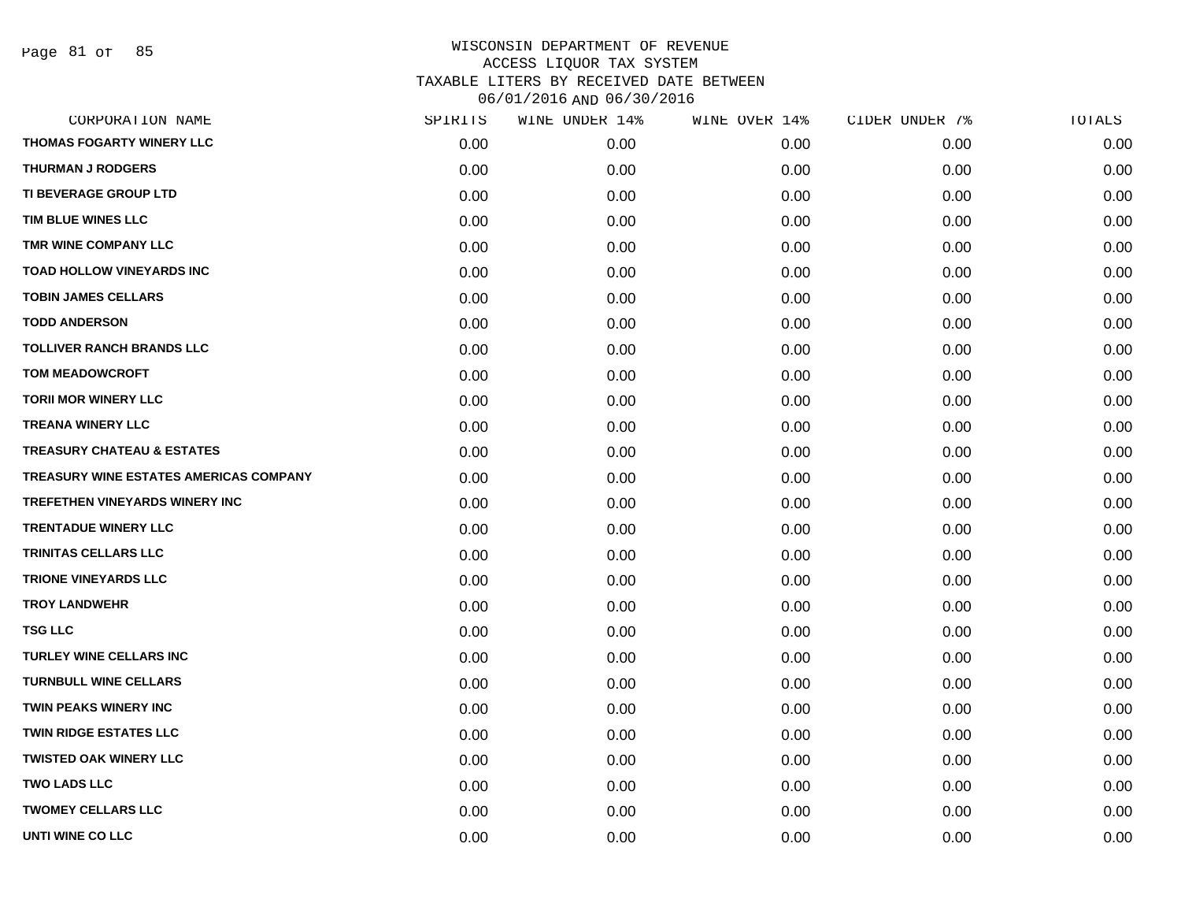WISCONSIN DEPARTMENT OF REVENUE
ACCESS LIQUOR TAX SYSTEM
TAXABLE LITERS BY RECEIVED DATE BETWEEN
06/01/2016 AND 06/30/2016

| CORPORATION NAME | SPIRITS | WINE UNDER 14% | WINE OVER 14% | CIDER UNDER 7% | TOTALS |
|---|---|---|---|---|---|
| THOMAS FOGARTY WINERY LLC | 0.00 | 0.00 | 0.00 | 0.00 | 0.00 |
| THURMAN J RODGERS | 0.00 | 0.00 | 0.00 | 0.00 | 0.00 |
| TI BEVERAGE GROUP LTD | 0.00 | 0.00 | 0.00 | 0.00 | 0.00 |
| TIM BLUE WINES LLC | 0.00 | 0.00 | 0.00 | 0.00 | 0.00 |
| TMR WINE COMPANY LLC | 0.00 | 0.00 | 0.00 | 0.00 | 0.00 |
| TOAD HOLLOW VINEYARDS INC | 0.00 | 0.00 | 0.00 | 0.00 | 0.00 |
| TOBIN JAMES CELLARS | 0.00 | 0.00 | 0.00 | 0.00 | 0.00 |
| TODD ANDERSON | 0.00 | 0.00 | 0.00 | 0.00 | 0.00 |
| TOLLIVER RANCH BRANDS LLC | 0.00 | 0.00 | 0.00 | 0.00 | 0.00 |
| TOM MEADOWCROFT | 0.00 | 0.00 | 0.00 | 0.00 | 0.00 |
| TORII MOR WINERY LLC | 0.00 | 0.00 | 0.00 | 0.00 | 0.00 |
| TREANA WINERY LLC | 0.00 | 0.00 | 0.00 | 0.00 | 0.00 |
| TREASURY CHATEAU & ESTATES | 0.00 | 0.00 | 0.00 | 0.00 | 0.00 |
| TREASURY WINE ESTATES AMERICAS COMPANY | 0.00 | 0.00 | 0.00 | 0.00 | 0.00 |
| TREFETHEN VINEYARDS WINERY INC | 0.00 | 0.00 | 0.00 | 0.00 | 0.00 |
| TRENTADUE WINERY LLC | 0.00 | 0.00 | 0.00 | 0.00 | 0.00 |
| TRINITAS CELLARS LLC | 0.00 | 0.00 | 0.00 | 0.00 | 0.00 |
| TRIONE VINEYARDS LLC | 0.00 | 0.00 | 0.00 | 0.00 | 0.00 |
| TROY LANDWEHR | 0.00 | 0.00 | 0.00 | 0.00 | 0.00 |
| TSG LLC | 0.00 | 0.00 | 0.00 | 0.00 | 0.00 |
| TURLEY WINE CELLARS INC | 0.00 | 0.00 | 0.00 | 0.00 | 0.00 |
| TURNBULL WINE CELLARS | 0.00 | 0.00 | 0.00 | 0.00 | 0.00 |
| TWIN PEAKS WINERY INC | 0.00 | 0.00 | 0.00 | 0.00 | 0.00 |
| TWIN RIDGE ESTATES LLC | 0.00 | 0.00 | 0.00 | 0.00 | 0.00 |
| TWISTED OAK WINERY LLC | 0.00 | 0.00 | 0.00 | 0.00 | 0.00 |
| TWO LADS LLC | 0.00 | 0.00 | 0.00 | 0.00 | 0.00 |
| TWOMEY CELLARS LLC | 0.00 | 0.00 | 0.00 | 0.00 | 0.00 |
| UNTI WINE CO LLC | 0.00 | 0.00 | 0.00 | 0.00 | 0.00 |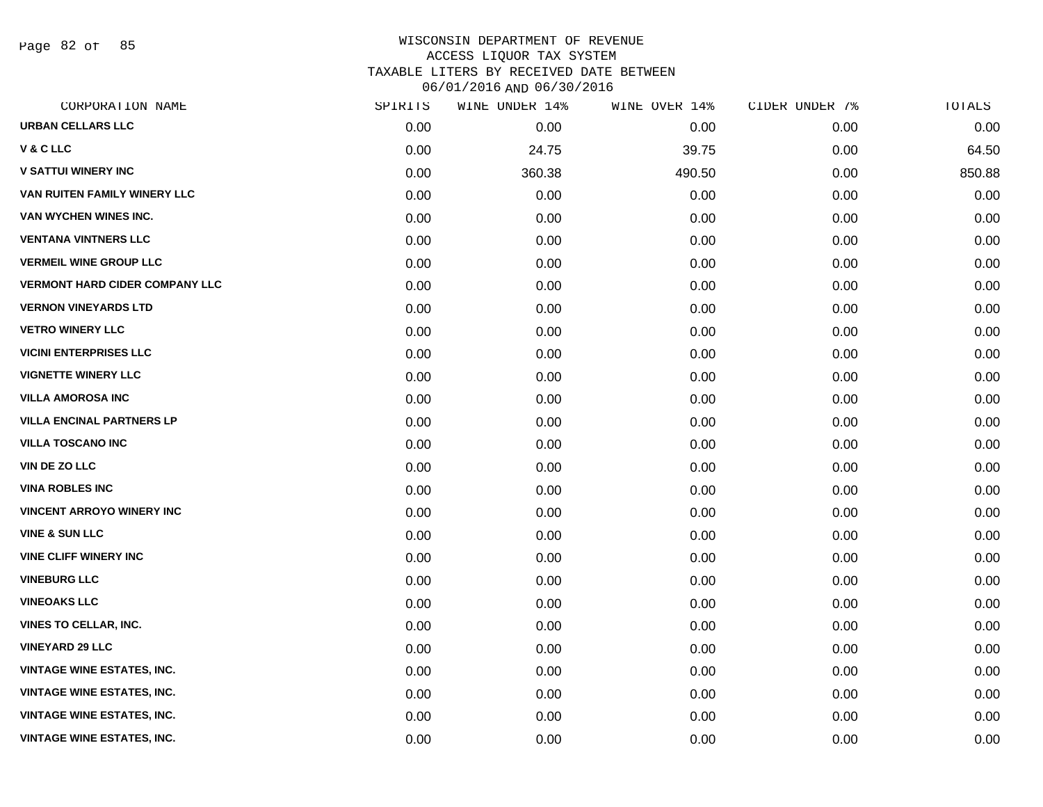WISCONSIN DEPARTMENT OF REVENUE
ACCESS LIQUOR TAX SYSTEM
TAXABLE LITERS BY RECEIVED DATE BETWEEN
06/01/2016 AND 06/30/2016

| CORPORATION NAME | SPIRITS | WINE UNDER 14% | WINE OVER 14% | CIDER UNDER 7% | TOTALS |
|---|---|---|---|---|---|
| URBAN CELLARS LLC | 0.00 | 0.00 | 0.00 | 0.00 | 0.00 |
| V & C LLC | 0.00 | 24.75 | 39.75 | 0.00 | 64.50 |
| V SATTUI WINERY INC | 0.00 | 360.38 | 490.50 | 0.00 | 850.88 |
| VAN RUITEN FAMILY WINERY LLC | 0.00 | 0.00 | 0.00 | 0.00 | 0.00 |
| VAN WYCHEN WINES INC. | 0.00 | 0.00 | 0.00 | 0.00 | 0.00 |
| VENTANA VINTNERS LLC | 0.00 | 0.00 | 0.00 | 0.00 | 0.00 |
| VERMEIL WINE GROUP LLC | 0.00 | 0.00 | 0.00 | 0.00 | 0.00 |
| VERMONT HARD CIDER COMPANY LLC | 0.00 | 0.00 | 0.00 | 0.00 | 0.00 |
| VERNON VINEYARDS LTD | 0.00 | 0.00 | 0.00 | 0.00 | 0.00 |
| VETRO WINERY LLC | 0.00 | 0.00 | 0.00 | 0.00 | 0.00 |
| VICINI ENTERPRISES LLC | 0.00 | 0.00 | 0.00 | 0.00 | 0.00 |
| VIGNETTE WINERY LLC | 0.00 | 0.00 | 0.00 | 0.00 | 0.00 |
| VILLA AMOROSA INC | 0.00 | 0.00 | 0.00 | 0.00 | 0.00 |
| VILLA ENCINAL PARTNERS LP | 0.00 | 0.00 | 0.00 | 0.00 | 0.00 |
| VILLA TOSCANO INC | 0.00 | 0.00 | 0.00 | 0.00 | 0.00 |
| VIN DE ZO LLC | 0.00 | 0.00 | 0.00 | 0.00 | 0.00 |
| VINA ROBLES INC | 0.00 | 0.00 | 0.00 | 0.00 | 0.00 |
| VINCENT ARROYO WINERY INC | 0.00 | 0.00 | 0.00 | 0.00 | 0.00 |
| VINE & SUN LLC | 0.00 | 0.00 | 0.00 | 0.00 | 0.00 |
| VINE CLIFF WINERY INC | 0.00 | 0.00 | 0.00 | 0.00 | 0.00 |
| VINEBURG LLC | 0.00 | 0.00 | 0.00 | 0.00 | 0.00 |
| VINEOAKS LLC | 0.00 | 0.00 | 0.00 | 0.00 | 0.00 |
| VINES TO CELLAR, INC. | 0.00 | 0.00 | 0.00 | 0.00 | 0.00 |
| VINEYARD 29 LLC | 0.00 | 0.00 | 0.00 | 0.00 | 0.00 |
| VINTAGE WINE ESTATES, INC. | 0.00 | 0.00 | 0.00 | 0.00 | 0.00 |
| VINTAGE WINE ESTATES, INC. | 0.00 | 0.00 | 0.00 | 0.00 | 0.00 |
| VINTAGE WINE ESTATES, INC. | 0.00 | 0.00 | 0.00 | 0.00 | 0.00 |
| VINTAGE WINE ESTATES, INC. | 0.00 | 0.00 | 0.00 | 0.00 | 0.00 |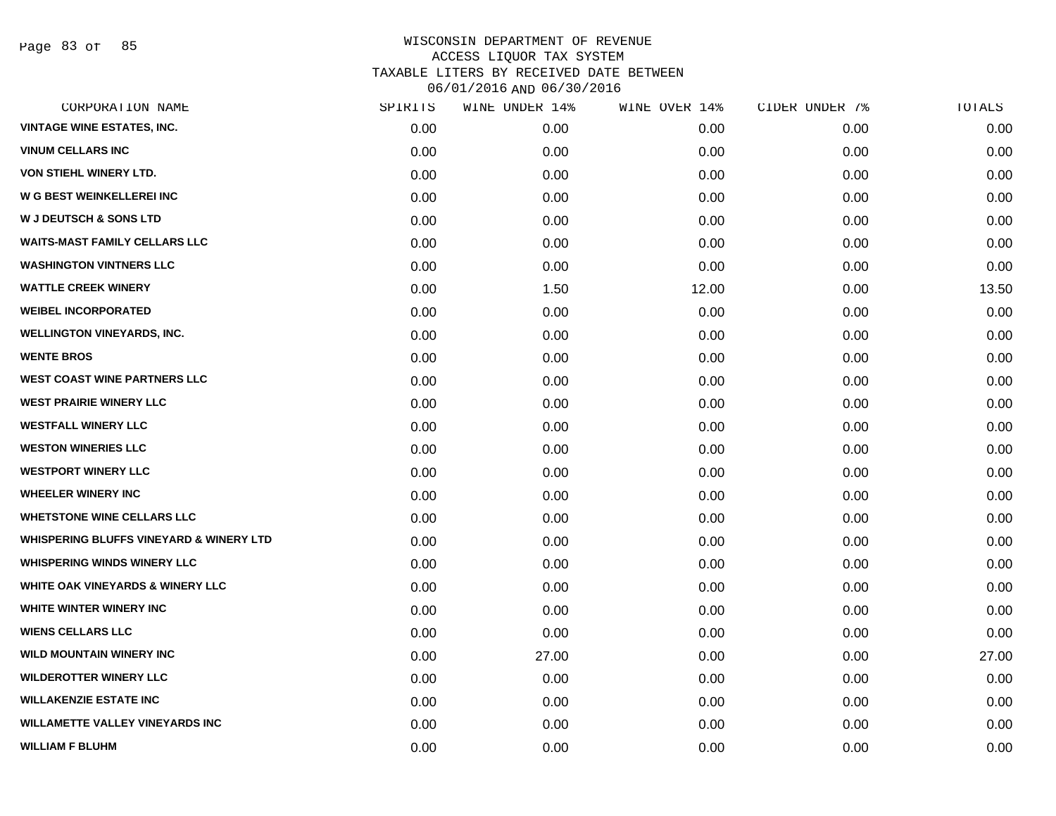# WISCONSIN DEPARTMENT OF REVENUE
## ACCESS LIQUOR TAX SYSTEM
## TAXABLE LITERS BY RECEIVED DATE BETWEEN 06/01/2016 AND 06/30/2016

| CORPORATION NAME | SPIRITS | WINE UNDER 14% | WINE OVER 14% | CIDER UNDER 7% | TOTALS |
|---|---|---|---|---|---|
| VINTAGE WINE ESTATES, INC. | 0.00 | 0.00 | 0.00 | 0.00 | 0.00 |
| VINUM CELLARS INC | 0.00 | 0.00 | 0.00 | 0.00 | 0.00 |
| VON STIEHL WINERY LTD. | 0.00 | 0.00 | 0.00 | 0.00 | 0.00 |
| W G BEST WEINKELLEREI INC | 0.00 | 0.00 | 0.00 | 0.00 | 0.00 |
| W J DEUTSCH & SONS LTD | 0.00 | 0.00 | 0.00 | 0.00 | 0.00 |
| WAITS-MAST FAMILY CELLARS LLC | 0.00 | 0.00 | 0.00 | 0.00 | 0.00 |
| WASHINGTON VINTNERS LLC | 0.00 | 0.00 | 0.00 | 0.00 | 0.00 |
| WATTLE CREEK WINERY | 0.00 | 1.50 | 12.00 | 0.00 | 13.50 |
| WEIBEL INCORPORATED | 0.00 | 0.00 | 0.00 | 0.00 | 0.00 |
| WELLINGTON VINEYARDS, INC. | 0.00 | 0.00 | 0.00 | 0.00 | 0.00 |
| WENTE BROS | 0.00 | 0.00 | 0.00 | 0.00 | 0.00 |
| WEST COAST WINE PARTNERS LLC | 0.00 | 0.00 | 0.00 | 0.00 | 0.00 |
| WEST PRAIRIE WINERY LLC | 0.00 | 0.00 | 0.00 | 0.00 | 0.00 |
| WESTFALL WINERY LLC | 0.00 | 0.00 | 0.00 | 0.00 | 0.00 |
| WESTON WINERIES LLC | 0.00 | 0.00 | 0.00 | 0.00 | 0.00 |
| WESTPORT WINERY LLC | 0.00 | 0.00 | 0.00 | 0.00 | 0.00 |
| WHEELER WINERY INC | 0.00 | 0.00 | 0.00 | 0.00 | 0.00 |
| WHETSTONE WINE CELLARS LLC | 0.00 | 0.00 | 0.00 | 0.00 | 0.00 |
| WHISPERING BLUFFS VINEYARD & WINERY LTD | 0.00 | 0.00 | 0.00 | 0.00 | 0.00 |
| WHISPERING WINDS WINERY LLC | 0.00 | 0.00 | 0.00 | 0.00 | 0.00 |
| WHITE OAK VINEYARDS & WINERY LLC | 0.00 | 0.00 | 0.00 | 0.00 | 0.00 |
| WHITE WINTER WINERY INC | 0.00 | 0.00 | 0.00 | 0.00 | 0.00 |
| WIENS CELLARS LLC | 0.00 | 0.00 | 0.00 | 0.00 | 0.00 |
| WILD MOUNTAIN WINERY INC | 0.00 | 27.00 | 0.00 | 0.00 | 27.00 |
| WILDEROTTER WINERY LLC | 0.00 | 0.00 | 0.00 | 0.00 | 0.00 |
| WILLAKENZIE ESTATE INC | 0.00 | 0.00 | 0.00 | 0.00 | 0.00 |
| WILLAMETTE VALLEY VINEYARDS INC | 0.00 | 0.00 | 0.00 | 0.00 | 0.00 |
| WILLIAM F BLUHM | 0.00 | 0.00 | 0.00 | 0.00 | 0.00 |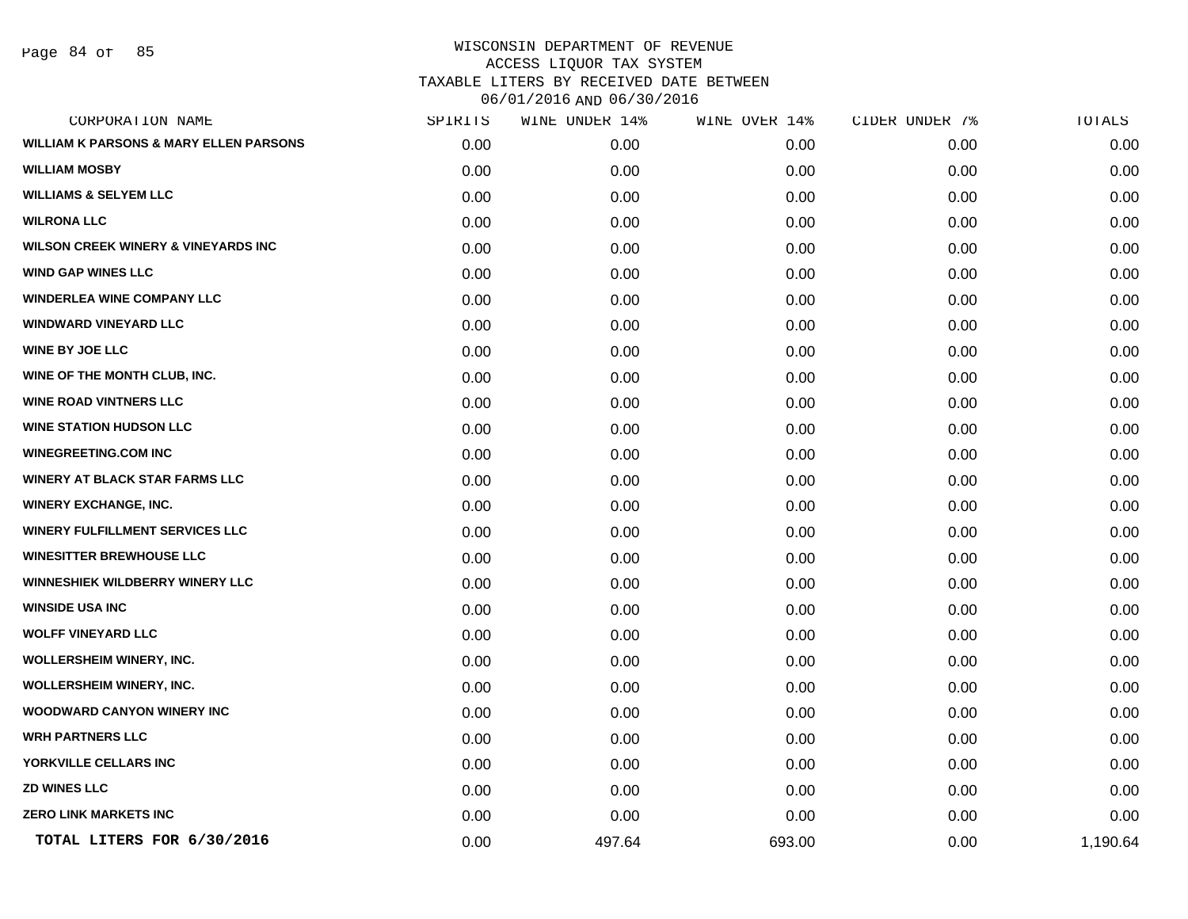WISCONSIN DEPARTMENT OF REVENUE
ACCESS LIQUOR TAX SYSTEM
TAXABLE LITERS BY RECEIVED DATE BETWEEN
06/01/2016 AND 06/30/2016

| CORPORATION NAME | SPIRITS | WINE UNDER 14% | WINE OVER 14% | CIDER UNDER 7% | TOTALS |
|---|---|---|---|---|---|
| WILLIAM K PARSONS & MARY ELLEN PARSONS | 0.00 | 0.00 | 0.00 | 0.00 | 0.00 |
| WILLIAM MOSBY | 0.00 | 0.00 | 0.00 | 0.00 | 0.00 |
| WILLIAMS & SELYEM LLC | 0.00 | 0.00 | 0.00 | 0.00 | 0.00 |
| WILRONA LLC | 0.00 | 0.00 | 0.00 | 0.00 | 0.00 |
| WILSON CREEK WINERY & VINEYARDS INC | 0.00 | 0.00 | 0.00 | 0.00 | 0.00 |
| WIND GAP WINES LLC | 0.00 | 0.00 | 0.00 | 0.00 | 0.00 |
| WINDERLEA WINE COMPANY LLC | 0.00 | 0.00 | 0.00 | 0.00 | 0.00 |
| WINDWARD VINEYARD LLC | 0.00 | 0.00 | 0.00 | 0.00 | 0.00 |
| WINE BY JOE LLC | 0.00 | 0.00 | 0.00 | 0.00 | 0.00 |
| WINE OF THE MONTH CLUB, INC. | 0.00 | 0.00 | 0.00 | 0.00 | 0.00 |
| WINE ROAD VINTNERS LLC | 0.00 | 0.00 | 0.00 | 0.00 | 0.00 |
| WINE STATION HUDSON LLC | 0.00 | 0.00 | 0.00 | 0.00 | 0.00 |
| WINEGREETING.COM INC | 0.00 | 0.00 | 0.00 | 0.00 | 0.00 |
| WINERY AT BLACK STAR FARMS LLC | 0.00 | 0.00 | 0.00 | 0.00 | 0.00 |
| WINERY EXCHANGE, INC. | 0.00 | 0.00 | 0.00 | 0.00 | 0.00 |
| WINERY FULFILLMENT SERVICES LLC | 0.00 | 0.00 | 0.00 | 0.00 | 0.00 |
| WINESITTER BREWHOUSE LLC | 0.00 | 0.00 | 0.00 | 0.00 | 0.00 |
| WINNESHIEK WILDBERRY WINERY LLC | 0.00 | 0.00 | 0.00 | 0.00 | 0.00 |
| WINSIDE USA INC | 0.00 | 0.00 | 0.00 | 0.00 | 0.00 |
| WOLFF VINEYARD LLC | 0.00 | 0.00 | 0.00 | 0.00 | 0.00 |
| WOLLERSHEIM WINERY, INC. | 0.00 | 0.00 | 0.00 | 0.00 | 0.00 |
| WOLLERSHEIM WINERY, INC. | 0.00 | 0.00 | 0.00 | 0.00 | 0.00 |
| WOODWARD CANYON WINERY INC | 0.00 | 0.00 | 0.00 | 0.00 | 0.00 |
| WRH PARTNERS LLC | 0.00 | 0.00 | 0.00 | 0.00 | 0.00 |
| YORKVILLE CELLARS INC | 0.00 | 0.00 | 0.00 | 0.00 | 0.00 |
| ZD WINES LLC | 0.00 | 0.00 | 0.00 | 0.00 | 0.00 |
| ZERO LINK MARKETS INC | 0.00 | 0.00 | 0.00 | 0.00 | 0.00 |
| **TOTAL LITERS FOR 6/30/2016** | 0.00 | 497.64 | 693.00 | 0.00 | 1,190.64 |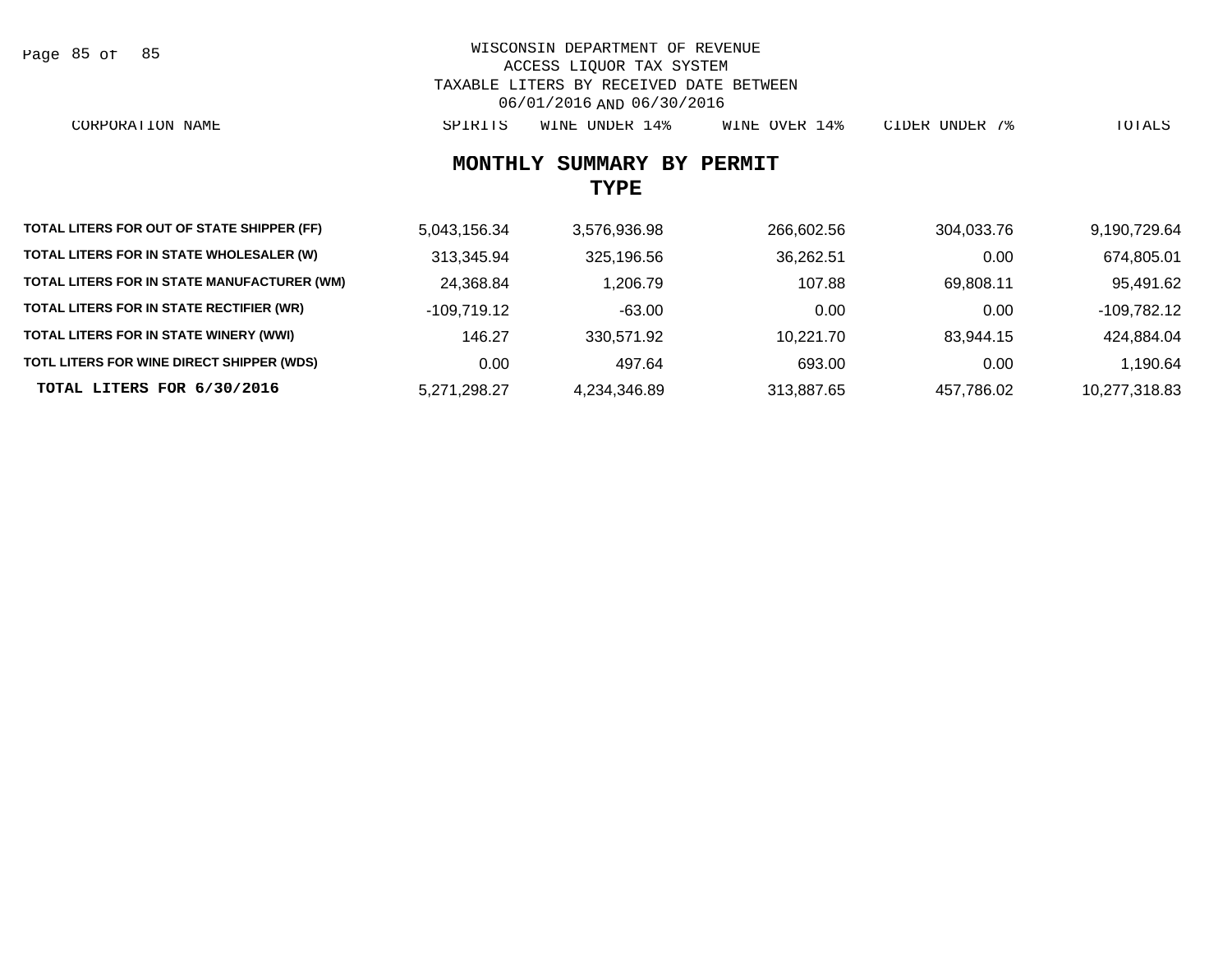WISCONSIN DEPARTMENT OF REVENUE
ACCESS LIQUOR TAX SYSTEM
TAXABLE LITERS BY RECEIVED DATE BETWEEN
06/01/2016 AND 06/30/2016

## MONTHLY SUMMARY BY PERMIT TYPE

| CORPORATION NAME | SPIRITS | WINE UNDER 14% | WINE OVER 14% | CIDER UNDER 7% | TOTALS |
|---|---|---|---|---|---|
| TOTAL LITERS FOR OUT OF STATE SHIPPER (FF) | 5,043,156.34 | 3,576,936.98 | 266,602.56 | 304,033.76 | 9,190,729.64 |
| TOTAL LITERS FOR IN STATE WHOLESALER (W) | 313,345.94 | 325,196.56 | 36,262.51 | 0.00 | 674,805.01 |
| TOTAL LITERS FOR IN STATE MANUFACTURER (WM) | 24,368.84 | 1,206.79 | 107.88 | 69,808.11 | 95,491.62 |
| TOTAL LITERS FOR IN STATE RECTIFIER (WR) | -109,719.12 | -63.00 | 0.00 | 0.00 | -109,782.12 |
| TOTAL LITERS FOR IN STATE WINERY (WWI) | 146.27 | 330,571.92 | 10,221.70 | 83,944.15 | 424,884.04 |
| TOTL LITERS FOR WINE DIRECT SHIPPER (WDS) | 0.00 | 497.64 | 693.00 | 0.00 | 1,190.64 |
| **TOTAL LITERS FOR 6/30/2016** | 5,271,298.27 | 4,234,346.89 | 313,887.65 | 457,786.02 | 10,277,318.83 |